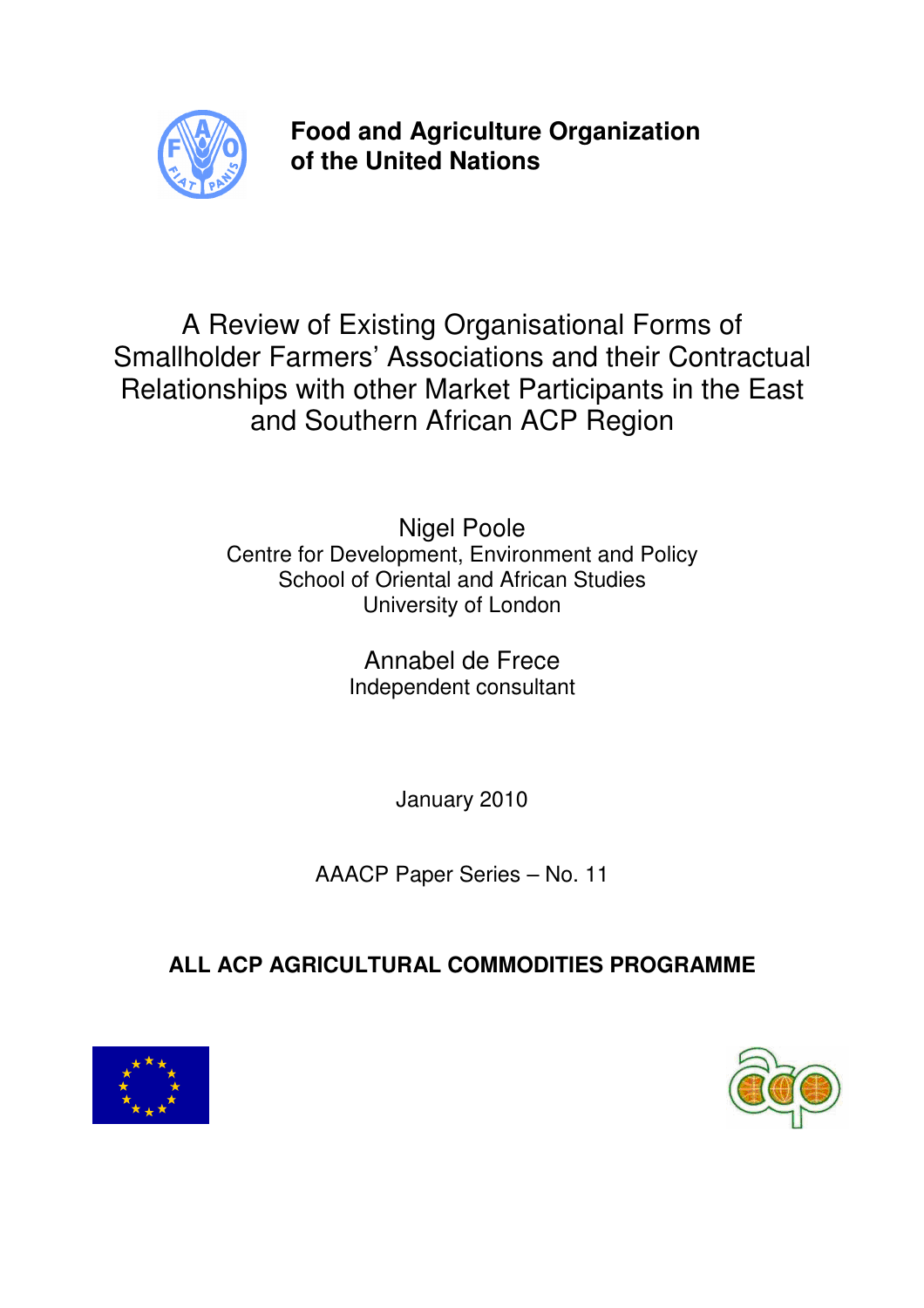**Food and Agriculture Organization of the United Nations**

# A Review of Existing Organisational Forms of Smallholder Farmers' Associations and their Contractual Relationships with other Market Participants in the East and Southern African ACP Region

Nigel Poole
Centre for Development, Environment and Policy
School of Oriental and African Studies
University of London

Annabel de Frece
Independent consultant

January 2010

AAACP Paper Series – No. 11

**ALL ACP AGRICULTURAL COMMODITIES PROGRAMME**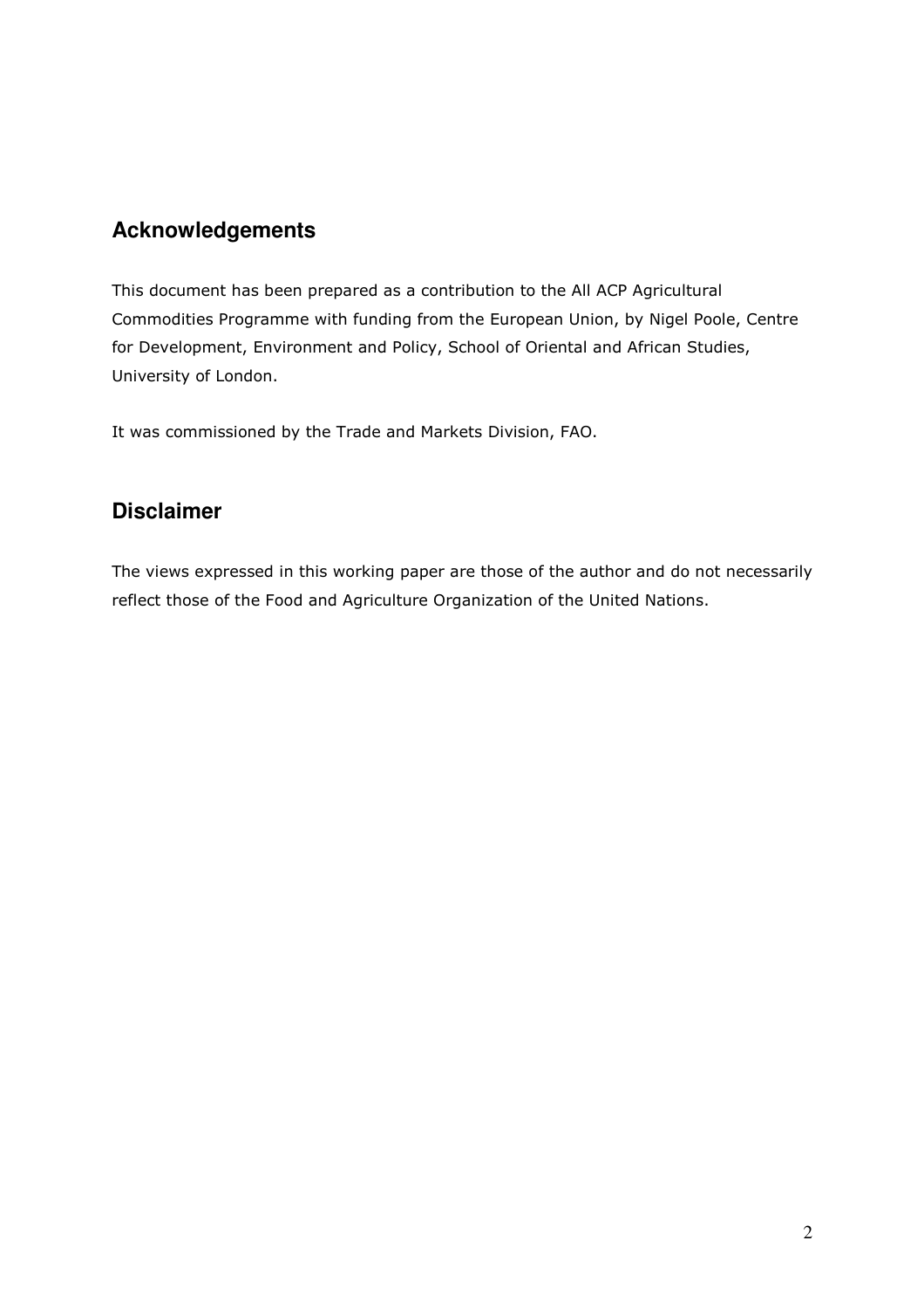## Acknowledgements

This document has been prepared as a contribution to the All ACP Agricultural Commodities Programme with funding from the European Union, by Nigel Poole, Centre for Development, Environment and Policy, School of Oriental and African Studies, University of London.

It was commissioned by the Trade and Markets Division, FAO.

## Disclaimer

The views expressed in this working paper are those of the author and do not necessarily reflect those of the Food and Agriculture Organization of the United Nations.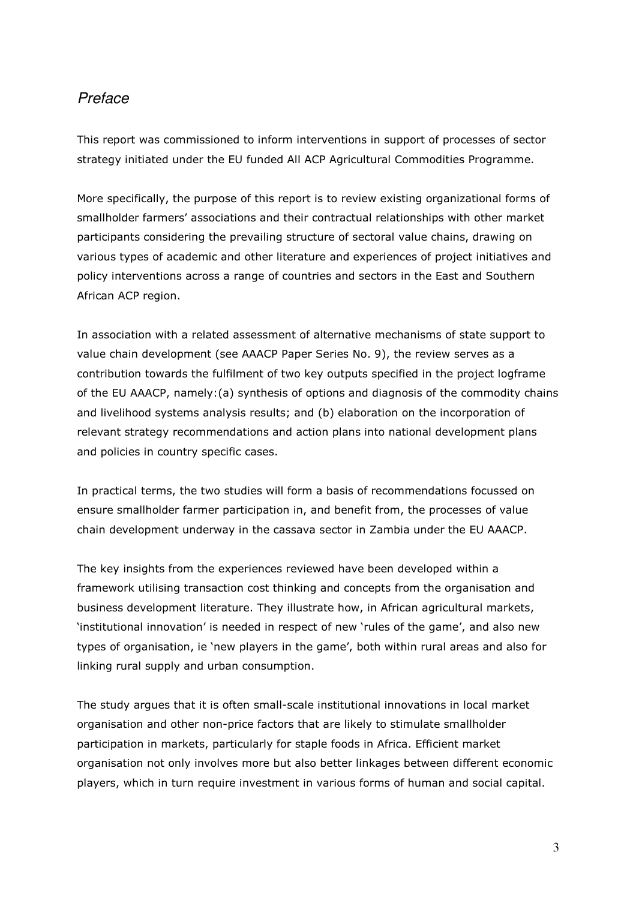## *Preface*

This report was commissioned to inform interventions in support of processes of sector strategy initiated under the EU funded All ACP Agricultural Commodities Programme.

More specifically, the purpose of this report is to review existing organizational forms of smallholder farmers' associations and their contractual relationships with other market participants considering the prevailing structure of sectoral value chains, drawing on various types of academic and other literature and experiences of project initiatives and policy interventions across a range of countries and sectors in the East and Southern African ACP region.

In association with a related assessment of alternative mechanisms of state support to value chain development (see AAACP Paper Series No. 9), the review serves as a contribution towards the fulfilment of two key outputs specified in the project logframe of the EU AAACP, namely:(a) synthesis of options and diagnosis of the commodity chains and livelihood systems analysis results; and (b) elaboration on the incorporation of relevant strategy recommendations and action plans into national development plans and policies in country specific cases.

In practical terms, the two studies will form a basis of recommendations focussed on ensure smallholder farmer participation in, and benefit from, the processes of value chain development underway in the cassava sector in Zambia under the EU AAACP.

The key insights from the experiences reviewed have been developed within a framework utilising transaction cost thinking and concepts from the organisation and business development literature. They illustrate how, in African agricultural markets, 'institutional innovation' is needed in respect of new 'rules of the game', and also new types of organisation, ie 'new players in the game', both within rural areas and also for linking rural supply and urban consumption.

The study argues that it is often small-scale institutional innovations in local market organisation and other non-price factors that are likely to stimulate smallholder participation in markets, particularly for staple foods in Africa. Efficient market organisation not only involves more but also better linkages between different economic players, which in turn require investment in various forms of human and social capital.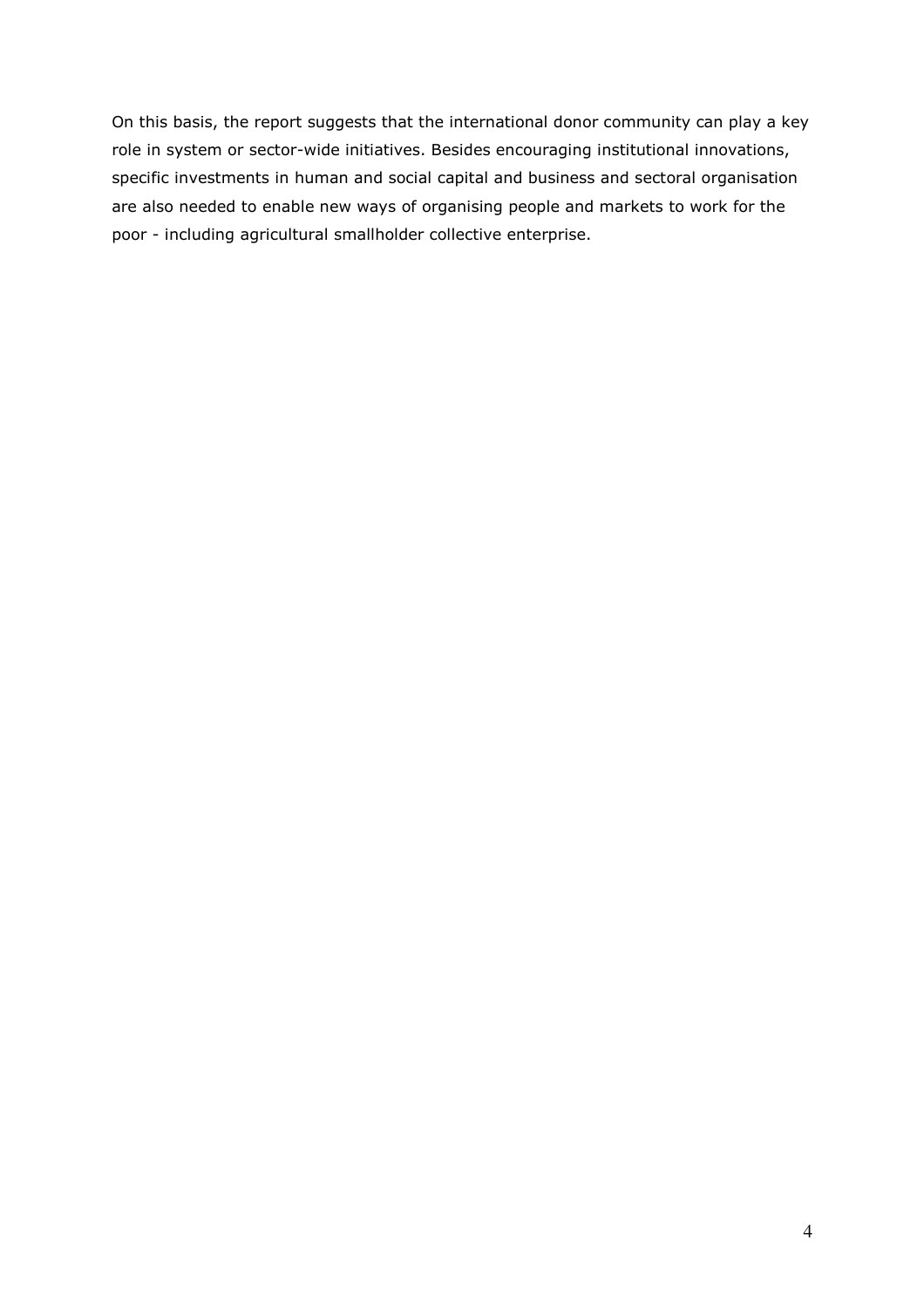On this basis, the report suggests that the international donor community can play a key role in system or sector-wide initiatives. Besides encouraging institutional innovations, specific investments in human and social capital and business and sectoral organisation are also needed to enable new ways of organising people and markets to work for the poor - including agricultural smallholder collective enterprise.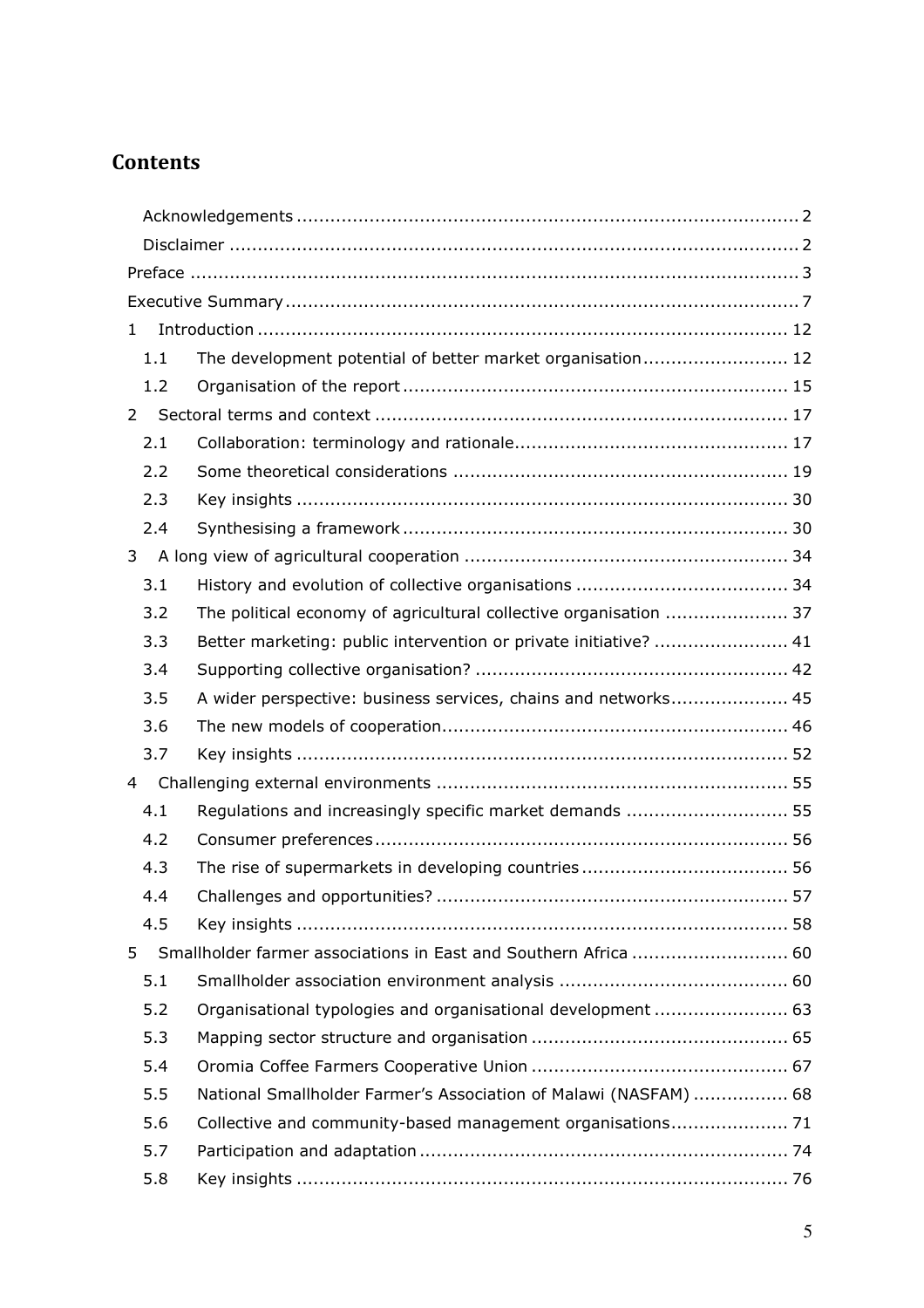## Contents

- Acknowledgements ..... 2
- Disclaimer ..... 2
- Preface ..... 3
- Executive Summary ..... 7
- 1 Introduction ..... 12
  - 1.1 The development potential of better market organisation ..... 12
  - 1.2 Organisation of the report ..... 15
- 2 Sectoral terms and context ..... 17
  - 2.1 Collaboration: terminology and rationale ..... 17
  - 2.2 Some theoretical considerations ..... 19
  - 2.3 Key insights ..... 30
  - 2.4 Synthesising a framework ..... 30
- 3 A long view of agricultural cooperation ..... 34
  - 3.1 History and evolution of collective organisations ..... 34
  - 3.2 The political economy of agricultural collective organisation ..... 37
  - 3.3 Better marketing: public intervention or private initiative? ..... 41
  - 3.4 Supporting collective organisation? ..... 42
  - 3.5 A wider perspective: business services, chains and networks ..... 45
  - 3.6 The new models of cooperation ..... 46
  - 3.7 Key insights ..... 52
- 4 Challenging external environments ..... 55
  - 4.1 Regulations and increasingly specific market demands ..... 55
  - 4.2 Consumer preferences ..... 56
  - 4.3 The rise of supermarkets in developing countries ..... 56
  - 4.4 Challenges and opportunities? ..... 57
  - 4.5 Key insights ..... 58
- 5 Smallholder farmer associations in East and Southern Africa ..... 60
  - 5.1 Smallholder association environment analysis ..... 60
  - 5.2 Organisational typologies and organisational development ..... 63
  - 5.3 Mapping sector structure and organisation ..... 65
  - 5.4 Oromia Coffee Farmers Cooperative Union ..... 67
  - 5.5 National Smallholder Farmer's Association of Malawi (NASFAM) ..... 68
  - 5.6 Collective and community-based management organisations ..... 71
  - 5.7 Participation and adaptation ..... 74
  - 5.8 Key insights ..... 76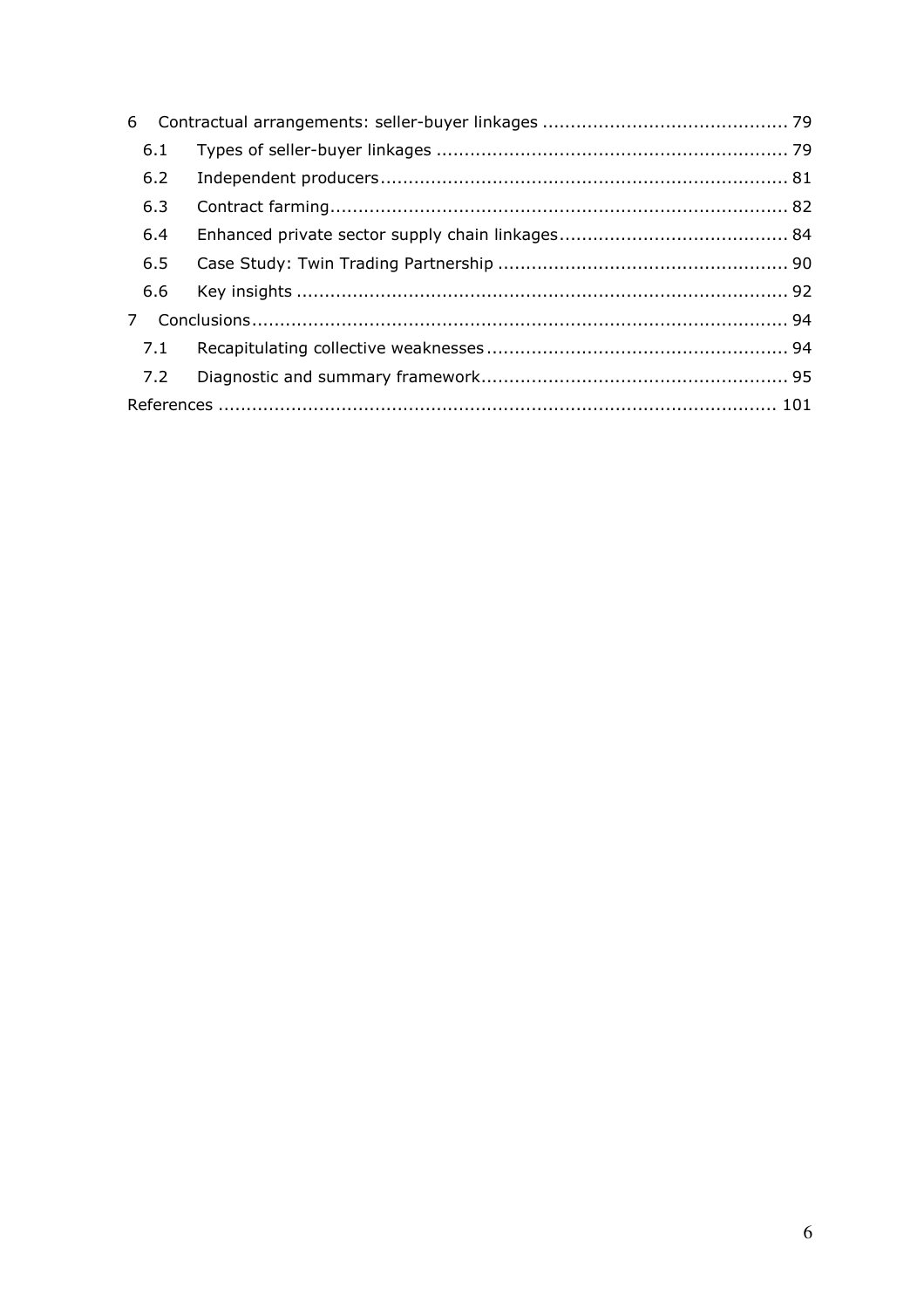6 Contractual arrangements: seller-buyer linkages ........................................... 79

6.1 Types of seller-buyer linkages .............................................................. 79

6.2 Independent producers........................................................................ 81

6.3 Contract farming................................................................................. 82

6.4 Enhanced private sector supply chain linkages......................................... 84

6.5 Case Study: Twin Trading Partnership ................................................... 90

6.6 Key insights ....................................................................................... 92

7 Conclusions............................................................................................... 94

7.1 Recapitulating collective weaknesses ..................................................... 94

7.2 Diagnostic and summary framework...................................................... 95

References .................................................................................................. 101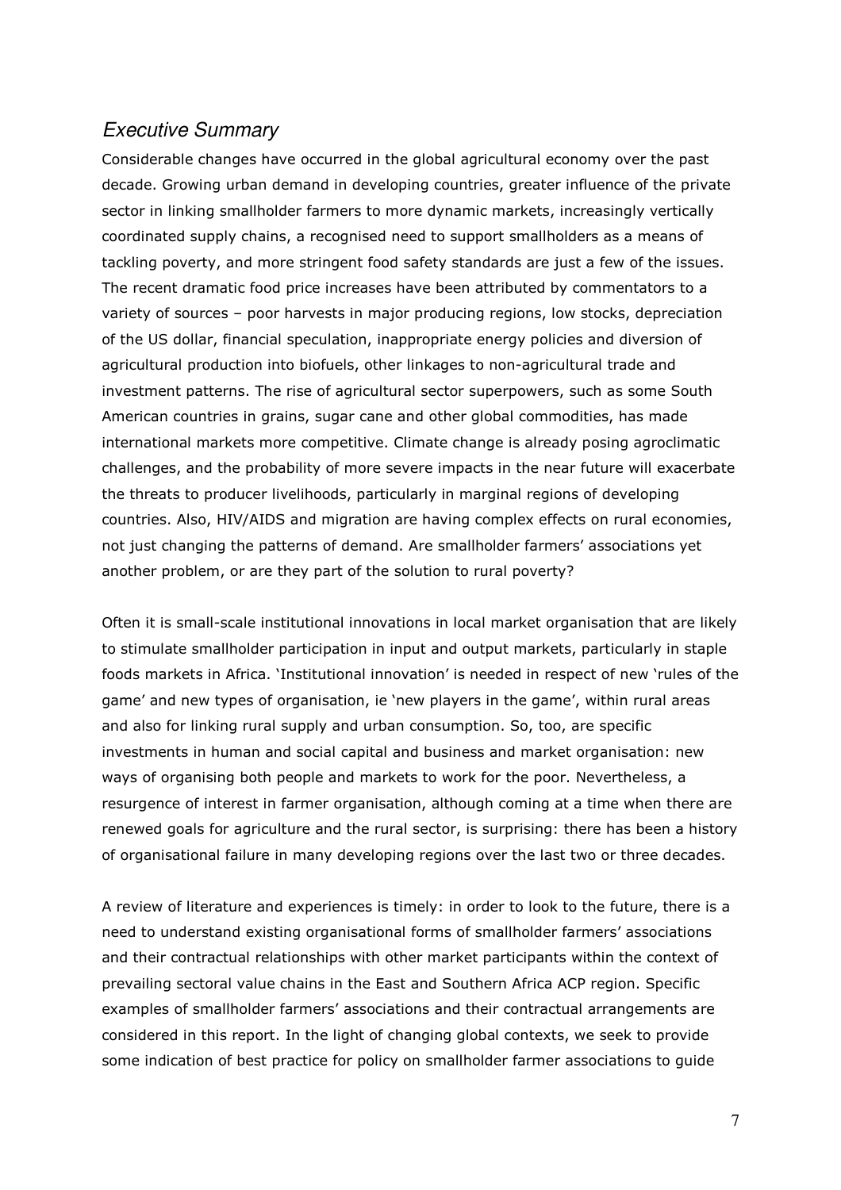## *Executive Summary*

Considerable changes have occurred in the global agricultural economy over the past decade. Growing urban demand in developing countries, greater influence of the private sector in linking smallholder farmers to more dynamic markets, increasingly vertically coordinated supply chains, a recognised need to support smallholders as a means of tackling poverty, and more stringent food safety standards are just a few of the issues. The recent dramatic food price increases have been attributed by commentators to a variety of sources – poor harvests in major producing regions, low stocks, depreciation of the US dollar, financial speculation, inappropriate energy policies and diversion of agricultural production into biofuels, other linkages to non-agricultural trade and investment patterns. The rise of agricultural sector superpowers, such as some South American countries in grains, sugar cane and other global commodities, has made international markets more competitive. Climate change is already posing agroclimatic challenges, and the probability of more severe impacts in the near future will exacerbate the threats to producer livelihoods, particularly in marginal regions of developing countries. Also, HIV/AIDS and migration are having complex effects on rural economies, not just changing the patterns of demand. Are smallholder farmers' associations yet another problem, or are they part of the solution to rural poverty?

Often it is small-scale institutional innovations in local market organisation that are likely to stimulate smallholder participation in input and output markets, particularly in staple foods markets in Africa. 'Institutional innovation' is needed in respect of new 'rules of the game' and new types of organisation, ie 'new players in the game', within rural areas and also for linking rural supply and urban consumption. So, too, are specific investments in human and social capital and business and market organisation: new ways of organising both people and markets to work for the poor. Nevertheless, a resurgence of interest in farmer organisation, although coming at a time when there are renewed goals for agriculture and the rural sector, is surprising: there has been a history of organisational failure in many developing regions over the last two or three decades.

A review of literature and experiences is timely: in order to look to the future, there is a need to understand existing organisational forms of smallholder farmers' associations and their contractual relationships with other market participants within the context of prevailing sectoral value chains in the East and Southern Africa ACP region. Specific examples of smallholder farmers' associations and their contractual arrangements are considered in this report. In the light of changing global contexts, we seek to provide some indication of best practice for policy on smallholder farmer associations to guide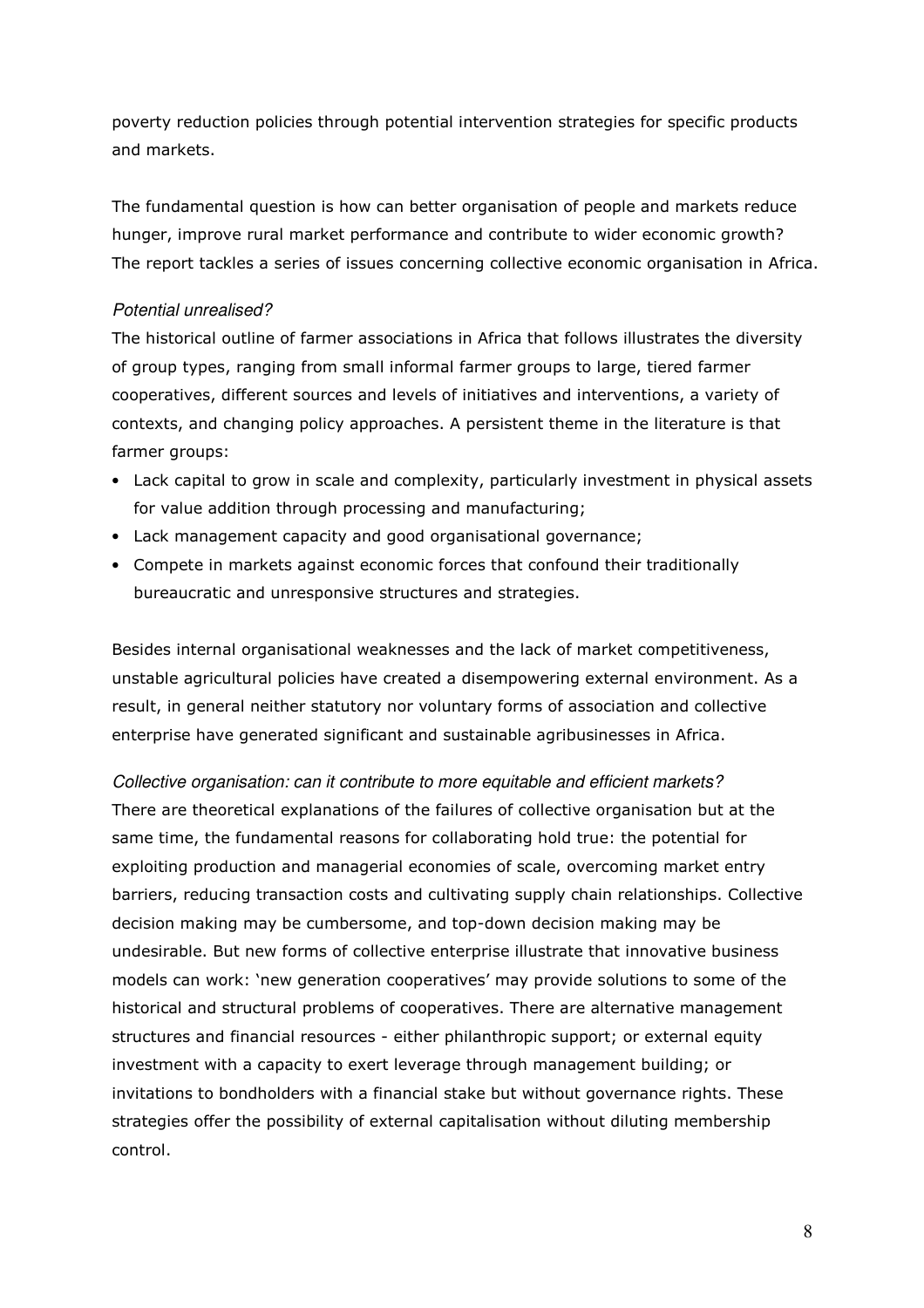poverty reduction policies through potential intervention strategies for specific products and markets.

The fundamental question is how can better organisation of people and markets reduce hunger, improve rural market performance and contribute to wider economic growth? The report tackles a series of issues concerning collective economic organisation in Africa.

*Potential unrealised?*

The historical outline of farmer associations in Africa that follows illustrates the diversity of group types, ranging from small informal farmer groups to large, tiered farmer cooperatives, different sources and levels of initiatives and interventions, a variety of contexts, and changing policy approaches. A persistent theme in the literature is that farmer groups:

- Lack capital to grow in scale and complexity, particularly investment in physical assets for value addition through processing and manufacturing;
- Lack management capacity and good organisational governance;
- Compete in markets against economic forces that confound their traditionally bureaucratic and unresponsive structures and strategies.

Besides internal organisational weaknesses and the lack of market competitiveness, unstable agricultural policies have created a disempowering external environment. As a result, in general neither statutory nor voluntary forms of association and collective enterprise have generated significant and sustainable agribusinesses in Africa.

*Collective organisation: can it contribute to more equitable and efficient markets?*

There are theoretical explanations of the failures of collective organisation but at the same time, the fundamental reasons for collaborating hold true: the potential for exploiting production and managerial economies of scale, overcoming market entry barriers, reducing transaction costs and cultivating supply chain relationships. Collective decision making may be cumbersome, and top-down decision making may be undesirable. But new forms of collective enterprise illustrate that innovative business models can work: 'new generation cooperatives' may provide solutions to some of the historical and structural problems of cooperatives. There are alternative management structures and financial resources - either philanthropic support; or external equity investment with a capacity to exert leverage through management building; or invitations to bondholders with a financial stake but without governance rights. These strategies offer the possibility of external capitalisation without diluting membership control.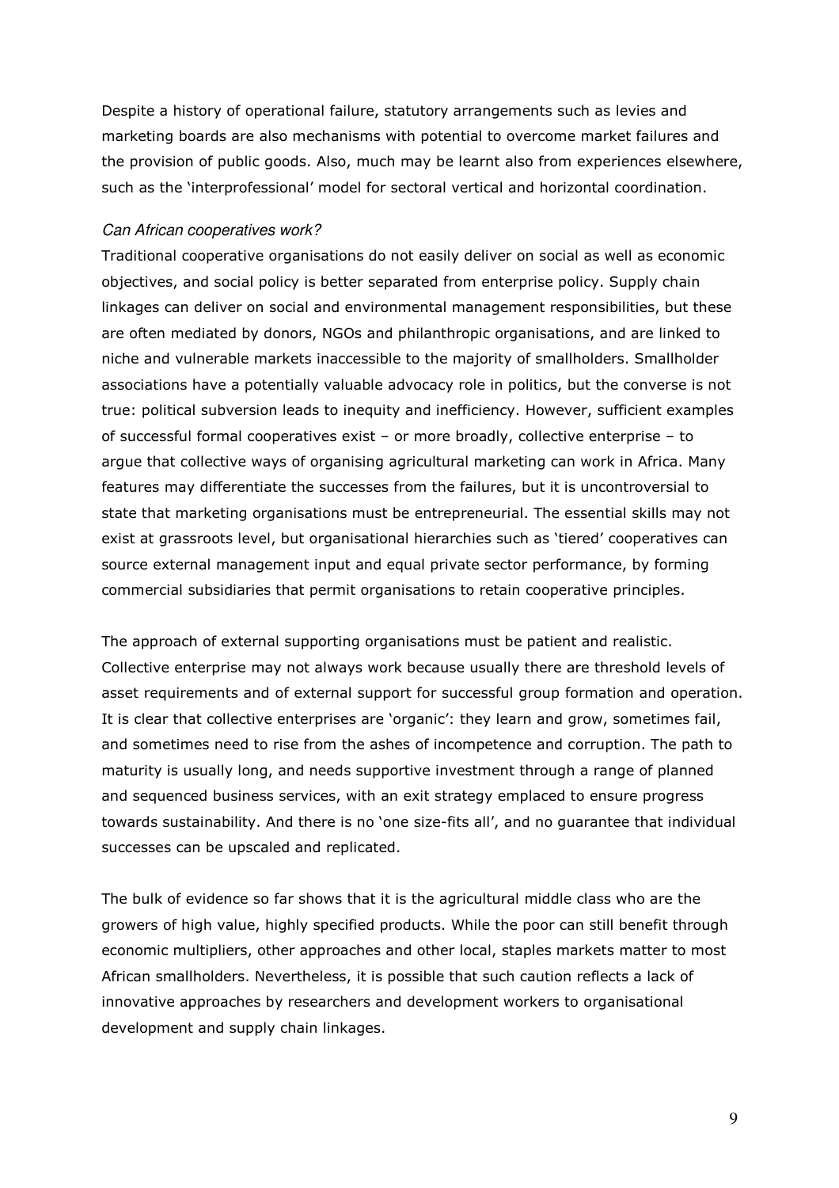Despite a history of operational failure, statutory arrangements such as levies and marketing boards are also mechanisms with potential to overcome market failures and the provision of public goods. Also, much may be learnt also from experiences elsewhere, such as the 'interprofessional' model for sectoral vertical and horizontal coordination.

### *Can African cooperatives work?*

Traditional cooperative organisations do not easily deliver on social as well as economic objectives, and social policy is better separated from enterprise policy. Supply chain linkages can deliver on social and environmental management responsibilities, but these are often mediated by donors, NGOs and philanthropic organisations, and are linked to niche and vulnerable markets inaccessible to the majority of smallholders. Smallholder associations have a potentially valuable advocacy role in politics, but the converse is not true: political subversion leads to inequity and inefficiency. However, sufficient examples of successful formal cooperatives exist – or more broadly, collective enterprise – to argue that collective ways of organising agricultural marketing can work in Africa. Many features may differentiate the successes from the failures, but it is uncontroversial to state that marketing organisations must be entrepreneurial. The essential skills may not exist at grassroots level, but organisational hierarchies such as 'tiered' cooperatives can source external management input and equal private sector performance, by forming commercial subsidiaries that permit organisations to retain cooperative principles.

The approach of external supporting organisations must be patient and realistic. Collective enterprise may not always work because usually there are threshold levels of asset requirements and of external support for successful group formation and operation. It is clear that collective enterprises are 'organic': they learn and grow, sometimes fail, and sometimes need to rise from the ashes of incompetence and corruption. The path to maturity is usually long, and needs supportive investment through a range of planned and sequenced business services, with an exit strategy emplaced to ensure progress towards sustainability. And there is no 'one size-fits all', and no guarantee that individual successes can be upscaled and replicated.

The bulk of evidence so far shows that it is the agricultural middle class who are the growers of high value, highly specified products. While the poor can still benefit through economic multipliers, other approaches and other local, staples markets matter to most African smallholders. Nevertheless, it is possible that such caution reflects a lack of innovative approaches by researchers and development workers to organisational development and supply chain linkages.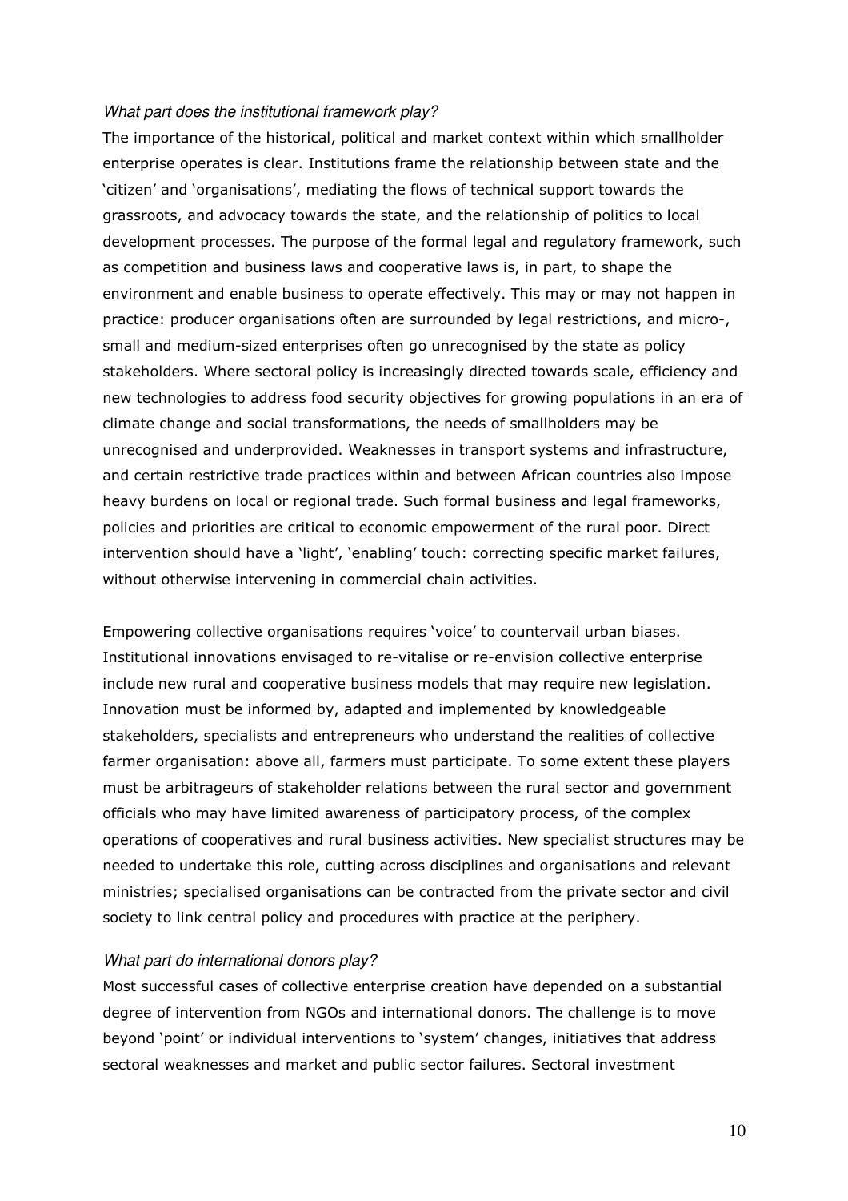*What part does the institutional framework play?*

The importance of the historical, political and market context within which smallholder enterprise operates is clear. Institutions frame the relationship between state and the 'citizen' and 'organisations', mediating the flows of technical support towards the grassroots, and advocacy towards the state, and the relationship of politics to local development processes. The purpose of the formal legal and regulatory framework, such as competition and business laws and cooperative laws is, in part, to shape the environment and enable business to operate effectively. This may or may not happen in practice: producer organisations often are surrounded by legal restrictions, and micro-, small and medium-sized enterprises often go unrecognised by the state as policy stakeholders. Where sectoral policy is increasingly directed towards scale, efficiency and new technologies to address food security objectives for growing populations in an era of climate change and social transformations, the needs of smallholders may be unrecognised and underprovided. Weaknesses in transport systems and infrastructure, and certain restrictive trade practices within and between African countries also impose heavy burdens on local or regional trade. Such formal business and legal frameworks, policies and priorities are critical to economic empowerment of the rural poor. Direct intervention should have a 'light', 'enabling' touch: correcting specific market failures, without otherwise intervening in commercial chain activities.

Empowering collective organisations requires 'voice' to countervail urban biases. Institutional innovations envisaged to re-vitalise or re-envision collective enterprise include new rural and cooperative business models that may require new legislation. Innovation must be informed by, adapted and implemented by knowledgeable stakeholders, specialists and entrepreneurs who understand the realities of collective farmer organisation: above all, farmers must participate. To some extent these players must be arbitrageurs of stakeholder relations between the rural sector and government officials who may have limited awareness of participatory process, of the complex operations of cooperatives and rural business activities. New specialist structures may be needed to undertake this role, cutting across disciplines and organisations and relevant ministries; specialised organisations can be contracted from the private sector and civil society to link central policy and procedures with practice at the periphery.

*What part do international donors play?*

Most successful cases of collective enterprise creation have depended on a substantial degree of intervention from NGOs and international donors. The challenge is to move beyond 'point' or individual interventions to 'system' changes, initiatives that address sectoral weaknesses and market and public sector failures. Sectoral investment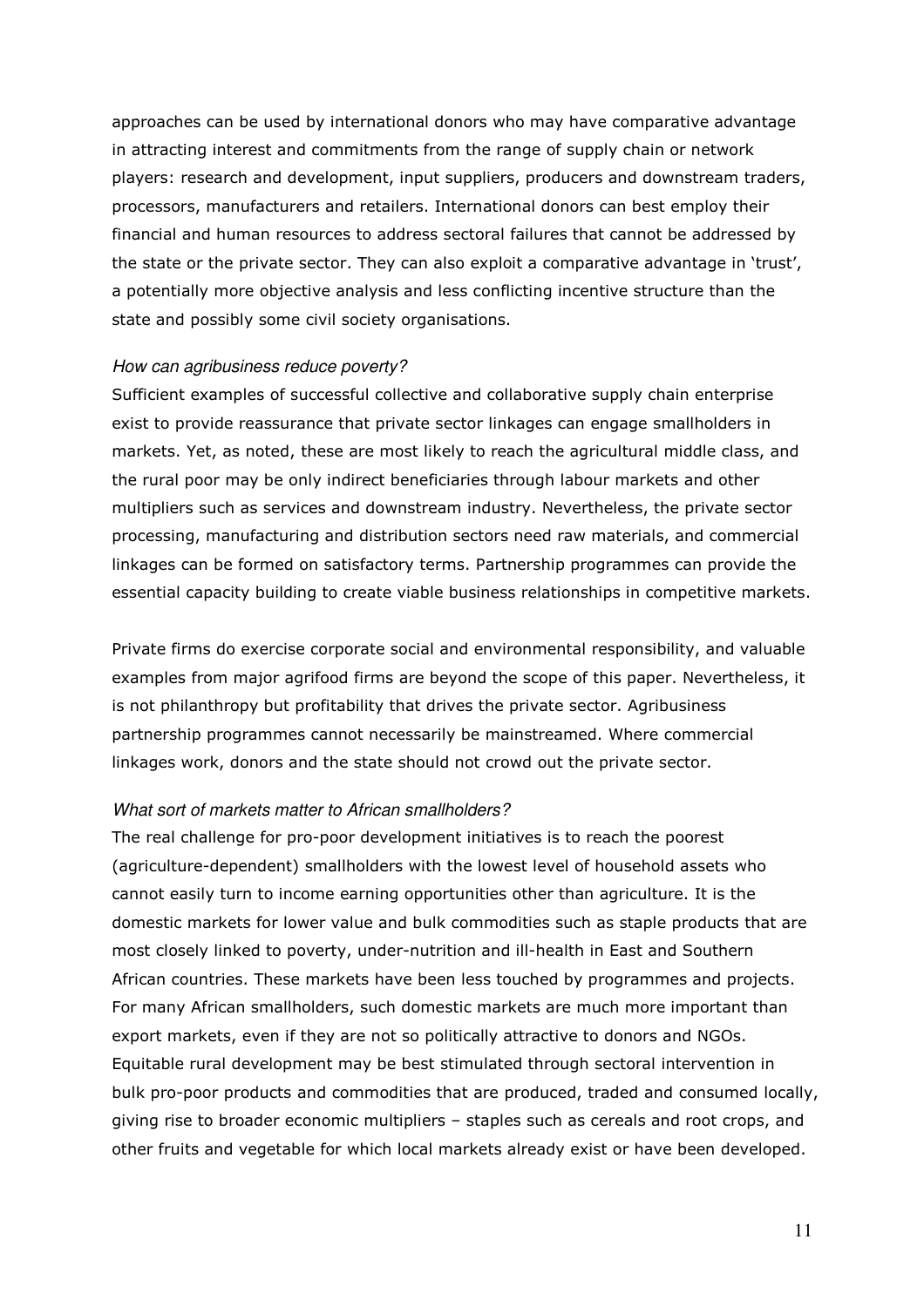approaches can be used by international donors who may have comparative advantage in attracting interest and commitments from the range of supply chain or network players: research and development, input suppliers, producers and downstream traders, processors, manufacturers and retailers. International donors can best employ their financial and human resources to address sectoral failures that cannot be addressed by the state or the private sector. They can also exploit a comparative advantage in 'trust', a potentially more objective analysis and less conflicting incentive structure than the state and possibly some civil society organisations.

*How can agribusiness reduce poverty?*

Sufficient examples of successful collective and collaborative supply chain enterprise exist to provide reassurance that private sector linkages can engage smallholders in markets. Yet, as noted, these are most likely to reach the agricultural middle class, and the rural poor may be only indirect beneficiaries through labour markets and other multipliers such as services and downstream industry. Nevertheless, the private sector processing, manufacturing and distribution sectors need raw materials, and commercial linkages can be formed on satisfactory terms. Partnership programmes can provide the essential capacity building to create viable business relationships in competitive markets.

Private firms do exercise corporate social and environmental responsibility, and valuable examples from major agrifood firms are beyond the scope of this paper. Nevertheless, it is not philanthropy but profitability that drives the private sector. Agribusiness partnership programmes cannot necessarily be mainstreamed. Where commercial linkages work, donors and the state should not crowd out the private sector.

*What sort of markets matter to African smallholders?*

The real challenge for pro-poor development initiatives is to reach the poorest (agriculture-dependent) smallholders with the lowest level of household assets who cannot easily turn to income earning opportunities other than agriculture. It is the domestic markets for lower value and bulk commodities such as staple products that are most closely linked to poverty, under-nutrition and ill-health in East and Southern African countries. These markets have been less touched by programmes and projects. For many African smallholders, such domestic markets are much more important than export markets, even if they are not so politically attractive to donors and NGOs. Equitable rural development may be best stimulated through sectoral intervention in bulk pro-poor products and commodities that are produced, traded and consumed locally, giving rise to broader economic multipliers – staples such as cereals and root crops, and other fruits and vegetable for which local markets already exist or have been developed.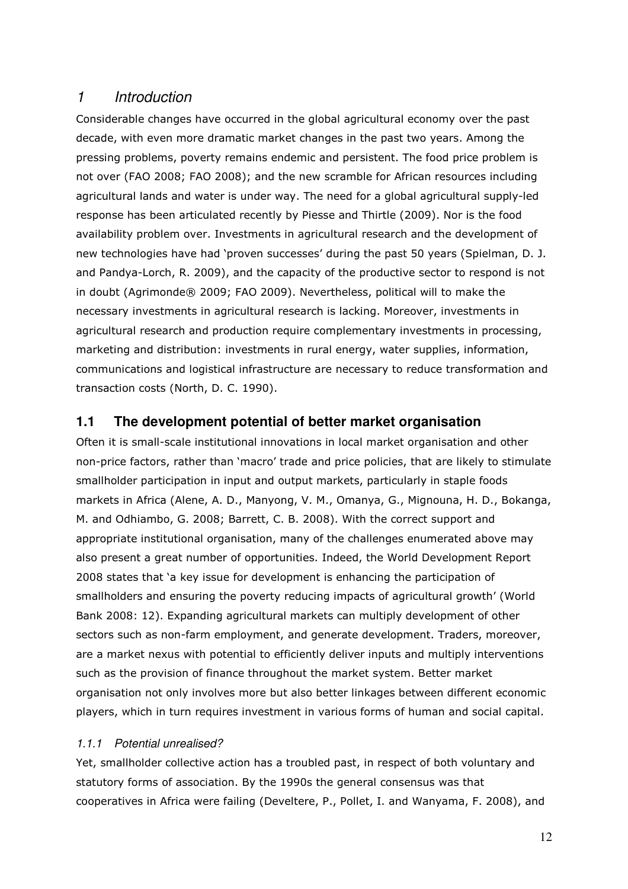# 1 Introduction

Considerable changes have occurred in the global agricultural economy over the past decade, with even more dramatic market changes in the past two years. Among the pressing problems, poverty remains endemic and persistent. The food price problem is not over (FAO 2008; FAO 2008); and the new scramble for African resources including agricultural lands and water is under way. The need for a global agricultural supply-led response has been articulated recently by Piesse and Thirtle (2009). Nor is the food availability problem over. Investments in agricultural research and the development of new technologies have had 'proven successes' during the past 50 years (Spielman, D. J. and Pandya-Lorch, R. 2009), and the capacity of the productive sector to respond is not in doubt (Agrimonde® 2009; FAO 2009). Nevertheless, political will to make the necessary investments in agricultural research is lacking. Moreover, investments in agricultural research and production require complementary investments in processing, marketing and distribution: investments in rural energy, water supplies, information, communications and logistical infrastructure are necessary to reduce transformation and transaction costs (North, D. C. 1990).

## 1.1 The development potential of better market organisation

Often it is small-scale institutional innovations in local market organisation and other non-price factors, rather than 'macro' trade and price policies, that are likely to stimulate smallholder participation in input and output markets, particularly in staple foods markets in Africa (Alene, A. D., Manyong, V. M., Omanya, G., Mignouna, H. D., Bokanga, M. and Odhiambo, G. 2008; Barrett, C. B. 2008). With the correct support and appropriate institutional organisation, many of the challenges enumerated above may also present a great number of opportunities. Indeed, the World Development Report 2008 states that 'a key issue for development is enhancing the participation of smallholders and ensuring the poverty reducing impacts of agricultural growth' (World Bank 2008: 12). Expanding agricultural markets can multiply development of other sectors such as non-farm employment, and generate development. Traders, moreover, are a market nexus with potential to efficiently deliver inputs and multiply interventions such as the provision of finance throughout the market system. Better market organisation not only involves more but also better linkages between different economic players, which in turn requires investment in various forms of human and social capital.

### 1.1.1 Potential unrealised?

Yet, smallholder collective action has a troubled past, in respect of both voluntary and statutory forms of association. By the 1990s the general consensus was that cooperatives in Africa were failing (Develtere, P., Pollet, I. and Wanyama, F. 2008), and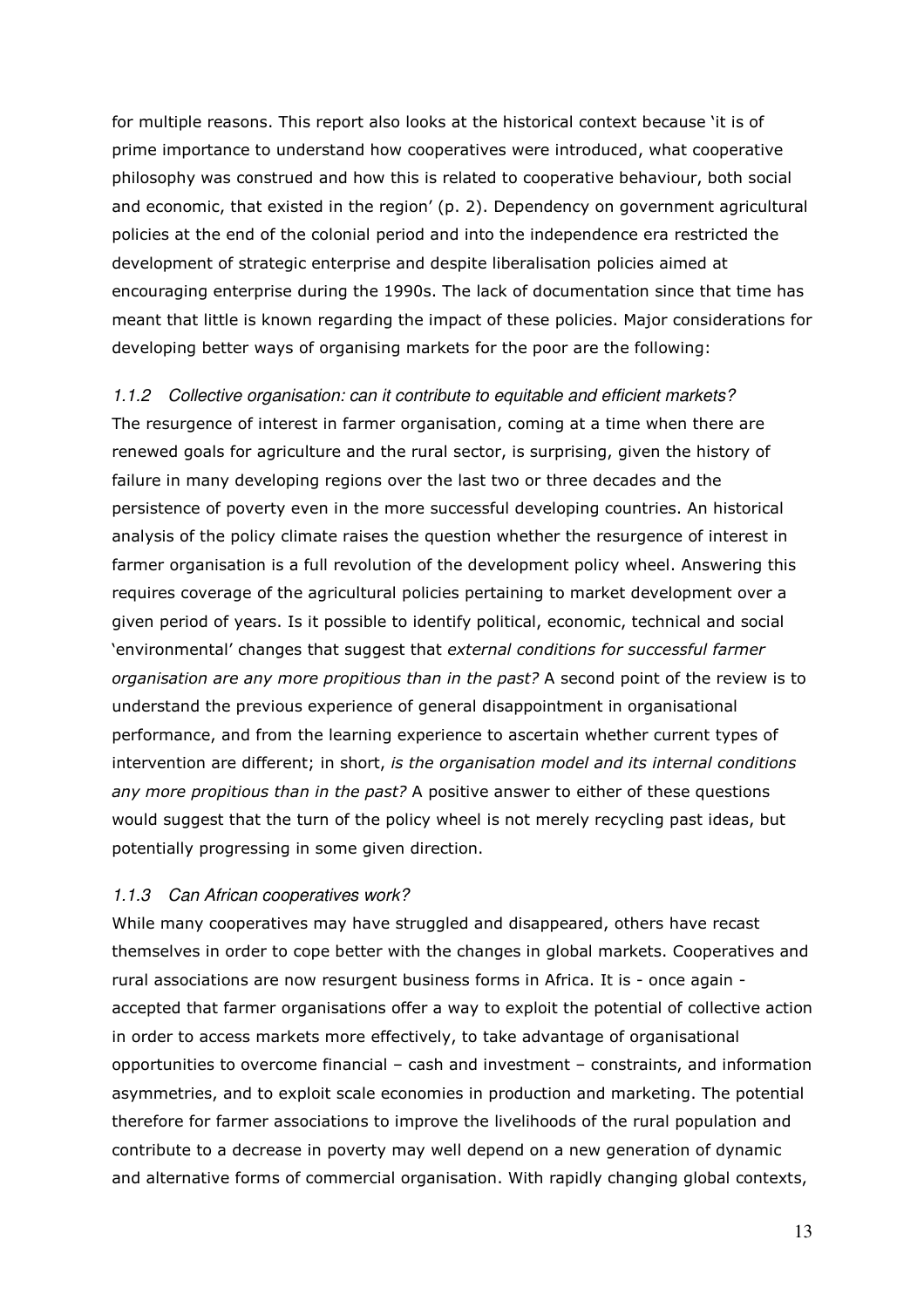for multiple reasons. This report also looks at the historical context because 'it is of prime importance to understand how cooperatives were introduced, what cooperative philosophy was construed and how this is related to cooperative behaviour, both social and economic, that existed in the region' (p. 2). Dependency on government agricultural policies at the end of the colonial period and into the independence era restricted the development of strategic enterprise and despite liberalisation policies aimed at encouraging enterprise during the 1990s. The lack of documentation since that time has meant that little is known regarding the impact of these policies. Major considerations for developing better ways of organising markets for the poor are the following:

#### *1.1.2 Collective organisation: can it contribute to equitable and efficient markets?*

The resurgence of interest in farmer organisation, coming at a time when there are renewed goals for agriculture and the rural sector, is surprising, given the history of failure in many developing regions over the last two or three decades and the persistence of poverty even in the more successful developing countries. An historical analysis of the policy climate raises the question whether the resurgence of interest in farmer organisation is a full revolution of the development policy wheel. Answering this requires coverage of the agricultural policies pertaining to market development over a given period of years. Is it possible to identify political, economic, technical and social 'environmental' changes that suggest that *external conditions for successful farmer organisation are any more propitious than in the past?* A second point of the review is to understand the previous experience of general disappointment in organisational performance, and from the learning experience to ascertain whether current types of intervention are different; in short, *is the organisation model and its internal conditions any more propitious than in the past?* A positive answer to either of these questions would suggest that the turn of the policy wheel is not merely recycling past ideas, but potentially progressing in some given direction.

#### *1.1.3 Can African cooperatives work?*

While many cooperatives may have struggled and disappeared, others have recast themselves in order to cope better with the changes in global markets. Cooperatives and rural associations are now resurgent business forms in Africa. It is - once again - accepted that farmer organisations offer a way to exploit the potential of collective action in order to access markets more effectively, to take advantage of organisational opportunities to overcome financial – cash and investment – constraints, and information asymmetries, and to exploit scale economies in production and marketing. The potential therefore for farmer associations to improve the livelihoods of the rural population and contribute to a decrease in poverty may well depend on a new generation of dynamic and alternative forms of commercial organisation. With rapidly changing global contexts,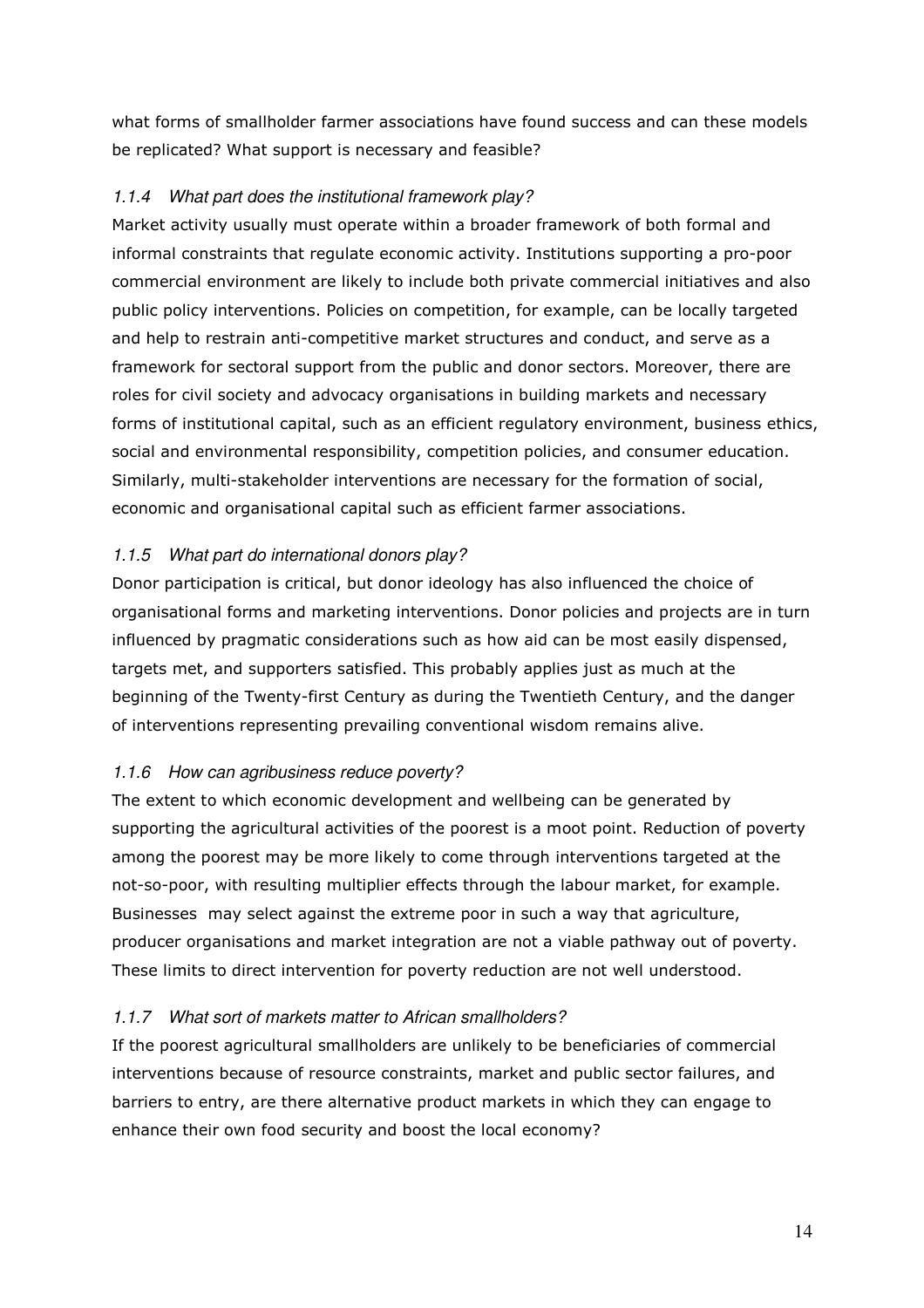what forms of smallholder farmer associations have found success and can these models be replicated? What support is necessary and feasible?

### *1.1.4 What part does the institutional framework play?*

Market activity usually must operate within a broader framework of both formal and informal constraints that regulate economic activity. Institutions supporting a pro-poor commercial environment are likely to include both private commercial initiatives and also public policy interventions. Policies on competition, for example, can be locally targeted and help to restrain anti-competitive market structures and conduct, and serve as a framework for sectoral support from the public and donor sectors. Moreover, there are roles for civil society and advocacy organisations in building markets and necessary forms of institutional capital, such as an efficient regulatory environment, business ethics, social and environmental responsibility, competition policies, and consumer education. Similarly, multi-stakeholder interventions are necessary for the formation of social, economic and organisational capital such as efficient farmer associations.

### *1.1.5 What part do international donors play?*

Donor participation is critical, but donor ideology has also influenced the choice of organisational forms and marketing interventions. Donor policies and projects are in turn influenced by pragmatic considerations such as how aid can be most easily dispensed, targets met, and supporters satisfied. This probably applies just as much at the beginning of the Twenty-first Century as during the Twentieth Century, and the danger of interventions representing prevailing conventional wisdom remains alive.

### *1.1.6 How can agribusiness reduce poverty?*

The extent to which economic development and wellbeing can be generated by supporting the agricultural activities of the poorest is a moot point. Reduction of poverty among the poorest may be more likely to come through interventions targeted at the not-so-poor, with resulting multiplier effects through the labour market, for example. Businesses may select against the extreme poor in such a way that agriculture, producer organisations and market integration are not a viable pathway out of poverty. These limits to direct intervention for poverty reduction are not well understood.

### *1.1.7 What sort of markets matter to African smallholders?*

If the poorest agricultural smallholders are unlikely to be beneficiaries of commercial interventions because of resource constraints, market and public sector failures, and barriers to entry, are there alternative product markets in which they can engage to enhance their own food security and boost the local economy?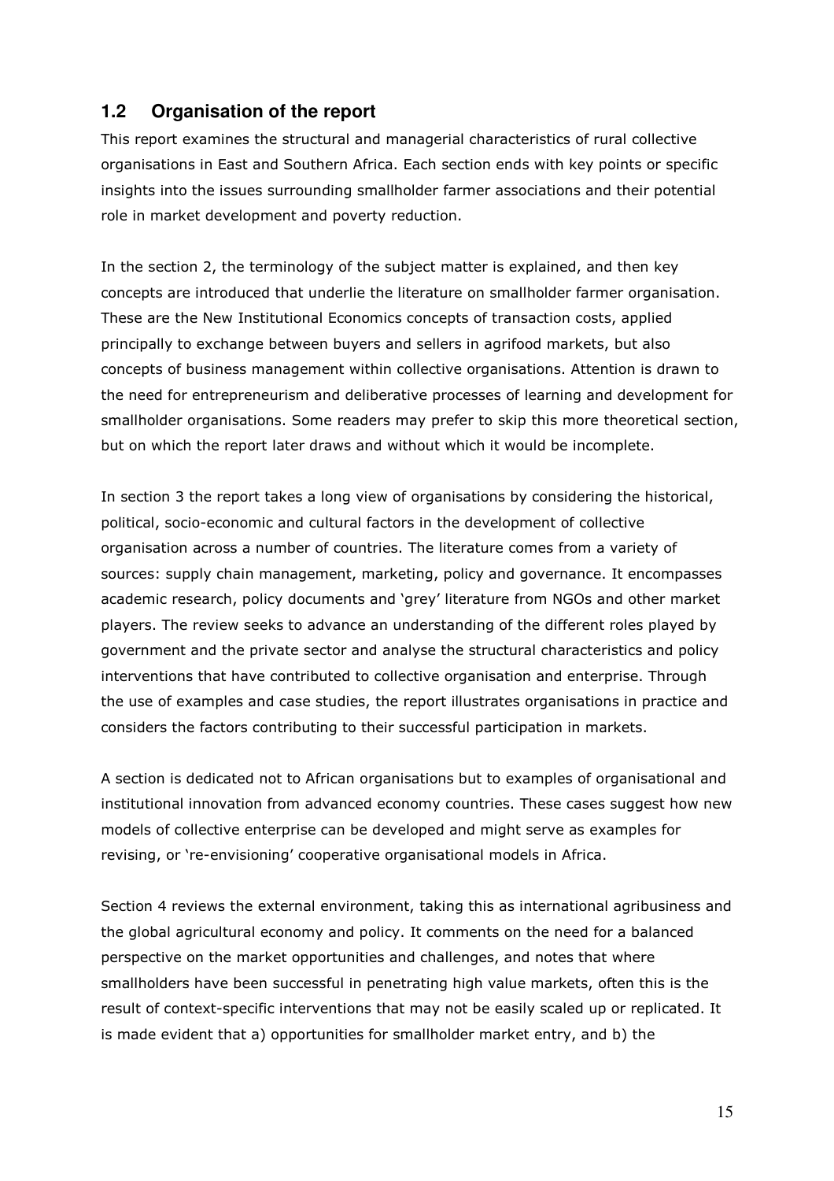## 1.2 Organisation of the report

This report examines the structural and managerial characteristics of rural collective organisations in East and Southern Africa. Each section ends with key points or specific insights into the issues surrounding smallholder farmer associations and their potential role in market development and poverty reduction.

In the section 2, the terminology of the subject matter is explained, and then key concepts are introduced that underlie the literature on smallholder farmer organisation. These are the New Institutional Economics concepts of transaction costs, applied principally to exchange between buyers and sellers in agrifood markets, but also concepts of business management within collective organisations. Attention is drawn to the need for entrepreneurism and deliberative processes of learning and development for smallholder organisations. Some readers may prefer to skip this more theoretical section, but on which the report later draws and without which it would be incomplete.

In section 3 the report takes a long view of organisations by considering the historical, political, socio-economic and cultural factors in the development of collective organisation across a number of countries. The literature comes from a variety of sources: supply chain management, marketing, policy and governance. It encompasses academic research, policy documents and 'grey' literature from NGOs and other market players. The review seeks to advance an understanding of the different roles played by government and the private sector and analyse the structural characteristics and policy interventions that have contributed to collective organisation and enterprise. Through the use of examples and case studies, the report illustrates organisations in practice and considers the factors contributing to their successful participation in markets.

A section is dedicated not to African organisations but to examples of organisational and institutional innovation from advanced economy countries. These cases suggest how new models of collective enterprise can be developed and might serve as examples for revising, or 're-envisioning' cooperative organisational models in Africa.

Section 4 reviews the external environment, taking this as international agribusiness and the global agricultural economy and policy. It comments on the need for a balanced perspective on the market opportunities and challenges, and notes that where smallholders have been successful in penetrating high value markets, often this is the result of context-specific interventions that may not be easily scaled up or replicated. It is made evident that a) opportunities for smallholder market entry, and b) the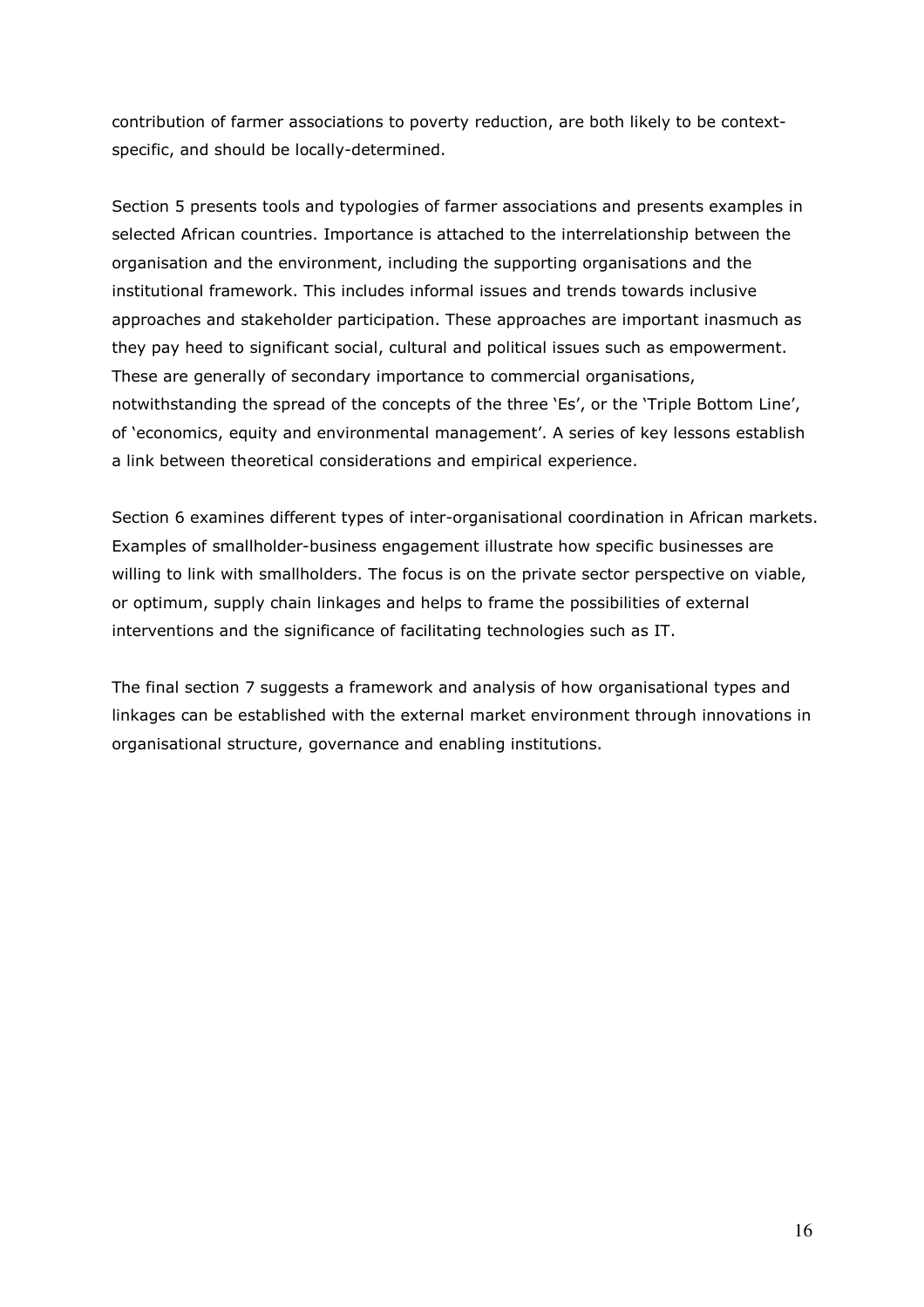contribution of farmer associations to poverty reduction, are both likely to be context-specific, and should be locally-determined.

Section 5 presents tools and typologies of farmer associations and presents examples in selected African countries. Importance is attached to the interrelationship between the organisation and the environment, including the supporting organisations and the institutional framework. This includes informal issues and trends towards inclusive approaches and stakeholder participation. These approaches are important inasmuch as they pay heed to significant social, cultural and political issues such as empowerment. These are generally of secondary importance to commercial organisations, notwithstanding the spread of the concepts of the three 'Es', or the 'Triple Bottom Line', of 'economics, equity and environmental management'. A series of key lessons establish a link between theoretical considerations and empirical experience.

Section 6 examines different types of inter-organisational coordination in African markets. Examples of smallholder-business engagement illustrate how specific businesses are willing to link with smallholders. The focus is on the private sector perspective on viable, or optimum, supply chain linkages and helps to frame the possibilities of external interventions and the significance of facilitating technologies such as IT.

The final section 7 suggests a framework and analysis of how organisational types and linkages can be established with the external market environment through innovations in organisational structure, governance and enabling institutions.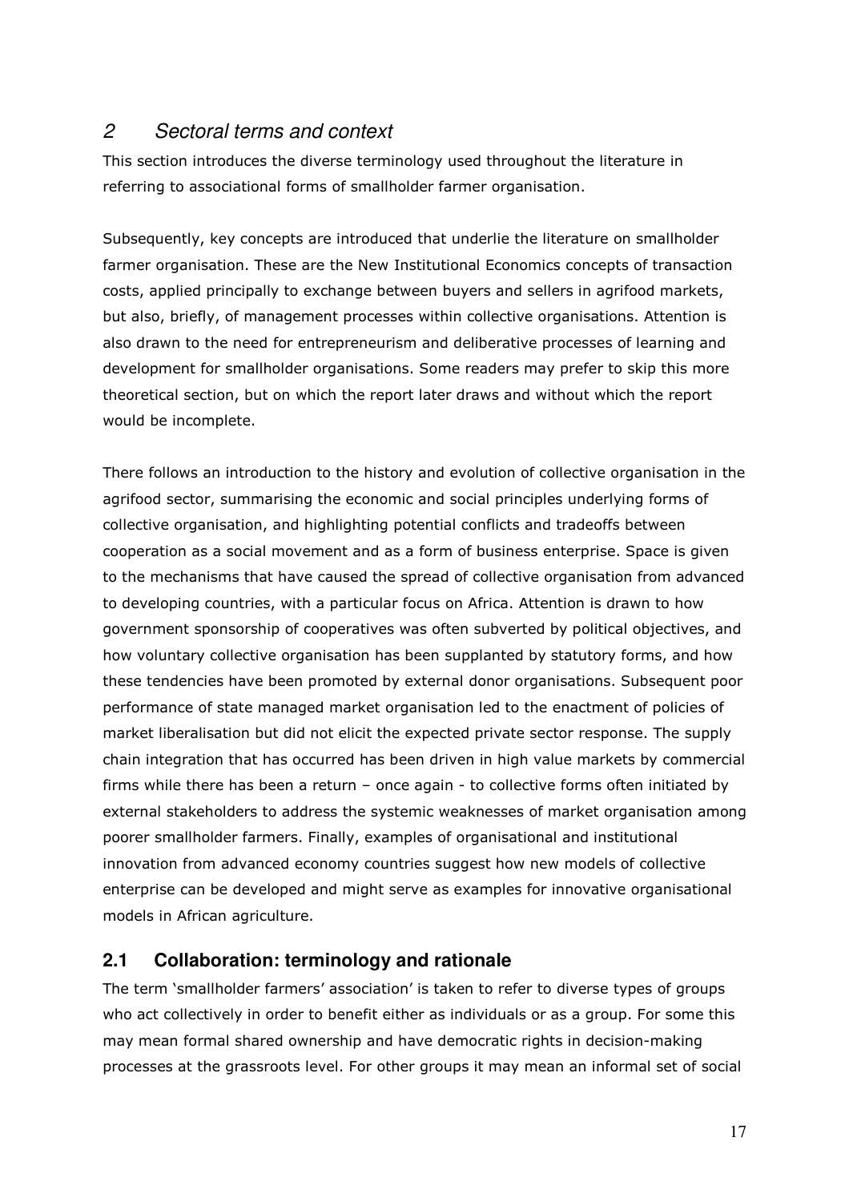# 2 Sectoral terms and context

This section introduces the diverse terminology used throughout the literature in referring to associational forms of smallholder farmer organisation.

Subsequently, key concepts are introduced that underlie the literature on smallholder farmer organisation. These are the New Institutional Economics concepts of transaction costs, applied principally to exchange between buyers and sellers in agrifood markets, but also, briefly, of management processes within collective organisations. Attention is also drawn to the need for entrepreneurism and deliberative processes of learning and development for smallholder organisations. Some readers may prefer to skip this more theoretical section, but on which the report later draws and without which the report would be incomplete.

There follows an introduction to the history and evolution of collective organisation in the agrifood sector, summarising the economic and social principles underlying forms of collective organisation, and highlighting potential conflicts and tradeoffs between cooperation as a social movement and as a form of business enterprise. Space is given to the mechanisms that have caused the spread of collective organisation from advanced to developing countries, with a particular focus on Africa. Attention is drawn to how government sponsorship of cooperatives was often subverted by political objectives, and how voluntary collective organisation has been supplanted by statutory forms, and how these tendencies have been promoted by external donor organisations. Subsequent poor performance of state managed market organisation led to the enactment of policies of market liberalisation but did not elicit the expected private sector response. The supply chain integration that has occurred has been driven in high value markets by commercial firms while there has been a return – once again - to collective forms often initiated by external stakeholders to address the systemic weaknesses of market organisation among poorer smallholder farmers. Finally, examples of organisational and institutional innovation from advanced economy countries suggest how new models of collective enterprise can be developed and might serve as examples for innovative organisational models in African agriculture.

## 2.1 Collaboration: terminology and rationale

The term 'smallholder farmers' association' is taken to refer to diverse types of groups who act collectively in order to benefit either as individuals or as a group. For some this may mean formal shared ownership and have democratic rights in decision-making processes at the grassroots level. For other groups it may mean an informal set of social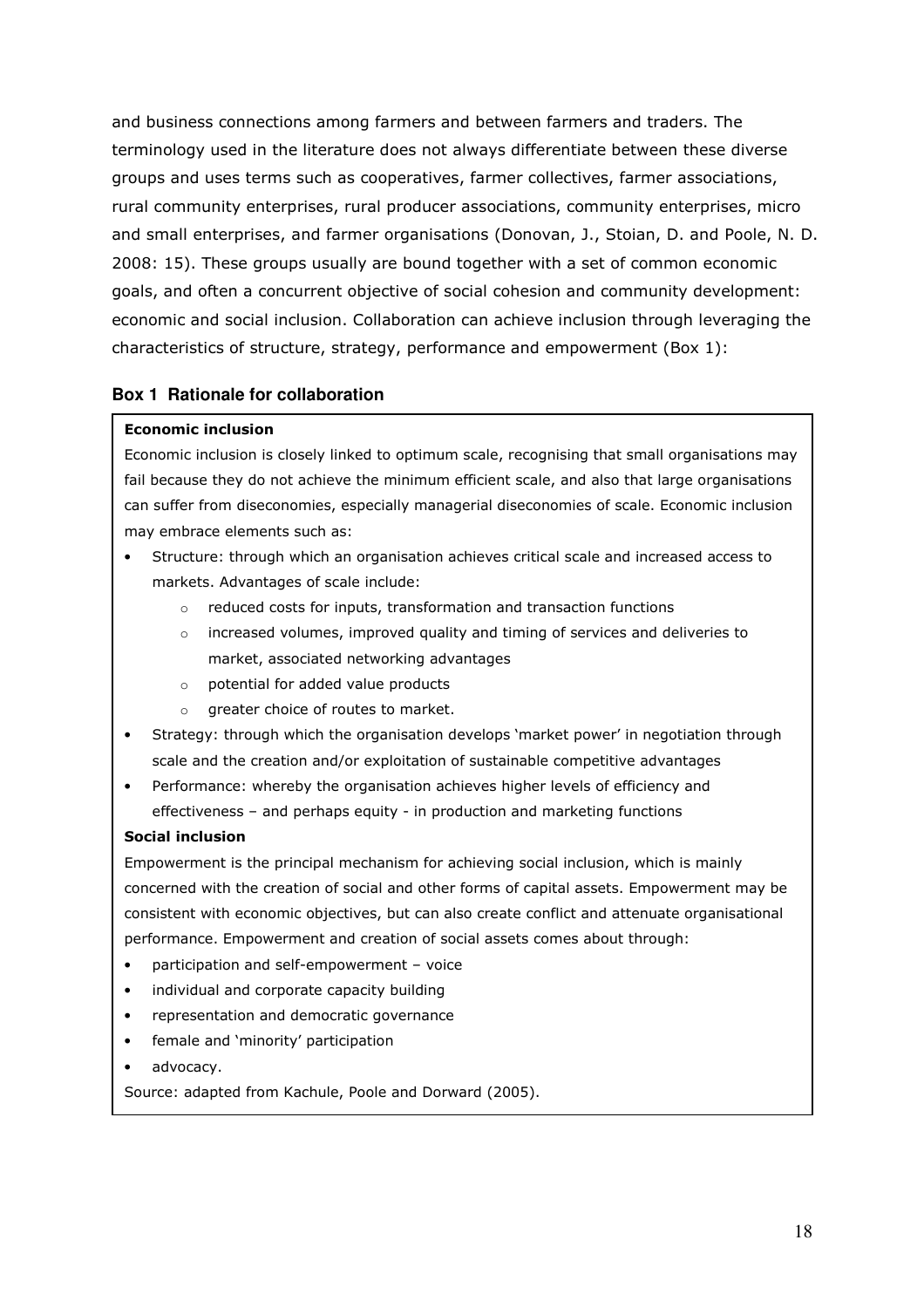and business connections among farmers and between farmers and traders. The terminology used in the literature does not always differentiate between these diverse groups and uses terms such as cooperatives, farmer collectives, farmer associations, rural community enterprises, rural producer associations, community enterprises, micro and small enterprises, and farmer organisations (Donovan, J., Stoian, D. and Poole, N. D. 2008: 15). These groups usually are bound together with a set of common economic goals, and often a concurrent objective of social cohesion and community development: economic and social inclusion. Collaboration can achieve inclusion through leveraging the characteristics of structure, strategy, performance and empowerment (Box 1):

### Box 1 Rationale for collaboration

**Economic inclusion**

Economic inclusion is closely linked to optimum scale, recognising that small organisations may fail because they do not achieve the minimum efficient scale, and also that large organisations can suffer from diseconomies, especially managerial diseconomies of scale. Economic inclusion may embrace elements such as:

- Structure: through which an organisation achieves critical scale and increased access to markets. Advantages of scale include:
  - reduced costs for inputs, transformation and transaction functions
  - increased volumes, improved quality and timing of services and deliveries to market, associated networking advantages
  - potential for added value products
  - greater choice of routes to market.
- Strategy: through which the organisation develops 'market power' in negotiation through scale and the creation and/or exploitation of sustainable competitive advantages
- Performance: whereby the organisation achieves higher levels of efficiency and effectiveness – and perhaps equity - in production and marketing functions

**Social inclusion**

Empowerment is the principal mechanism for achieving social inclusion, which is mainly concerned with the creation of social and other forms of capital assets. Empowerment may be consistent with economic objectives, but can also create conflict and attenuate organisational performance. Empowerment and creation of social assets comes about through:

- participation and self-empowerment – voice
- individual and corporate capacity building
- representation and democratic governance
- female and 'minority' participation
- advocacy.

Source: adapted from Kachule, Poole and Dorward (2005).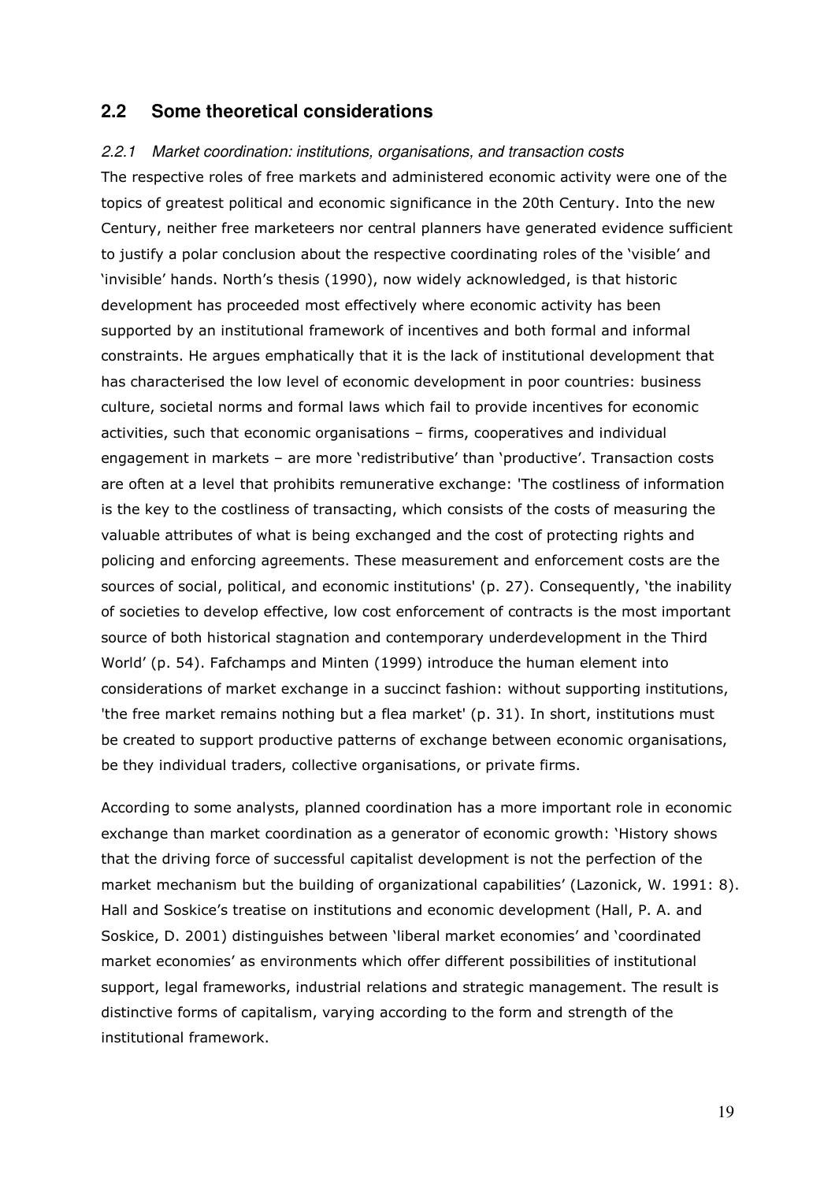## 2.2 Some theoretical considerations

### *2.2.1 Market coordination: institutions, organisations, and transaction costs*

The respective roles of free markets and administered economic activity were one of the topics of greatest political and economic significance in the 20th Century. Into the new Century, neither free marketeers nor central planners have generated evidence sufficient to justify a polar conclusion about the respective coordinating roles of the 'visible' and 'invisible' hands. North's thesis (1990), now widely acknowledged, is that historic development has proceeded most effectively where economic activity has been supported by an institutional framework of incentives and both formal and informal constraints. He argues emphatically that it is the lack of institutional development that has characterised the low level of economic development in poor countries: business culture, societal norms and formal laws which fail to provide incentives for economic activities, such that economic organisations – firms, cooperatives and individual engagement in markets – are more 'redistributive' than 'productive'. Transaction costs are often at a level that prohibits remunerative exchange: 'The costliness of information is the key to the costliness of transacting, which consists of the costs of measuring the valuable attributes of what is being exchanged and the cost of protecting rights and policing and enforcing agreements. These measurement and enforcement costs are the sources of social, political, and economic institutions' (p. 27). Consequently, 'the inability of societies to develop effective, low cost enforcement of contracts is the most important source of both historical stagnation and contemporary underdevelopment in the Third World' (p. 54). Fafchamps and Minten (1999) introduce the human element into considerations of market exchange in a succinct fashion: without supporting institutions, 'the free market remains nothing but a flea market' (p. 31). In short, institutions must be created to support productive patterns of exchange between economic organisations, be they individual traders, collective organisations, or private firms.

According to some analysts, planned coordination has a more important role in economic exchange than market coordination as a generator of economic growth: 'History shows that the driving force of successful capitalist development is not the perfection of the market mechanism but the building of organizational capabilities' (Lazonick, W. 1991: 8). Hall and Soskice's treatise on institutions and economic development (Hall, P. A. and Soskice, D. 2001) distinguishes between 'liberal market economies' and 'coordinated market economies' as environments which offer different possibilities of institutional support, legal frameworks, industrial relations and strategic management. The result is distinctive forms of capitalism, varying according to the form and strength of the institutional framework.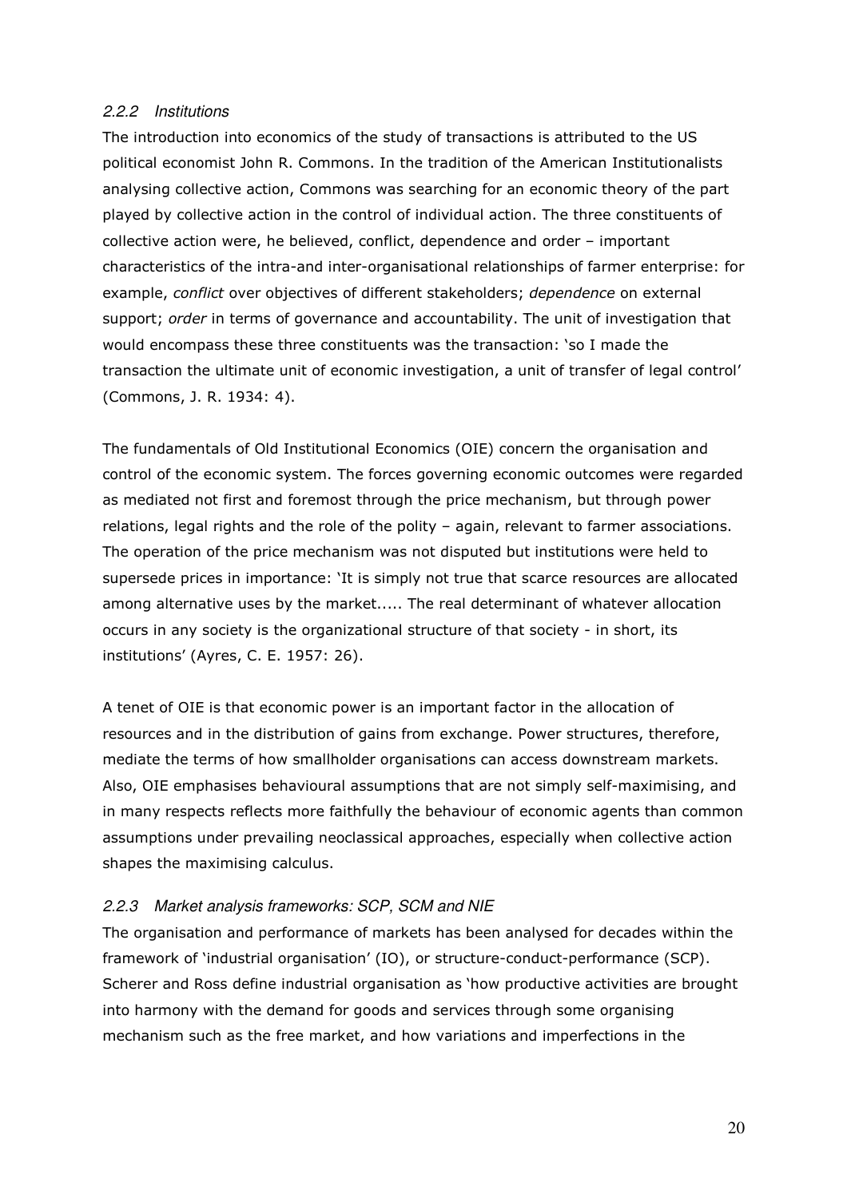### *2.2.2 Institutions*

The introduction into economics of the study of transactions is attributed to the US political economist John R. Commons. In the tradition of the American Institutionalists analysing collective action, Commons was searching for an economic theory of the part played by collective action in the control of individual action. The three constituents of collective action were, he believed, conflict, dependence and order – important characteristics of the intra-and inter-organisational relationships of farmer enterprise: for example, *conflict* over objectives of different stakeholders; *dependence* on external support; *order* in terms of governance and accountability. The unit of investigation that would encompass these three constituents was the transaction: 'so I made the transaction the ultimate unit of economic investigation, a unit of transfer of legal control' (Commons, J. R. 1934: 4).

The fundamentals of Old Institutional Economics (OIE) concern the organisation and control of the economic system. The forces governing economic outcomes were regarded as mediated not first and foremost through the price mechanism, but through power relations, legal rights and the role of the polity – again, relevant to farmer associations. The operation of the price mechanism was not disputed but institutions were held to supersede prices in importance: 'It is simply not true that scarce resources are allocated among alternative uses by the market..... The real determinant of whatever allocation occurs in any society is the organizational structure of that society - in short, its institutions' (Ayres, C. E. 1957: 26).

A tenet of OIE is that economic power is an important factor in the allocation of resources and in the distribution of gains from exchange. Power structures, therefore, mediate the terms of how smallholder organisations can access downstream markets. Also, OIE emphasises behavioural assumptions that are not simply self-maximising, and in many respects reflects more faithfully the behaviour of economic agents than common assumptions under prevailing neoclassical approaches, especially when collective action shapes the maximising calculus.

### *2.2.3 Market analysis frameworks: SCP, SCM and NIE*

The organisation and performance of markets has been analysed for decades within the framework of 'industrial organisation' (IO), or structure-conduct-performance (SCP). Scherer and Ross define industrial organisation as 'how productive activities are brought into harmony with the demand for goods and services through some organising mechanism such as the free market, and how variations and imperfections in the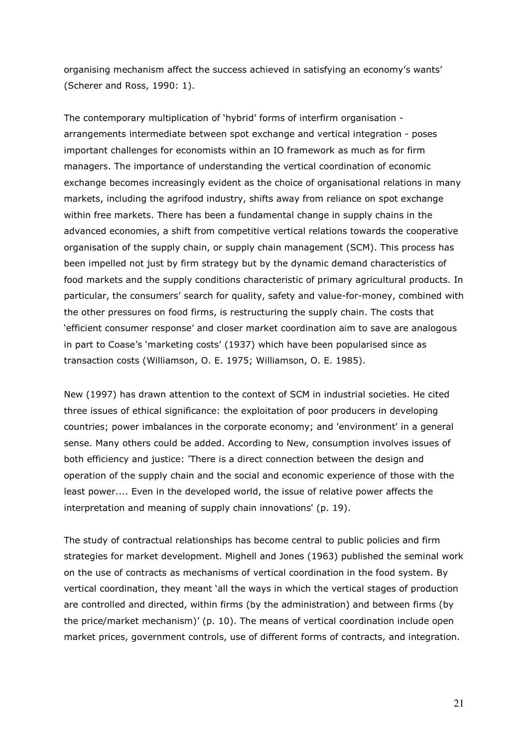organising mechanism affect the success achieved in satisfying an economy's wants' (Scherer and Ross, 1990: 1).

The contemporary multiplication of 'hybrid' forms of interfirm organisation - arrangements intermediate between spot exchange and vertical integration - poses important challenges for economists within an IO framework as much as for firm managers. The importance of understanding the vertical coordination of economic exchange becomes increasingly evident as the choice of organisational relations in many markets, including the agrifood industry, shifts away from reliance on spot exchange within free markets. There has been a fundamental change in supply chains in the advanced economies, a shift from competitive vertical relations towards the cooperative organisation of the supply chain, or supply chain management (SCM). This process has been impelled not just by firm strategy but by the dynamic demand characteristics of food markets and the supply conditions characteristic of primary agricultural products. In particular, the consumers' search for quality, safety and value-for-money, combined with the other pressures on food firms, is restructuring the supply chain. The costs that 'efficient consumer response' and closer market coordination aim to save are analogous in part to Coase's 'marketing costs' (1937) which have been popularised since as transaction costs (Williamson, O. E. 1975; Williamson, O. E. 1985).

New (1997) has drawn attention to the context of SCM in industrial societies. He cited three issues of ethical significance: the exploitation of poor producers in developing countries; power imbalances in the corporate economy; and 'environment' in a general sense. Many others could be added. According to New, consumption involves issues of both efficiency and justice: 'There is a direct connection between the design and operation of the supply chain and the social and economic experience of those with the least power.... Even in the developed world, the issue of relative power affects the interpretation and meaning of supply chain innovations' (p. 19).

The study of contractual relationships has become central to public policies and firm strategies for market development. Mighell and Jones (1963) published the seminal work on the use of contracts as mechanisms of vertical coordination in the food system. By vertical coordination, they meant 'all the ways in which the vertical stages of production are controlled and directed, within firms (by the administration) and between firms (by the price/market mechanism)' (p. 10). The means of vertical coordination include open market prices, government controls, use of different forms of contracts, and integration.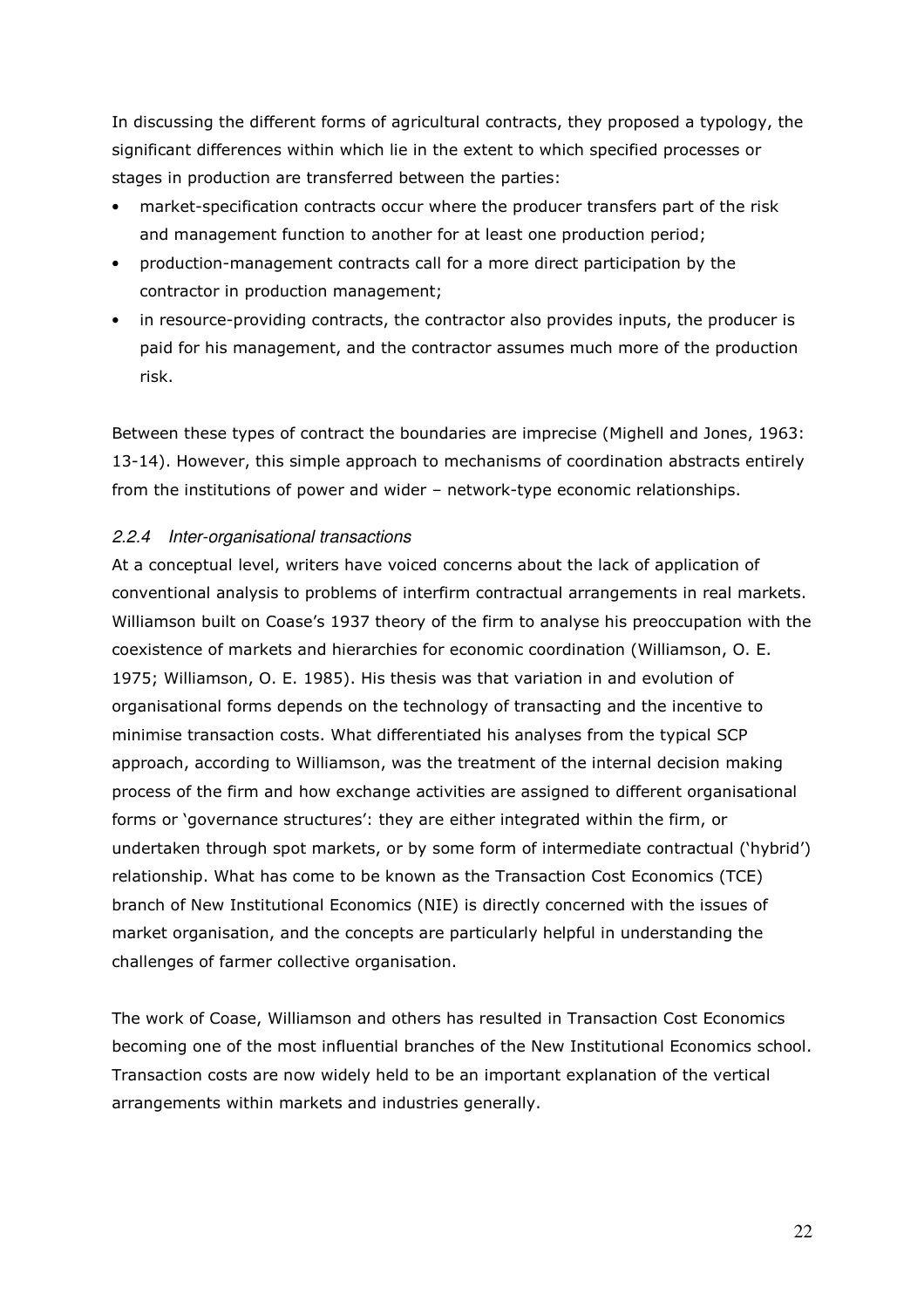In discussing the different forms of agricultural contracts, they proposed a typology, the significant differences within which lie in the extent to which specified processes or stages in production are transferred between the parties:

- market-specification contracts occur where the producer transfers part of the risk and management function to another for at least one production period;
- production-management contracts call for a more direct participation by the contractor in production management;
- in resource-providing contracts, the contractor also provides inputs, the producer is paid for his management, and the contractor assumes much more of the production risk.

Between these types of contract the boundaries are imprecise (Mighell and Jones, 1963: 13-14). However, this simple approach to mechanisms of coordination abstracts entirely from the institutions of power and wider – network-type economic relationships.

### *2.2.4 Inter-organisational transactions*

At a conceptual level, writers have voiced concerns about the lack of application of conventional analysis to problems of interfirm contractual arrangements in real markets. Williamson built on Coase's 1937 theory of the firm to analyse his preoccupation with the coexistence of markets and hierarchies for economic coordination (Williamson, O. E. 1975; Williamson, O. E. 1985). His thesis was that variation in and evolution of organisational forms depends on the technology of transacting and the incentive to minimise transaction costs. What differentiated his analyses from the typical SCP approach, according to Williamson, was the treatment of the internal decision making process of the firm and how exchange activities are assigned to different organisational forms or 'governance structures': they are either integrated within the firm, or undertaken through spot markets, or by some form of intermediate contractual ('hybrid') relationship. What has come to be known as the Transaction Cost Economics (TCE) branch of New Institutional Economics (NIE) is directly concerned with the issues of market organisation, and the concepts are particularly helpful in understanding the challenges of farmer collective organisation.

The work of Coase, Williamson and others has resulted in Transaction Cost Economics becoming one of the most influential branches of the New Institutional Economics school. Transaction costs are now widely held to be an important explanation of the vertical arrangements within markets and industries generally.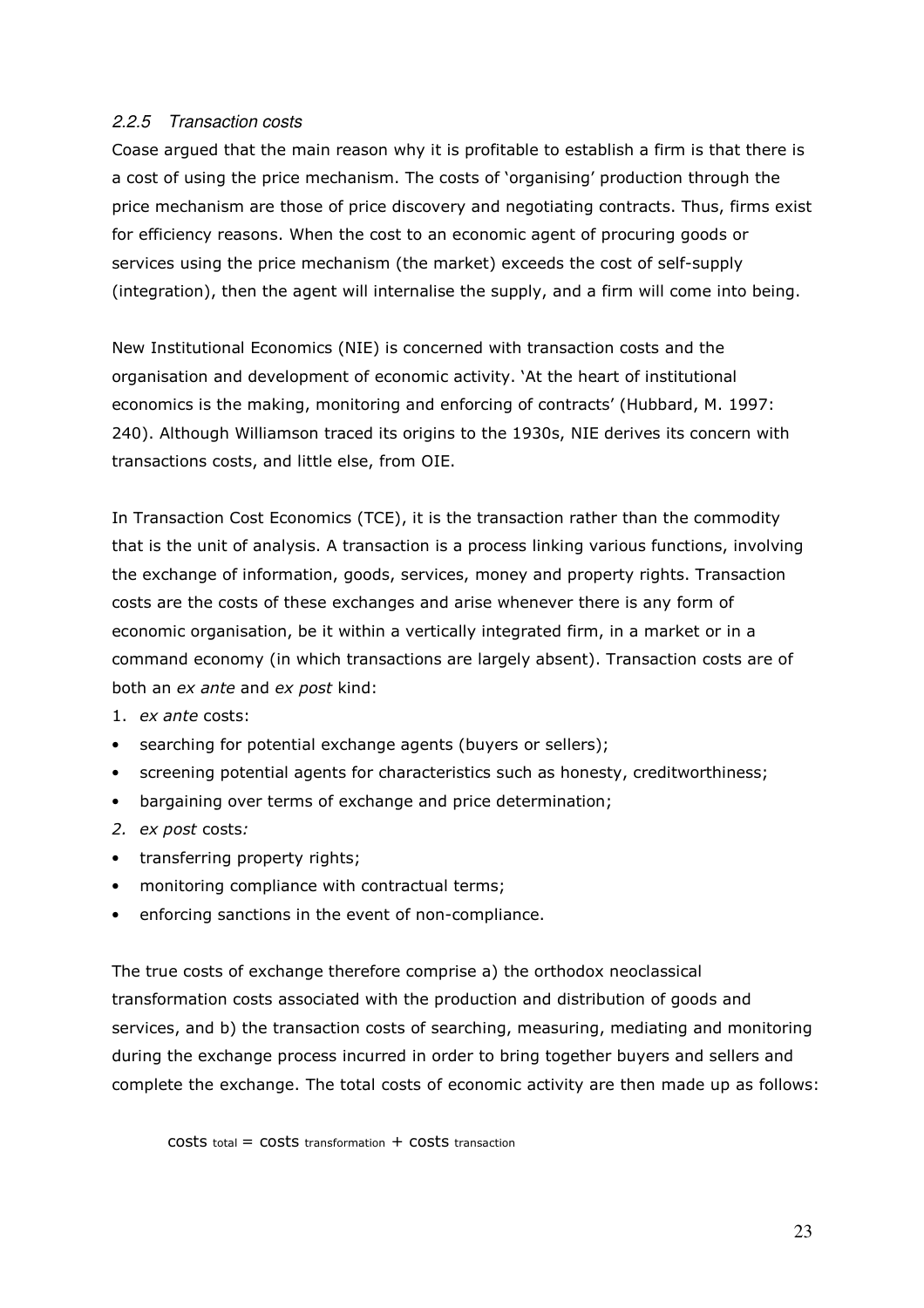### *2.2.5 Transaction costs*

Coase argued that the main reason why it is profitable to establish a firm is that there is a cost of using the price mechanism. The costs of 'organising' production through the price mechanism are those of price discovery and negotiating contracts. Thus, firms exist for efficiency reasons. When the cost to an economic agent of procuring goods or services using the price mechanism (the market) exceeds the cost of self-supply (integration), then the agent will internalise the supply, and a firm will come into being.

New Institutional Economics (NIE) is concerned with transaction costs and the organisation and development of economic activity. 'At the heart of institutional economics is the making, monitoring and enforcing of contracts' (Hubbard, M. 1997: 240). Although Williamson traced its origins to the 1930s, NIE derives its concern with transactions costs, and little else, from OIE.

In Transaction Cost Economics (TCE), it is the transaction rather than the commodity that is the unit of analysis. A transaction is a process linking various functions, involving the exchange of information, goods, services, money and property rights. Transaction costs are the costs of these exchanges and arise whenever there is any form of economic organisation, be it within a vertically integrated firm, in a market or in a command economy (in which transactions are largely absent). Transaction costs are of both an *ex ante* and *ex post* kind:

1. *ex ante* costs:
- searching for potential exchange agents (buyers or sellers);
- screening potential agents for characteristics such as honesty, creditworthiness;
- bargaining over terms of exchange and price determination;

2. *ex post* costs*:*
- transferring property rights;
- monitoring compliance with contractual terms;
- enforcing sanctions in the event of non-compliance.

The true costs of exchange therefore comprise a) the orthodox neoclassical transformation costs associated with the production and distribution of goods and services, and b) the transaction costs of searching, measuring, mediating and monitoring during the exchange process incurred in order to bring together buyers and sellers and complete the exchange. The total costs of economic activity are then made up as follows:

$$\text{costs}_{\text{total}} = \text{costs}_{\text{transformation}} + \text{costs}_{\text{transaction}}$$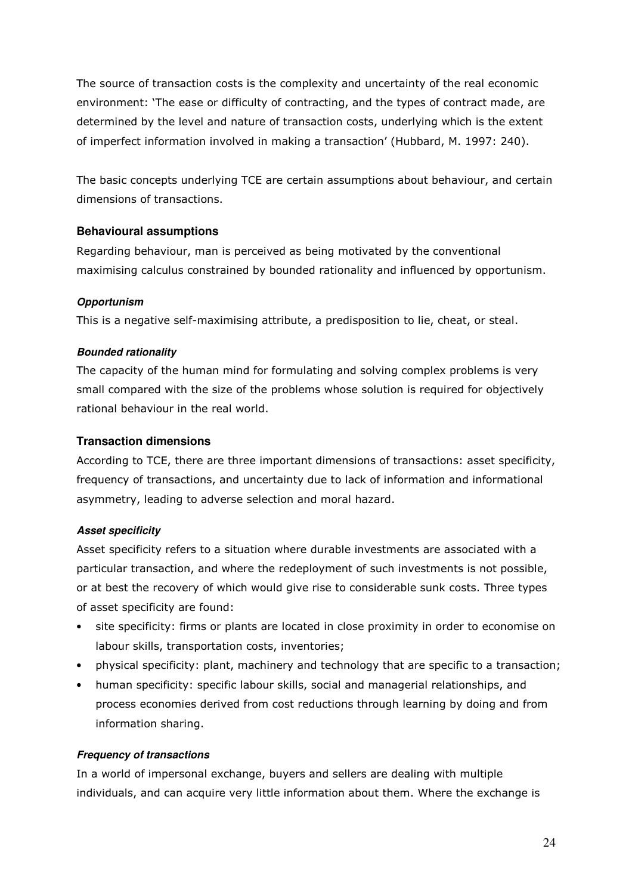The source of transaction costs is the complexity and uncertainty of the real economic environment: 'The ease or difficulty of contracting, and the types of contract made, are determined by the level and nature of transaction costs, underlying which is the extent of imperfect information involved in making a transaction' (Hubbard, M. 1997: 240).

The basic concepts underlying TCE are certain assumptions about behaviour, and certain dimensions of transactions.

### Behavioural assumptions

Regarding behaviour, man is perceived as being motivated by the conventional maximising calculus constrained by bounded rationality and influenced by opportunism.

#### *Opportunism*

This is a negative self-maximising attribute, a predisposition to lie, cheat, or steal.

#### *Bounded rationality*

The capacity of the human mind for formulating and solving complex problems is very small compared with the size of the problems whose solution is required for objectively rational behaviour in the real world.

### Transaction dimensions

According to TCE, there are three important dimensions of transactions: asset specificity, frequency of transactions, and uncertainty due to lack of information and informational asymmetry, leading to adverse selection and moral hazard.

#### *Asset specificity*

Asset specificity refers to a situation where durable investments are associated with a particular transaction, and where the redeployment of such investments is not possible, or at best the recovery of which would give rise to considerable sunk costs. Three types of asset specificity are found:

- site specificity: firms or plants are located in close proximity in order to economise on labour skills, transportation costs, inventories;
- physical specificity: plant, machinery and technology that are specific to a transaction;
- human specificity: specific labour skills, social and managerial relationships, and process economies derived from cost reductions through learning by doing and from information sharing.

#### *Frequency of transactions*

In a world of impersonal exchange, buyers and sellers are dealing with multiple individuals, and can acquire very little information about them. Where the exchange is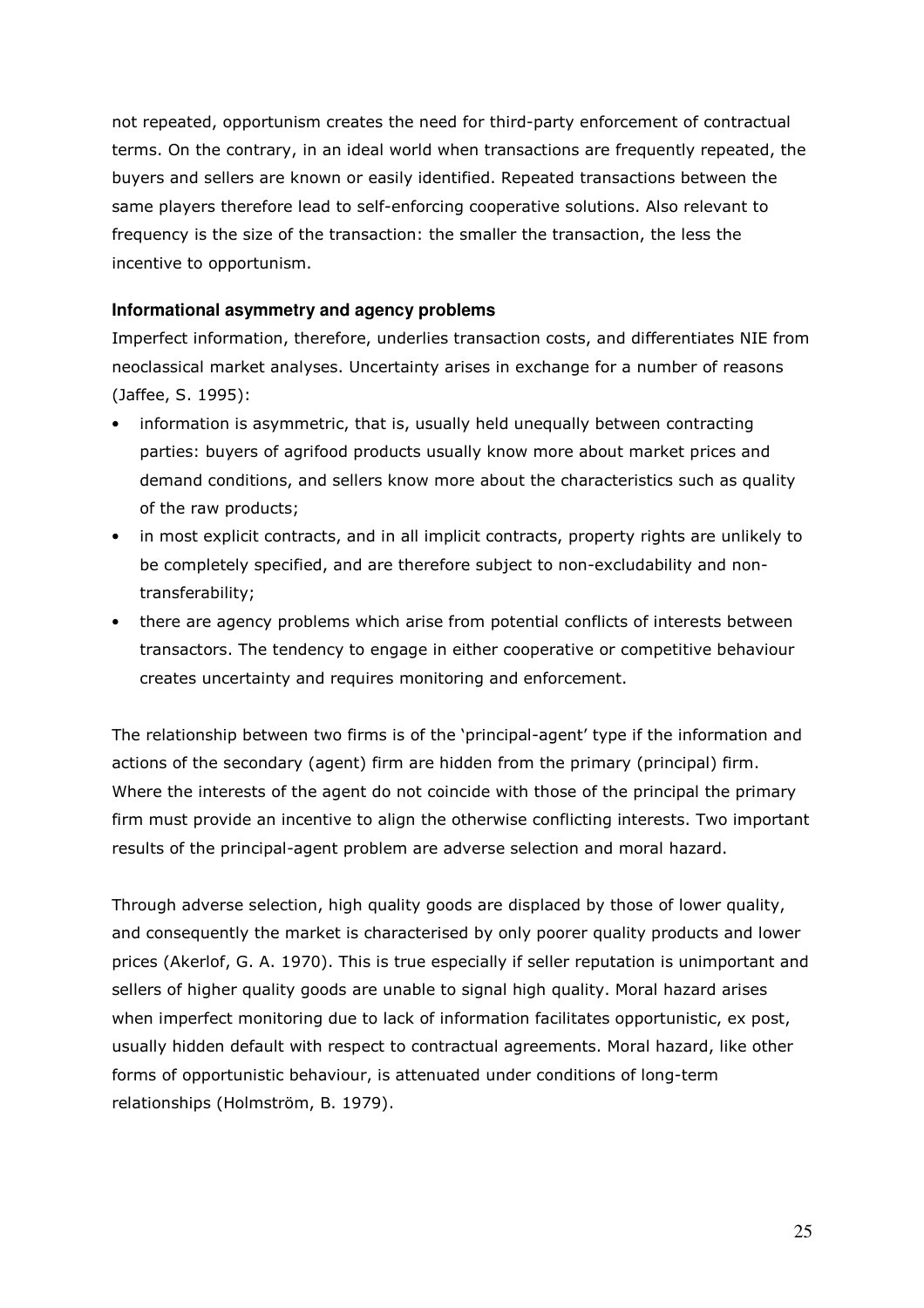not repeated, opportunism creates the need for third-party enforcement of contractual terms. On the contrary, in an ideal world when transactions are frequently repeated, the buyers and sellers are known or easily identified. Repeated transactions between the same players therefore lead to self-enforcing cooperative solutions. Also relevant to frequency is the size of the transaction: the smaller the transaction, the less the incentive to opportunism.

### Informational asymmetry and agency problems

Imperfect information, therefore, underlies transaction costs, and differentiates NIE from neoclassical market analyses. Uncertainty arises in exchange for a number of reasons (Jaffee, S. 1995):

- information is asymmetric, that is, usually held unequally between contracting parties: buyers of agrifood products usually know more about market prices and demand conditions, and sellers know more about the characteristics such as quality of the raw products;
- in most explicit contracts, and in all implicit contracts, property rights are unlikely to be completely specified, and are therefore subject to non-excludability and non-transferability;
- there are agency problems which arise from potential conflicts of interests between transactors. The tendency to engage in either cooperative or competitive behaviour creates uncertainty and requires monitoring and enforcement.

The relationship between two firms is of the 'principal-agent' type if the information and actions of the secondary (agent) firm are hidden from the primary (principal) firm. Where the interests of the agent do not coincide with those of the principal the primary firm must provide an incentive to align the otherwise conflicting interests. Two important results of the principal-agent problem are adverse selection and moral hazard.

Through adverse selection, high quality goods are displaced by those of lower quality, and consequently the market is characterised by only poorer quality products and lower prices (Akerlof, G. A. 1970). This is true especially if seller reputation is unimportant and sellers of higher quality goods are unable to signal high quality. Moral hazard arises when imperfect monitoring due to lack of information facilitates opportunistic, ex post, usually hidden default with respect to contractual agreements. Moral hazard, like other forms of opportunistic behaviour, is attenuated under conditions of long-term relationships (Holmström, B. 1979).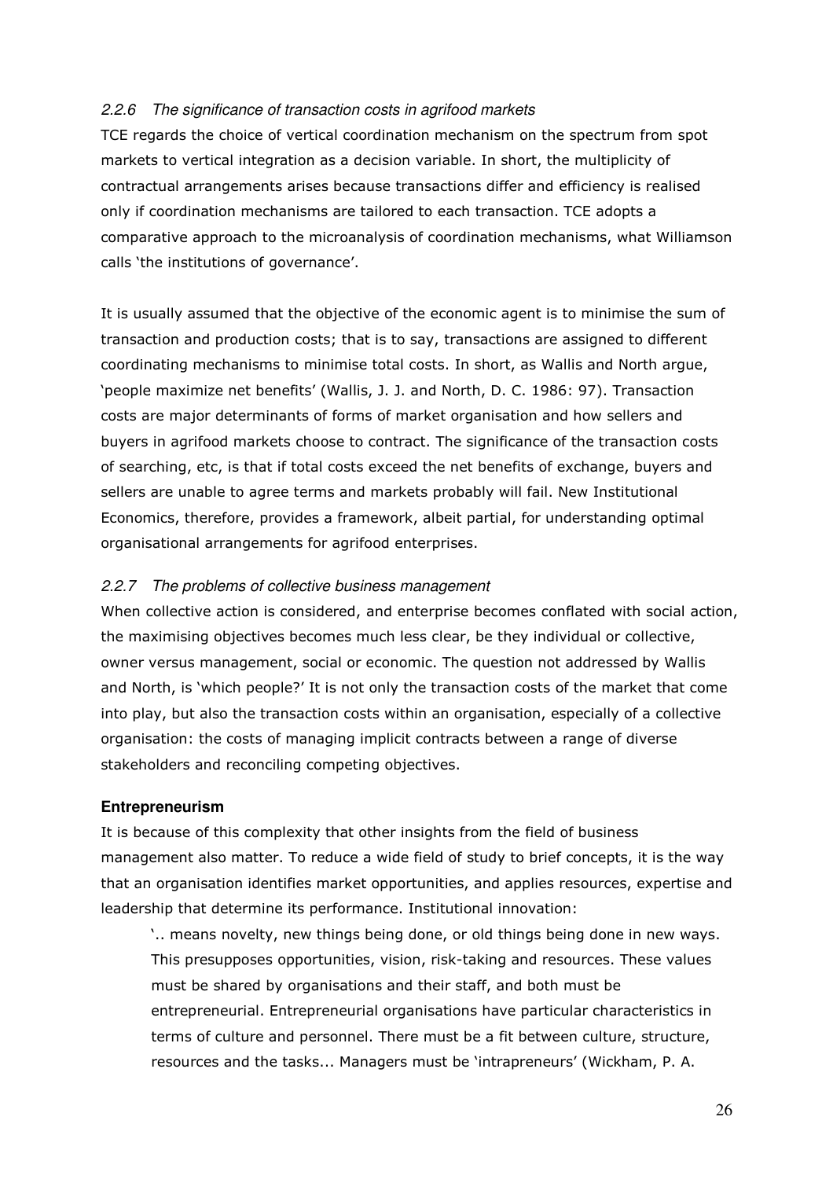### *2.2.6 The significance of transaction costs in agrifood markets*

TCE regards the choice of vertical coordination mechanism on the spectrum from spot markets to vertical integration as a decision variable. In short, the multiplicity of contractual arrangements arises because transactions differ and efficiency is realised only if coordination mechanisms are tailored to each transaction. TCE adopts a comparative approach to the microanalysis of coordination mechanisms, what Williamson calls 'the institutions of governance'.

It is usually assumed that the objective of the economic agent is to minimise the sum of transaction and production costs; that is to say, transactions are assigned to different coordinating mechanisms to minimise total costs. In short, as Wallis and North argue, 'people maximize net benefits' (Wallis, J. J. and North, D. C. 1986: 97). Transaction costs are major determinants of forms of market organisation and how sellers and buyers in agrifood markets choose to contract. The significance of the transaction costs of searching, etc, is that if total costs exceed the net benefits of exchange, buyers and sellers are unable to agree terms and markets probably will fail. New Institutional Economics, therefore, provides a framework, albeit partial, for understanding optimal organisational arrangements for agrifood enterprises.

### *2.2.7 The problems of collective business management*

When collective action is considered, and enterprise becomes conflated with social action, the maximising objectives becomes much less clear, be they individual or collective, owner versus management, social or economic. The question not addressed by Wallis and North, is 'which people?' It is not only the transaction costs of the market that come into play, but also the transaction costs within an organisation, especially of a collective organisation: the costs of managing implicit contracts between a range of diverse stakeholders and reconciling competing objectives.

**Entrepreneurism**

It is because of this complexity that other insights from the field of business management also matter. To reduce a wide field of study to brief concepts, it is the way that an organisation identifies market opportunities, and applies resources, expertise and leadership that determine its performance. Institutional innovation:

> '.. means novelty, new things being done, or old things being done in new ways. This presupposes opportunities, vision, risk-taking and resources. These values must be shared by organisations and their staff, and both must be entrepreneurial. Entrepreneurial organisations have particular characteristics in terms of culture and personnel. There must be a fit between culture, structure, resources and the tasks... Managers must be 'intrapreneurs' (Wickham, P. A.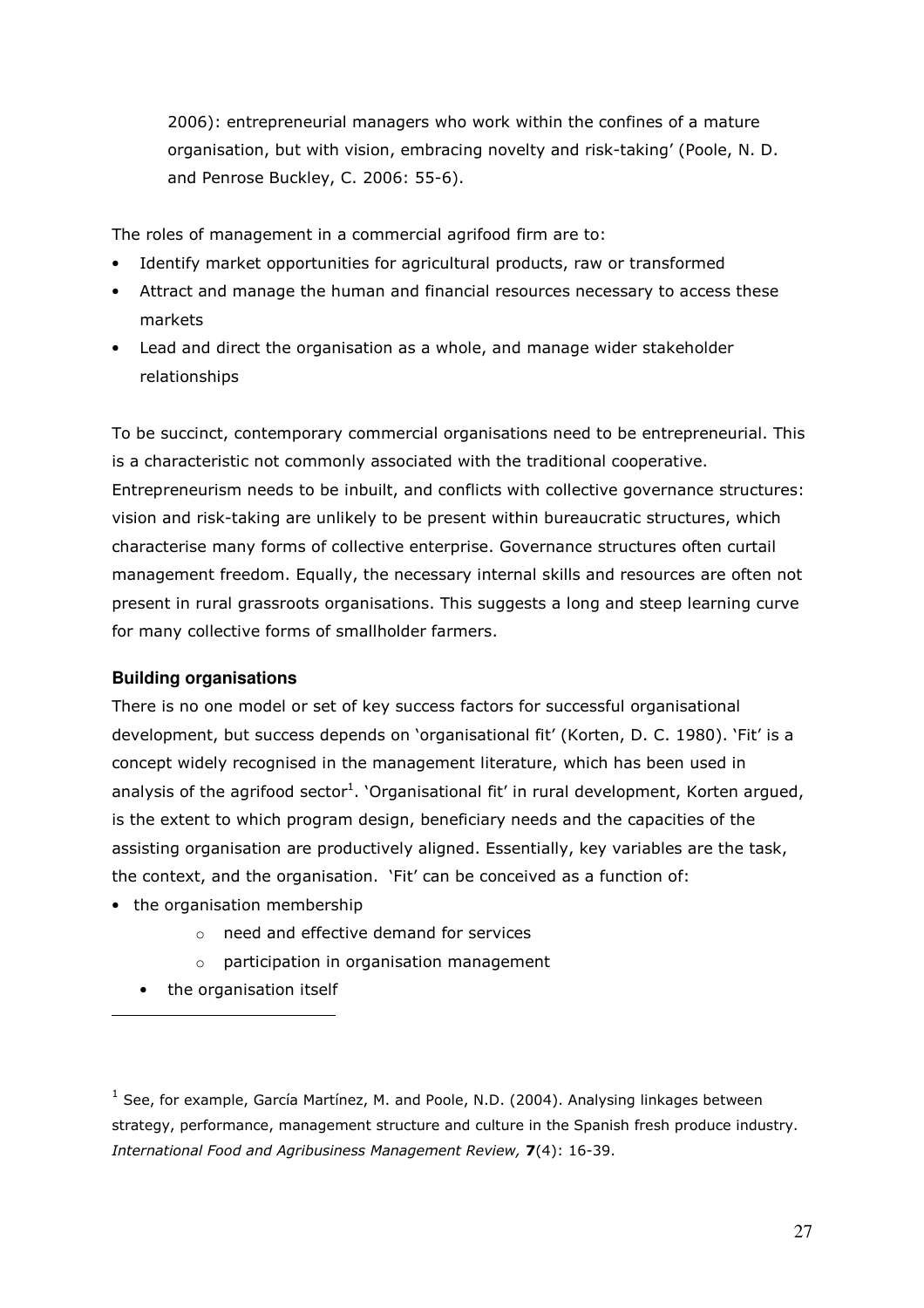2006): entrepreneurial managers who work within the confines of a mature organisation, but with vision, embracing novelty and risk-taking' (Poole, N. D. and Penrose Buckley, C. 2006: 55-6).

The roles of management in a commercial agrifood firm are to:

- Identify market opportunities for agricultural products, raw or transformed
- Attract and manage the human and financial resources necessary to access these markets
- Lead and direct the organisation as a whole, and manage wider stakeholder relationships

To be succinct, contemporary commercial organisations need to be entrepreneurial. This is a characteristic not commonly associated with the traditional cooperative. Entrepreneurism needs to be inbuilt, and conflicts with collective governance structures: vision and risk-taking are unlikely to be present within bureaucratic structures, which characterise many forms of collective enterprise. Governance structures often curtail management freedom. Equally, the necessary internal skills and resources are often not present in rural grassroots organisations. This suggests a long and steep learning curve for many collective forms of smallholder farmers.

### Building organisations

There is no one model or set of key success factors for successful organisational development, but success depends on 'organisational fit' (Korten, D. C. 1980). 'Fit' is a concept widely recognised in the management literature, which has been used in analysis of the agrifood sector[1]. 'Organisational fit' in rural development, Korten argued, is the extent to which program design, beneficiary needs and the capacities of the assisting organisation are productively aligned. Essentially, key variables are the task, the context, and the organisation. 'Fit' can be conceived as a function of:

- the organisation membership
    - need and effective demand for services
    - participation in organisation management
- the organisation itself

[1] See, for example, García Martínez, M. and Poole, N.D. (2004). Analysing linkages between strategy, performance, management structure and culture in the Spanish fresh produce industry. *International Food and Agribusiness Management Review,* **7**(4): 16-39.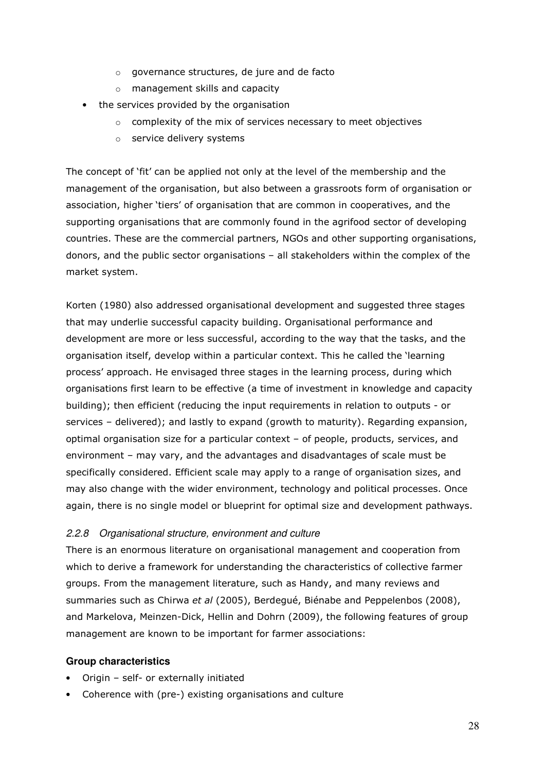- governance structures, de jure and de facto
  - management skills and capacity
- the services provided by the organisation
  - complexity of the mix of services necessary to meet objectives
  - service delivery systems

The concept of 'fit' can be applied not only at the level of the membership and the management of the organisation, but also between a grassroots form of organisation or association, higher 'tiers' of organisation that are common in cooperatives, and the supporting organisations that are commonly found in the agrifood sector of developing countries. These are the commercial partners, NGOs and other supporting organisations, donors, and the public sector organisations – all stakeholders within the complex of the market system.

Korten (1980) also addressed organisational development and suggested three stages that may underlie successful capacity building. Organisational performance and development are more or less successful, according to the way that the tasks, and the organisation itself, develop within a particular context. This he called the 'learning process' approach. He envisaged three stages in the learning process, during which organisations first learn to be effective (a time of investment in knowledge and capacity building); then efficient (reducing the input requirements in relation to outputs - or services – delivered); and lastly to expand (growth to maturity). Regarding expansion, optimal organisation size for a particular context – of people, products, services, and environment – may vary, and the advantages and disadvantages of scale must be specifically considered. Efficient scale may apply to a range of organisation sizes, and may also change with the wider environment, technology and political processes. Once again, there is no single model or blueprint for optimal size and development pathways.

### *2.2.8 Organisational structure, environment and culture*

There is an enormous literature on organisational management and cooperation from which to derive a framework for understanding the characteristics of collective farmer groups. From the management literature, such as Handy, and many reviews and summaries such as Chirwa *et al* (2005), Berdegué, Biénabe and Peppelenbos (2008), and Markelova, Meinzen-Dick, Hellin and Dohrn (2009), the following features of group management are known to be important for farmer associations:

**Group characteristics**

- Origin – self- or externally initiated
- Coherence with (pre-) existing organisations and culture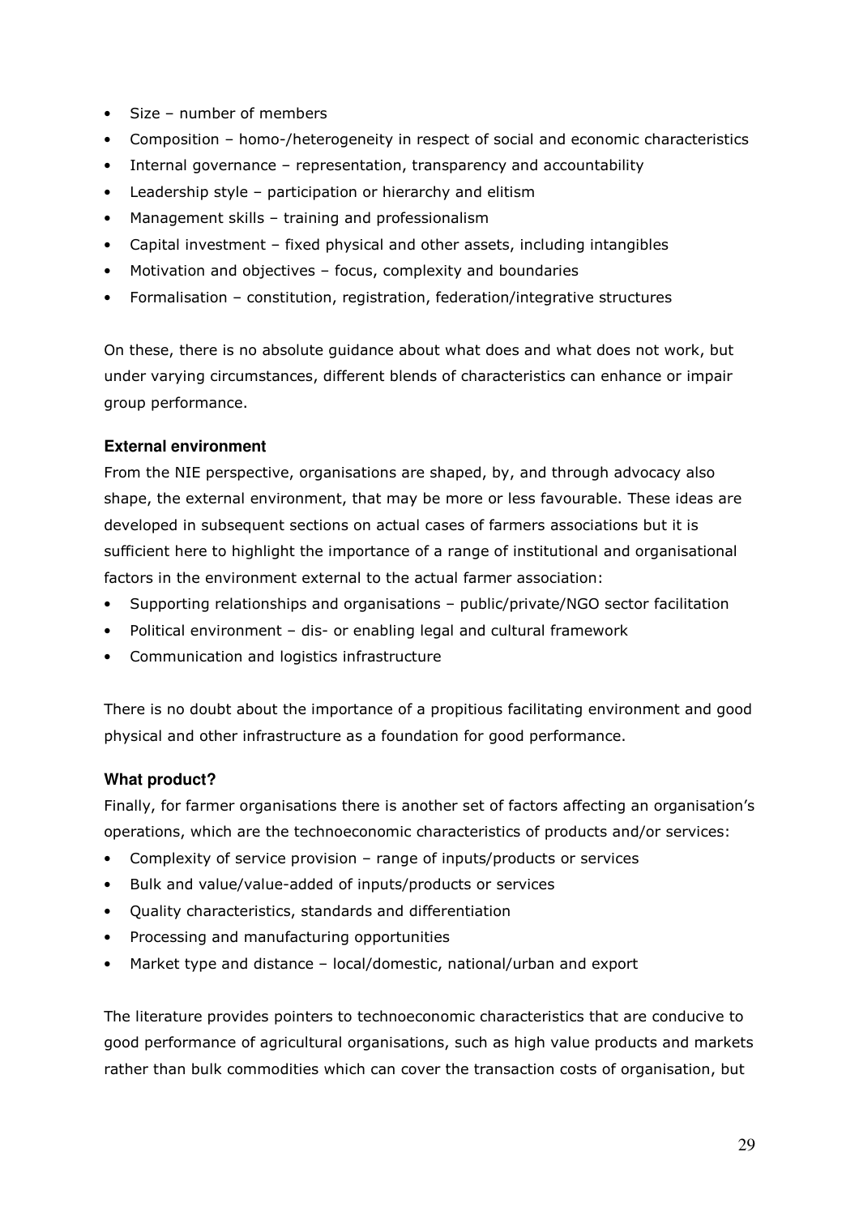- Size – number of members
- Composition – homo-/heterogeneity in respect of social and economic characteristics
- Internal governance – representation, transparency and accountability
- Leadership style – participation or hierarchy and elitism
- Management skills – training and professionalism
- Capital investment – fixed physical and other assets, including intangibles
- Motivation and objectives – focus, complexity and boundaries
- Formalisation – constitution, registration, federation/integrative structures

On these, there is no absolute guidance about what does and what does not work, but under varying circumstances, different blends of characteristics can enhance or impair group performance.

**External environment**

From the NIE perspective, organisations are shaped, by, and through advocacy also shape, the external environment, that may be more or less favourable. These ideas are developed in subsequent sections on actual cases of farmers associations but it is sufficient here to highlight the importance of a range of institutional and organisational factors in the environment external to the actual farmer association:

- Supporting relationships and organisations – public/private/NGO sector facilitation
- Political environment – dis- or enabling legal and cultural framework
- Communication and logistics infrastructure

There is no doubt about the importance of a propitious facilitating environment and good physical and other infrastructure as a foundation for good performance.

**What product?**

Finally, for farmer organisations there is another set of factors affecting an organisation's operations, which are the technoeconomic characteristics of products and/or services:

- Complexity of service provision – range of inputs/products or services
- Bulk and value/value-added of inputs/products or services
- Quality characteristics, standards and differentiation
- Processing and manufacturing opportunities
- Market type and distance – local/domestic, national/urban and export

The literature provides pointers to technoeconomic characteristics that are conducive to good performance of agricultural organisations, such as high value products and markets rather than bulk commodities which can cover the transaction costs of organisation, but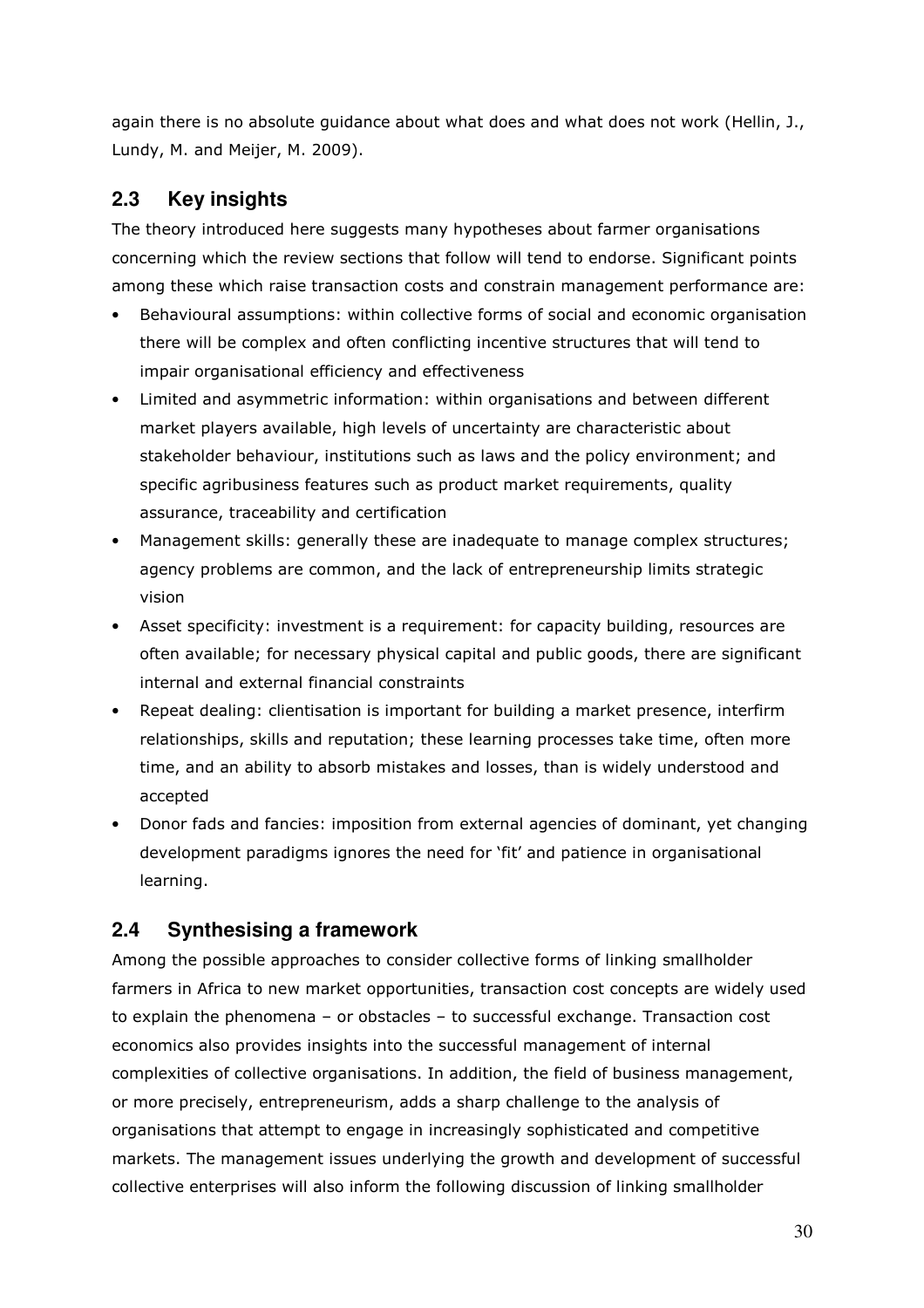again there is no absolute guidance about what does and what does not work (Hellin, J., Lundy, M. and Meijer, M. 2009).

## 2.3 Key insights

The theory introduced here suggests many hypotheses about farmer organisations concerning which the review sections that follow will tend to endorse. Significant points among these which raise transaction costs and constrain management performance are:

- Behavioural assumptions: within collective forms of social and economic organisation there will be complex and often conflicting incentive structures that will tend to impair organisational efficiency and effectiveness
- Limited and asymmetric information: within organisations and between different market players available, high levels of uncertainty are characteristic about stakeholder behaviour, institutions such as laws and the policy environment; and specific agribusiness features such as product market requirements, quality assurance, traceability and certification
- Management skills: generally these are inadequate to manage complex structures; agency problems are common, and the lack of entrepreneurship limits strategic vision
- Asset specificity: investment is a requirement: for capacity building, resources are often available; for necessary physical capital and public goods, there are significant internal and external financial constraints
- Repeat dealing: clientisation is important for building a market presence, interfirm relationships, skills and reputation; these learning processes take time, often more time, and an ability to absorb mistakes and losses, than is widely understood and accepted
- Donor fads and fancies: imposition from external agencies of dominant, yet changing development paradigms ignores the need for 'fit' and patience in organisational learning.

## 2.4 Synthesising a framework

Among the possible approaches to consider collective forms of linking smallholder farmers in Africa to new market opportunities, transaction cost concepts are widely used to explain the phenomena – or obstacles – to successful exchange. Transaction cost economics also provides insights into the successful management of internal complexities of collective organisations. In addition, the field of business management, or more precisely, entrepreneurism, adds a sharp challenge to the analysis of organisations that attempt to engage in increasingly sophisticated and competitive markets. The management issues underlying the growth and development of successful collective enterprises will also inform the following discussion of linking smallholder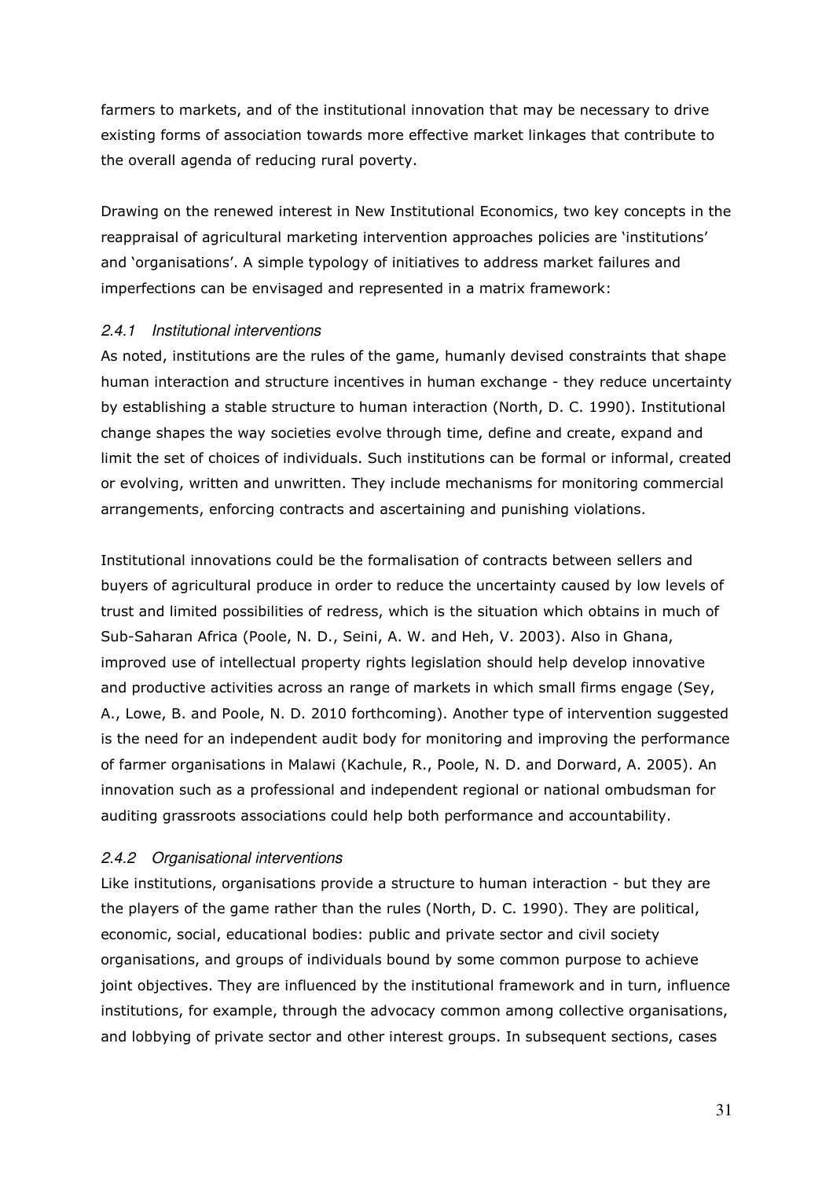farmers to markets, and of the institutional innovation that may be necessary to drive existing forms of association towards more effective market linkages that contribute to the overall agenda of reducing rural poverty.

Drawing on the renewed interest in New Institutional Economics, two key concepts in the reappraisal of agricultural marketing intervention approaches policies are 'institutions' and 'organisations'. A simple typology of initiatives to address market failures and imperfections can be envisaged and represented in a matrix framework:

### *2.4.1 Institutional interventions*

As noted, institutions are the rules of the game, humanly devised constraints that shape human interaction and structure incentives in human exchange - they reduce uncertainty by establishing a stable structure to human interaction (North, D. C. 1990). Institutional change shapes the way societies evolve through time, define and create, expand and limit the set of choices of individuals. Such institutions can be formal or informal, created or evolving, written and unwritten. They include mechanisms for monitoring commercial arrangements, enforcing contracts and ascertaining and punishing violations.

Institutional innovations could be the formalisation of contracts between sellers and buyers of agricultural produce in order to reduce the uncertainty caused by low levels of trust and limited possibilities of redress, which is the situation which obtains in much of Sub-Saharan Africa (Poole, N. D., Seini, A. W. and Heh, V. 2003). Also in Ghana, improved use of intellectual property rights legislation should help develop innovative and productive activities across an range of markets in which small firms engage (Sey, A., Lowe, B. and Poole, N. D. 2010 forthcoming). Another type of intervention suggested is the need for an independent audit body for monitoring and improving the performance of farmer organisations in Malawi (Kachule, R., Poole, N. D. and Dorward, A. 2005). An innovation such as a professional and independent regional or national ombudsman for auditing grassroots associations could help both performance and accountability.

### *2.4.2 Organisational interventions*

Like institutions, organisations provide a structure to human interaction - but they are the players of the game rather than the rules (North, D. C. 1990). They are political, economic, social, educational bodies: public and private sector and civil society organisations, and groups of individuals bound by some common purpose to achieve joint objectives. They are influenced by the institutional framework and in turn, influence institutions, for example, through the advocacy common among collective organisations, and lobbying of private sector and other interest groups. In subsequent sections, cases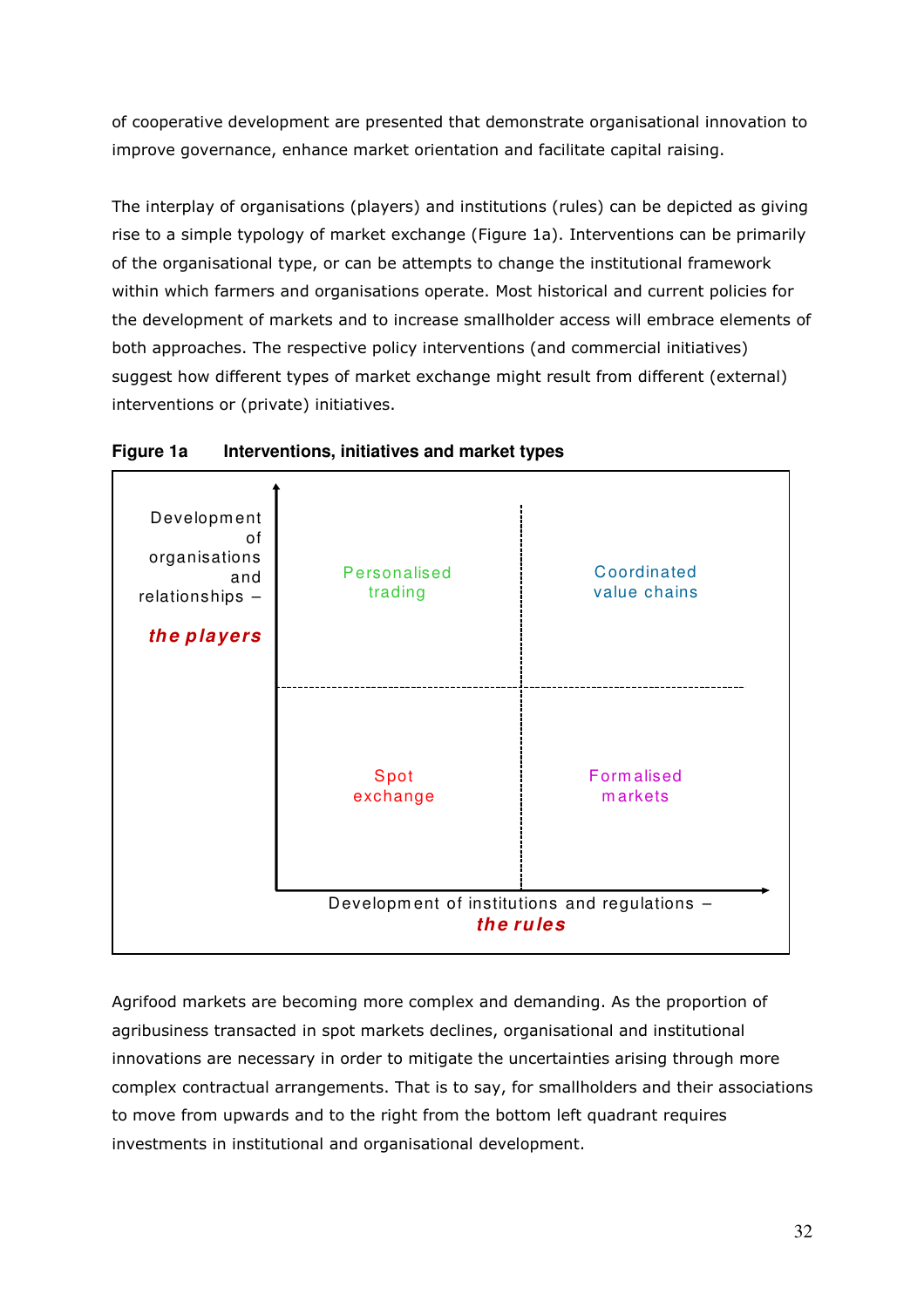of cooperative development are presented that demonstrate organisational innovation to improve governance, enhance market orientation and facilitate capital raising.

The interplay of organisations (players) and institutions (rules) can be depicted as giving rise to a simple typology of market exchange (Figure 1a). Interventions can be primarily of the organisational type, or can be attempts to change the institutional framework within which farmers and organisations operate. Most historical and current policies for the development of markets and to increase smallholder access will embrace elements of both approaches. The respective policy interventions (and commercial initiatives) suggest how different types of market exchange might result from different (external) interventions or (private) initiatives.

**Figure 1a Interventions, initiatives and market types**

| Development of organisations and relationships – ***the players*** | | |
|---|---|---|
| | Personalised trading | Coordinated value chains |
| | Spot exchange | Formalised markets |
| | Development of institutions and regulations – ***the rules*** | |

Agrifood markets are becoming more complex and demanding. As the proportion of agribusiness transacted in spot markets declines, organisational and institutional innovations are necessary in order to mitigate the uncertainties arising through more complex contractual arrangements. That is to say, for smallholders and their associations to move from upwards and to the right from the bottom left quadrant requires investments in institutional and organisational development.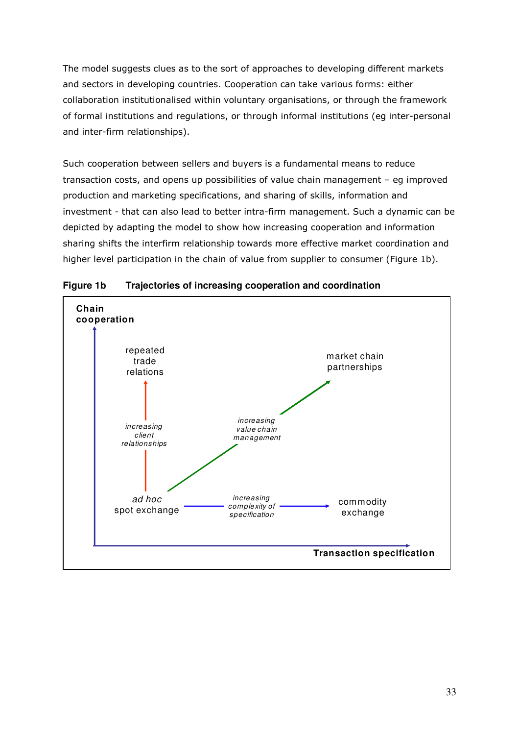The model suggests clues as to the sort of approaches to developing different markets and sectors in developing countries. Cooperation can take various forms: either collaboration institutionalised within voluntary organisations, or through the framework of formal institutions and regulations, or through informal institutions (eg inter-personal and inter-firm relationships).

Such cooperation between sellers and buyers is a fundamental means to reduce transaction costs, and opens up possibilities of value chain management – eg improved production and marketing specifications, and sharing of skills, information and investment - that can also lead to better intra-firm management. Such a dynamic can be depicted by adapting the model to show how increasing cooperation and information sharing shifts the interfirm relationship towards more effective market coordination and higher level participation in the chain of value from supplier to consumer (Figure 1b).

**Figure 1b Trajectories of increasing cooperation and coordination**

Chain cooperation

repeated trade relations

market chain partnerships

*increasing client relationships*

*increasing value chain management*

*ad hoc* spot exchange

*increasing complexity of specification*

commodity exchange

Transaction specification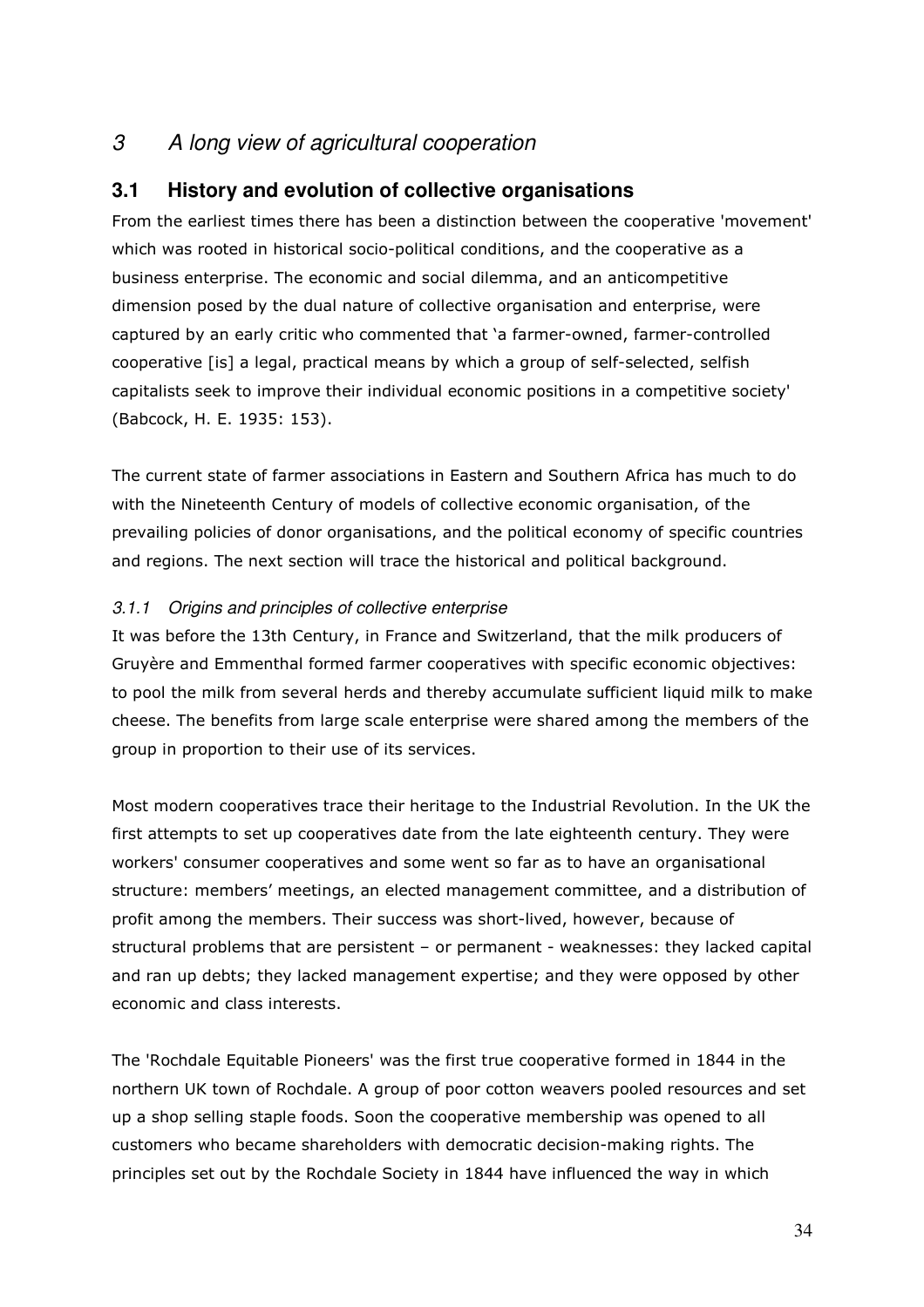# 3 *A long view of agricultural cooperation*

## 3.1 History and evolution of collective organisations

From the earliest times there has been a distinction between the cooperative 'movement' which was rooted in historical socio-political conditions, and the cooperative as a business enterprise. The economic and social dilemma, and an anticompetitive dimension posed by the dual nature of collective organisation and enterprise, were captured by an early critic who commented that 'a farmer-owned, farmer-controlled cooperative [is] a legal, practical means by which a group of self-selected, selfish capitalists seek to improve their individual economic positions in a competitive society' (Babcock, H. E. 1935: 153).

The current state of farmer associations in Eastern and Southern Africa has much to do with the Nineteenth Century of models of collective economic organisation, of the prevailing policies of donor organisations, and the political economy of specific countries and regions. The next section will trace the historical and political background.

### *3.1.1 Origins and principles of collective enterprise*

It was before the 13th Century, in France and Switzerland, that the milk producers of Gruyère and Emmenthal formed farmer cooperatives with specific economic objectives: to pool the milk from several herds and thereby accumulate sufficient liquid milk to make cheese. The benefits from large scale enterprise were shared among the members of the group in proportion to their use of its services.

Most modern cooperatives trace their heritage to the Industrial Revolution. In the UK the first attempts to set up cooperatives date from the late eighteenth century. They were workers' consumer cooperatives and some went so far as to have an organisational structure: members' meetings, an elected management committee, and a distribution of profit among the members. Their success was short-lived, however, because of structural problems that are persistent – or permanent - weaknesses: they lacked capital and ran up debts; they lacked management expertise; and they were opposed by other economic and class interests.

The 'Rochdale Equitable Pioneers' was the first true cooperative formed in 1844 in the northern UK town of Rochdale. A group of poor cotton weavers pooled resources and set up a shop selling staple foods. Soon the cooperative membership was opened to all customers who became shareholders with democratic decision-making rights. The principles set out by the Rochdale Society in 1844 have influenced the way in which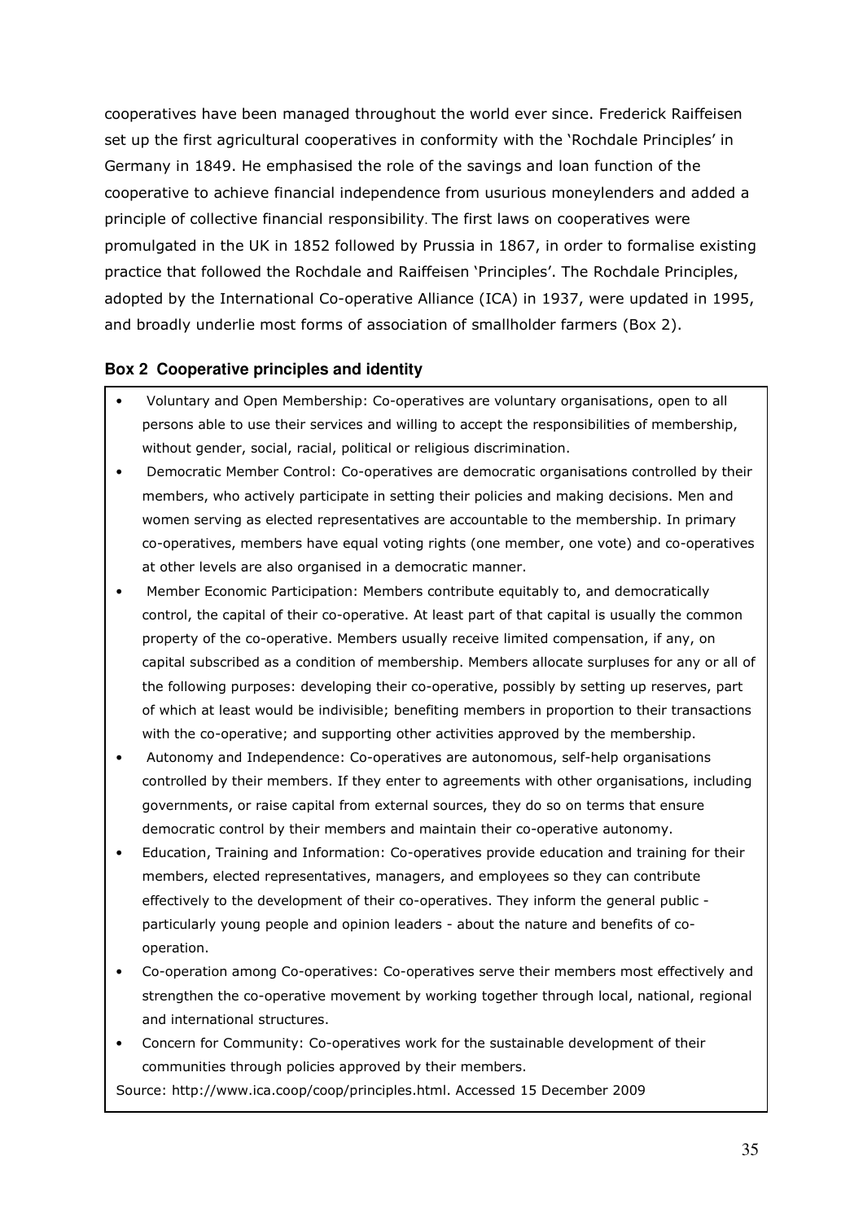cooperatives have been managed throughout the world ever since. Frederick Raiffeisen set up the first agricultural cooperatives in conformity with the 'Rochdale Principles' in Germany in 1849. He emphasised the role of the savings and loan function of the cooperative to achieve financial independence from usurious moneylenders and added a principle of collective financial responsibility. The first laws on cooperatives were promulgated in the UK in 1852 followed by Prussia in 1867, in order to formalise existing practice that followed the Rochdale and Raiffeisen 'Principles'. The Rochdale Principles, adopted by the International Co-operative Alliance (ICA) in 1937, were updated in 1995, and broadly underlie most forms of association of smallholder farmers (Box 2).

### Box 2 Cooperative principles and identity

- Voluntary and Open Membership: Co-operatives are voluntary organisations, open to all persons able to use their services and willing to accept the responsibilities of membership, without gender, social, racial, political or religious discrimination.
- Democratic Member Control: Co-operatives are democratic organisations controlled by their members, who actively participate in setting their policies and making decisions. Men and women serving as elected representatives are accountable to the membership. In primary co-operatives, members have equal voting rights (one member, one vote) and co-operatives at other levels are also organised in a democratic manner.
- Member Economic Participation: Members contribute equitably to, and democratically control, the capital of their co-operative. At least part of that capital is usually the common property of the co-operative. Members usually receive limited compensation, if any, on capital subscribed as a condition of membership. Members allocate surpluses for any or all of the following purposes: developing their co-operative, possibly by setting up reserves, part of which at least would be indivisible; benefiting members in proportion to their transactions with the co-operative; and supporting other activities approved by the membership.
- Autonomy and Independence: Co-operatives are autonomous, self-help organisations controlled by their members. If they enter to agreements with other organisations, including governments, or raise capital from external sources, they do so on terms that ensure democratic control by their members and maintain their co-operative autonomy.
- Education, Training and Information: Co-operatives provide education and training for their members, elected representatives, managers, and employees so they can contribute effectively to the development of their co-operatives. They inform the general public - particularly young people and opinion leaders - about the nature and benefits of co-operation.
- Co-operation among Co-operatives: Co-operatives serve their members most effectively and strengthen the co-operative movement by working together through local, national, regional and international structures.
- Concern for Community: Co-operatives work for the sustainable development of their communities through policies approved by their members.

Source: http://www.ica.coop/coop/principles.html. Accessed 15 December 2009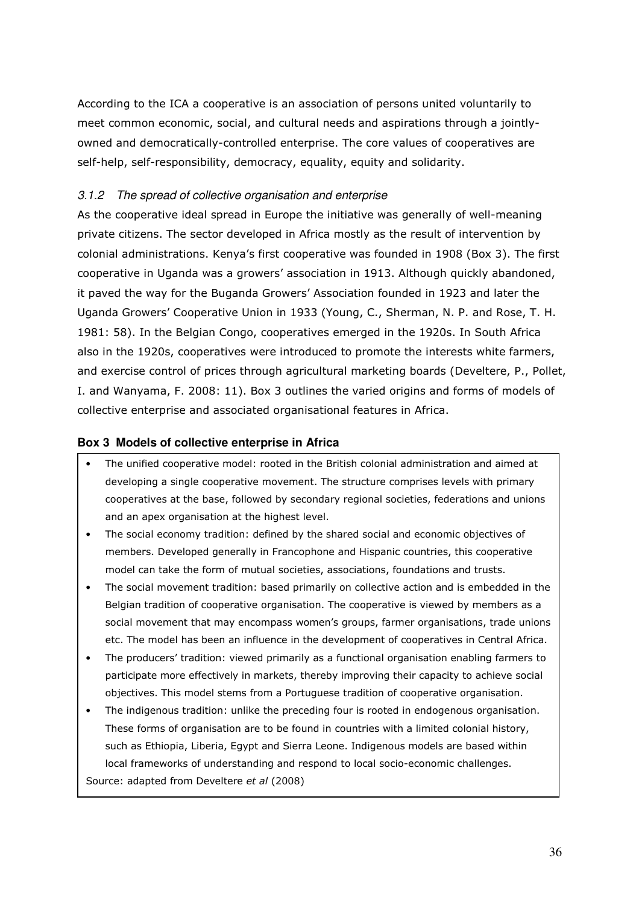According to the ICA a cooperative is an association of persons united voluntarily to meet common economic, social, and cultural needs and aspirations through a jointly-owned and democratically-controlled enterprise. The core values of cooperatives are self-help, self-responsibility, democracy, equality, equity and solidarity.

### *3.1.2 The spread of collective organisation and enterprise*

As the cooperative ideal spread in Europe the initiative was generally of well-meaning private citizens. The sector developed in Africa mostly as the result of intervention by colonial administrations. Kenya's first cooperative was founded in 1908 (Box 3). The first cooperative in Uganda was a growers' association in 1913. Although quickly abandoned, it paved the way for the Buganda Growers' Association founded in 1923 and later the Uganda Growers' Cooperative Union in 1933 (Young, C., Sherman, N. P. and Rose, T. H. 1981: 58). In the Belgian Congo, cooperatives emerged in the 1920s. In South Africa also in the 1920s, cooperatives were introduced to promote the interests white farmers, and exercise control of prices through agricultural marketing boards (Develtere, P., Pollet, I. and Wanyama, F. 2008: 11). Box 3 outlines the varied origins and forms of models of collective enterprise and associated organisational features in Africa.

**Box 3 Models of collective enterprise in Africa**

- The unified cooperative model: rooted in the British colonial administration and aimed at developing a single cooperative movement. The structure comprises levels with primary cooperatives at the base, followed by secondary regional societies, federations and unions and an apex organisation at the highest level.
- The social economy tradition: defined by the shared social and economic objectives of members. Developed generally in Francophone and Hispanic countries, this cooperative model can take the form of mutual societies, associations, foundations and trusts.
- The social movement tradition: based primarily on collective action and is embedded in the Belgian tradition of cooperative organisation. The cooperative is viewed by members as a social movement that may encompass women's groups, farmer organisations, trade unions etc. The model has been an influence in the development of cooperatives in Central Africa.
- The producers' tradition: viewed primarily as a functional organisation enabling farmers to participate more effectively in markets, thereby improving their capacity to achieve social objectives. This model stems from a Portuguese tradition of cooperative organisation.
- The indigenous tradition: unlike the preceding four is rooted in endogenous organisation. These forms of organisation are to be found in countries with a limited colonial history, such as Ethiopia, Liberia, Egypt and Sierra Leone. Indigenous models are based within local frameworks of understanding and respond to local socio-economic challenges.

Source: adapted from Develtere *et al* (2008)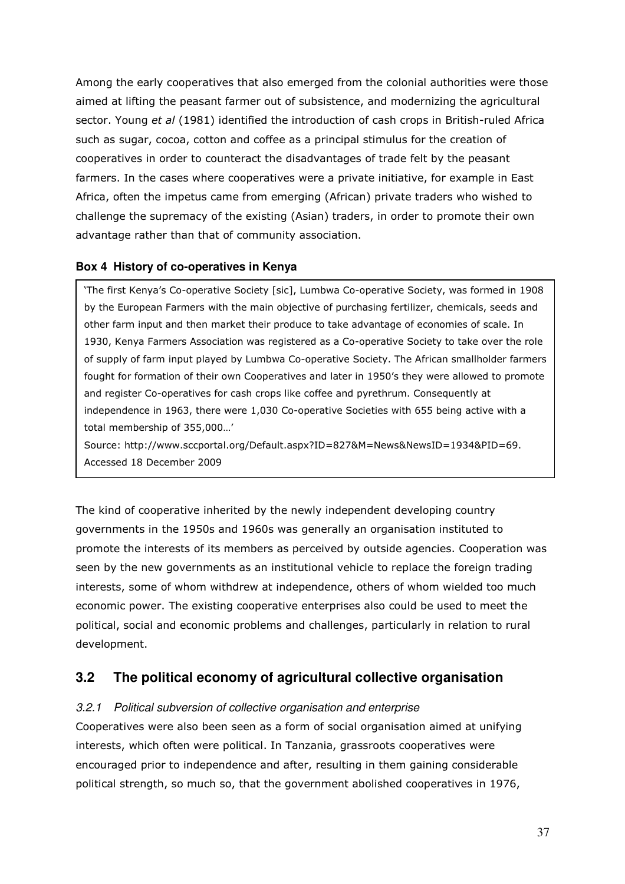Among the early cooperatives that also emerged from the colonial authorities were those aimed at lifting the peasant farmer out of subsistence, and modernizing the agricultural sector. Young *et al* (1981) identified the introduction of cash crops in British-ruled Africa such as sugar, cocoa, cotton and coffee as a principal stimulus for the creation of cooperatives in order to counteract the disadvantages of trade felt by the peasant farmers. In the cases where cooperatives were a private initiative, for example in East Africa, often the impetus came from emerging (African) private traders who wished to challenge the supremacy of the existing (Asian) traders, in order to promote their own advantage rather than that of community association.

**Box 4 History of co-operatives in Kenya**

> 'The first Kenya's Co-operative Society [sic], Lumbwa Co-operative Society, was formed in 1908 by the European Farmers with the main objective of purchasing fertilizer, chemicals, seeds and other farm input and then market their produce to take advantage of economies of scale. In 1930, Kenya Farmers Association was registered as a Co-operative Society to take over the role of supply of farm input played by Lumbwa Co-operative Society. The African smallholder farmers fought for formation of their own Cooperatives and later in 1950's they were allowed to promote and register Co-operatives for cash crops like coffee and pyrethrum. Consequently at independence in 1963, there were 1,030 Co-operative Societies with 655 being active with a total membership of 355,000…'
>
> Source: http://www.sccportal.org/Default.aspx?ID=827&M=News&NewsID=1934&PID=69. Accessed 18 December 2009

The kind of cooperative inherited by the newly independent developing country governments in the 1950s and 1960s was generally an organisation instituted to promote the interests of its members as perceived by outside agencies. Cooperation was seen by the new governments as an institutional vehicle to replace the foreign trading interests, some of whom withdrew at independence, others of whom wielded too much economic power. The existing cooperative enterprises also could be used to meet the political, social and economic problems and challenges, particularly in relation to rural development.

## 3.2 The political economy of agricultural collective organisation

### *3.2.1 Political subversion of collective organisation and enterprise*

Cooperatives were also been seen as a form of social organisation aimed at unifying interests, which often were political. In Tanzania, grassroots cooperatives were encouraged prior to independence and after, resulting in them gaining considerable political strength, so much so, that the government abolished cooperatives in 1976,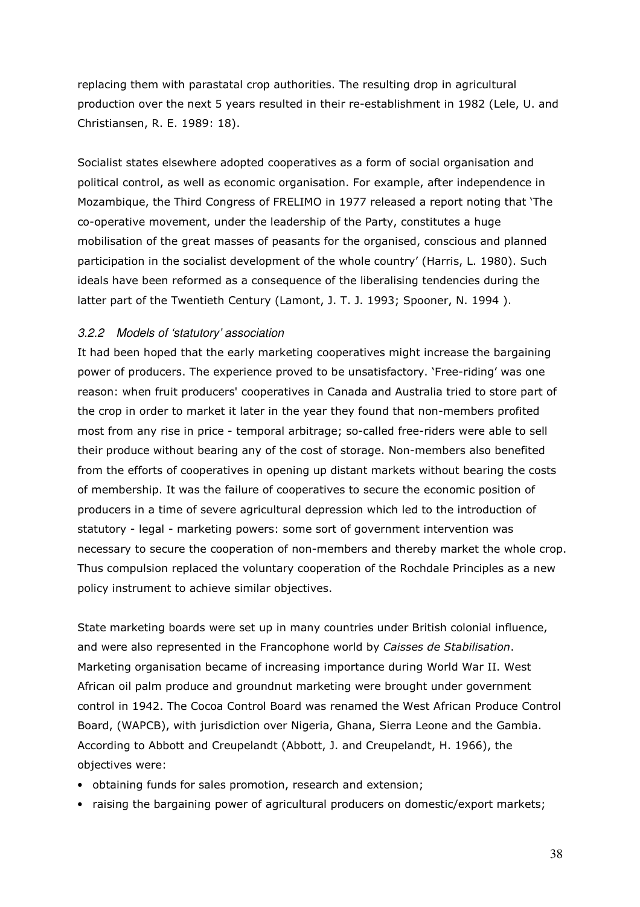replacing them with parastatal crop authorities. The resulting drop in agricultural production over the next 5 years resulted in their re-establishment in 1982 (Lele, U. and Christiansen, R. E. 1989: 18).

Socialist states elsewhere adopted cooperatives as a form of social organisation and political control, as well as economic organisation. For example, after independence in Mozambique, the Third Congress of FRELIMO in 1977 released a report noting that 'The co-operative movement, under the leadership of the Party, constitutes a huge mobilisation of the great masses of peasants for the organised, conscious and planned participation in the socialist development of the whole country' (Harris, L. 1980). Such ideals have been reformed as a consequence of the liberalising tendencies during the latter part of the Twentieth Century (Lamont, J. T. J. 1993; Spooner, N. 1994 ).

### *3.2.2 Models of 'statutory' association*

It had been hoped that the early marketing cooperatives might increase the bargaining power of producers. The experience proved to be unsatisfactory. 'Free-riding' was one reason: when fruit producers' cooperatives in Canada and Australia tried to store part of the crop in order to market it later in the year they found that non-members profited most from any rise in price - temporal arbitrage; so-called free-riders were able to sell their produce without bearing any of the cost of storage. Non-members also benefited from the efforts of cooperatives in opening up distant markets without bearing the costs of membership. It was the failure of cooperatives to secure the economic position of producers in a time of severe agricultural depression which led to the introduction of statutory - legal - marketing powers: some sort of government intervention was necessary to secure the cooperation of non-members and thereby market the whole crop. Thus compulsion replaced the voluntary cooperation of the Rochdale Principles as a new policy instrument to achieve similar objectives.

State marketing boards were set up in many countries under British colonial influence, and were also represented in the Francophone world by *Caisses de Stabilisation*. Marketing organisation became of increasing importance during World War II. West African oil palm produce and groundnut marketing were brought under government control in 1942. The Cocoa Control Board was renamed the West African Produce Control Board, (WAPCB), with jurisdiction over Nigeria, Ghana, Sierra Leone and the Gambia. According to Abbott and Creupelandt (Abbott, J. and Creupelandt, H. 1966), the objectives were:

- obtaining funds for sales promotion, research and extension;
- raising the bargaining power of agricultural producers on domestic/export markets;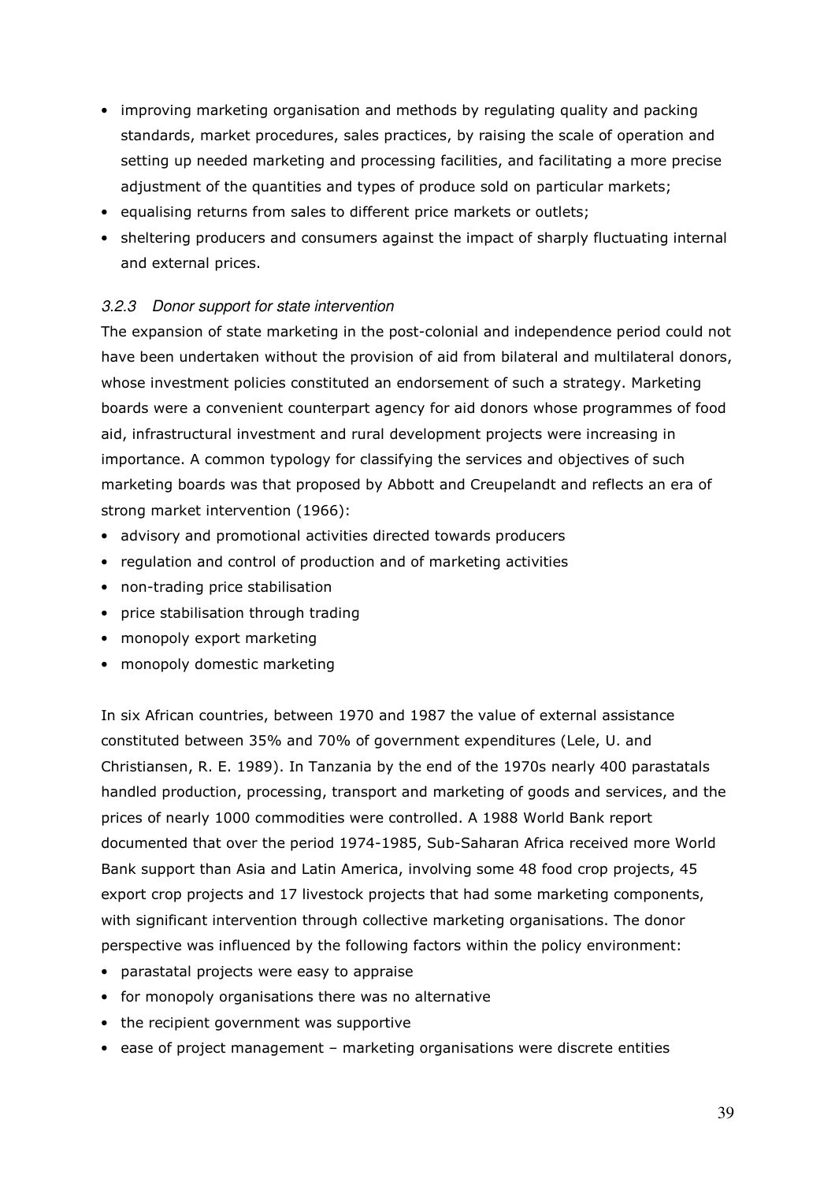- improving marketing organisation and methods by regulating quality and packing standards, market procedures, sales practices, by raising the scale of operation and setting up needed marketing and processing facilities, and facilitating a more precise adjustment of the quantities and types of produce sold on particular markets;
- equalising returns from sales to different price markets or outlets;
- sheltering producers and consumers against the impact of sharply fluctuating internal and external prices.

### *3.2.3 Donor support for state intervention*

The expansion of state marketing in the post-colonial and independence period could not have been undertaken without the provision of aid from bilateral and multilateral donors, whose investment policies constituted an endorsement of such a strategy. Marketing boards were a convenient counterpart agency for aid donors whose programmes of food aid, infrastructural investment and rural development projects were increasing in importance. A common typology for classifying the services and objectives of such marketing boards was that proposed by Abbott and Creupelandt and reflects an era of strong market intervention (1966):

- advisory and promotional activities directed towards producers
- regulation and control of production and of marketing activities
- non-trading price stabilisation
- price stabilisation through trading
- monopoly export marketing
- monopoly domestic marketing

In six African countries, between 1970 and 1987 the value of external assistance constituted between 35% and 70% of government expenditures (Lele, U. and Christiansen, R. E. 1989). In Tanzania by the end of the 1970s nearly 400 parastatals handled production, processing, transport and marketing of goods and services, and the prices of nearly 1000 commodities were controlled. A 1988 World Bank report documented that over the period 1974-1985, Sub-Saharan Africa received more World Bank support than Asia and Latin America, involving some 48 food crop projects, 45 export crop projects and 17 livestock projects that had some marketing components, with significant intervention through collective marketing organisations. The donor perspective was influenced by the following factors within the policy environment:

- parastatal projects were easy to appraise
- for monopoly organisations there was no alternative
- the recipient government was supportive
- ease of project management – marketing organisations were discrete entities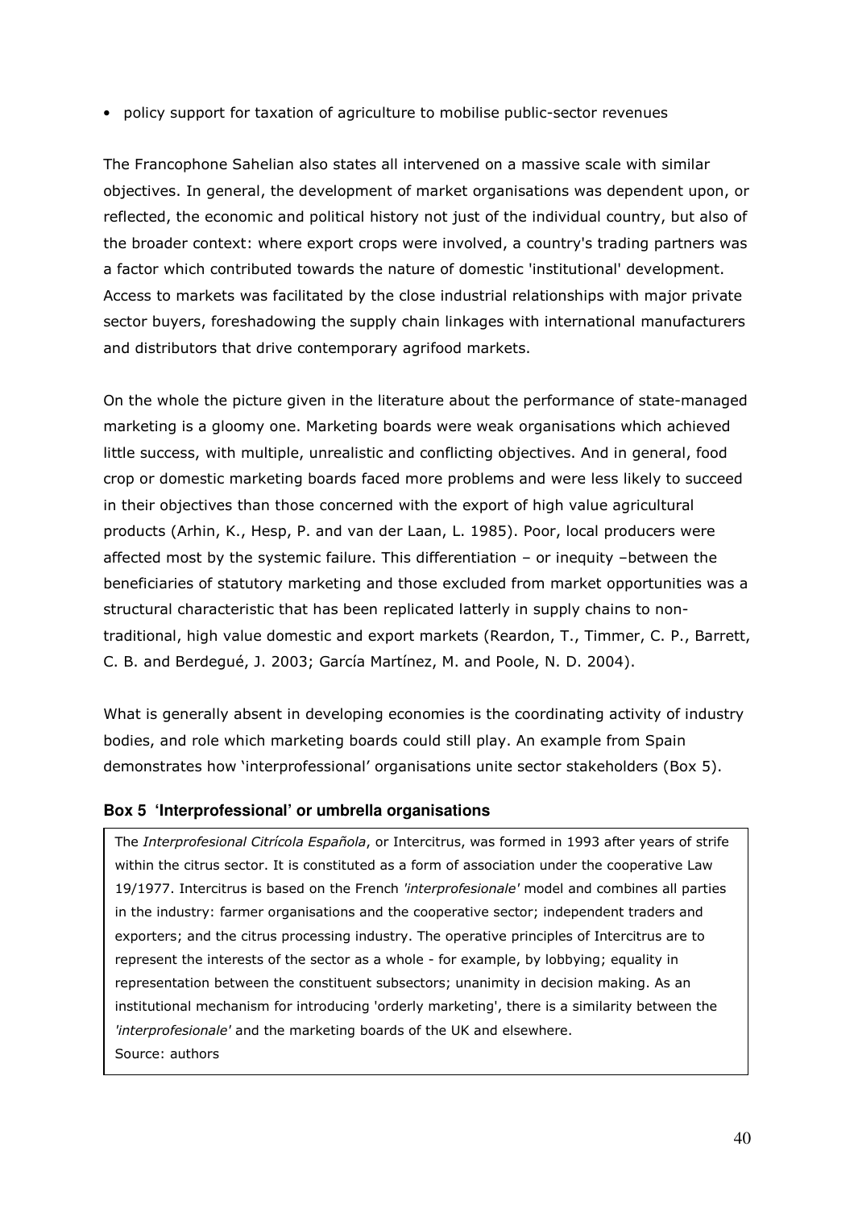- policy support for taxation of agriculture to mobilise public-sector revenues

The Francophone Sahelian also states all intervened on a massive scale with similar objectives. In general, the development of market organisations was dependent upon, or reflected, the economic and political history not just of the individual country, but also of the broader context: where export crops were involved, a country's trading partners was a factor which contributed towards the nature of domestic 'institutional' development. Access to markets was facilitated by the close industrial relationships with major private sector buyers, foreshadowing the supply chain linkages with international manufacturers and distributors that drive contemporary agrifood markets.

On the whole the picture given in the literature about the performance of state-managed marketing is a gloomy one. Marketing boards were weak organisations which achieved little success, with multiple, unrealistic and conflicting objectives. And in general, food crop or domestic marketing boards faced more problems and were less likely to succeed in their objectives than those concerned with the export of high value agricultural products (Arhin, K., Hesp, P. and van der Laan, L. 1985). Poor, local producers were affected most by the systemic failure. This differentiation – or inequity –between the beneficiaries of statutory marketing and those excluded from market opportunities was a structural characteristic that has been replicated latterly in supply chains to non-traditional, high value domestic and export markets (Reardon, T., Timmer, C. P., Barrett, C. B. and Berdegué, J. 2003; García Martínez, M. and Poole, N. D. 2004).

What is generally absent in developing economies is the coordinating activity of industry bodies, and role which marketing boards could still play. An example from Spain demonstrates how 'interprofessional' organisations unite sector stakeholders (Box 5).

**Box 5 'Interprofessional' or umbrella organisations**

The *Interprofesional Citrícola Española*, or Intercitrus, was formed in 1993 after years of strife within the citrus sector. It is constituted as a form of association under the cooperative Law 19/1977. Intercitrus is based on the French *'interprofesionale'* model and combines all parties in the industry: farmer organisations and the cooperative sector; independent traders and exporters; and the citrus processing industry. The operative principles of Intercitrus are to represent the interests of the sector as a whole - for example, by lobbying; equality in representation between the constituent subsectors; unanimity in decision making. As an institutional mechanism for introducing 'orderly marketing', there is a similarity between the *'interprofesionale'* and the marketing boards of the UK and elsewhere.

Source: authors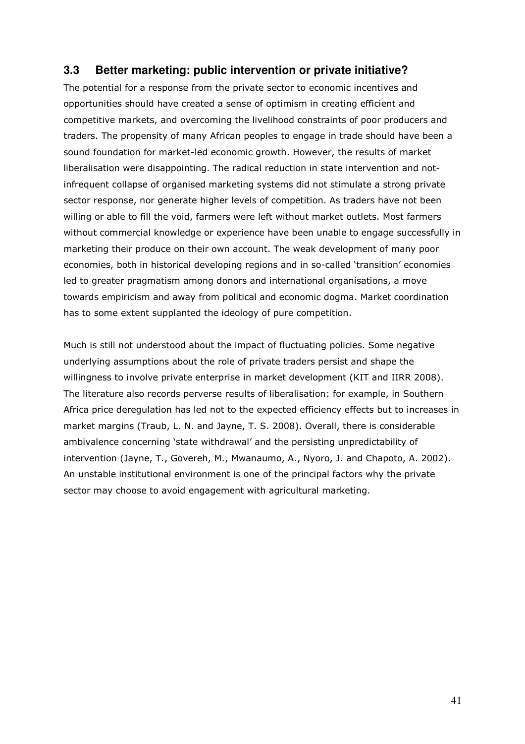## 3.3 Better marketing: public intervention or private initiative?

The potential for a response from the private sector to economic incentives and opportunities should have created a sense of optimism in creating efficient and competitive markets, and overcoming the livelihood constraints of poor producers and traders. The propensity of many African peoples to engage in trade should have been a sound foundation for market-led economic growth. However, the results of market liberalisation were disappointing. The radical reduction in state intervention and not-infrequent collapse of organised marketing systems did not stimulate a strong private sector response, nor generate higher levels of competition. As traders have not been willing or able to fill the void, farmers were left without market outlets. Most farmers without commercial knowledge or experience have been unable to engage successfully in marketing their produce on their own account. The weak development of many poor economies, both in historical developing regions and in so-called 'transition' economies led to greater pragmatism among donors and international organisations, a move towards empiricism and away from political and economic dogma. Market coordination has to some extent supplanted the ideology of pure competition.

Much is still not understood about the impact of fluctuating policies. Some negative underlying assumptions about the role of private traders persist and shape the willingness to involve private enterprise in market development (KIT and IIRR 2008). The literature also records perverse results of liberalisation: for example, in Southern Africa price deregulation has led not to the expected efficiency effects but to increases in market margins (Traub, L. N. and Jayne, T. S. 2008). Overall, there is considerable ambivalence concerning 'state withdrawal' and the persisting unpredictability of intervention (Jayne, T., Govereh, M., Mwanaumo, A., Nyoro, J. and Chapoto, A. 2002). An unstable institutional environment is one of the principal factors why the private sector may choose to avoid engagement with agricultural marketing.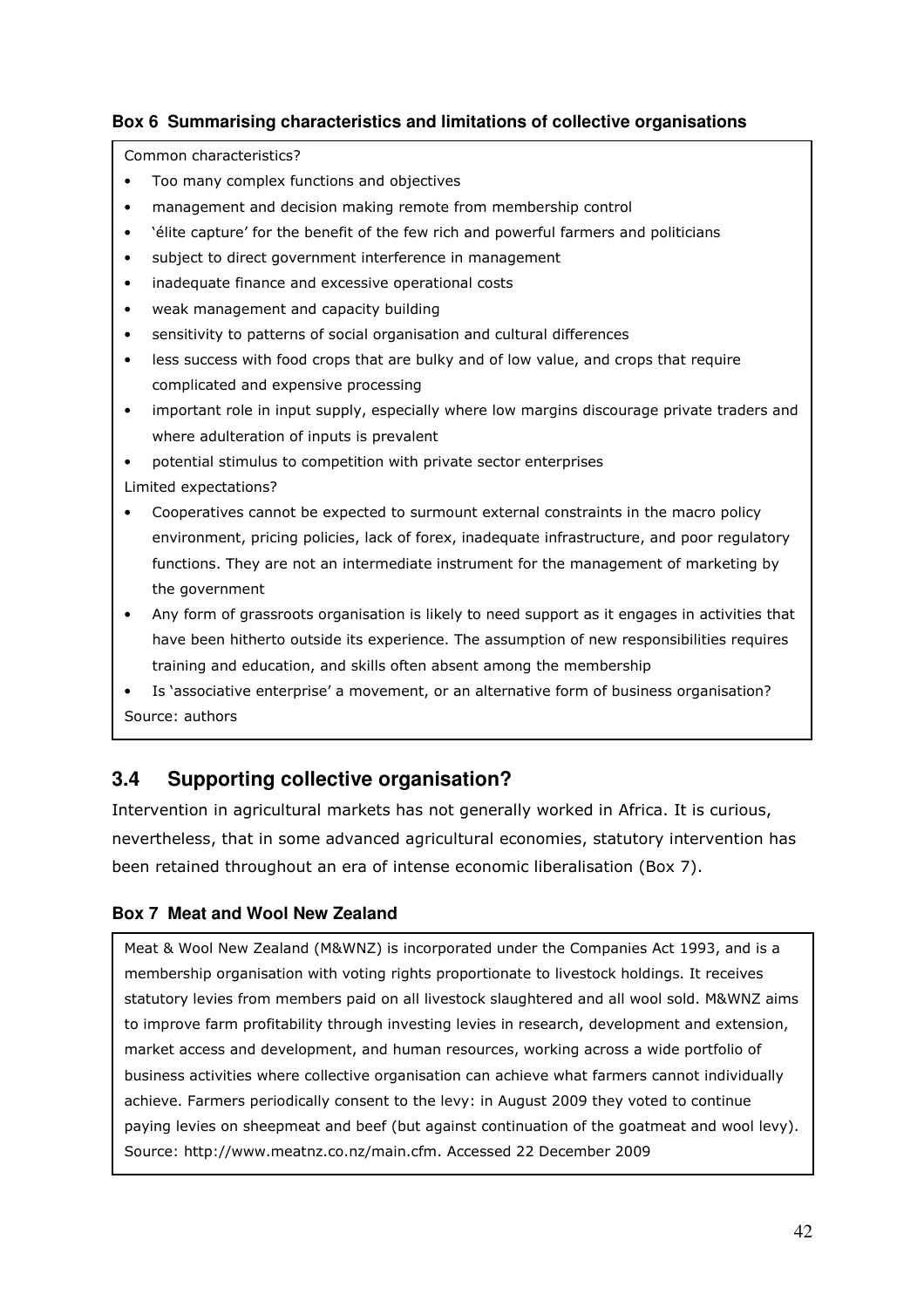### Box 6 Summarising characteristics and limitations of collective organisations

Common characteristics?

- Too many complex functions and objectives
- management and decision making remote from membership control
- 'élite capture' for the benefit of the few rich and powerful farmers and politicians
- subject to direct government interference in management
- inadequate finance and excessive operational costs
- weak management and capacity building
- sensitivity to patterns of social organisation and cultural differences
- less success with food crops that are bulky and of low value, and crops that require complicated and expensive processing
- important role in input supply, especially where low margins discourage private traders and where adulteration of inputs is prevalent
- potential stimulus to competition with private sector enterprises

Limited expectations?

- Cooperatives cannot be expected to surmount external constraints in the macro policy environment, pricing policies, lack of forex, inadequate infrastructure, and poor regulatory functions. They are not an intermediate instrument for the management of marketing by the government
- Any form of grassroots organisation is likely to need support as it engages in activities that have been hitherto outside its experience. The assumption of new responsibilities requires training and education, and skills often absent among the membership
- Is 'associative enterprise' a movement, or an alternative form of business organisation?

Source: authors

## 3.4 Supporting collective organisation?

Intervention in agricultural markets has not generally worked in Africa. It is curious, nevertheless, that in some advanced agricultural economies, statutory intervention has been retained throughout an era of intense economic liberalisation (Box 7).

### Box 7 Meat and Wool New Zealand

Meat & Wool New Zealand (M&WNZ) is incorporated under the Companies Act 1993, and is a membership organisation with voting rights proportionate to livestock holdings. It receives statutory levies from members paid on all livestock slaughtered and all wool sold. M&WNZ aims to improve farm profitability through investing levies in research, development and extension, market access and development, and human resources, working across a wide portfolio of business activities where collective organisation can achieve what farmers cannot individually achieve. Farmers periodically consent to the levy: in August 2009 they voted to continue paying levies on sheepmeat and beef (but against continuation of the goatmeat and wool levy).

Source: http://www.meatnz.co.nz/main.cfm. Accessed 22 December 2009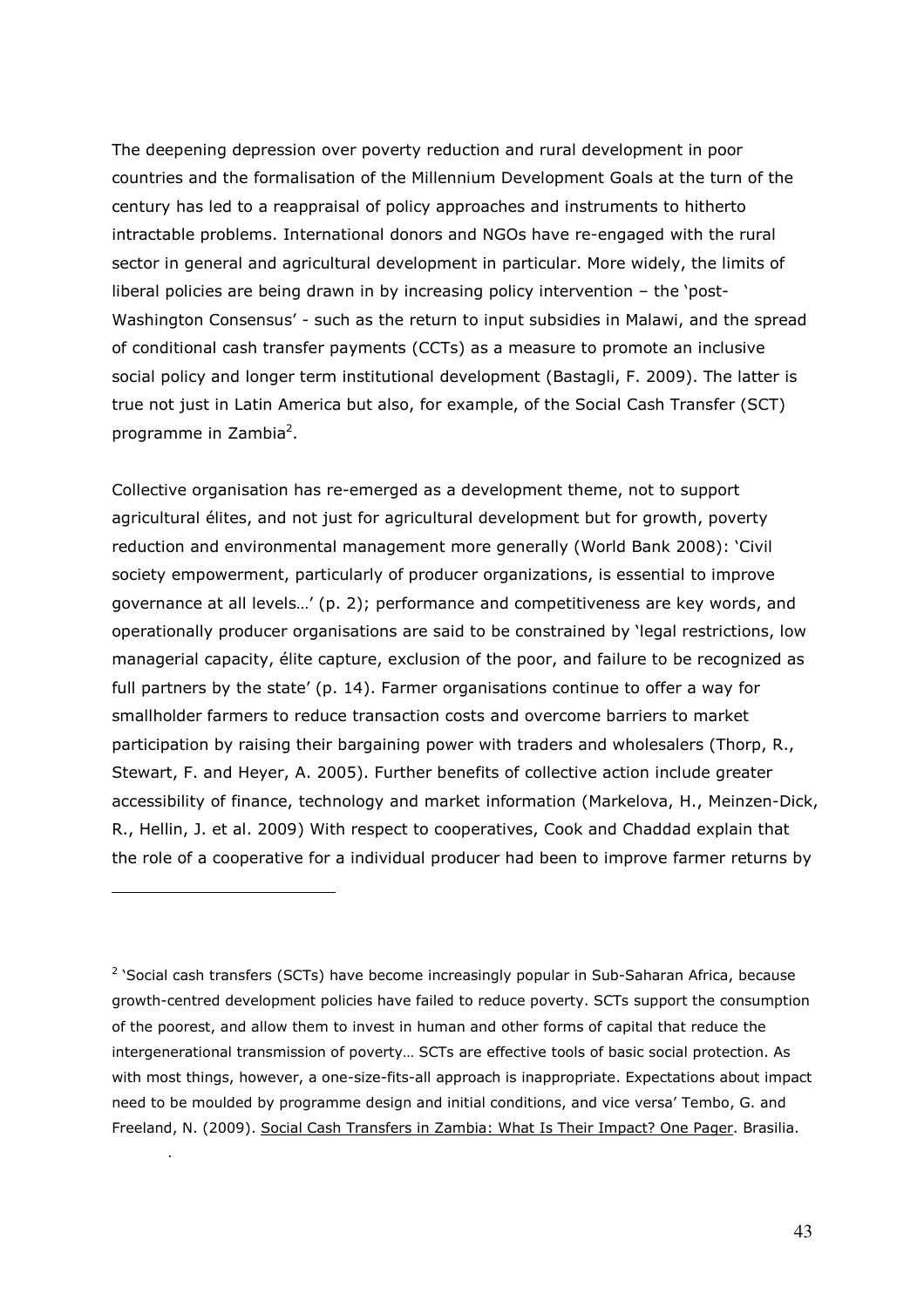The deepening depression over poverty reduction and rural development in poor countries and the formalisation of the Millennium Development Goals at the turn of the century has led to a reappraisal of policy approaches and instruments to hitherto intractable problems. International donors and NGOs have re-engaged with the rural sector in general and agricultural development in particular. More widely, the limits of liberal policies are being drawn in by increasing policy intervention – the 'post-Washington Consensus' - such as the return to input subsidies in Malawi, and the spread of conditional cash transfer payments (CCTs) as a measure to promote an inclusive social policy and longer term institutional development (Bastagli, F. 2009). The latter is true not just in Latin America but also, for example, of the Social Cash Transfer (SCT) programme in Zambia[2].

Collective organisation has re-emerged as a development theme, not to support agricultural élites, and not just for agricultural development but for growth, poverty reduction and environmental management more generally (World Bank 2008): 'Civil society empowerment, particularly of producer organizations, is essential to improve governance at all levels…' (p. 2); performance and competitiveness are key words, and operationally producer organisations are said to be constrained by 'legal restrictions, low managerial capacity, élite capture, exclusion of the poor, and failure to be recognized as full partners by the state' (p. 14). Farmer organisations continue to offer a way for smallholder farmers to reduce transaction costs and overcome barriers to market participation by raising their bargaining power with traders and wholesalers (Thorp, R., Stewart, F. and Heyer, A. 2005). Further benefits of collective action include greater accessibility of finance, technology and market information (Markelova, H., Meinzen-Dick, R., Hellin, J. et al. 2009) With respect to cooperatives, Cook and Chaddad explain that the role of a cooperative for a individual producer had been to improve farmer returns by

---

[2] 'Social cash transfers (SCTs) have become increasingly popular in Sub-Saharan Africa, because growth-centred development policies have failed to reduce poverty. SCTs support the consumption of the poorest, and allow them to invest in human and other forms of capital that reduce the intergenerational transmission of poverty… SCTs are effective tools of basic social protection. As with most things, however, a one-size-fits-all approach is inappropriate. Expectations about impact need to be moulded by programme design and initial conditions, and vice versa' Tembo, G. and Freeland, N. (2009). Social Cash Transfers in Zambia: What Is Their Impact? One Pager. Brasilia.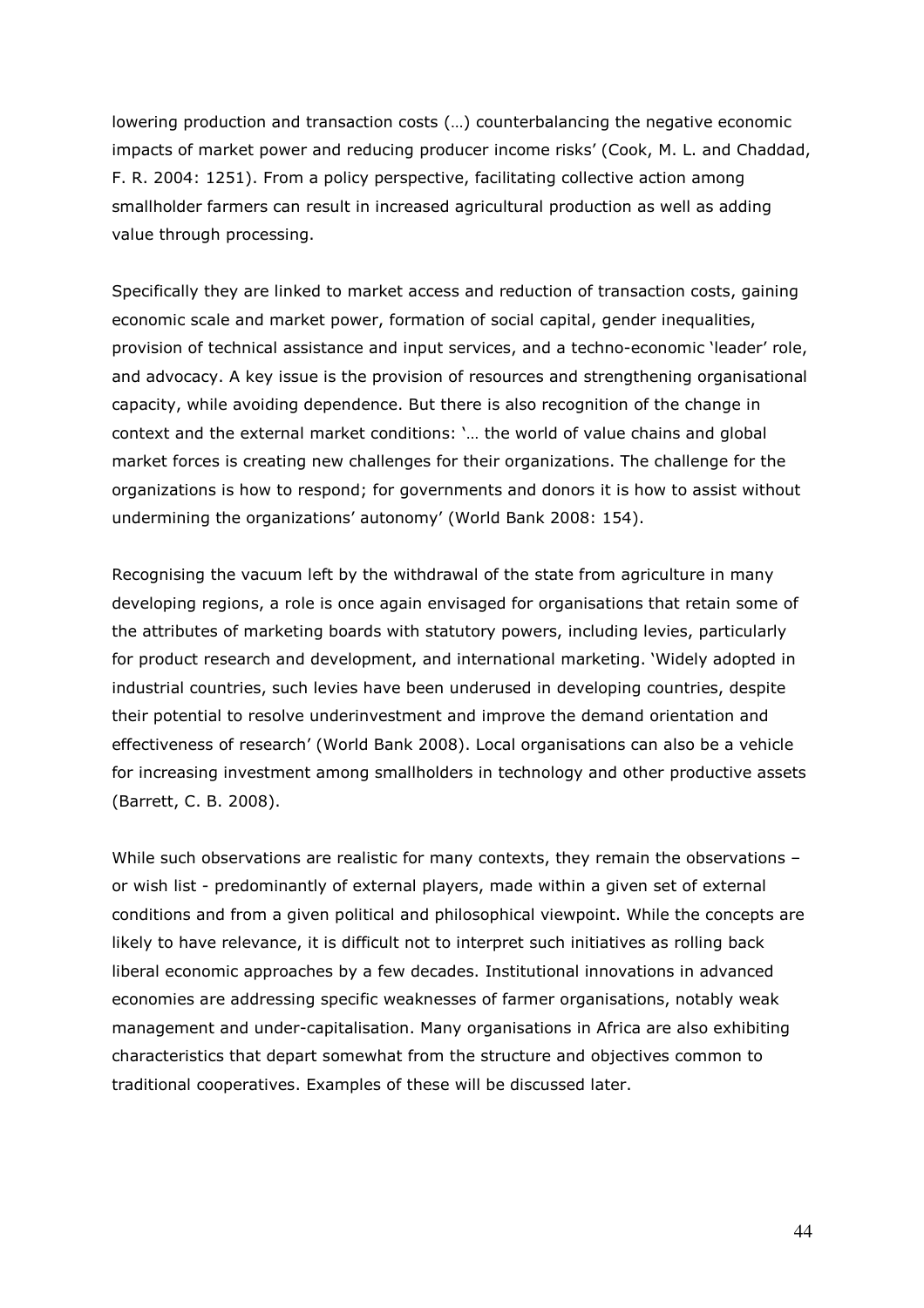lowering production and transaction costs (…) counterbalancing the negative economic impacts of market power and reducing producer income risks' (Cook, M. L. and Chaddad, F. R. 2004: 1251). From a policy perspective, facilitating collective action among smallholder farmers can result in increased agricultural production as well as adding value through processing.

Specifically they are linked to market access and reduction of transaction costs, gaining economic scale and market power, formation of social capital, gender inequalities, provision of technical assistance and input services, and a techno-economic 'leader' role, and advocacy. A key issue is the provision of resources and strengthening organisational capacity, while avoiding dependence. But there is also recognition of the change in context and the external market conditions: '… the world of value chains and global market forces is creating new challenges for their organizations. The challenge for the organizations is how to respond; for governments and donors it is how to assist without undermining the organizations' autonomy' (World Bank 2008: 154).

Recognising the vacuum left by the withdrawal of the state from agriculture in many developing regions, a role is once again envisaged for organisations that retain some of the attributes of marketing boards with statutory powers, including levies, particularly for product research and development, and international marketing. 'Widely adopted in industrial countries, such levies have been underused in developing countries, despite their potential to resolve underinvestment and improve the demand orientation and effectiveness of research' (World Bank 2008). Local organisations can also be a vehicle for increasing investment among smallholders in technology and other productive assets (Barrett, C. B. 2008).

While such observations are realistic for many contexts, they remain the observations – or wish list - predominantly of external players, made within a given set of external conditions and from a given political and philosophical viewpoint. While the concepts are likely to have relevance, it is difficult not to interpret such initiatives as rolling back liberal economic approaches by a few decades. Institutional innovations in advanced economies are addressing specific weaknesses of farmer organisations, notably weak management and under-capitalisation. Many organisations in Africa are also exhibiting characteristics that depart somewhat from the structure and objectives common to traditional cooperatives. Examples of these will be discussed later.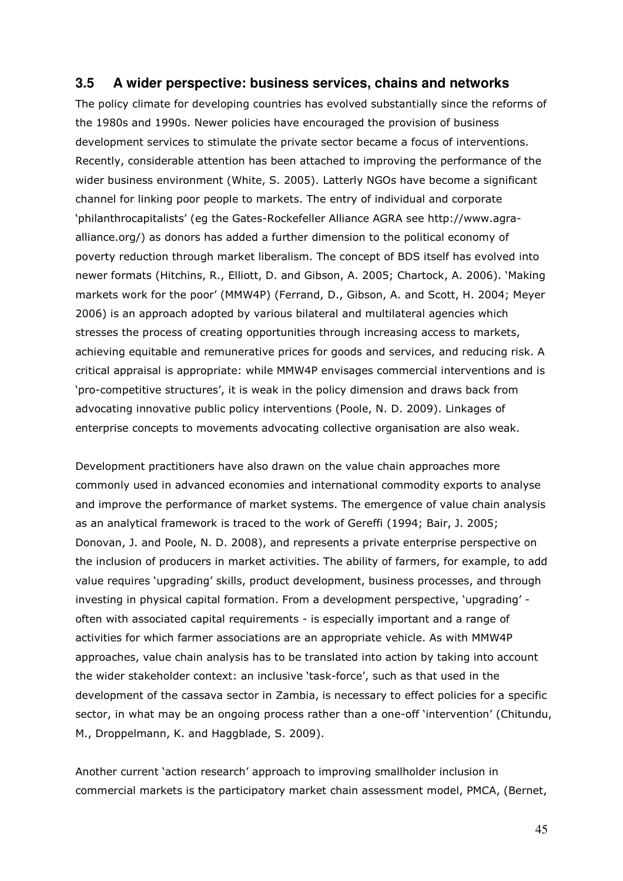## 3.5 A wider perspective: business services, chains and networks

The policy climate for developing countries has evolved substantially since the reforms of the 1980s and 1990s. Newer policies have encouraged the provision of business development services to stimulate the private sector became a focus of interventions. Recently, considerable attention has been attached to improving the performance of the wider business environment (White, S. 2005). Latterly NGOs have become a significant channel for linking poor people to markets. The entry of individual and corporate 'philanthrocapitalists' (eg the Gates-Rockefeller Alliance AGRA see http://www.agra-alliance.org/) as donors has added a further dimension to the political economy of poverty reduction through market liberalism. The concept of BDS itself has evolved into newer formats (Hitchins, R., Elliott, D. and Gibson, A. 2005; Chartock, A. 2006). 'Making markets work for the poor' (MMW4P) (Ferrand, D., Gibson, A. and Scott, H. 2004; Meyer 2006) is an approach adopted by various bilateral and multilateral agencies which stresses the process of creating opportunities through increasing access to markets, achieving equitable and remunerative prices for goods and services, and reducing risk. A critical appraisal is appropriate: while MMW4P envisages commercial interventions and is 'pro-competitive structures', it is weak in the policy dimension and draws back from advocating innovative public policy interventions (Poole, N. D. 2009). Linkages of enterprise concepts to movements advocating collective organisation are also weak.

Development practitioners have also drawn on the value chain approaches more commonly used in advanced economies and international commodity exports to analyse and improve the performance of market systems. The emergence of value chain analysis as an analytical framework is traced to the work of Gereffi (1994; Bair, J. 2005; Donovan, J. and Poole, N. D. 2008), and represents a private enterprise perspective on the inclusion of producers in market activities. The ability of farmers, for example, to add value requires 'upgrading' skills, product development, business processes, and through investing in physical capital formation. From a development perspective, 'upgrading' - often with associated capital requirements - is especially important and a range of activities for which farmer associations are an appropriate vehicle. As with MMW4P approaches, value chain analysis has to be translated into action by taking into account the wider stakeholder context: an inclusive 'task-force', such as that used in the development of the cassava sector in Zambia, is necessary to effect policies for a specific sector, in what may be an ongoing process rather than a one-off 'intervention' (Chitundu, M., Droppelmann, K. and Haggblade, S. 2009).

Another current 'action research' approach to improving smallholder inclusion in commercial markets is the participatory market chain assessment model, PMCA, (Bernet,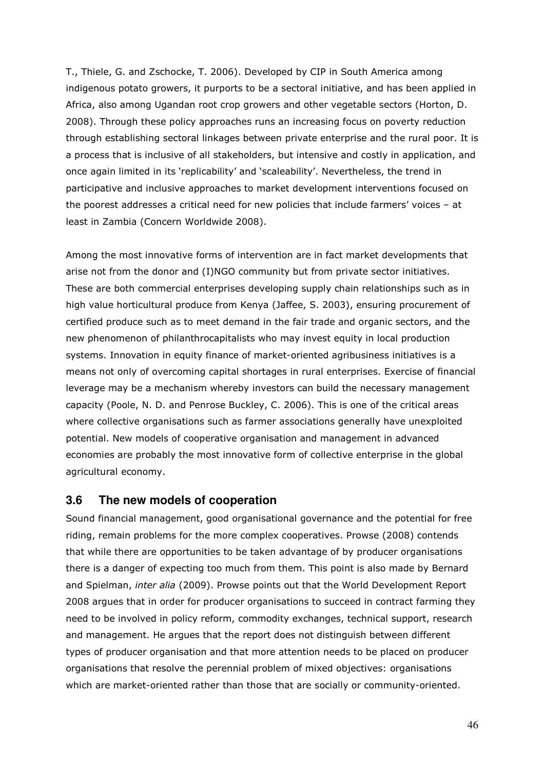T., Thiele, G. and Zschocke, T. 2006). Developed by CIP in South America among indigenous potato growers, it purports to be a sectoral initiative, and has been applied in Africa, also among Ugandan root crop growers and other vegetable sectors (Horton, D. 2008). Through these policy approaches runs an increasing focus on poverty reduction through establishing sectoral linkages between private enterprise and the rural poor. It is a process that is inclusive of all stakeholders, but intensive and costly in application, and once again limited in its 'replicability' and 'scaleability'. Nevertheless, the trend in participative and inclusive approaches to market development interventions focused on the poorest addresses a critical need for new policies that include farmers' voices – at least in Zambia (Concern Worldwide 2008).

Among the most innovative forms of intervention are in fact market developments that arise not from the donor and (I)NGO community but from private sector initiatives. These are both commercial enterprises developing supply chain relationships such as in high value horticultural produce from Kenya (Jaffee, S. 2003), ensuring procurement of certified produce such as to meet demand in the fair trade and organic sectors, and the new phenomenon of philanthrocapitalists who may invest equity in local production systems. Innovation in equity finance of market-oriented agribusiness initiatives is a means not only of overcoming capital shortages in rural enterprises. Exercise of financial leverage may be a mechanism whereby investors can build the necessary management capacity (Poole, N. D. and Penrose Buckley, C. 2006). This is one of the critical areas where collective organisations such as farmer associations generally have unexploited potential. New models of cooperative organisation and management in advanced economies are probably the most innovative form of collective enterprise in the global agricultural economy.

### 3.6 The new models of cooperation

Sound financial management, good organisational governance and the potential for free riding, remain problems for the more complex cooperatives. Prowse (2008) contends that while there are opportunities to be taken advantage of by producer organisations there is a danger of expecting too much from them. This point is also made by Bernard and Spielman, *inter alia* (2009). Prowse points out that the World Development Report 2008 argues that in order for producer organisations to succeed in contract farming they need to be involved in policy reform, commodity exchanges, technical support, research and management. He argues that the report does not distinguish between different types of producer organisation and that more attention needs to be placed on producer organisations that resolve the perennial problem of mixed objectives: organisations which are market-oriented rather than those that are socially or community-oriented.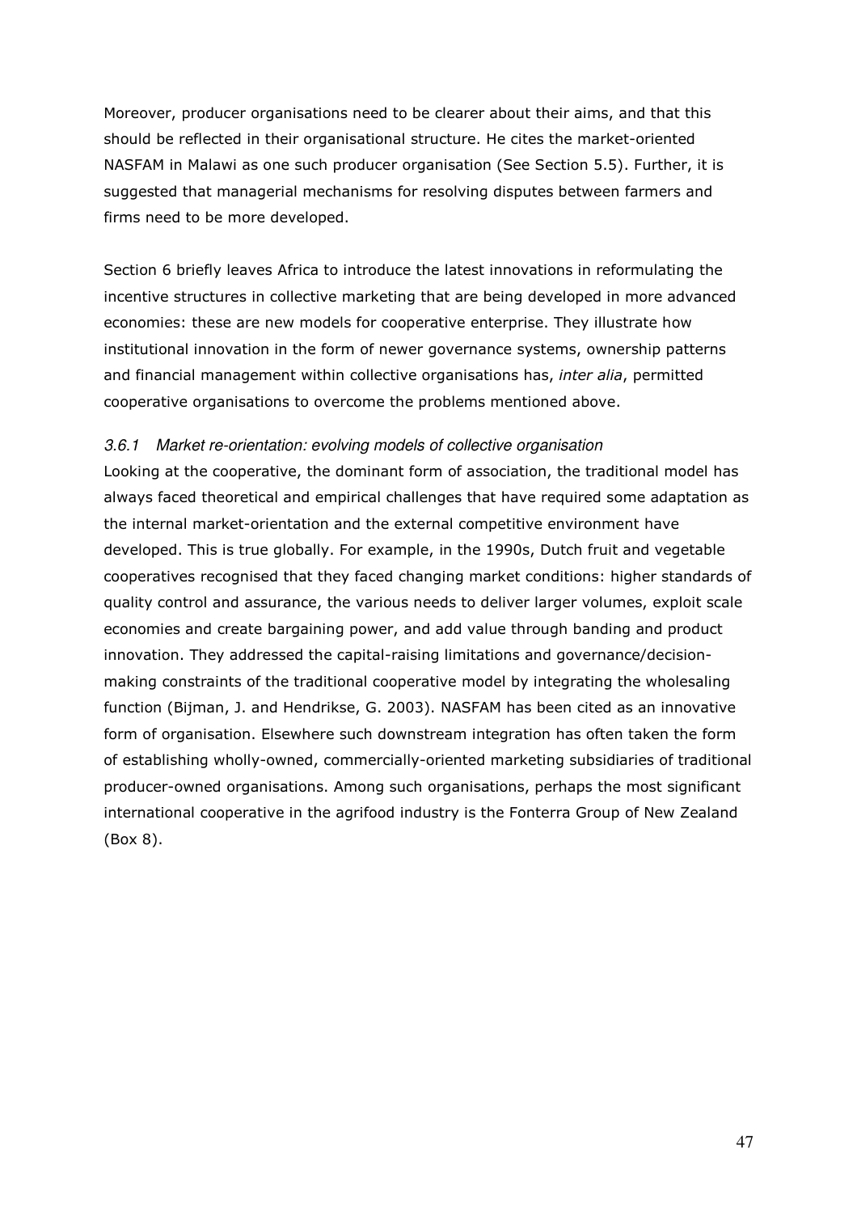Moreover, producer organisations need to be clearer about their aims, and that this should be reflected in their organisational structure. He cites the market-oriented NASFAM in Malawi as one such producer organisation (See Section 5.5). Further, it is suggested that managerial mechanisms for resolving disputes between farmers and firms need to be more developed.

Section 6 briefly leaves Africa to introduce the latest innovations in reformulating the incentive structures in collective marketing that are being developed in more advanced economies: these are new models for cooperative enterprise. They illustrate how institutional innovation in the form of newer governance systems, ownership patterns and financial management within collective organisations has, *inter alia*, permitted cooperative organisations to overcome the problems mentioned above.

### *3.6.1 Market re-orientation: evolving models of collective organisation*

Looking at the cooperative, the dominant form of association, the traditional model has always faced theoretical and empirical challenges that have required some adaptation as the internal market-orientation and the external competitive environment have developed. This is true globally. For example, in the 1990s, Dutch fruit and vegetable cooperatives recognised that they faced changing market conditions: higher standards of quality control and assurance, the various needs to deliver larger volumes, exploit scale economies and create bargaining power, and add value through banding and product innovation. They addressed the capital-raising limitations and governance/decision-making constraints of the traditional cooperative model by integrating the wholesaling function (Bijman, J. and Hendrikse, G. 2003). NASFAM has been cited as an innovative form of organisation. Elsewhere such downstream integration has often taken the form of establishing wholly-owned, commercially-oriented marketing subsidiaries of traditional producer-owned organisations. Among such organisations, perhaps the most significant international cooperative in the agrifood industry is the Fonterra Group of New Zealand (Box 8).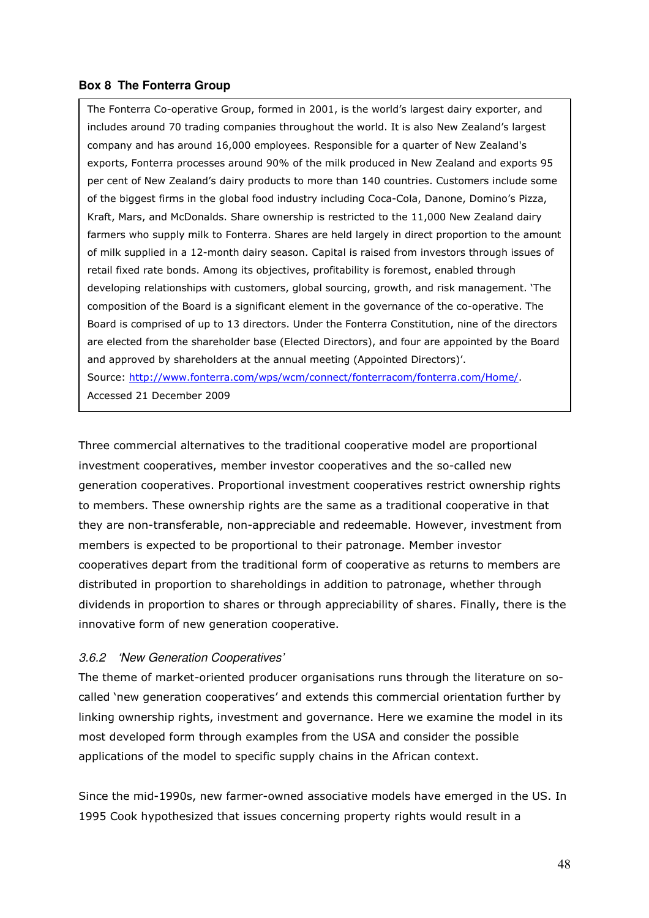**Box 8 The Fonterra Group**

> The Fonterra Co-operative Group, formed in 2001, is the world's largest dairy exporter, and includes around 70 trading companies throughout the world. It is also New Zealand's largest company and has around 16,000 employees. Responsible for a quarter of New Zealand's exports, Fonterra processes around 90% of the milk produced in New Zealand and exports 95 per cent of New Zealand's dairy products to more than 140 countries. Customers include some of the biggest firms in the global food industry including Coca-Cola, Danone, Domino's Pizza, Kraft, Mars, and McDonalds. Share ownership is restricted to the 11,000 New Zealand dairy farmers who supply milk to Fonterra. Shares are held largely in direct proportion to the amount of milk supplied in a 12-month dairy season. Capital is raised from investors through issues of retail fixed rate bonds. Among its objectives, profitability is foremost, enabled through developing relationships with customers, global sourcing, growth, and risk management. 'The composition of the Board is a significant element in the governance of the co-operative. The Board is comprised of up to 13 directors. Under the Fonterra Constitution, nine of the directors are elected from the shareholder base (Elected Directors), and four are appointed by the Board and approved by shareholders at the annual meeting (Appointed Directors)'.
> Source: http://www.fonterra.com/wps/wcm/connect/fonterracom/fonterra.com/Home/. Accessed 21 December 2009

Three commercial alternatives to the traditional cooperative model are proportional investment cooperatives, member investor cooperatives and the so-called new generation cooperatives. Proportional investment cooperatives restrict ownership rights to members. These ownership rights are the same as a traditional cooperative in that they are non-transferable, non-appreciable and redeemable. However, investment from members is expected to be proportional to their patronage. Member investor cooperatives depart from the traditional form of cooperative as returns to members are distributed in proportion to shareholdings in addition to patronage, whether through dividends in proportion to shares or through appreciability of shares. Finally, there is the innovative form of new generation cooperative.

### *3.6.2 'New Generation Cooperatives'*

The theme of market-oriented producer organisations runs through the literature on so-called 'new generation cooperatives' and extends this commercial orientation further by linking ownership rights, investment and governance. Here we examine the model in its most developed form through examples from the USA and consider the possible applications of the model to specific supply chains in the African context.

Since the mid-1990s, new farmer-owned associative models have emerged in the US. In 1995 Cook hypothesized that issues concerning property rights would result in a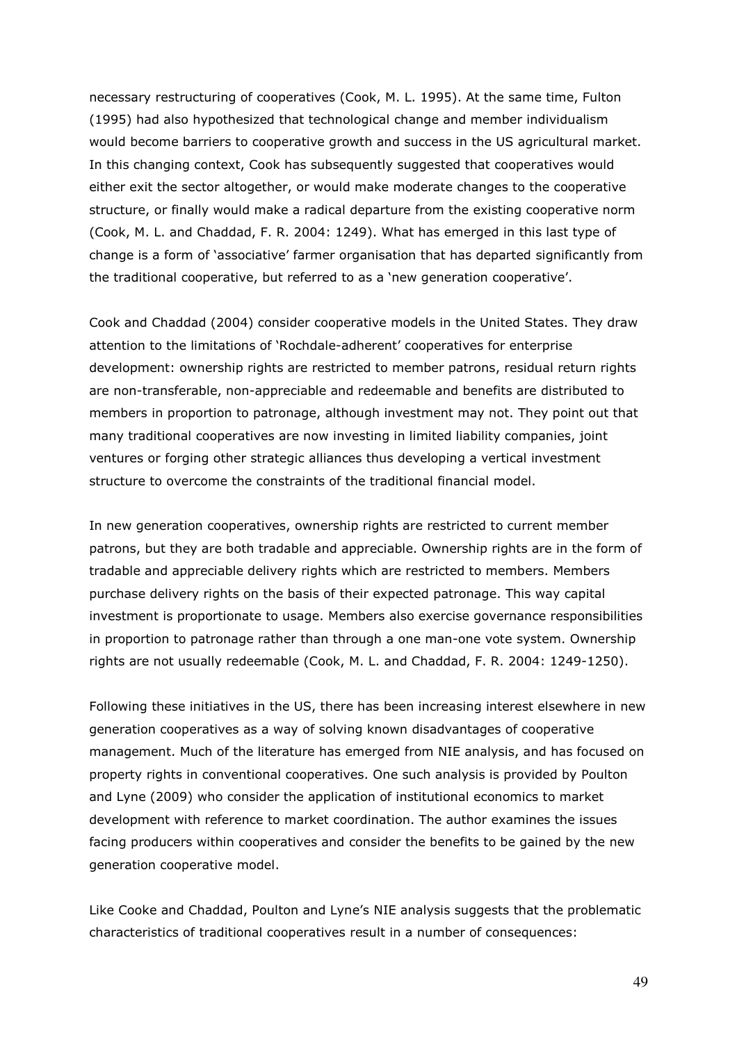necessary restructuring of cooperatives (Cook, M. L. 1995). At the same time, Fulton (1995) had also hypothesized that technological change and member individualism would become barriers to cooperative growth and success in the US agricultural market. In this changing context, Cook has subsequently suggested that cooperatives would either exit the sector altogether, or would make moderate changes to the cooperative structure, or finally would make a radical departure from the existing cooperative norm (Cook, M. L. and Chaddad, F. R. 2004: 1249). What has emerged in this last type of change is a form of 'associative' farmer organisation that has departed significantly from the traditional cooperative, but referred to as a 'new generation cooperative'.

Cook and Chaddad (2004) consider cooperative models in the United States. They draw attention to the limitations of 'Rochdale-adherent' cooperatives for enterprise development: ownership rights are restricted to member patrons, residual return rights are non-transferable, non-appreciable and redeemable and benefits are distributed to members in proportion to patronage, although investment may not. They point out that many traditional cooperatives are now investing in limited liability companies, joint ventures or forging other strategic alliances thus developing a vertical investment structure to overcome the constraints of the traditional financial model.

In new generation cooperatives, ownership rights are restricted to current member patrons, but they are both tradable and appreciable. Ownership rights are in the form of tradable and appreciable delivery rights which are restricted to members. Members purchase delivery rights on the basis of their expected patronage. This way capital investment is proportionate to usage. Members also exercise governance responsibilities in proportion to patronage rather than through a one man-one vote system. Ownership rights are not usually redeemable (Cook, M. L. and Chaddad, F. R. 2004: 1249-1250).

Following these initiatives in the US, there has been increasing interest elsewhere in new generation cooperatives as a way of solving known disadvantages of cooperative management. Much of the literature has emerged from NIE analysis, and has focused on property rights in conventional cooperatives. One such analysis is provided by Poulton and Lyne (2009) who consider the application of institutional economics to market development with reference to market coordination. The author examines the issues facing producers within cooperatives and consider the benefits to be gained by the new generation cooperative model.

Like Cooke and Chaddad, Poulton and Lyne's NIE analysis suggests that the problematic characteristics of traditional cooperatives result in a number of consequences: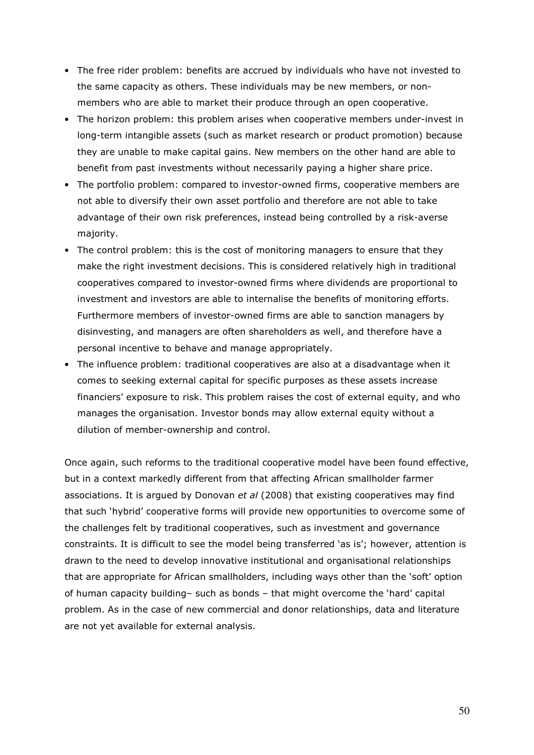- The free rider problem: benefits are accrued by individuals who have not invested to the same capacity as others. These individuals may be new members, or non-members who are able to market their produce through an open cooperative.
- The horizon problem: this problem arises when cooperative members under-invest in long-term intangible assets (such as market research or product promotion) because they are unable to make capital gains. New members on the other hand are able to benefit from past investments without necessarily paying a higher share price.
- The portfolio problem: compared to investor-owned firms, cooperative members are not able to diversify their own asset portfolio and therefore are not able to take advantage of their own risk preferences, instead being controlled by a risk-averse majority.
- The control problem: this is the cost of monitoring managers to ensure that they make the right investment decisions. This is considered relatively high in traditional cooperatives compared to investor-owned firms where dividends are proportional to investment and investors are able to internalise the benefits of monitoring efforts. Furthermore members of investor-owned firms are able to sanction managers by disinvesting, and managers are often shareholders as well, and therefore have a personal incentive to behave and manage appropriately.
- The influence problem: traditional cooperatives are also at a disadvantage when it comes to seeking external capital for specific purposes as these assets increase financiers' exposure to risk. This problem raises the cost of external equity, and who manages the organisation. Investor bonds may allow external equity without a dilution of member-ownership and control.

Once again, such reforms to the traditional cooperative model have been found effective, but in a context markedly different from that affecting African smallholder farmer associations. It is argued by Donovan *et al* (2008) that existing cooperatives may find that such 'hybrid' cooperative forms will provide new opportunities to overcome some of the challenges felt by traditional cooperatives, such as investment and governance constraints. It is difficult to see the model being transferred 'as is'; however, attention is drawn to the need to develop innovative institutional and organisational relationships that are appropriate for African smallholders, including ways other than the 'soft' option of human capacity building– such as bonds – that might overcome the 'hard' capital problem. As in the case of new commercial and donor relationships, data and literature are not yet available for external analysis.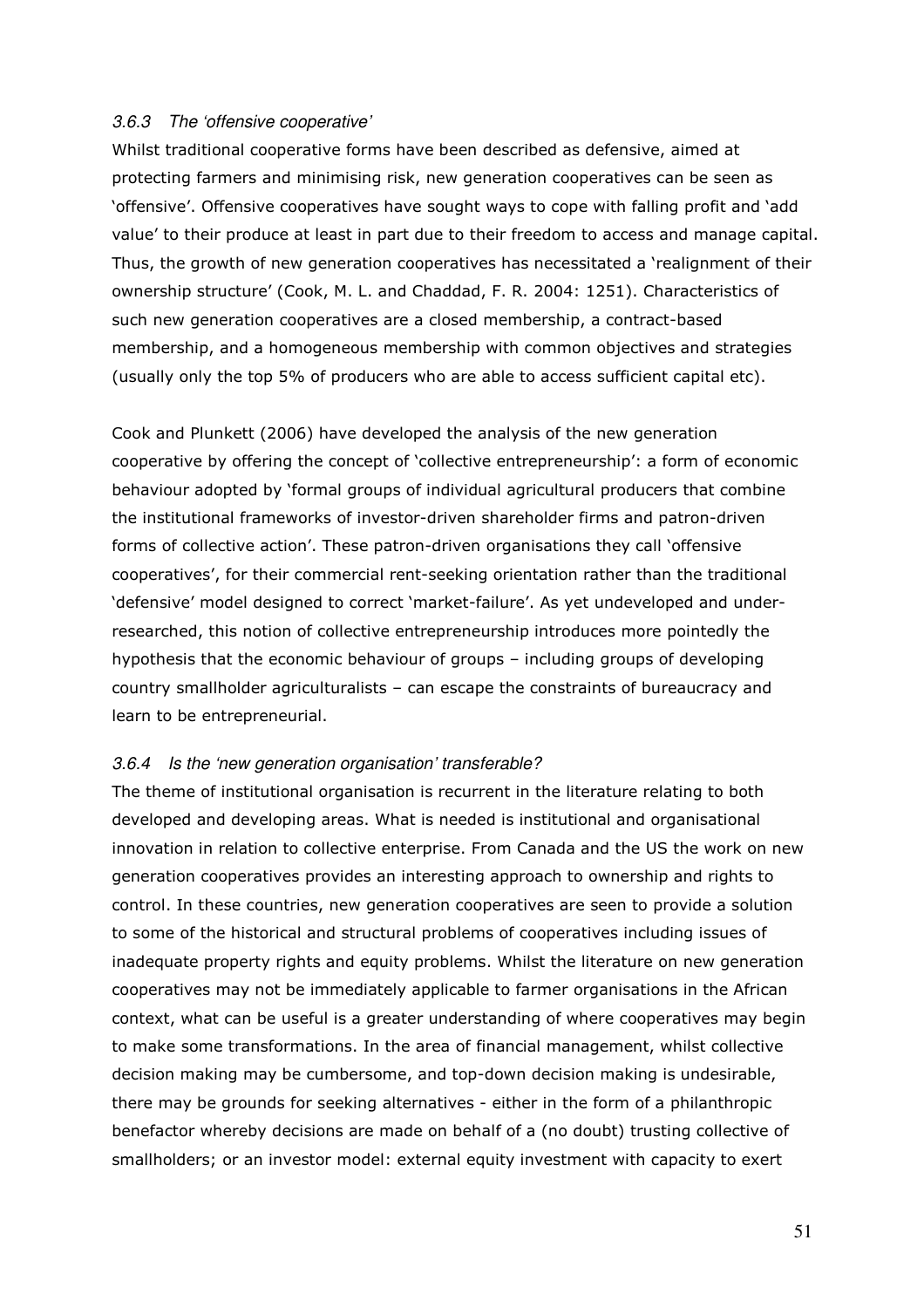### *3.6.3 The 'offensive cooperative'*

Whilst traditional cooperative forms have been described as defensive, aimed at protecting farmers and minimising risk, new generation cooperatives can be seen as 'offensive'. Offensive cooperatives have sought ways to cope with falling profit and 'add value' to their produce at least in part due to their freedom to access and manage capital. Thus, the growth of new generation cooperatives has necessitated a 'realignment of their ownership structure' (Cook, M. L. and Chaddad, F. R. 2004: 1251). Characteristics of such new generation cooperatives are a closed membership, a contract-based membership, and a homogeneous membership with common objectives and strategies (usually only the top 5% of producers who are able to access sufficient capital etc).

Cook and Plunkett (2006) have developed the analysis of the new generation cooperative by offering the concept of 'collective entrepreneurship': a form of economic behaviour adopted by 'formal groups of individual agricultural producers that combine the institutional frameworks of investor-driven shareholder firms and patron-driven forms of collective action'. These patron-driven organisations they call 'offensive cooperatives', for their commercial rent-seeking orientation rather than the traditional 'defensive' model designed to correct 'market-failure'. As yet undeveloped and under-researched, this notion of collective entrepreneurship introduces more pointedly the hypothesis that the economic behaviour of groups – including groups of developing country smallholder agriculturalists – can escape the constraints of bureaucracy and learn to be entrepreneurial.

### *3.6.4 Is the 'new generation organisation' transferable?*

The theme of institutional organisation is recurrent in the literature relating to both developed and developing areas. What is needed is institutional and organisational innovation in relation to collective enterprise. From Canada and the US the work on new generation cooperatives provides an interesting approach to ownership and rights to control. In these countries, new generation cooperatives are seen to provide a solution to some of the historical and structural problems of cooperatives including issues of inadequate property rights and equity problems. Whilst the literature on new generation cooperatives may not be immediately applicable to farmer organisations in the African context, what can be useful is a greater understanding of where cooperatives may begin to make some transformations. In the area of financial management, whilst collective decision making may be cumbersome, and top-down decision making is undesirable, there may be grounds for seeking alternatives - either in the form of a philanthropic benefactor whereby decisions are made on behalf of a (no doubt) trusting collective of smallholders; or an investor model: external equity investment with capacity to exert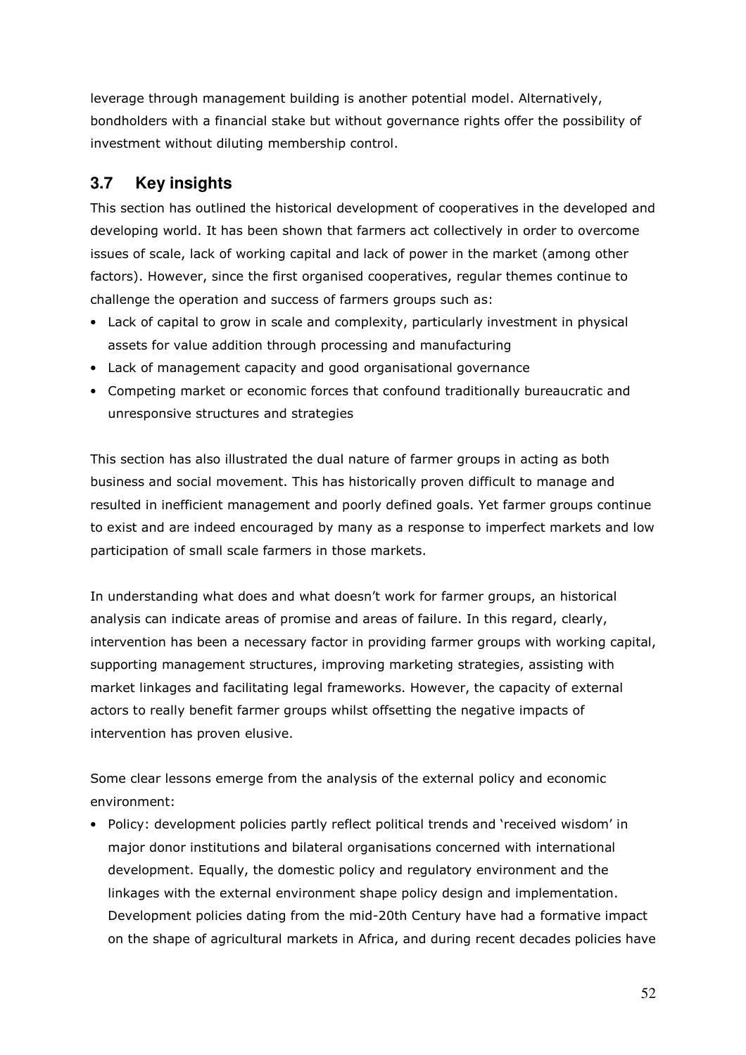leverage through management building is another potential model. Alternatively, bondholders with a financial stake but without governance rights offer the possibility of investment without diluting membership control.

## 3.7 Key insights

This section has outlined the historical development of cooperatives in the developed and developing world. It has been shown that farmers act collectively in order to overcome issues of scale, lack of working capital and lack of power in the market (among other factors). However, since the first organised cooperatives, regular themes continue to challenge the operation and success of farmers groups such as:

- Lack of capital to grow in scale and complexity, particularly investment in physical assets for value addition through processing and manufacturing
- Lack of management capacity and good organisational governance
- Competing market or economic forces that confound traditionally bureaucratic and unresponsive structures and strategies

This section has also illustrated the dual nature of farmer groups in acting as both business and social movement. This has historically proven difficult to manage and resulted in inefficient management and poorly defined goals. Yet farmer groups continue to exist and are indeed encouraged by many as a response to imperfect markets and low participation of small scale farmers in those markets.

In understanding what does and what doesn't work for farmer groups, an historical analysis can indicate areas of promise and areas of failure. In this regard, clearly, intervention has been a necessary factor in providing farmer groups with working capital, supporting management structures, improving marketing strategies, assisting with market linkages and facilitating legal frameworks. However, the capacity of external actors to really benefit farmer groups whilst offsetting the negative impacts of intervention has proven elusive.

Some clear lessons emerge from the analysis of the external policy and economic environment:

- Policy: development policies partly reflect political trends and 'received wisdom' in major donor institutions and bilateral organisations concerned with international development. Equally, the domestic policy and regulatory environment and the linkages with the external environment shape policy design and implementation. Development policies dating from the mid-20th Century have had a formative impact on the shape of agricultural markets in Africa, and during recent decades policies have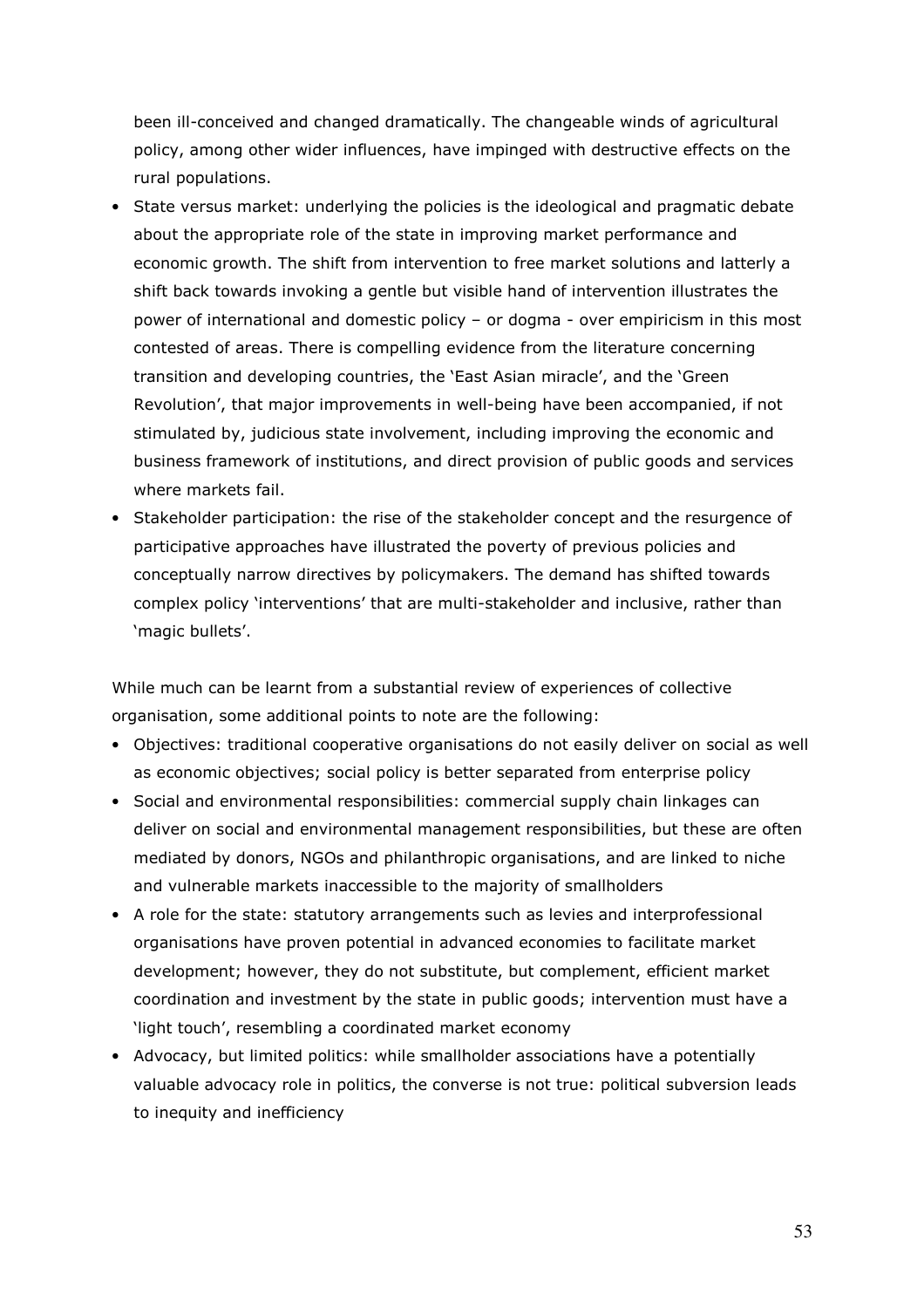been ill-conceived and changed dramatically. The changeable winds of agricultural policy, among other wider influences, have impinged with destructive effects on the rural populations.

- State versus market: underlying the policies is the ideological and pragmatic debate about the appropriate role of the state in improving market performance and economic growth. The shift from intervention to free market solutions and latterly a shift back towards invoking a gentle but visible hand of intervention illustrates the power of international and domestic policy – or dogma - over empiricism in this most contested of areas. There is compelling evidence from the literature concerning transition and developing countries, the 'East Asian miracle', and the 'Green Revolution', that major improvements in well-being have been accompanied, if not stimulated by, judicious state involvement, including improving the economic and business framework of institutions, and direct provision of public goods and services where markets fail.
- Stakeholder participation: the rise of the stakeholder concept and the resurgence of participative approaches have illustrated the poverty of previous policies and conceptually narrow directives by policymakers. The demand has shifted towards complex policy 'interventions' that are multi-stakeholder and inclusive, rather than 'magic bullets'.

While much can be learnt from a substantial review of experiences of collective organisation, some additional points to note are the following:

- Objectives: traditional cooperative organisations do not easily deliver on social as well as economic objectives; social policy is better separated from enterprise policy
- Social and environmental responsibilities: commercial supply chain linkages can deliver on social and environmental management responsibilities, but these are often mediated by donors, NGOs and philanthropic organisations, and are linked to niche and vulnerable markets inaccessible to the majority of smallholders
- A role for the state: statutory arrangements such as levies and interprofessional organisations have proven potential in advanced economies to facilitate market development; however, they do not substitute, but complement, efficient market coordination and investment by the state in public goods; intervention must have a 'light touch', resembling a coordinated market economy
- Advocacy, but limited politics: while smallholder associations have a potentially valuable advocacy role in politics, the converse is not true: political subversion leads to inequity and inefficiency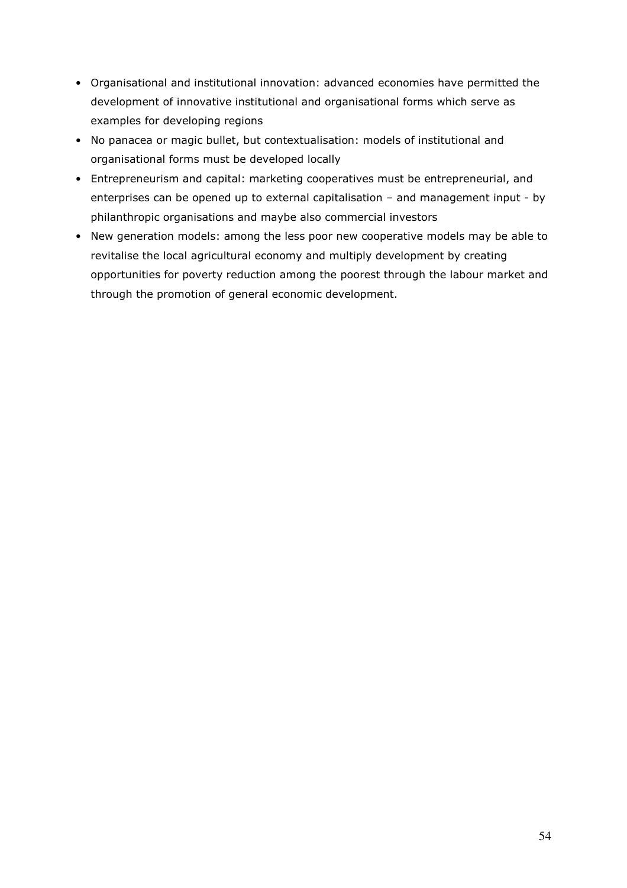- Organisational and institutional innovation: advanced economies have permitted the development of innovative institutional and organisational forms which serve as examples for developing regions
- No panacea or magic bullet, but contextualisation: models of institutional and organisational forms must be developed locally
- Entrepreneurism and capital: marketing cooperatives must be entrepreneurial, and enterprises can be opened up to external capitalisation – and management input - by philanthropic organisations and maybe also commercial investors
- New generation models: among the less poor new cooperative models may be able to revitalise the local agricultural economy and multiply development by creating opportunities for poverty reduction among the poorest through the labour market and through the promotion of general economic development.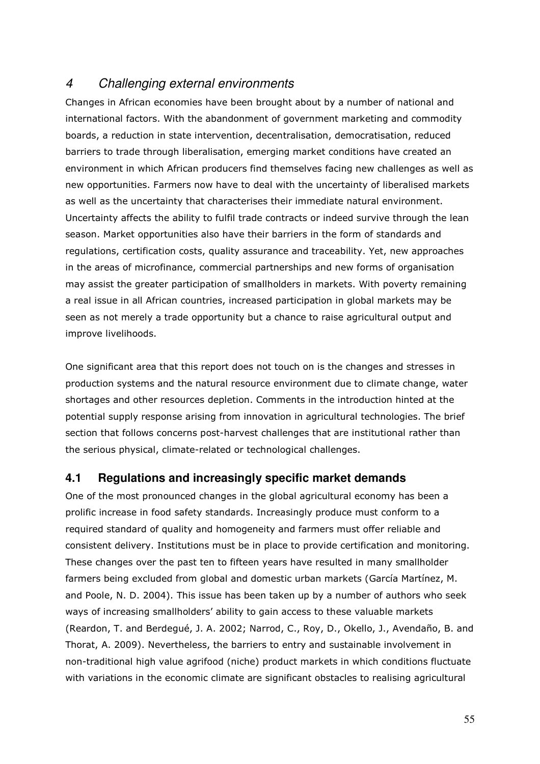# 4 *Challenging external environments*

Changes in African economies have been brought about by a number of national and international factors. With the abandonment of government marketing and commodity boards, a reduction in state intervention, decentralisation, democratisation, reduced barriers to trade through liberalisation, emerging market conditions have created an environment in which African producers find themselves facing new challenges as well as new opportunities. Farmers now have to deal with the uncertainty of liberalised markets as well as the uncertainty that characterises their immediate natural environment. Uncertainty affects the ability to fulfil trade contracts or indeed survive through the lean season. Market opportunities also have their barriers in the form of standards and regulations, certification costs, quality assurance and traceability. Yet, new approaches in the areas of microfinance, commercial partnerships and new forms of organisation may assist the greater participation of smallholders in markets. With poverty remaining a real issue in all African countries, increased participation in global markets may be seen as not merely a trade opportunity but a chance to raise agricultural output and improve livelihoods.

One significant area that this report does not touch on is the changes and stresses in production systems and the natural resource environment due to climate change, water shortages and other resources depletion. Comments in the introduction hinted at the potential supply response arising from innovation in agricultural technologies. The brief section that follows concerns post-harvest challenges that are institutional rather than the serious physical, climate-related or technological challenges.

## 4.1 Regulations and increasingly specific market demands

One of the most pronounced changes in the global agricultural economy has been a prolific increase in food safety standards. Increasingly produce must conform to a required standard of quality and homogeneity and farmers must offer reliable and consistent delivery. Institutions must be in place to provide certification and monitoring. These changes over the past ten to fifteen years have resulted in many smallholder farmers being excluded from global and domestic urban markets (García Martínez, M. and Poole, N. D. 2004). This issue has been taken up by a number of authors who seek ways of increasing smallholders' ability to gain access to these valuable markets (Reardon, T. and Berdegué, J. A. 2002; Narrod, C., Roy, D., Okello, J., Avendaño, B. and Thorat, A. 2009). Nevertheless, the barriers to entry and sustainable involvement in non-traditional high value agrifood (niche) product markets in which conditions fluctuate with variations in the economic climate are significant obstacles to realising agricultural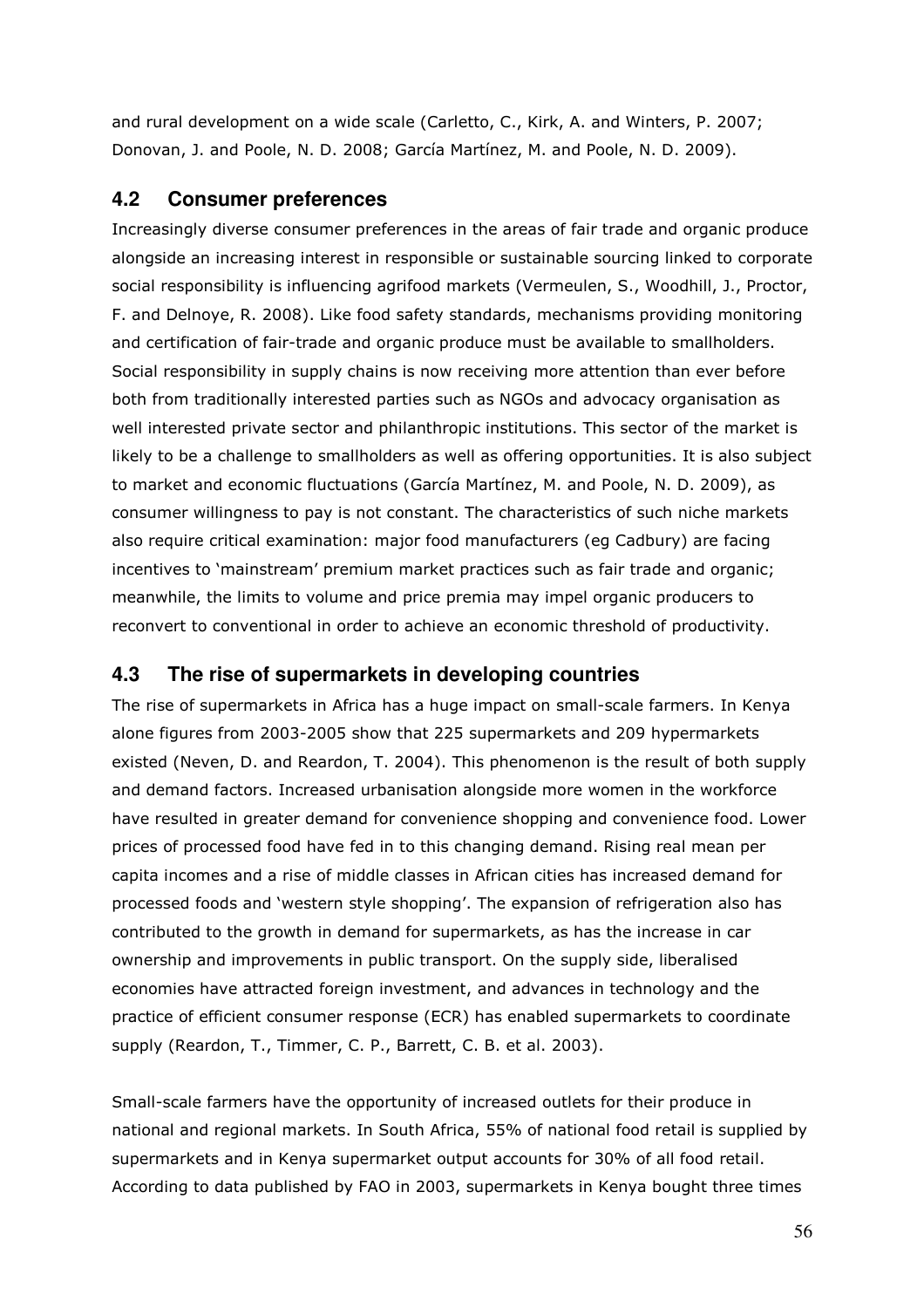and rural development on a wide scale (Carletto, C., Kirk, A. and Winters, P. 2007; Donovan, J. and Poole, N. D. 2008; García Martínez, M. and Poole, N. D. 2009).

## 4.2 Consumer preferences

Increasingly diverse consumer preferences in the areas of fair trade and organic produce alongside an increasing interest in responsible or sustainable sourcing linked to corporate social responsibility is influencing agrifood markets (Vermeulen, S., Woodhill, J., Proctor, F. and Delnoye, R. 2008). Like food safety standards, mechanisms providing monitoring and certification of fair-trade and organic produce must be available to smallholders. Social responsibility in supply chains is now receiving more attention than ever before both from traditionally interested parties such as NGOs and advocacy organisation as well interested private sector and philanthropic institutions. This sector of the market is likely to be a challenge to smallholders as well as offering opportunities. It is also subject to market and economic fluctuations (García Martínez, M. and Poole, N. D. 2009), as consumer willingness to pay is not constant. The characteristics of such niche markets also require critical examination: major food manufacturers (eg Cadbury) are facing incentives to 'mainstream' premium market practices such as fair trade and organic; meanwhile, the limits to volume and price premia may impel organic producers to reconvert to conventional in order to achieve an economic threshold of productivity.

## 4.3 The rise of supermarkets in developing countries

The rise of supermarkets in Africa has a huge impact on small-scale farmers. In Kenya alone figures from 2003-2005 show that 225 supermarkets and 209 hypermarkets existed (Neven, D. and Reardon, T. 2004). This phenomenon is the result of both supply and demand factors. Increased urbanisation alongside more women in the workforce have resulted in greater demand for convenience shopping and convenience food. Lower prices of processed food have fed in to this changing demand. Rising real mean per capita incomes and a rise of middle classes in African cities has increased demand for processed foods and 'western style shopping'. The expansion of refrigeration also has contributed to the growth in demand for supermarkets, as has the increase in car ownership and improvements in public transport. On the supply side, liberalised economies have attracted foreign investment, and advances in technology and the practice of efficient consumer response (ECR) has enabled supermarkets to coordinate supply (Reardon, T., Timmer, C. P., Barrett, C. B. et al. 2003).

Small-scale farmers have the opportunity of increased outlets for their produce in national and regional markets. In South Africa, 55% of national food retail is supplied by supermarkets and in Kenya supermarket output accounts for 30% of all food retail. According to data published by FAO in 2003, supermarkets in Kenya bought three times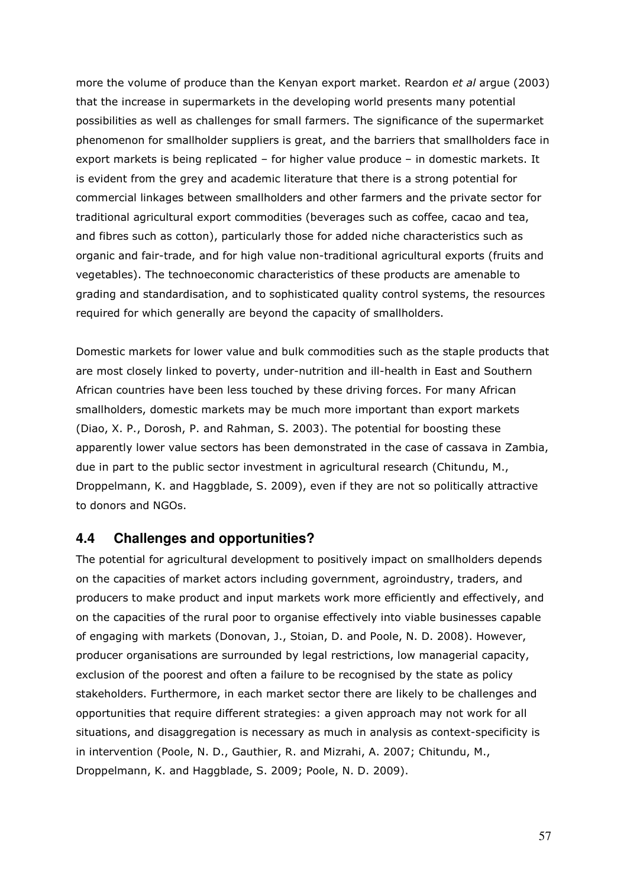more the volume of produce than the Kenyan export market. Reardon *et al* argue (2003) that the increase in supermarkets in the developing world presents many potential possibilities as well as challenges for small farmers. The significance of the supermarket phenomenon for smallholder suppliers is great, and the barriers that smallholders face in export markets is being replicated – for higher value produce – in domestic markets. It is evident from the grey and academic literature that there is a strong potential for commercial linkages between smallholders and other farmers and the private sector for traditional agricultural export commodities (beverages such as coffee, cacao and tea, and fibres such as cotton), particularly those for added niche characteristics such as organic and fair-trade, and for high value non-traditional agricultural exports (fruits and vegetables). The technoeconomic characteristics of these products are amenable to grading and standardisation, and to sophisticated quality control systems, the resources required for which generally are beyond the capacity of smallholders.

Domestic markets for lower value and bulk commodities such as the staple products that are most closely linked to poverty, under-nutrition and ill-health in East and Southern African countries have been less touched by these driving forces. For many African smallholders, domestic markets may be much more important than export markets (Diao, X. P., Dorosh, P. and Rahman, S. 2003). The potential for boosting these apparently lower value sectors has been demonstrated in the case of cassava in Zambia, due in part to the public sector investment in agricultural research (Chitundu, M., Droppelmann, K. and Haggblade, S. 2009), even if they are not so politically attractive to donors and NGOs.

## 4.4 Challenges and opportunities?

The potential for agricultural development to positively impact on smallholders depends on the capacities of market actors including government, agroindustry, traders, and producers to make product and input markets work more efficiently and effectively, and on the capacities of the rural poor to organise effectively into viable businesses capable of engaging with markets (Donovan, J., Stoian, D. and Poole, N. D. 2008). However, producer organisations are surrounded by legal restrictions, low managerial capacity, exclusion of the poorest and often a failure to be recognised by the state as policy stakeholders. Furthermore, in each market sector there are likely to be challenges and opportunities that require different strategies: a given approach may not work for all situations, and disaggregation is necessary as much in analysis as context-specificity is in intervention (Poole, N. D., Gauthier, R. and Mizrahi, A. 2007; Chitundu, M., Droppelmann, K. and Haggblade, S. 2009; Poole, N. D. 2009).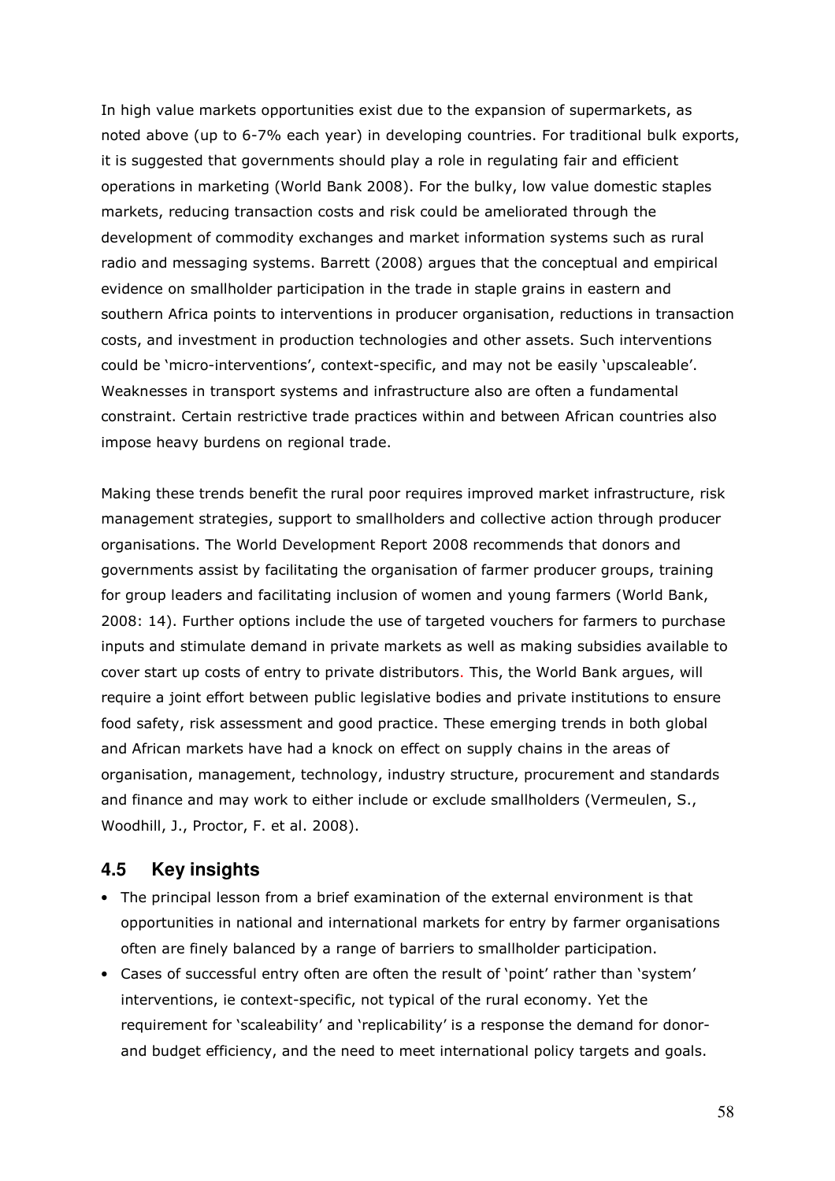In high value markets opportunities exist due to the expansion of supermarkets, as noted above (up to 6-7% each year) in developing countries. For traditional bulk exports, it is suggested that governments should play a role in regulating fair and efficient operations in marketing (World Bank 2008). For the bulky, low value domestic staples markets, reducing transaction costs and risk could be ameliorated through the development of commodity exchanges and market information systems such as rural radio and messaging systems. Barrett (2008) argues that the conceptual and empirical evidence on smallholder participation in the trade in staple grains in eastern and southern Africa points to interventions in producer organisation, reductions in transaction costs, and investment in production technologies and other assets. Such interventions could be 'micro-interventions', context-specific, and may not be easily 'upscaleable'. Weaknesses in transport systems and infrastructure also are often a fundamental constraint. Certain restrictive trade practices within and between African countries also impose heavy burdens on regional trade.

Making these trends benefit the rural poor requires improved market infrastructure, risk management strategies, support to smallholders and collective action through producer organisations. The World Development Report 2008 recommends that donors and governments assist by facilitating the organisation of farmer producer groups, training for group leaders and facilitating inclusion of women and young farmers (World Bank, 2008: 14). Further options include the use of targeted vouchers for farmers to purchase inputs and stimulate demand in private markets as well as making subsidies available to cover start up costs of entry to private distributors. This, the World Bank argues, will require a joint effort between public legislative bodies and private institutions to ensure food safety, risk assessment and good practice. These emerging trends in both global and African markets have had a knock on effect on supply chains in the areas of organisation, management, technology, industry structure, procurement and standards and finance and may work to either include or exclude smallholders (Vermeulen, S., Woodhill, J., Proctor, F. et al. 2008).

## 4.5 Key insights

- The principal lesson from a brief examination of the external environment is that opportunities in national and international markets for entry by farmer organisations often are finely balanced by a range of barriers to smallholder participation.
- Cases of successful entry often are often the result of 'point' rather than 'system' interventions, ie context-specific, not typical of the rural economy. Yet the requirement for 'scaleability' and 'replicability' is a response the demand for donor- and budget efficiency, and the need to meet international policy targets and goals.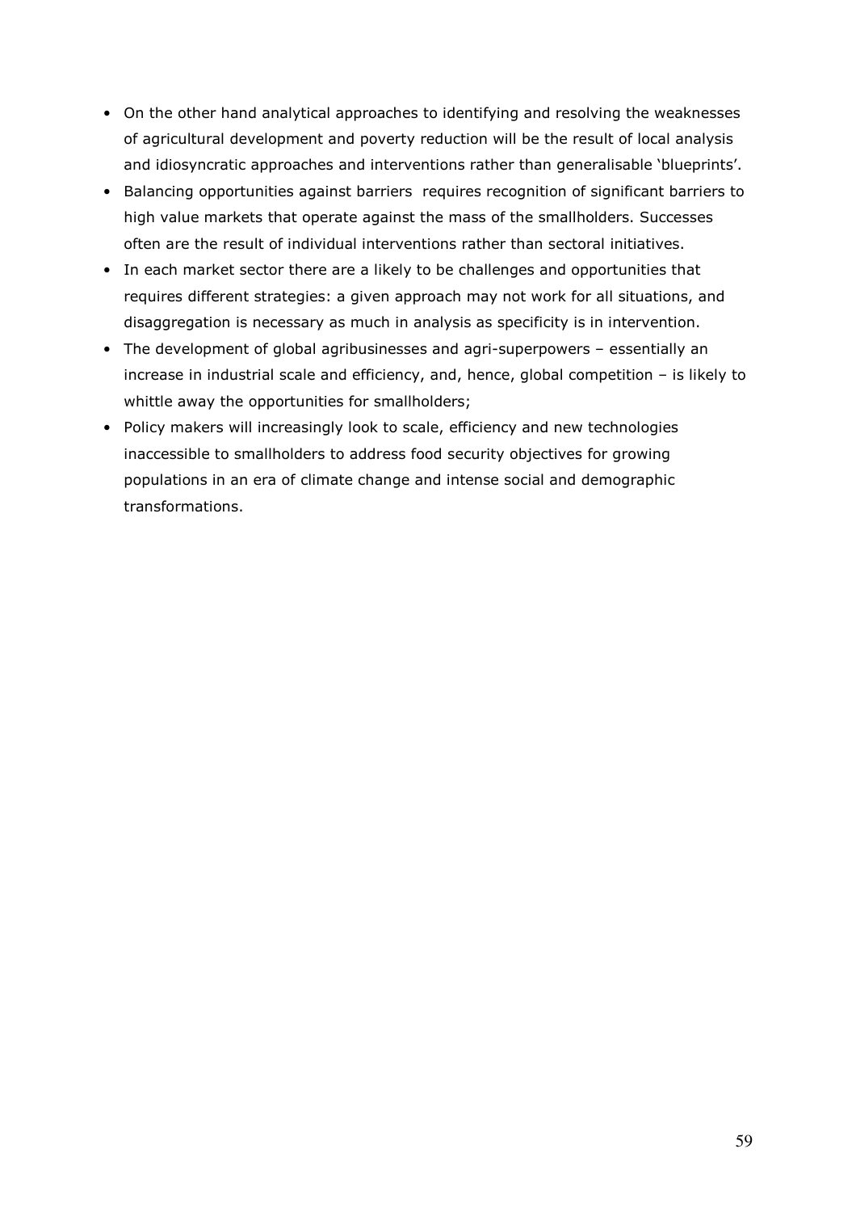- On the other hand analytical approaches to identifying and resolving the weaknesses of agricultural development and poverty reduction will be the result of local analysis and idiosyncratic approaches and interventions rather than generalisable 'blueprints'.
- Balancing opportunities against barriers requires recognition of significant barriers to high value markets that operate against the mass of the smallholders. Successes often are the result of individual interventions rather than sectoral initiatives.
- In each market sector there are a likely to be challenges and opportunities that requires different strategies: a given approach may not work for all situations, and disaggregation is necessary as much in analysis as specificity is in intervention.
- The development of global agribusinesses and agri-superpowers – essentially an increase in industrial scale and efficiency, and, hence, global competition – is likely to whittle away the opportunities for smallholders;
- Policy makers will increasingly look to scale, efficiency and new technologies inaccessible to smallholders to address food security objectives for growing populations in an era of climate change and intense social and demographic transformations.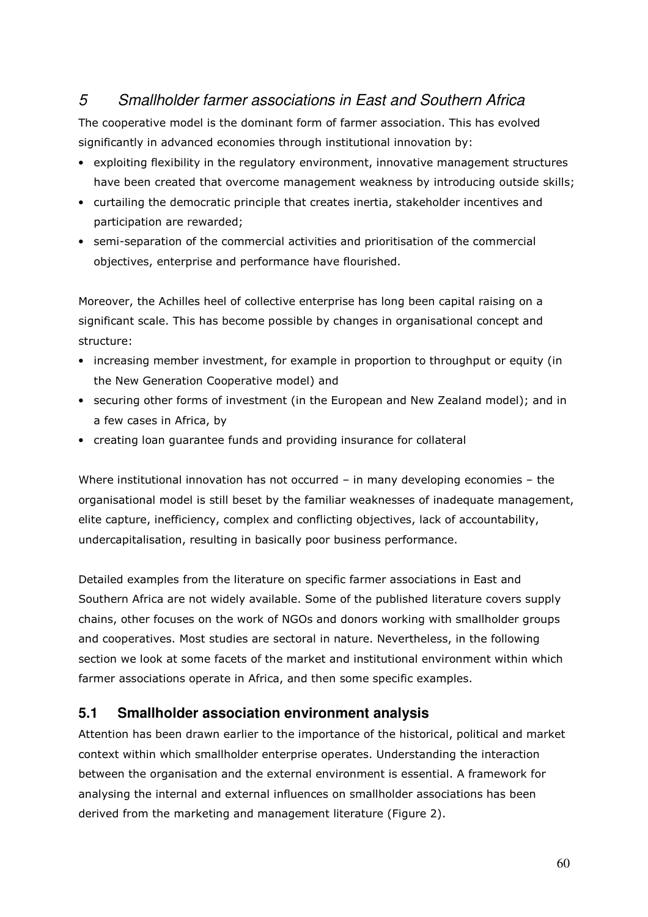# *5 Smallholder farmer associations in East and Southern Africa*

The cooperative model is the dominant form of farmer association. This has evolved significantly in advanced economies through institutional innovation by:

- exploiting flexibility in the regulatory environment, innovative management structures have been created that overcome management weakness by introducing outside skills;
- curtailing the democratic principle that creates inertia, stakeholder incentives and participation are rewarded;
- semi-separation of the commercial activities and prioritisation of the commercial objectives, enterprise and performance have flourished.

Moreover, the Achilles heel of collective enterprise has long been capital raising on a significant scale. This has become possible by changes in organisational concept and structure:

- increasing member investment, for example in proportion to throughput or equity (in the New Generation Cooperative model) and
- securing other forms of investment (in the European and New Zealand model); and in a few cases in Africa, by
- creating loan guarantee funds and providing insurance for collateral

Where institutional innovation has not occurred – in many developing economies – the organisational model is still beset by the familiar weaknesses of inadequate management, elite capture, inefficiency, complex and conflicting objectives, lack of accountability, undercapitalisation, resulting in basically poor business performance.

Detailed examples from the literature on specific farmer associations in East and Southern Africa are not widely available. Some of the published literature covers supply chains, other focuses on the work of NGOs and donors working with smallholder groups and cooperatives. Most studies are sectoral in nature. Nevertheless, in the following section we look at some facets of the market and institutional environment within which farmer associations operate in Africa, and then some specific examples.

## 5.1 Smallholder association environment analysis

Attention has been drawn earlier to the importance of the historical, political and market context within which smallholder enterprise operates. Understanding the interaction between the organisation and the external environment is essential. A framework for analysing the internal and external influences on smallholder associations has been derived from the marketing and management literature (Figure 2).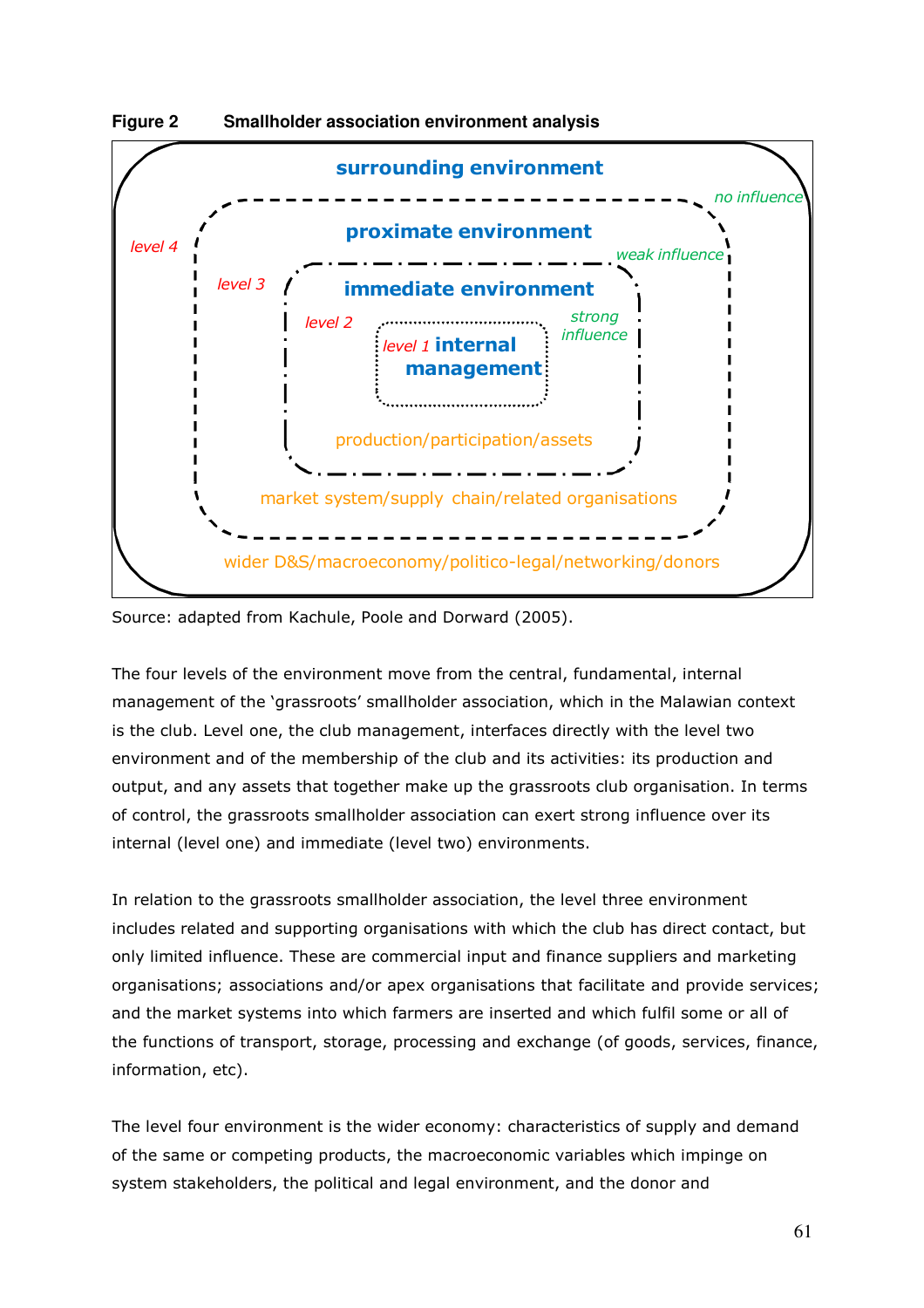**Figure 2 Smallholder association environment analysis**

surrounding environment

no influence

level 4

proximate environment

weak influence

level 3

immediate environment

level 2

strong influence

level 1 internal management

production/participation/assets

market system/supply chain/related organisations

wider D&S/macroeconomy/politico-legal/networking/donors

Source: adapted from Kachule, Poole and Dorward (2005).

The four levels of the environment move from the central, fundamental, internal management of the 'grassroots' smallholder association, which in the Malawian context is the club. Level one, the club management, interfaces directly with the level two environment and of the membership of the club and its activities: its production and output, and any assets that together make up the grassroots club organisation. In terms of control, the grassroots smallholder association can exert strong influence over its internal (level one) and immediate (level two) environments.

In relation to the grassroots smallholder association, the level three environment includes related and supporting organisations with which the club has direct contact, but only limited influence. These are commercial input and finance suppliers and marketing organisations; associations and/or apex organisations that facilitate and provide services; and the market systems into which farmers are inserted and which fulfil some or all of the functions of transport, storage, processing and exchange (of goods, services, finance, information, etc).

The level four environment is the wider economy: characteristics of supply and demand of the same or competing products, the macroeconomic variables which impinge on system stakeholders, the political and legal environment, and the donor and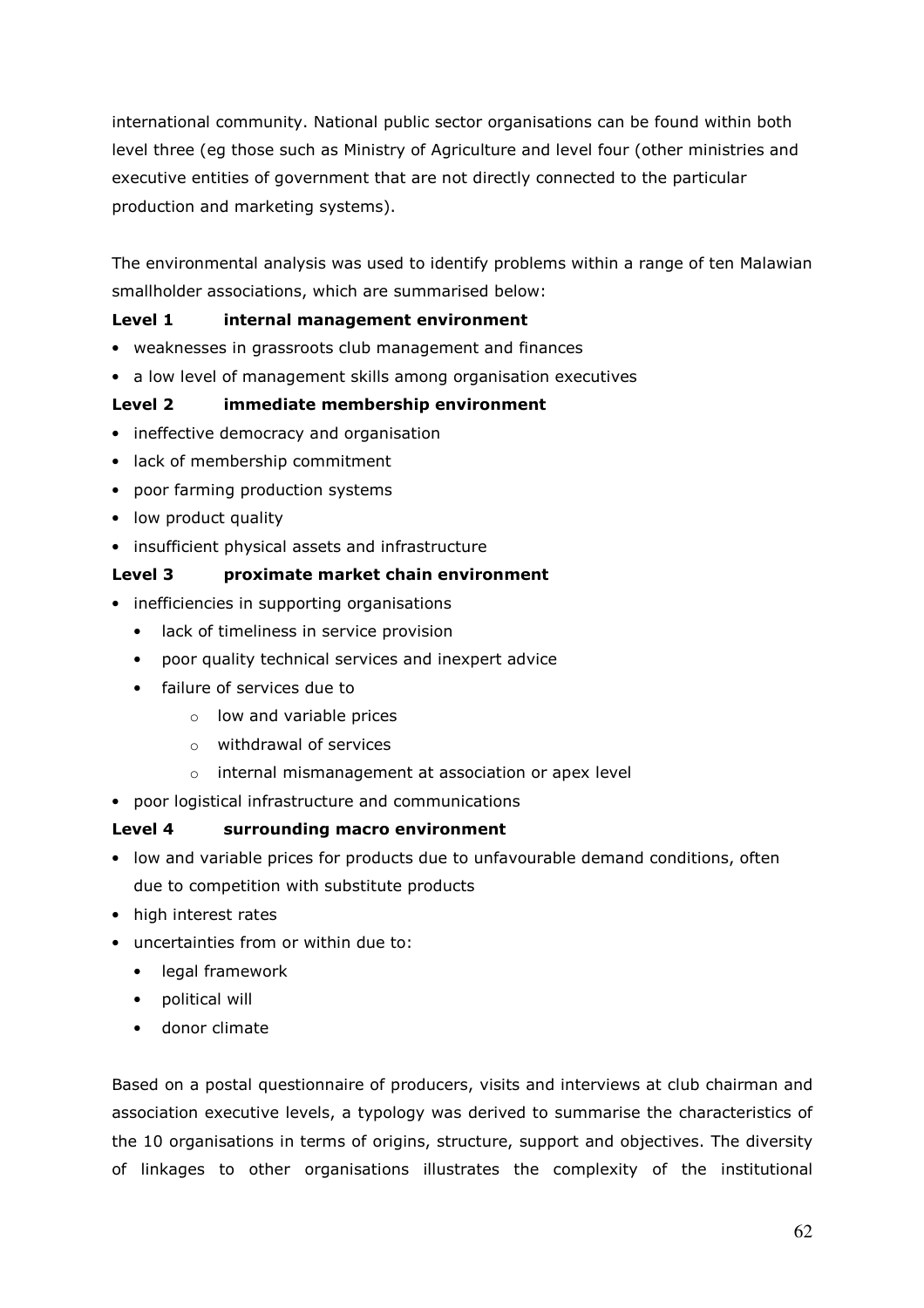international community. National public sector organisations can be found within both level three (eg those such as Ministry of Agriculture and level four (other ministries and executive entities of government that are not directly connected to the particular production and marketing systems).

The environmental analysis was used to identify problems within a range of ten Malawian smallholder associations, which are summarised below:

**Level 1 internal management environment**

- weaknesses in grassroots club management and finances
- a low level of management skills among organisation executives

**Level 2 immediate membership environment**

- ineffective democracy and organisation
- lack of membership commitment
- poor farming production systems
- low product quality
- insufficient physical assets and infrastructure

**Level 3 proximate market chain environment**

- inefficiencies in supporting organisations
  - lack of timeliness in service provision
  - poor quality technical services and inexpert advice
  - failure of services due to
    - low and variable prices
    - withdrawal of services
    - internal mismanagement at association or apex level
- poor logistical infrastructure and communications

**Level 4 surrounding macro environment**

- low and variable prices for products due to unfavourable demand conditions, often due to competition with substitute products
- high interest rates
- uncertainties from or within due to:
  - legal framework
  - political will
  - donor climate

Based on a postal questionnaire of producers, visits and interviews at club chairman and association executive levels, a typology was derived to summarise the characteristics of the 10 organisations in terms of origins, structure, support and objectives. The diversity of linkages to other organisations illustrates the complexity of the institutional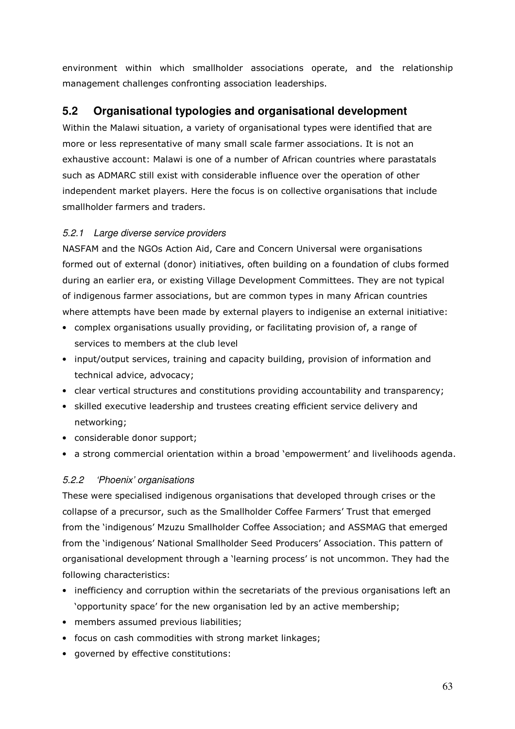environment within which smallholder associations operate, and the relationship management challenges confronting association leaderships.

## 5.2 Organisational typologies and organisational development

Within the Malawi situation, a variety of organisational types were identified that are more or less representative of many small scale farmer associations. It is not an exhaustive account: Malawi is one of a number of African countries where parastatals such as ADMARC still exist with considerable influence over the operation of other independent market players. Here the focus is on collective organisations that include smallholder farmers and traders.

### *5.2.1 Large diverse service providers*

NASFAM and the NGOs Action Aid, Care and Concern Universal were organisations formed out of external (donor) initiatives, often building on a foundation of clubs formed during an earlier era, or existing Village Development Committees. They are not typical of indigenous farmer associations, but are common types in many African countries where attempts have been made by external players to indigenise an external initiative:

- complex organisations usually providing, or facilitating provision of, a range of services to members at the club level
- input/output services, training and capacity building, provision of information and technical advice, advocacy;
- clear vertical structures and constitutions providing accountability and transparency;
- skilled executive leadership and trustees creating efficient service delivery and networking;
- considerable donor support;
- a strong commercial orientation within a broad 'empowerment' and livelihoods agenda.

### *5.2.2 'Phoenix' organisations*

These were specialised indigenous organisations that developed through crises or the collapse of a precursor, such as the Smallholder Coffee Farmers' Trust that emerged from the 'indigenous' Mzuzu Smallholder Coffee Association; and ASSMAG that emerged from the 'indigenous' National Smallholder Seed Producers' Association. This pattern of organisational development through a 'learning process' is not uncommon. They had the following characteristics:

- inefficiency and corruption within the secretariats of the previous organisations left an 'opportunity space' for the new organisation led by an active membership;
- members assumed previous liabilities;
- focus on cash commodities with strong market linkages;
- governed by effective constitutions: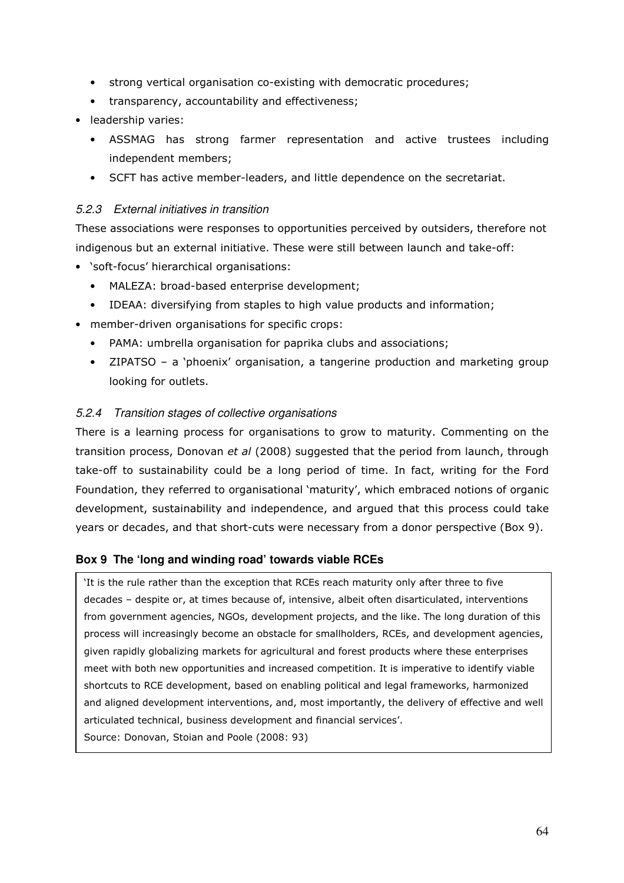- strong vertical organisation co-existing with democratic procedures;
- transparency, accountability and effectiveness;
- leadership varies:
  - ASSMAG has strong farmer representation and active trustees including independent members;
  - SCFT has active member-leaders, and little dependence on the secretariat.

#### *5.2.3 External initiatives in transition*

These associations were responses to opportunities perceived by outsiders, therefore not indigenous but an external initiative. These were still between launch and take-off:

- 'soft-focus' hierarchical organisations:
  - MALEZA: broad-based enterprise development;
  - IDEAA: diversifying from staples to high value products and information;
- member-driven organisations for specific crops:
  - PAMA: umbrella organisation for paprika clubs and associations;
  - ZIPATSO – a 'phoenix' organisation, a tangerine production and marketing group looking for outlets.

#### *5.2.4 Transition stages of collective organisations*

There is a learning process for organisations to grow to maturity. Commenting on the transition process, Donovan *et al* (2008) suggested that the period from launch, through take-off to sustainability could be a long period of time. In fact, writing for the Ford Foundation, they referred to organisational 'maturity', which embraced notions of organic development, sustainability and independence, and argued that this process could take years or decades, and that short-cuts were necessary from a donor perspective (Box 9).

**Box 9 The 'long and winding road' towards viable RCEs**

'It is the rule rather than the exception that RCEs reach maturity only after three to five decades – despite or, at times because of, intensive, albeit often disarticulated, interventions from government agencies, NGOs, development projects, and the like. The long duration of this process will increasingly become an obstacle for smallholders, RCEs, and development agencies, given rapidly globalizing markets for agricultural and forest products where these enterprises meet with both new opportunities and increased competition. It is imperative to identify viable shortcuts to RCE development, based on enabling political and legal frameworks, harmonized and aligned development interventions, and, most importantly, the delivery of effective and well articulated technical, business development and financial services'.

Source: Donovan, Stoian and Poole (2008: 93)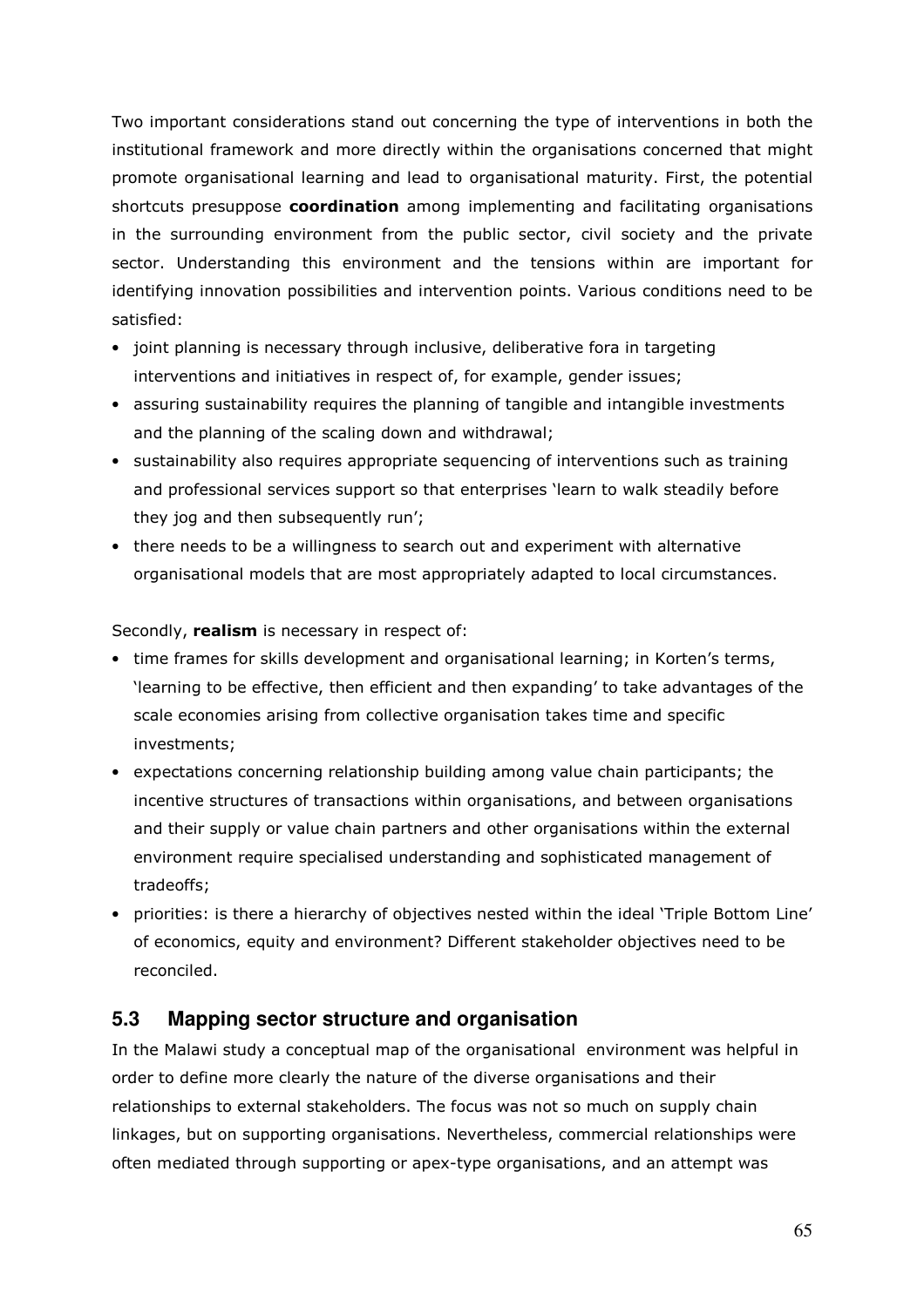Two important considerations stand out concerning the type of interventions in both the institutional framework and more directly within the organisations concerned that might promote organisational learning and lead to organisational maturity. First, the potential shortcuts presuppose **coordination** among implementing and facilitating organisations in the surrounding environment from the public sector, civil society and the private sector. Understanding this environment and the tensions within are important for identifying innovation possibilities and intervention points. Various conditions need to be satisfied:

- joint planning is necessary through inclusive, deliberative fora in targeting interventions and initiatives in respect of, for example, gender issues;
- assuring sustainability requires the planning of tangible and intangible investments and the planning of the scaling down and withdrawal;
- sustainability also requires appropriate sequencing of interventions such as training and professional services support so that enterprises 'learn to walk steadily before they jog and then subsequently run';
- there needs to be a willingness to search out and experiment with alternative organisational models that are most appropriately adapted to local circumstances.

Secondly, **realism** is necessary in respect of:

- time frames for skills development and organisational learning; in Korten's terms, 'learning to be effective, then efficient and then expanding' to take advantages of the scale economies arising from collective organisation takes time and specific investments;
- expectations concerning relationship building among value chain participants; the incentive structures of transactions within organisations, and between organisations and their supply or value chain partners and other organisations within the external environment require specialised understanding and sophisticated management of tradeoffs;
- priorities: is there a hierarchy of objectives nested within the ideal 'Triple Bottom Line' of economics, equity and environment? Different stakeholder objectives need to be reconciled.

## 5.3 Mapping sector structure and organisation

In the Malawi study a conceptual map of the organisational environment was helpful in order to define more clearly the nature of the diverse organisations and their relationships to external stakeholders. The focus was not so much on supply chain linkages, but on supporting organisations. Nevertheless, commercial relationships were often mediated through supporting or apex-type organisations, and an attempt was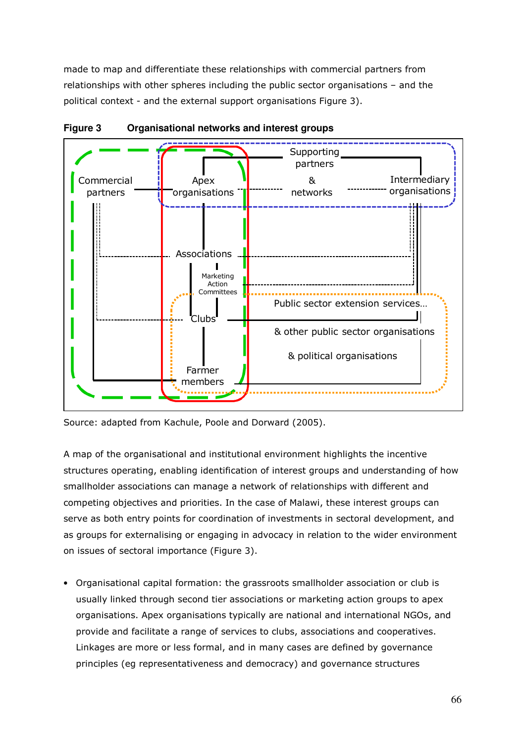made to map and differentiate these relationships with commercial partners from relationships with other spheres including the public sector organisations – and the political context - and the external support organisations Figure 3).

**Figure 3 Organisational networks and interest groups**

Commercial partners
Apex organisations
Supporting partners & networks
Intermediary organisations
Associations
Marketing Action Committees
Clubs
Farmer members
Public sector extension services…
& other public sector organisations
& political organisations

Source: adapted from Kachule, Poole and Dorward (2005).

A map of the organisational and institutional environment highlights the incentive structures operating, enabling identification of interest groups and understanding of how smallholder associations can manage a network of relationships with different and competing objectives and priorities. In the case of Malawi, these interest groups can serve as both entry points for coordination of investments in sectoral development, and as groups for externalising or engaging in advocacy in relation to the wider environment on issues of sectoral importance (Figure 3).

- Organisational capital formation: the grassroots smallholder association or club is usually linked through second tier associations or marketing action groups to apex organisations. Apex organisations typically are national and international NGOs, and provide and facilitate a range of services to clubs, associations and cooperatives. Linkages are more or less formal, and in many cases are defined by governance principles (eg representativeness and democracy) and governance structures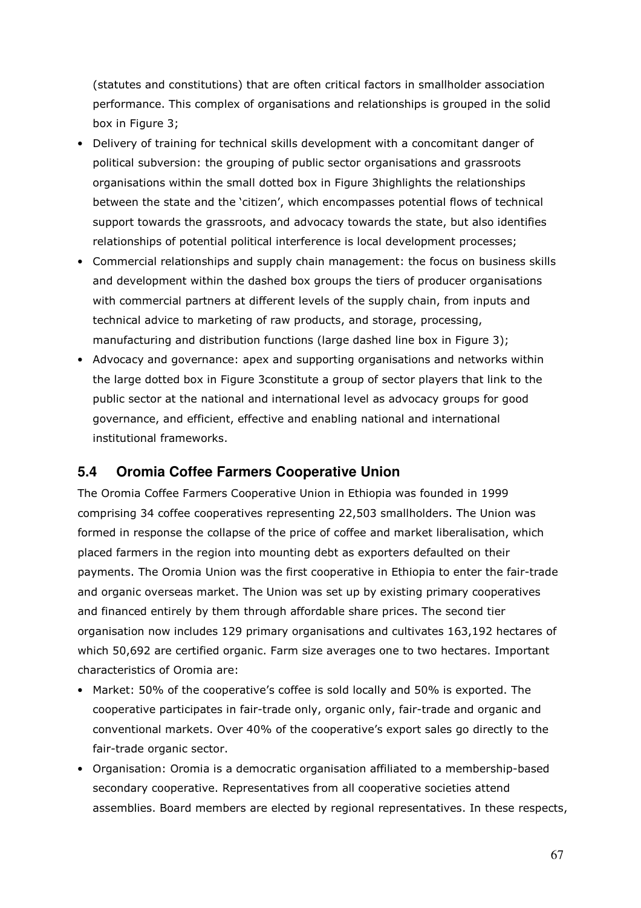(statutes and constitutions) that are often critical factors in smallholder association performance. This complex of organisations and relationships is grouped in the solid box in Figure 3;

- Delivery of training for technical skills development with a concomitant danger of political subversion: the grouping of public sector organisations and grassroots organisations within the small dotted box in Figure 3highlights the relationships between the state and the 'citizen', which encompasses potential flows of technical support towards the grassroots, and advocacy towards the state, but also identifies relationships of potential political interference is local development processes;
- Commercial relationships and supply chain management: the focus on business skills and development within the dashed box groups the tiers of producer organisations with commercial partners at different levels of the supply chain, from inputs and technical advice to marketing of raw products, and storage, processing, manufacturing and distribution functions (large dashed line box in Figure 3);
- Advocacy and governance: apex and supporting organisations and networks within the large dotted box in Figure 3constitute a group of sector players that link to the public sector at the national and international level as advocacy groups for good governance, and efficient, effective and enabling national and international institutional frameworks.

## 5.4 Oromia Coffee Farmers Cooperative Union

The Oromia Coffee Farmers Cooperative Union in Ethiopia was founded in 1999 comprising 34 coffee cooperatives representing 22,503 smallholders. The Union was formed in response the collapse of the price of coffee and market liberalisation, which placed farmers in the region into mounting debt as exporters defaulted on their payments. The Oromia Union was the first cooperative in Ethiopia to enter the fair-trade and organic overseas market. The Union was set up by existing primary cooperatives and financed entirely by them through affordable share prices. The second tier organisation now includes 129 primary organisations and cultivates 163,192 hectares of which 50,692 are certified organic. Farm size averages one to two hectares. Important characteristics of Oromia are:

- Market: 50% of the cooperative's coffee is sold locally and 50% is exported. The cooperative participates in fair-trade only, organic only, fair-trade and organic and conventional markets. Over 40% of the cooperative's export sales go directly to the fair-trade organic sector.
- Organisation: Oromia is a democratic organisation affiliated to a membership-based secondary cooperative. Representatives from all cooperative societies attend assemblies. Board members are elected by regional representatives. In these respects,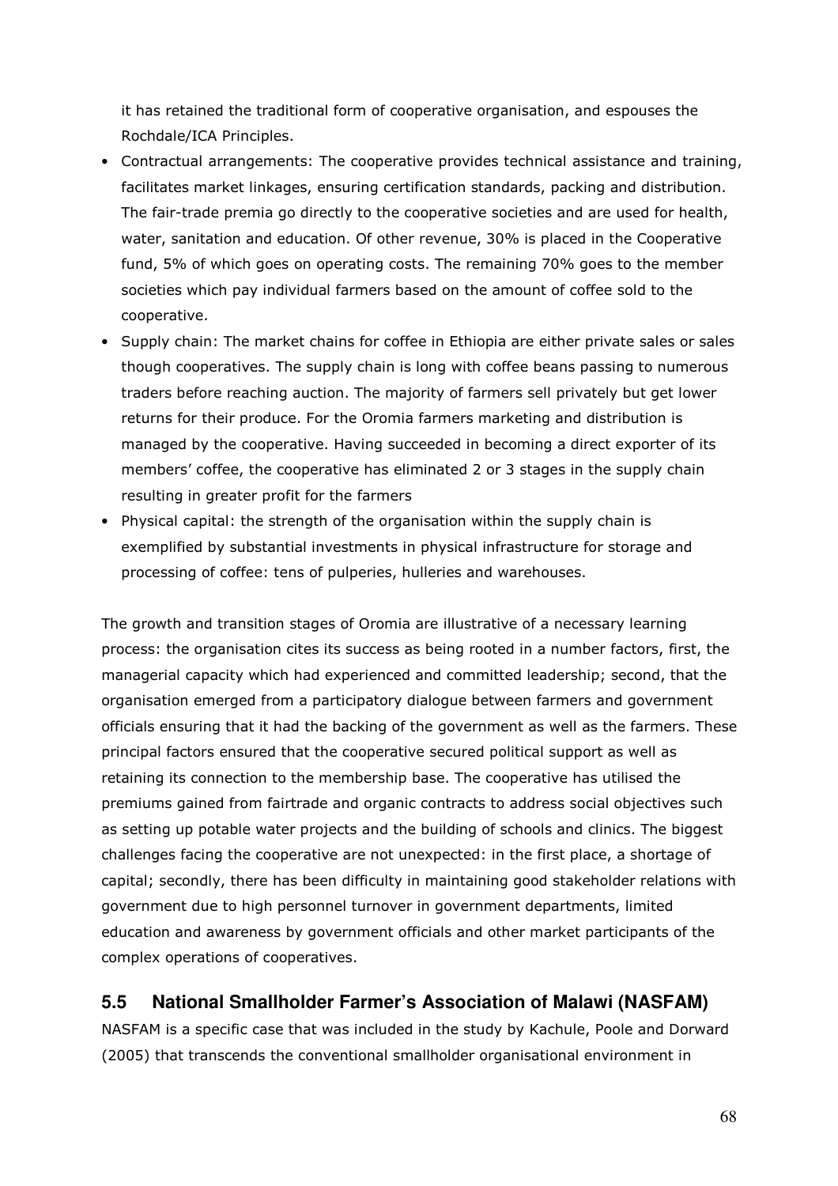it has retained the traditional form of cooperative organisation, and espouses the Rochdale/ICA Principles.

- Contractual arrangements: The cooperative provides technical assistance and training, facilitates market linkages, ensuring certification standards, packing and distribution. The fair-trade premia go directly to the cooperative societies and are used for health, water, sanitation and education. Of other revenue, 30% is placed in the Cooperative fund, 5% of which goes on operating costs. The remaining 70% goes to the member societies which pay individual farmers based on the amount of coffee sold to the cooperative.
- Supply chain: The market chains for coffee in Ethiopia are either private sales or sales though cooperatives. The supply chain is long with coffee beans passing to numerous traders before reaching auction. The majority of farmers sell privately but get lower returns for their produce. For the Oromia farmers marketing and distribution is managed by the cooperative. Having succeeded in becoming a direct exporter of its members' coffee, the cooperative has eliminated 2 or 3 stages in the supply chain resulting in greater profit for the farmers
- Physical capital: the strength of the organisation within the supply chain is exemplified by substantial investments in physical infrastructure for storage and processing of coffee: tens of pulperies, hulleries and warehouses.

The growth and transition stages of Oromia are illustrative of a necessary learning process: the organisation cites its success as being rooted in a number factors, first, the managerial capacity which had experienced and committed leadership; second, that the organisation emerged from a participatory dialogue between farmers and government officials ensuring that it had the backing of the government as well as the farmers. These principal factors ensured that the cooperative secured political support as well as retaining its connection to the membership base. The cooperative has utilised the premiums gained from fairtrade and organic contracts to address social objectives such as setting up potable water projects and the building of schools and clinics. The biggest challenges facing the cooperative are not unexpected: in the first place, a shortage of capital; secondly, there has been difficulty in maintaining good stakeholder relations with government due to high personnel turnover in government departments, limited education and awareness by government officials and other market participants of the complex operations of cooperatives.

## 5.5 National Smallholder Farmer's Association of Malawi (NASFAM)

NASFAM is a specific case that was included in the study by Kachule, Poole and Dorward (2005) that transcends the conventional smallholder organisational environment in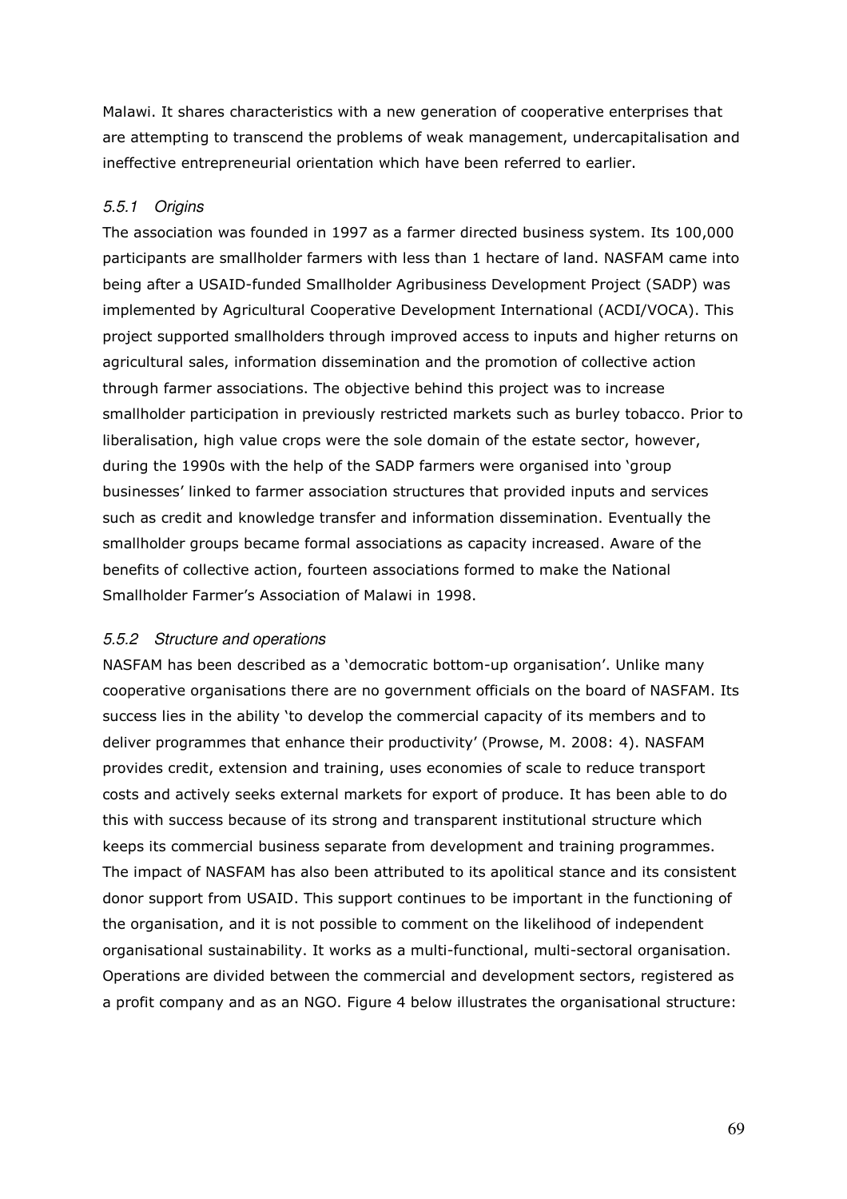Malawi. It shares characteristics with a new generation of cooperative enterprises that are attempting to transcend the problems of weak management, undercapitalisation and ineffective entrepreneurial orientation which have been referred to earlier.

### *5.5.1 Origins*

The association was founded in 1997 as a farmer directed business system. Its 100,000 participants are smallholder farmers with less than 1 hectare of land. NASFAM came into being after a USAID-funded Smallholder Agribusiness Development Project (SADP) was implemented by Agricultural Cooperative Development International (ACDI/VOCA). This project supported smallholders through improved access to inputs and higher returns on agricultural sales, information dissemination and the promotion of collective action through farmer associations. The objective behind this project was to increase smallholder participation in previously restricted markets such as burley tobacco. Prior to liberalisation, high value crops were the sole domain of the estate sector, however, during the 1990s with the help of the SADP farmers were organised into 'group businesses' linked to farmer association structures that provided inputs and services such as credit and knowledge transfer and information dissemination. Eventually the smallholder groups became formal associations as capacity increased. Aware of the benefits of collective action, fourteen associations formed to make the National Smallholder Farmer's Association of Malawi in 1998.

### *5.5.2 Structure and operations*

NASFAM has been described as a 'democratic bottom-up organisation'. Unlike many cooperative organisations there are no government officials on the board of NASFAM. Its success lies in the ability 'to develop the commercial capacity of its members and to deliver programmes that enhance their productivity' (Prowse, M. 2008: 4). NASFAM provides credit, extension and training, uses economies of scale to reduce transport costs and actively seeks external markets for export of produce. It has been able to do this with success because of its strong and transparent institutional structure which keeps its commercial business separate from development and training programmes. The impact of NASFAM has also been attributed to its apolitical stance and its consistent donor support from USAID. This support continues to be important in the functioning of the organisation, and it is not possible to comment on the likelihood of independent organisational sustainability. It works as a multi-functional, multi-sectoral organisation. Operations are divided between the commercial and development sectors, registered as a profit company and as an NGO. Figure 4 below illustrates the organisational structure: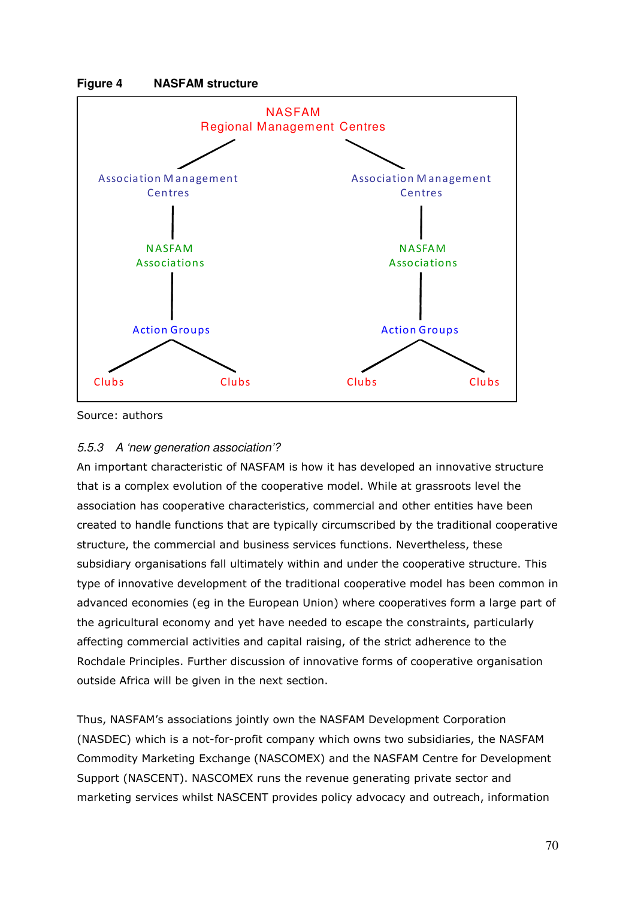**Figure 4 NASFAM structure**

NASFAM
Regional Management Centres

Association Management Centres — NASFAM Associations — Action Groups — Clubs, Clubs

Association Management Centres — NASFAM Associations — Action Groups — Clubs, Clubs

Source: authors

### *5.5.3 A 'new generation association'?*

An important characteristic of NASFAM is how it has developed an innovative structure that is a complex evolution of the cooperative model. While at grassroots level the association has cooperative characteristics, commercial and other entities have been created to handle functions that are typically circumscribed by the traditional cooperative structure, the commercial and business services functions. Nevertheless, these subsidiary organisations fall ultimately within and under the cooperative structure. This type of innovative development of the traditional cooperative model has been common in advanced economies (eg in the European Union) where cooperatives form a large part of the agricultural economy and yet have needed to escape the constraints, particularly affecting commercial activities and capital raising, of the strict adherence to the Rochdale Principles. Further discussion of innovative forms of cooperative organisation outside Africa will be given in the next section.

Thus, NASFAM's associations jointly own the NASFAM Development Corporation (NASDEC) which is a not-for-profit company which owns two subsidiaries, the NASFAM Commodity Marketing Exchange (NASCOMEX) and the NASFAM Centre for Development Support (NASCENT). NASCOMEX runs the revenue generating private sector and marketing services whilst NASCENT provides policy advocacy and outreach, information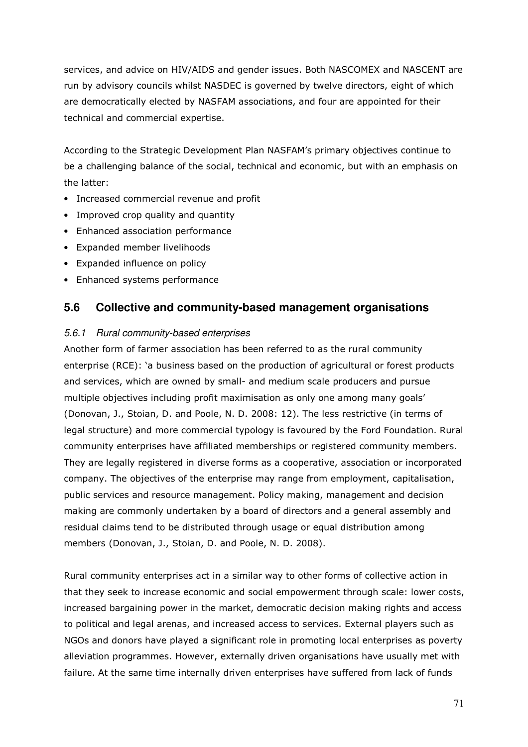services, and advice on HIV/AIDS and gender issues. Both NASCOMEX and NASCENT are run by advisory councils whilst NASDEC is governed by twelve directors, eight of which are democratically elected by NASFAM associations, and four are appointed for their technical and commercial expertise.

According to the Strategic Development Plan NASFAM's primary objectives continue to be a challenging balance of the social, technical and economic, but with an emphasis on the latter:

- Increased commercial revenue and profit
- Improved crop quality and quantity
- Enhanced association performance
- Expanded member livelihoods
- Expanded influence on policy
- Enhanced systems performance

## 5.6 Collective and community-based management organisations

### *5.6.1 Rural community-based enterprises*

Another form of farmer association has been referred to as the rural community enterprise (RCE): 'a business based on the production of agricultural or forest products and services, which are owned by small- and medium scale producers and pursue multiple objectives including profit maximisation as only one among many goals' (Donovan, J., Stoian, D. and Poole, N. D. 2008: 12). The less restrictive (in terms of legal structure) and more commercial typology is favoured by the Ford Foundation. Rural community enterprises have affiliated memberships or registered community members. They are legally registered in diverse forms as a cooperative, association or incorporated company. The objectives of the enterprise may range from employment, capitalisation, public services and resource management. Policy making, management and decision making are commonly undertaken by a board of directors and a general assembly and residual claims tend to be distributed through usage or equal distribution among members (Donovan, J., Stoian, D. and Poole, N. D. 2008).

Rural community enterprises act in a similar way to other forms of collective action in that they seek to increase economic and social empowerment through scale: lower costs, increased bargaining power in the market, democratic decision making rights and access to political and legal arenas, and increased access to services. External players such as NGOs and donors have played a significant role in promoting local enterprises as poverty alleviation programmes. However, externally driven organisations have usually met with failure. At the same time internally driven enterprises have suffered from lack of funds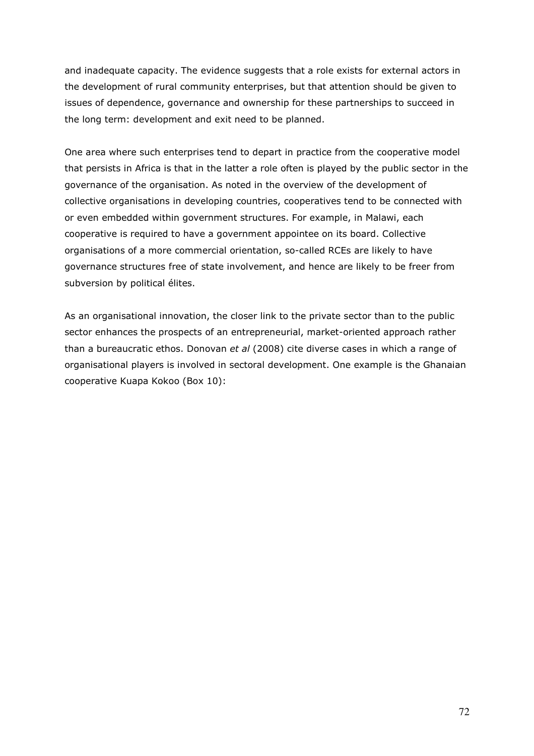and inadequate capacity. The evidence suggests that a role exists for external actors in the development of rural community enterprises, but that attention should be given to issues of dependence, governance and ownership for these partnerships to succeed in the long term: development and exit need to be planned.

One area where such enterprises tend to depart in practice from the cooperative model that persists in Africa is that in the latter a role often is played by the public sector in the governance of the organisation. As noted in the overview of the development of collective organisations in developing countries, cooperatives tend to be connected with or even embedded within government structures. For example, in Malawi, each cooperative is required to have a government appointee on its board. Collective organisations of a more commercial orientation, so-called RCEs are likely to have governance structures free of state involvement, and hence are likely to be freer from subversion by political élites.

As an organisational innovation, the closer link to the private sector than to the public sector enhances the prospects of an entrepreneurial, market-oriented approach rather than a bureaucratic ethos. Donovan *et al* (2008) cite diverse cases in which a range of organisational players is involved in sectoral development. One example is the Ghanaian cooperative Kuapa Kokoo (Box 10):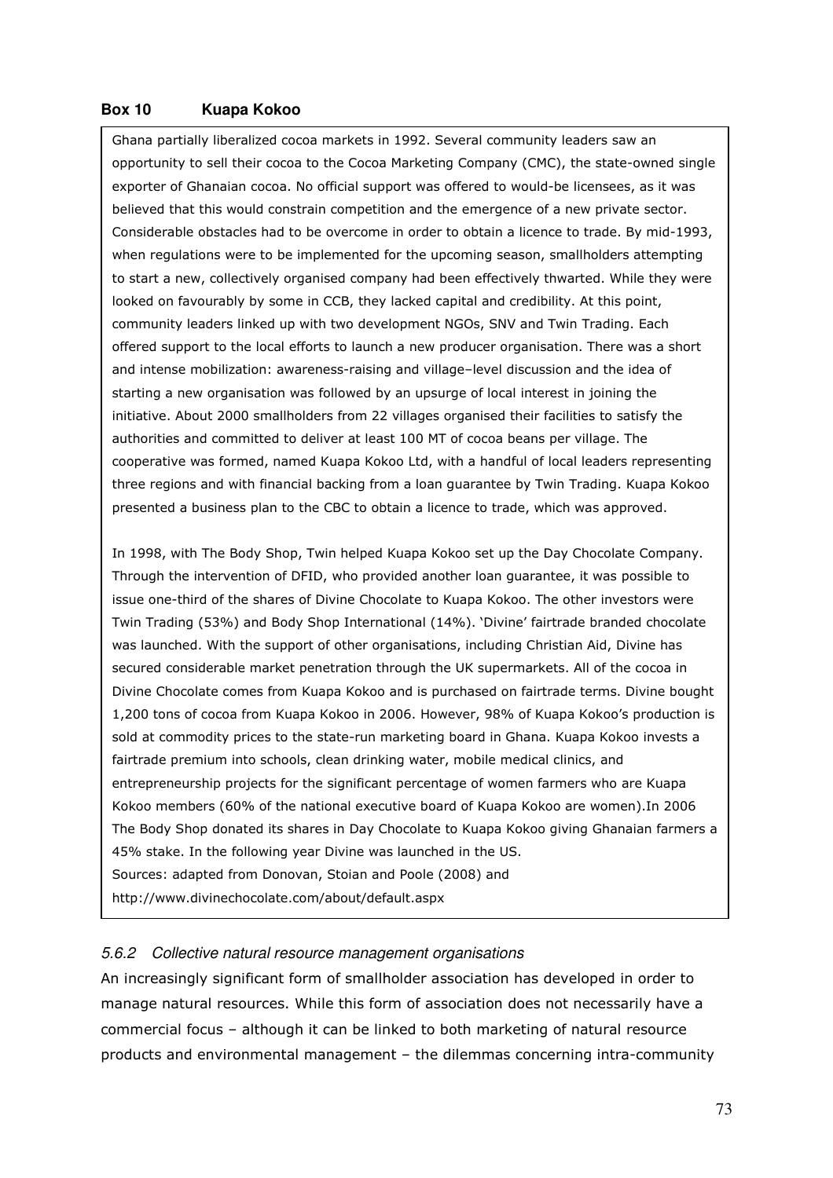**Box 10 Kuapa Kokoo**

Ghana partially liberalized cocoa markets in 1992. Several community leaders saw an opportunity to sell their cocoa to the Cocoa Marketing Company (CMC), the state-owned single exporter of Ghanaian cocoa. No official support was offered to would-be licensees, as it was believed that this would constrain competition and the emergence of a new private sector. Considerable obstacles had to be overcome in order to obtain a licence to trade. By mid-1993, when regulations were to be implemented for the upcoming season, smallholders attempting to start a new, collectively organised company had been effectively thwarted. While they were looked on favourably by some in CCB, they lacked capital and credibility. At this point, community leaders linked up with two development NGOs, SNV and Twin Trading. Each offered support to the local efforts to launch a new producer organisation. There was a short and intense mobilization: awareness-raising and village–level discussion and the idea of starting a new organisation was followed by an upsurge of local interest in joining the initiative. About 2000 smallholders from 22 villages organised their facilities to satisfy the authorities and committed to deliver at least 100 MT of cocoa beans per village. The cooperative was formed, named Kuapa Kokoo Ltd, with a handful of local leaders representing three regions and with financial backing from a loan guarantee by Twin Trading. Kuapa Kokoo presented a business plan to the CBC to obtain a licence to trade, which was approved.

In 1998, with The Body Shop, Twin helped Kuapa Kokoo set up the Day Chocolate Company. Through the intervention of DFID, who provided another loan guarantee, it was possible to issue one-third of the shares of Divine Chocolate to Kuapa Kokoo. The other investors were Twin Trading (53%) and Body Shop International (14%). 'Divine' fairtrade branded chocolate was launched. With the support of other organisations, including Christian Aid, Divine has secured considerable market penetration through the UK supermarkets. All of the cocoa in Divine Chocolate comes from Kuapa Kokoo and is purchased on fairtrade terms. Divine bought 1,200 tons of cocoa from Kuapa Kokoo in 2006. However, 98% of Kuapa Kokoo's production is sold at commodity prices to the state-run marketing board in Ghana. Kuapa Kokoo invests a fairtrade premium into schools, clean drinking water, mobile medical clinics, and entrepreneurship projects for the significant percentage of women farmers who are Kuapa Kokoo members (60% of the national executive board of Kuapa Kokoo are women).In 2006 The Body Shop donated its shares in Day Chocolate to Kuapa Kokoo giving Ghanaian farmers a 45% stake. In the following year Divine was launched in the US.
Sources: adapted from Donovan, Stoian and Poole (2008) and
http://www.divinechocolate.com/about/default.aspx

### *5.6.2 Collective natural resource management organisations*

An increasingly significant form of smallholder association has developed in order to manage natural resources. While this form of association does not necessarily have a commercial focus – although it can be linked to both marketing of natural resource products and environmental management – the dilemmas concerning intra-community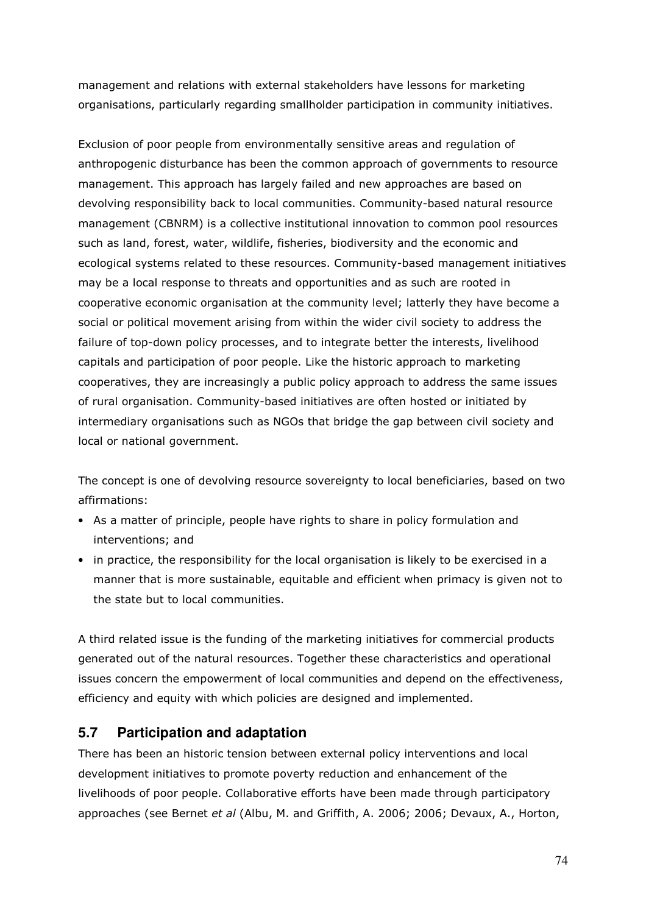management and relations with external stakeholders have lessons for marketing organisations, particularly regarding smallholder participation in community initiatives.

Exclusion of poor people from environmentally sensitive areas and regulation of anthropogenic disturbance has been the common approach of governments to resource management. This approach has largely failed and new approaches are based on devolving responsibility back to local communities. Community-based natural resource management (CBNRM) is a collective institutional innovation to common pool resources such as land, forest, water, wildlife, fisheries, biodiversity and the economic and ecological systems related to these resources. Community-based management initiatives may be a local response to threats and opportunities and as such are rooted in cooperative economic organisation at the community level; latterly they have become a social or political movement arising from within the wider civil society to address the failure of top-down policy processes, and to integrate better the interests, livelihood capitals and participation of poor people. Like the historic approach to marketing cooperatives, they are increasingly a public policy approach to address the same issues of rural organisation. Community-based initiatives are often hosted or initiated by intermediary organisations such as NGOs that bridge the gap between civil society and local or national government.

The concept is one of devolving resource sovereignty to local beneficiaries, based on two affirmations:

- As a matter of principle, people have rights to share in policy formulation and interventions; and
- in practice, the responsibility for the local organisation is likely to be exercised in a manner that is more sustainable, equitable and efficient when primacy is given not to the state but to local communities.

A third related issue is the funding of the marketing initiatives for commercial products generated out of the natural resources. Together these characteristics and operational issues concern the empowerment of local communities and depend on the effectiveness, efficiency and equity with which policies are designed and implemented.

## 5.7 Participation and adaptation

There has been an historic tension between external policy interventions and local development initiatives to promote poverty reduction and enhancement of the livelihoods of poor people. Collaborative efforts have been made through participatory approaches (see Bernet *et al* (Albu, M. and Griffith, A. 2006; 2006; Devaux, A., Horton,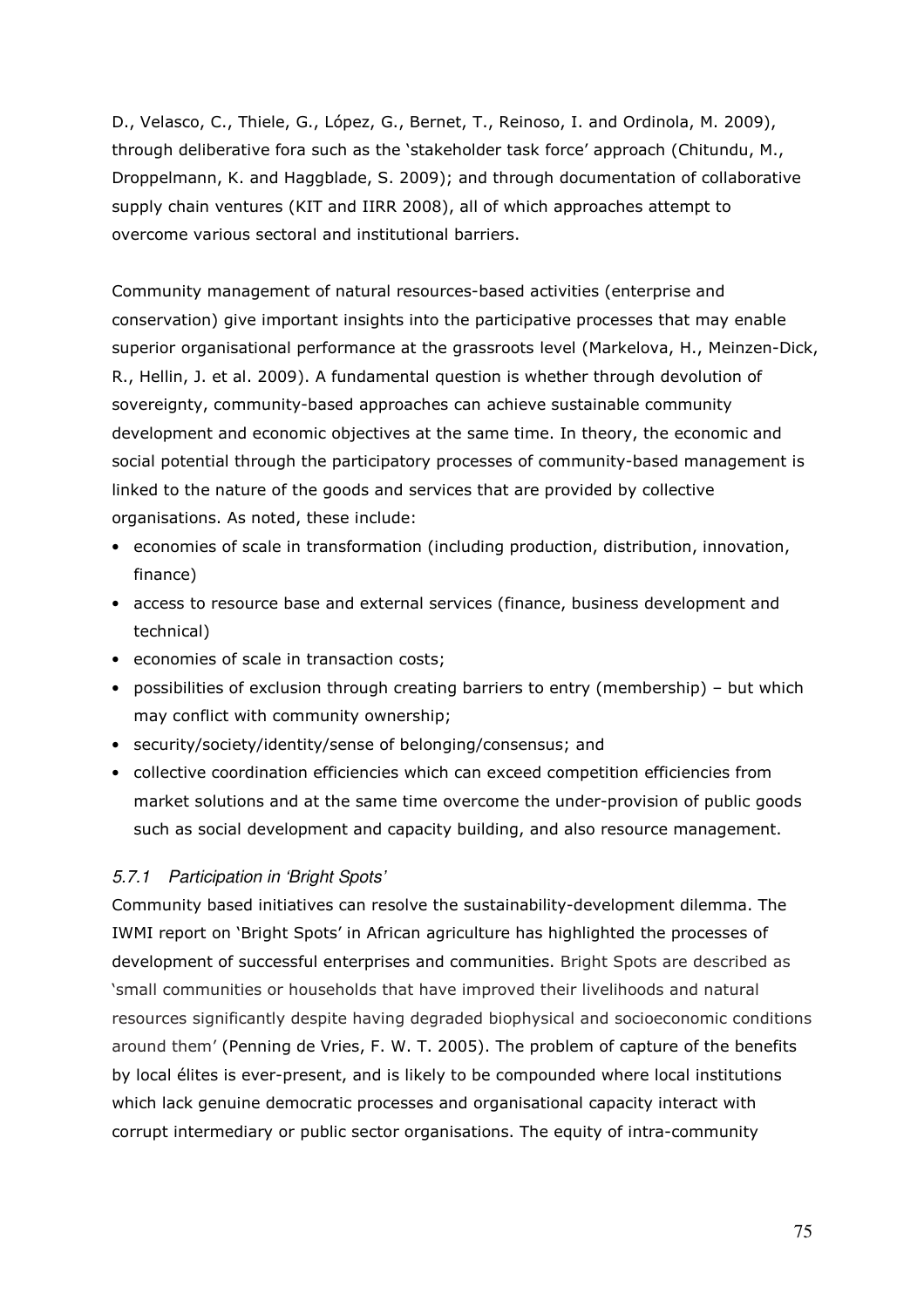D., Velasco, C., Thiele, G., López, G., Bernet, T., Reinoso, I. and Ordinola, M. 2009), through deliberative fora such as the 'stakeholder task force' approach (Chitundu, M., Droppelmann, K. and Haggblade, S. 2009); and through documentation of collaborative supply chain ventures (KIT and IIRR 2008), all of which approaches attempt to overcome various sectoral and institutional barriers.

Community management of natural resources-based activities (enterprise and conservation) give important insights into the participative processes that may enable superior organisational performance at the grassroots level (Markelova, H., Meinzen-Dick, R., Hellin, J. et al. 2009). A fundamental question is whether through devolution of sovereignty, community-based approaches can achieve sustainable community development and economic objectives at the same time. In theory, the economic and social potential through the participatory processes of community-based management is linked to the nature of the goods and services that are provided by collective organisations. As noted, these include:

- economies of scale in transformation (including production, distribution, innovation, finance)
- access to resource base and external services (finance, business development and technical)
- economies of scale in transaction costs;
- possibilities of exclusion through creating barriers to entry (membership) – but which may conflict with community ownership;
- security/society/identity/sense of belonging/consensus; and
- collective coordination efficiencies which can exceed competition efficiencies from market solutions and at the same time overcome the under-provision of public goods such as social development and capacity building, and also resource management.

### *5.7.1 Participation in 'Bright Spots'*

Community based initiatives can resolve the sustainability-development dilemma. The IWMI report on 'Bright Spots' in African agriculture has highlighted the processes of development of successful enterprises and communities. Bright Spots are described as 'small communities or households that have improved their livelihoods and natural resources significantly despite having degraded biophysical and socioeconomic conditions around them' (Penning de Vries, F. W. T. 2005). The problem of capture of the benefits by local élites is ever-present, and is likely to be compounded where local institutions which lack genuine democratic processes and organisational capacity interact with corrupt intermediary or public sector organisations. The equity of intra-community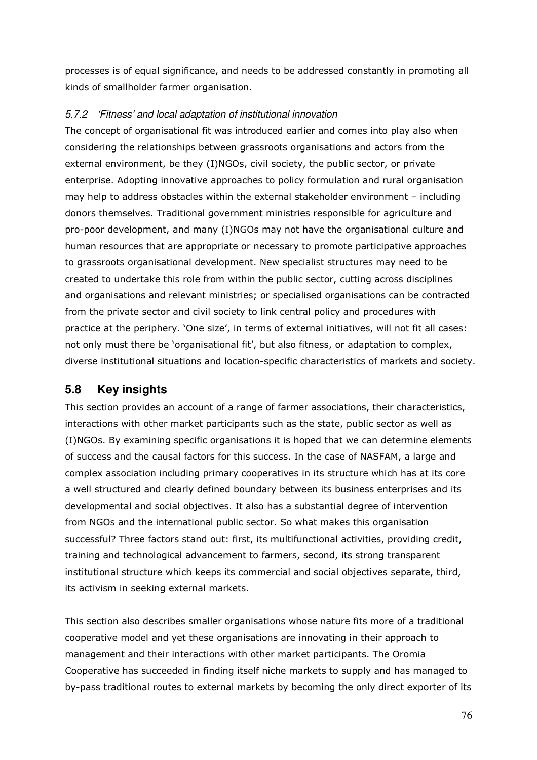processes is of equal significance, and needs to be addressed constantly in promoting all kinds of smallholder farmer organisation.

### *5.7.2 'Fitness' and local adaptation of institutional innovation*

The concept of organisational fit was introduced earlier and comes into play also when considering the relationships between grassroots organisations and actors from the external environment, be they (I)NGOs, civil society, the public sector, or private enterprise. Adopting innovative approaches to policy formulation and rural organisation may help to address obstacles within the external stakeholder environment – including donors themselves. Traditional government ministries responsible for agriculture and pro-poor development, and many (I)NGOs may not have the organisational culture and human resources that are appropriate or necessary to promote participative approaches to grassroots organisational development. New specialist structures may need to be created to undertake this role from within the public sector, cutting across disciplines and organisations and relevant ministries; or specialised organisations can be contracted from the private sector and civil society to link central policy and procedures with practice at the periphery. 'One size', in terms of external initiatives, will not fit all cases: not only must there be 'organisational fit', but also fitness, or adaptation to complex, diverse institutional situations and location-specific characteristics of markets and society.

## 5.8 Key insights

This section provides an account of a range of farmer associations, their characteristics, interactions with other market participants such as the state, public sector as well as (I)NGOs. By examining specific organisations it is hoped that we can determine elements of success and the causal factors for this success. In the case of NASFAM, a large and complex association including primary cooperatives in its structure which has at its core a well structured and clearly defined boundary between its business enterprises and its developmental and social objectives. It also has a substantial degree of intervention from NGOs and the international public sector. So what makes this organisation successful? Three factors stand out: first, its multifunctional activities, providing credit, training and technological advancement to farmers, second, its strong transparent institutional structure which keeps its commercial and social objectives separate, third, its activism in seeking external markets.

This section also describes smaller organisations whose nature fits more of a traditional cooperative model and yet these organisations are innovating in their approach to management and their interactions with other market participants. The Oromia Cooperative has succeeded in finding itself niche markets to supply and has managed to by-pass traditional routes to external markets by becoming the only direct exporter of its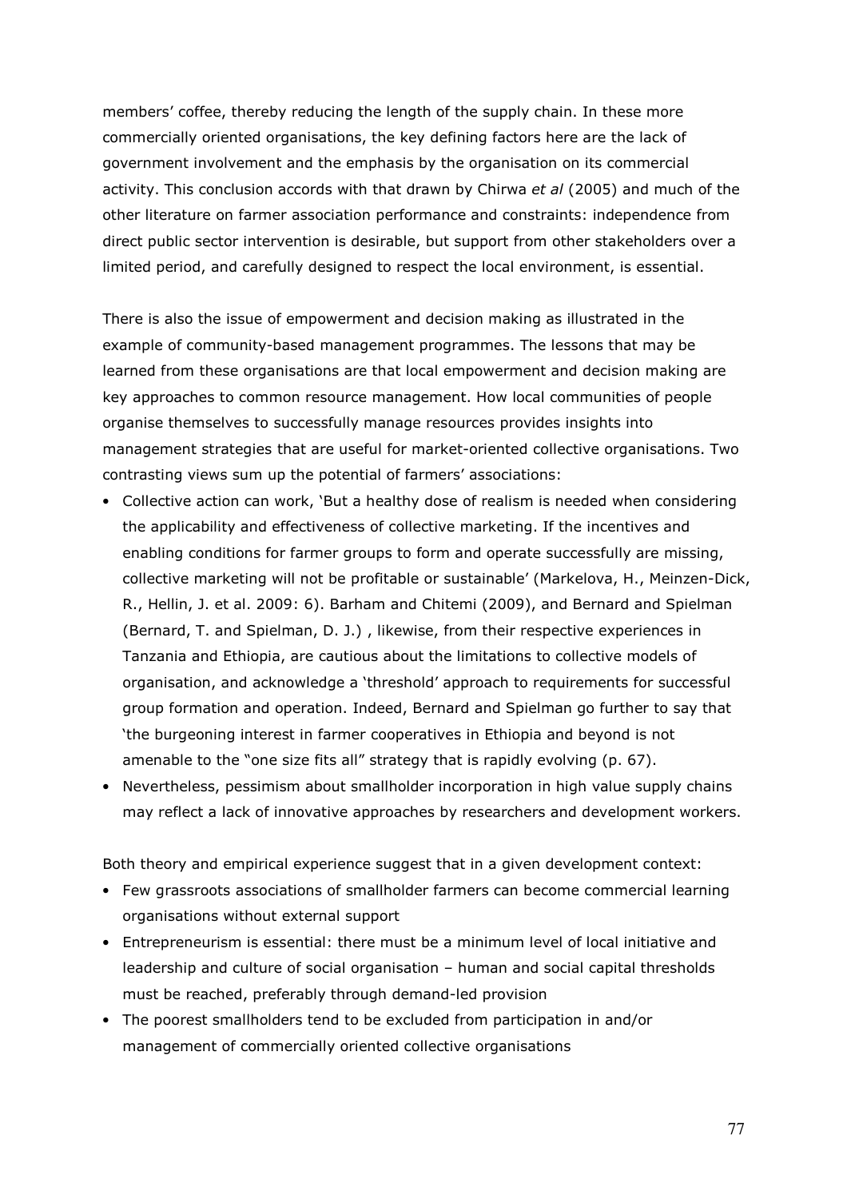members' coffee, thereby reducing the length of the supply chain. In these more commercially oriented organisations, the key defining factors here are the lack of government involvement and the emphasis by the organisation on its commercial activity. This conclusion accords with that drawn by Chirwa *et al* (2005) and much of the other literature on farmer association performance and constraints: independence from direct public sector intervention is desirable, but support from other stakeholders over a limited period, and carefully designed to respect the local environment, is essential.

There is also the issue of empowerment and decision making as illustrated in the example of community-based management programmes. The lessons that may be learned from these organisations are that local empowerment and decision making are key approaches to common resource management. How local communities of people organise themselves to successfully manage resources provides insights into management strategies that are useful for market-oriented collective organisations. Two contrasting views sum up the potential of farmers' associations:

- Collective action can work, 'But a healthy dose of realism is needed when considering the applicability and effectiveness of collective marketing. If the incentives and enabling conditions for farmer groups to form and operate successfully are missing, collective marketing will not be profitable or sustainable' (Markelova, H., Meinzen-Dick, R., Hellin, J. et al. 2009: 6). Barham and Chitemi (2009), and Bernard and Spielman (Bernard, T. and Spielman, D. J.) , likewise, from their respective experiences in Tanzania and Ethiopia, are cautious about the limitations to collective models of organisation, and acknowledge a 'threshold' approach to requirements for successful group formation and operation. Indeed, Bernard and Spielman go further to say that 'the burgeoning interest in farmer cooperatives in Ethiopia and beyond is not amenable to the "one size fits all" strategy that is rapidly evolving (p. 67).
- Nevertheless, pessimism about smallholder incorporation in high value supply chains may reflect a lack of innovative approaches by researchers and development workers.

Both theory and empirical experience suggest that in a given development context:

- Few grassroots associations of smallholder farmers can become commercial learning organisations without external support
- Entrepreneurism is essential: there must be a minimum level of local initiative and leadership and culture of social organisation – human and social capital thresholds must be reached, preferably through demand-led provision
- The poorest smallholders tend to be excluded from participation in and/or management of commercially oriented collective organisations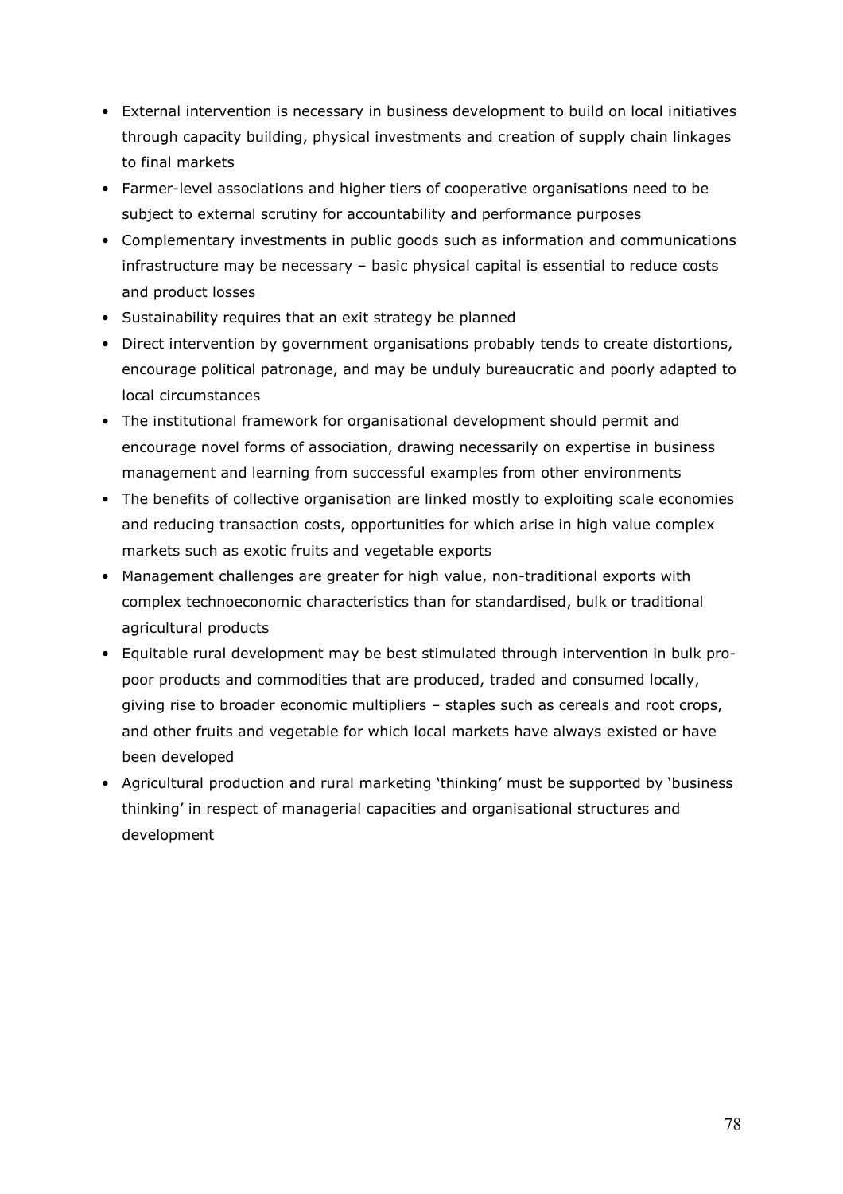- External intervention is necessary in business development to build on local initiatives through capacity building, physical investments and creation of supply chain linkages to final markets
- Farmer-level associations and higher tiers of cooperative organisations need to be subject to external scrutiny for accountability and performance purposes
- Complementary investments in public goods such as information and communications infrastructure may be necessary – basic physical capital is essential to reduce costs and product losses
- Sustainability requires that an exit strategy be planned
- Direct intervention by government organisations probably tends to create distortions, encourage political patronage, and may be unduly bureaucratic and poorly adapted to local circumstances
- The institutional framework for organisational development should permit and encourage novel forms of association, drawing necessarily on expertise in business management and learning from successful examples from other environments
- The benefits of collective organisation are linked mostly to exploiting scale economies and reducing transaction costs, opportunities for which arise in high value complex markets such as exotic fruits and vegetable exports
- Management challenges are greater for high value, non-traditional exports with complex technoeconomic characteristics than for standardised, bulk or traditional agricultural products
- Equitable rural development may be best stimulated through intervention in bulk pro-poor products and commodities that are produced, traded and consumed locally, giving rise to broader economic multipliers – staples such as cereals and root crops, and other fruits and vegetable for which local markets have always existed or have been developed
- Agricultural production and rural marketing 'thinking' must be supported by 'business thinking' in respect of managerial capacities and organisational structures and development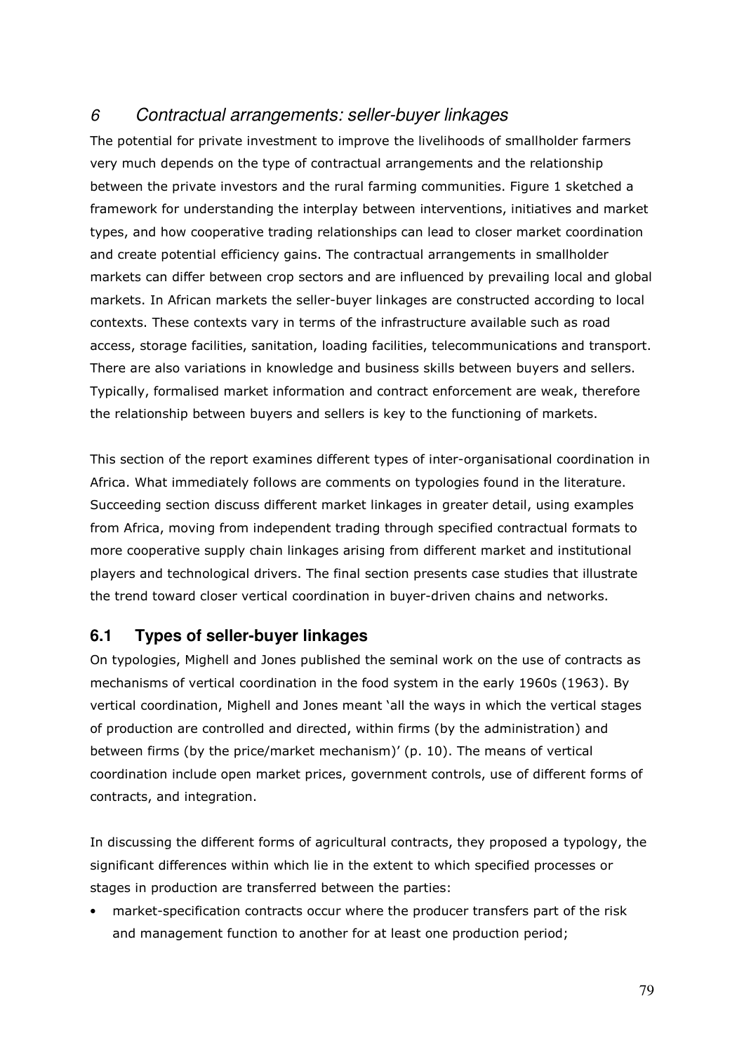# *6 Contractual arrangements: seller-buyer linkages*

The potential for private investment to improve the livelihoods of smallholder farmers very much depends on the type of contractual arrangements and the relationship between the private investors and the rural farming communities. Figure 1 sketched a framework for understanding the interplay between interventions, initiatives and market types, and how cooperative trading relationships can lead to closer market coordination and create potential efficiency gains. The contractual arrangements in smallholder markets can differ between crop sectors and are influenced by prevailing local and global markets. In African markets the seller-buyer linkages are constructed according to local contexts. These contexts vary in terms of the infrastructure available such as road access, storage facilities, sanitation, loading facilities, telecommunications and transport. There are also variations in knowledge and business skills between buyers and sellers. Typically, formalised market information and contract enforcement are weak, therefore the relationship between buyers and sellers is key to the functioning of markets.

This section of the report examines different types of inter-organisational coordination in Africa. What immediately follows are comments on typologies found in the literature. Succeeding section discuss different market linkages in greater detail, using examples from Africa, moving from independent trading through specified contractual formats to more cooperative supply chain linkages arising from different market and institutional players and technological drivers. The final section presents case studies that illustrate the trend toward closer vertical coordination in buyer-driven chains and networks.

## 6.1 Types of seller-buyer linkages

On typologies, Mighell and Jones published the seminal work on the use of contracts as mechanisms of vertical coordination in the food system in the early 1960s (1963). By vertical coordination, Mighell and Jones meant 'all the ways in which the vertical stages of production are controlled and directed, within firms (by the administration) and between firms (by the price/market mechanism)' (p. 10). The means of vertical coordination include open market prices, government controls, use of different forms of contracts, and integration.

In discussing the different forms of agricultural contracts, they proposed a typology, the significant differences within which lie in the extent to which specified processes or stages in production are transferred between the parties:

- market-specification contracts occur where the producer transfers part of the risk and management function to another for at least one production period;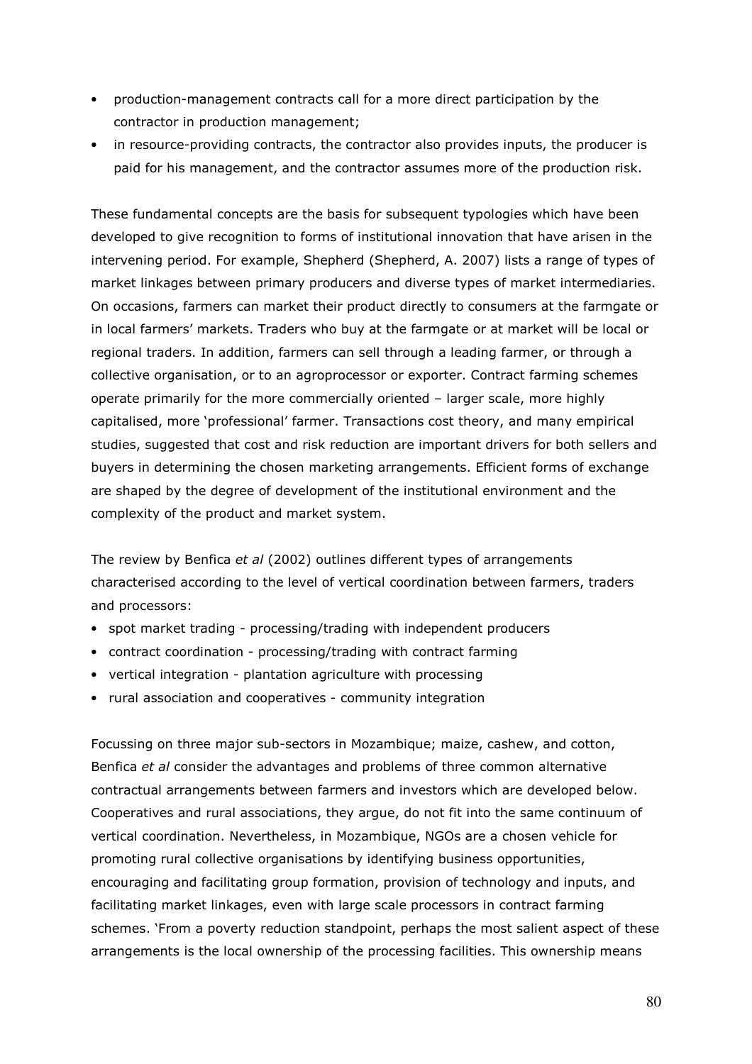- production-management contracts call for a more direct participation by the contractor in production management;
- in resource-providing contracts, the contractor also provides inputs, the producer is paid for his management, and the contractor assumes more of the production risk.

These fundamental concepts are the basis for subsequent typologies which have been developed to give recognition to forms of institutional innovation that have arisen in the intervening period. For example, Shepherd (Shepherd, A. 2007) lists a range of types of market linkages between primary producers and diverse types of market intermediaries. On occasions, farmers can market their product directly to consumers at the farmgate or in local farmers' markets. Traders who buy at the farmgate or at market will be local or regional traders. In addition, farmers can sell through a leading farmer, or through a collective organisation, or to an agroprocessor or exporter. Contract farming schemes operate primarily for the more commercially oriented – larger scale, more highly capitalised, more 'professional' farmer. Transactions cost theory, and many empirical studies, suggested that cost and risk reduction are important drivers for both sellers and buyers in determining the chosen marketing arrangements. Efficient forms of exchange are shaped by the degree of development of the institutional environment and the complexity of the product and market system.

The review by Benfica *et al* (2002) outlines different types of arrangements characterised according to the level of vertical coordination between farmers, traders and processors:

- spot market trading - processing/trading with independent producers
- contract coordination - processing/trading with contract farming
- vertical integration - plantation agriculture with processing
- rural association and cooperatives - community integration

Focussing on three major sub-sectors in Mozambique; maize, cashew, and cotton, Benfica *et al* consider the advantages and problems of three common alternative contractual arrangements between farmers and investors which are developed below. Cooperatives and rural associations, they argue, do not fit into the same continuum of vertical coordination. Nevertheless, in Mozambique, NGOs are a chosen vehicle for promoting rural collective organisations by identifying business opportunities, encouraging and facilitating group formation, provision of technology and inputs, and facilitating market linkages, even with large scale processors in contract farming schemes. 'From a poverty reduction standpoint, perhaps the most salient aspect of these arrangements is the local ownership of the processing facilities. This ownership means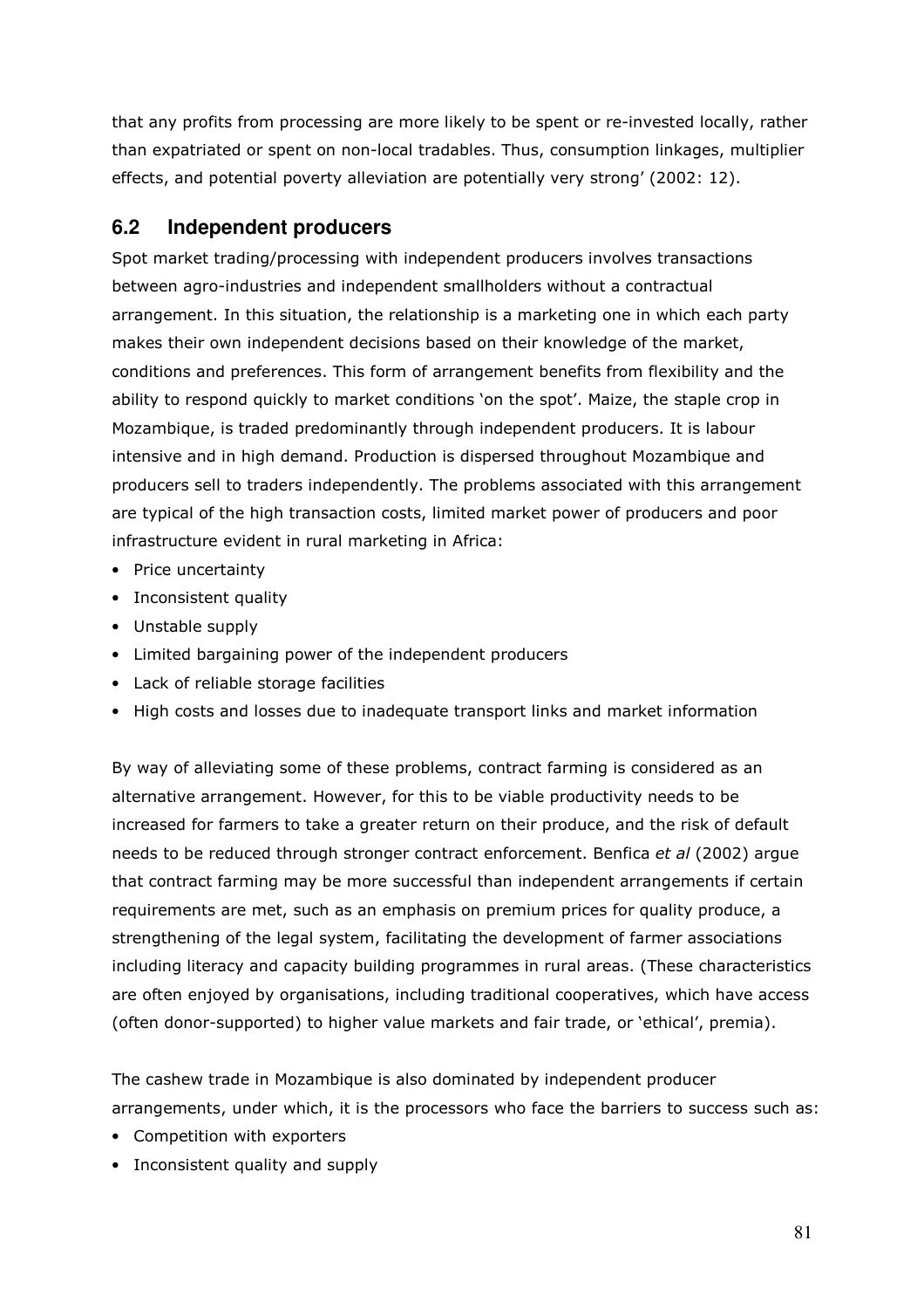that any profits from processing are more likely to be spent or re-invested locally, rather than expatriated or spent on non-local tradables. Thus, consumption linkages, multiplier effects, and potential poverty alleviation are potentially very strong' (2002: 12).

## 6.2 Independent producers

Spot market trading/processing with independent producers involves transactions between agro-industries and independent smallholders without a contractual arrangement. In this situation, the relationship is a marketing one in which each party makes their own independent decisions based on their knowledge of the market, conditions and preferences. This form of arrangement benefits from flexibility and the ability to respond quickly to market conditions 'on the spot'. Maize, the staple crop in Mozambique, is traded predominantly through independent producers. It is labour intensive and in high demand. Production is dispersed throughout Mozambique and producers sell to traders independently. The problems associated with this arrangement are typical of the high transaction costs, limited market power of producers and poor infrastructure evident in rural marketing in Africa:

- Price uncertainty
- Inconsistent quality
- Unstable supply
- Limited bargaining power of the independent producers
- Lack of reliable storage facilities
- High costs and losses due to inadequate transport links and market information

By way of alleviating some of these problems, contract farming is considered as an alternative arrangement. However, for this to be viable productivity needs to be increased for farmers to take a greater return on their produce, and the risk of default needs to be reduced through stronger contract enforcement. Benfica *et al* (2002) argue that contract farming may be more successful than independent arrangements if certain requirements are met, such as an emphasis on premium prices for quality produce, a strengthening of the legal system, facilitating the development of farmer associations including literacy and capacity building programmes in rural areas. (These characteristics are often enjoyed by organisations, including traditional cooperatives, which have access (often donor-supported) to higher value markets and fair trade, or 'ethical', premia).

The cashew trade in Mozambique is also dominated by independent producer arrangements, under which, it is the processors who face the barriers to success such as:

- Competition with exporters
- Inconsistent quality and supply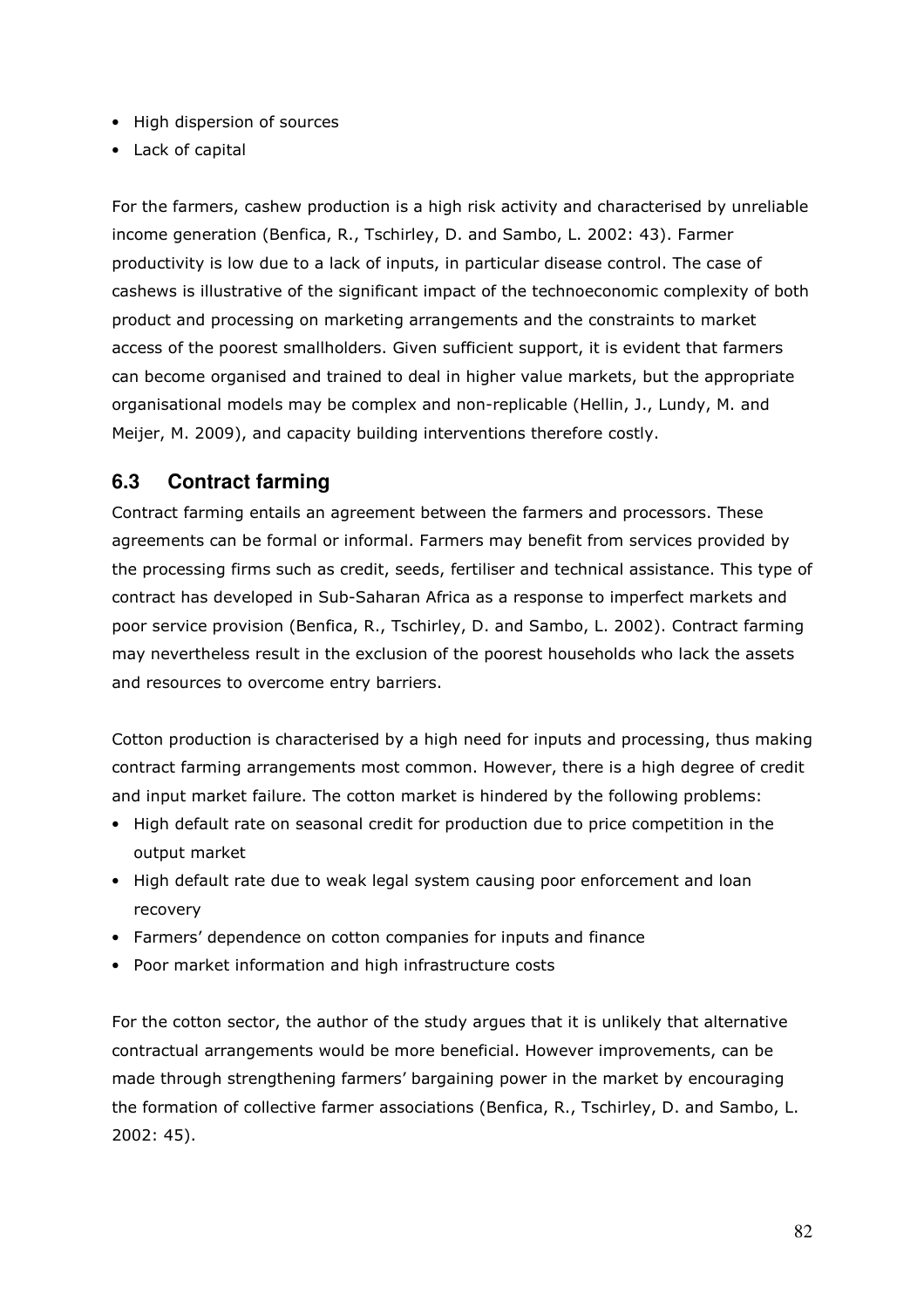- High dispersion of sources
- Lack of capital

For the farmers, cashew production is a high risk activity and characterised by unreliable income generation (Benfica, R., Tschirley, D. and Sambo, L. 2002: 43). Farmer productivity is low due to a lack of inputs, in particular disease control. The case of cashews is illustrative of the significant impact of the technoeconomic complexity of both product and processing on marketing arrangements and the constraints to market access of the poorest smallholders. Given sufficient support, it is evident that farmers can become organised and trained to deal in higher value markets, but the appropriate organisational models may be complex and non-replicable (Hellin, J., Lundy, M. and Meijer, M. 2009), and capacity building interventions therefore costly.

## 6.3 Contract farming

Contract farming entails an agreement between the farmers and processors. These agreements can be formal or informal. Farmers may benefit from services provided by the processing firms such as credit, seeds, fertiliser and technical assistance. This type of contract has developed in Sub-Saharan Africa as a response to imperfect markets and poor service provision (Benfica, R., Tschirley, D. and Sambo, L. 2002). Contract farming may nevertheless result in the exclusion of the poorest households who lack the assets and resources to overcome entry barriers.

Cotton production is characterised by a high need for inputs and processing, thus making contract farming arrangements most common. However, there is a high degree of credit and input market failure. The cotton market is hindered by the following problems:

- High default rate on seasonal credit for production due to price competition in the output market
- High default rate due to weak legal system causing poor enforcement and loan recovery
- Farmers' dependence on cotton companies for inputs and finance
- Poor market information and high infrastructure costs

For the cotton sector, the author of the study argues that it is unlikely that alternative contractual arrangements would be more beneficial. However improvements, can be made through strengthening farmers' bargaining power in the market by encouraging the formation of collective farmer associations (Benfica, R., Tschirley, D. and Sambo, L. 2002: 45).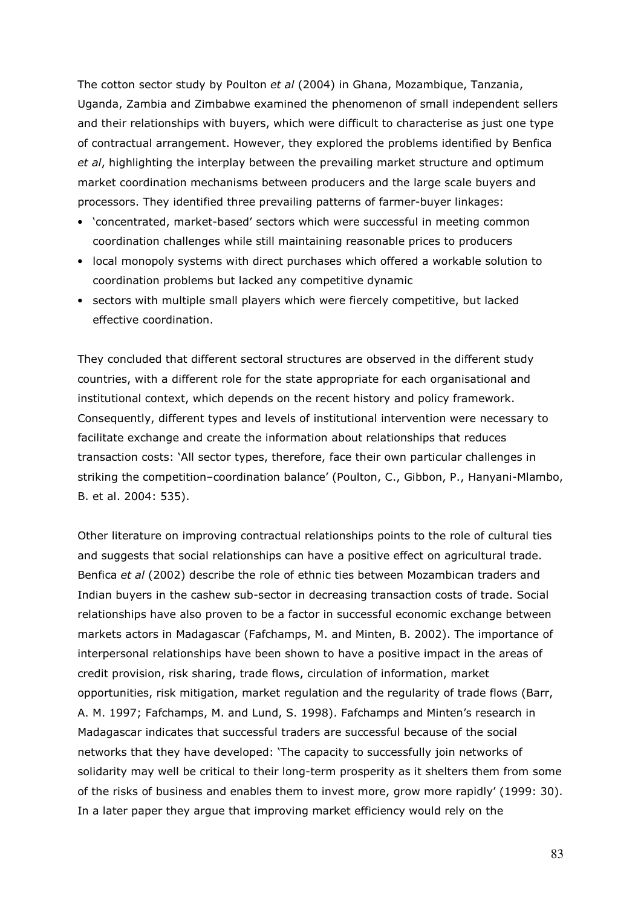The cotton sector study by Poulton *et al* (2004) in Ghana, Mozambique, Tanzania, Uganda, Zambia and Zimbabwe examined the phenomenon of small independent sellers and their relationships with buyers, which were difficult to characterise as just one type of contractual arrangement. However, they explored the problems identified by Benfica *et al*, highlighting the interplay between the prevailing market structure and optimum market coordination mechanisms between producers and the large scale buyers and processors. They identified three prevailing patterns of farmer-buyer linkages:

- 'concentrated, market-based' sectors which were successful in meeting common coordination challenges while still maintaining reasonable prices to producers
- local monopoly systems with direct purchases which offered a workable solution to coordination problems but lacked any competitive dynamic
- sectors with multiple small players which were fiercely competitive, but lacked effective coordination.

They concluded that different sectoral structures are observed in the different study countries, with a different role for the state appropriate for each organisational and institutional context, which depends on the recent history and policy framework. Consequently, different types and levels of institutional intervention were necessary to facilitate exchange and create the information about relationships that reduces transaction costs: 'All sector types, therefore, face their own particular challenges in striking the competition–coordination balance' (Poulton, C., Gibbon, P., Hanyani-Mlambo, B. et al. 2004: 535).

Other literature on improving contractual relationships points to the role of cultural ties and suggests that social relationships can have a positive effect on agricultural trade. Benfica *et al* (2002) describe the role of ethnic ties between Mozambican traders and Indian buyers in the cashew sub-sector in decreasing transaction costs of trade. Social relationships have also proven to be a factor in successful economic exchange between markets actors in Madagascar (Fafchamps, M. and Minten, B. 2002). The importance of interpersonal relationships have been shown to have a positive impact in the areas of credit provision, risk sharing, trade flows, circulation of information, market opportunities, risk mitigation, market regulation and the regularity of trade flows (Barr, A. M. 1997; Fafchamps, M. and Lund, S. 1998). Fafchamps and Minten's research in Madagascar indicates that successful traders are successful because of the social networks that they have developed: 'The capacity to successfully join networks of solidarity may well be critical to their long-term prosperity as it shelters them from some of the risks of business and enables them to invest more, grow more rapidly' (1999: 30). In a later paper they argue that improving market efficiency would rely on the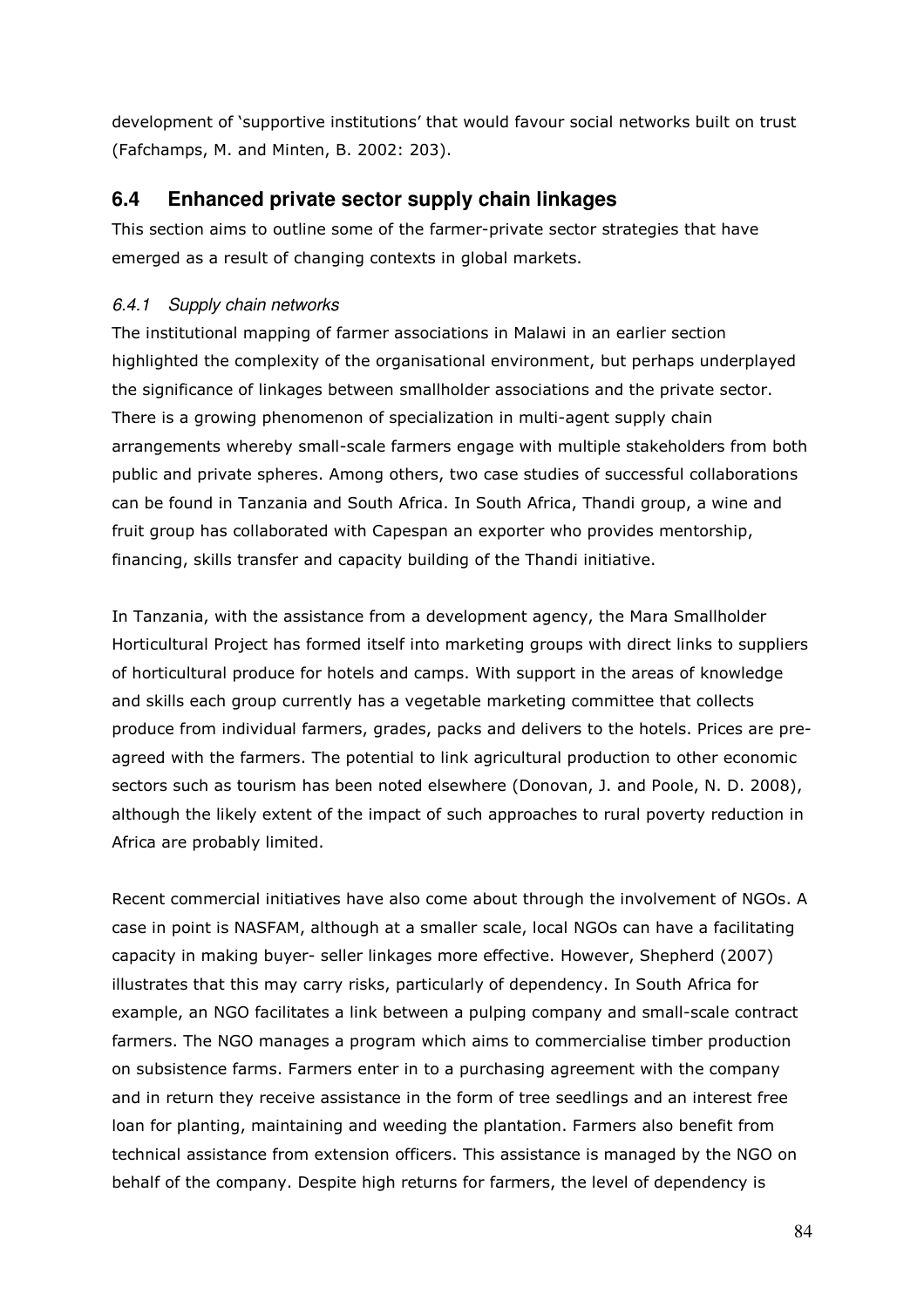development of 'supportive institutions' that would favour social networks built on trust (Fafchamps, M. and Minten, B. 2002: 203).

## 6.4 Enhanced private sector supply chain linkages

This section aims to outline some of the farmer-private sector strategies that have emerged as a result of changing contexts in global markets.

### *6.4.1 Supply chain networks*

The institutional mapping of farmer associations in Malawi in an earlier section highlighted the complexity of the organisational environment, but perhaps underplayed the significance of linkages between smallholder associations and the private sector. There is a growing phenomenon of specialization in multi-agent supply chain arrangements whereby small-scale farmers engage with multiple stakeholders from both public and private spheres. Among others, two case studies of successful collaborations can be found in Tanzania and South Africa. In South Africa, Thandi group, a wine and fruit group has collaborated with Capespan an exporter who provides mentorship, financing, skills transfer and capacity building of the Thandi initiative.

In Tanzania, with the assistance from a development agency, the Mara Smallholder Horticultural Project has formed itself into marketing groups with direct links to suppliers of horticultural produce for hotels and camps. With support in the areas of knowledge and skills each group currently has a vegetable marketing committee that collects produce from individual farmers, grades, packs and delivers to the hotels. Prices are pre-agreed with the farmers. The potential to link agricultural production to other economic sectors such as tourism has been noted elsewhere (Donovan, J. and Poole, N. D. 2008), although the likely extent of the impact of such approaches to rural poverty reduction in Africa are probably limited.

Recent commercial initiatives have also come about through the involvement of NGOs. A case in point is NASFAM, although at a smaller scale, local NGOs can have a facilitating capacity in making buyer- seller linkages more effective. However, Shepherd (2007) illustrates that this may carry risks, particularly of dependency. In South Africa for example, an NGO facilitates a link between a pulping company and small-scale contract farmers. The NGO manages a program which aims to commercialise timber production on subsistence farms. Farmers enter in to a purchasing agreement with the company and in return they receive assistance in the form of tree seedlings and an interest free loan for planting, maintaining and weeding the plantation. Farmers also benefit from technical assistance from extension officers. This assistance is managed by the NGO on behalf of the company. Despite high returns for farmers, the level of dependency is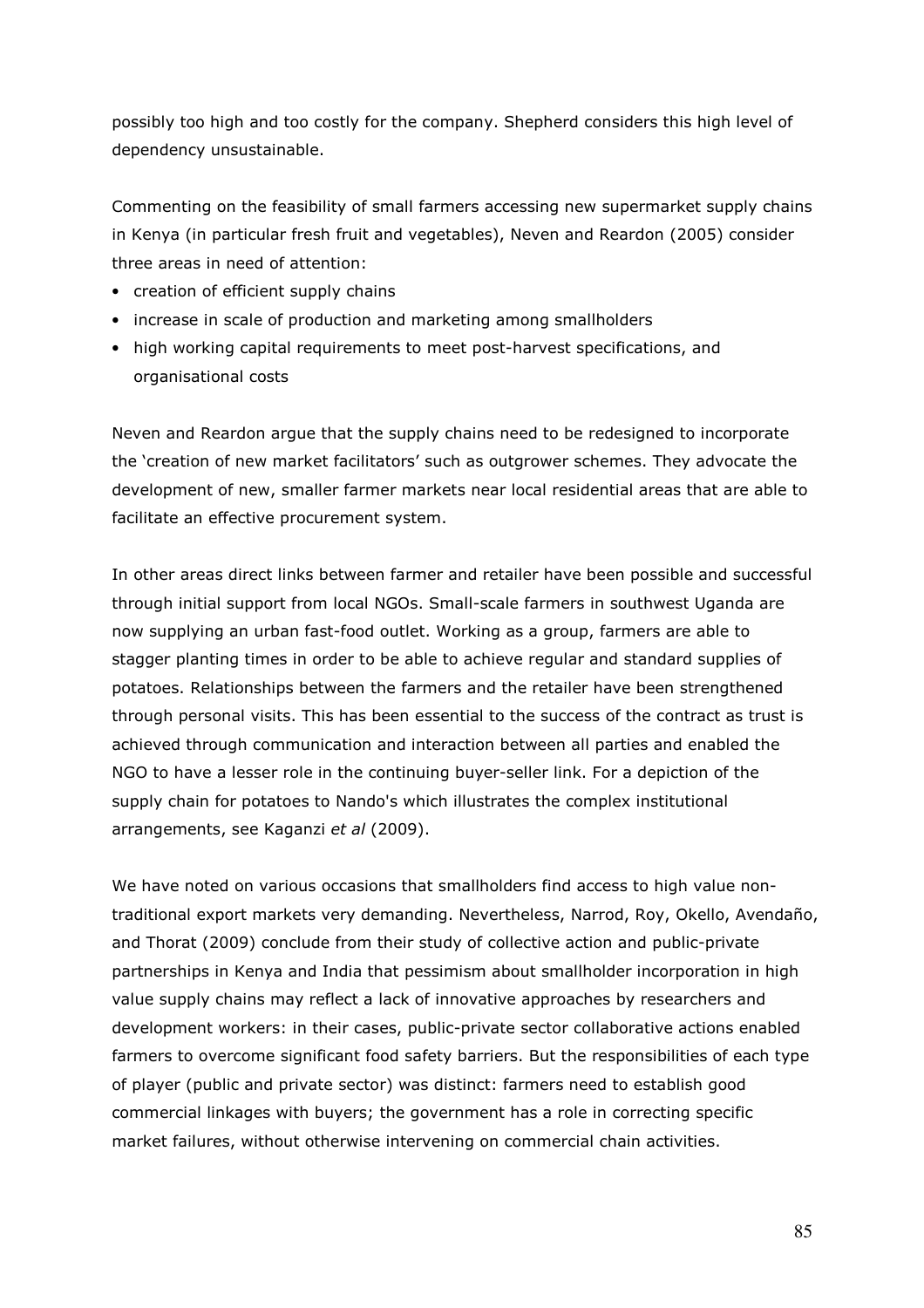possibly too high and too costly for the company. Shepherd considers this high level of dependency unsustainable.

Commenting on the feasibility of small farmers accessing new supermarket supply chains in Kenya (in particular fresh fruit and vegetables), Neven and Reardon (2005) consider three areas in need of attention:

- creation of efficient supply chains
- increase in scale of production and marketing among smallholders
- high working capital requirements to meet post-harvest specifications, and organisational costs

Neven and Reardon argue that the supply chains need to be redesigned to incorporate the 'creation of new market facilitators' such as outgrower schemes. They advocate the development of new, smaller farmer markets near local residential areas that are able to facilitate an effective procurement system.

In other areas direct links between farmer and retailer have been possible and successful through initial support from local NGOs. Small-scale farmers in southwest Uganda are now supplying an urban fast-food outlet. Working as a group, farmers are able to stagger planting times in order to be able to achieve regular and standard supplies of potatoes. Relationships between the farmers and the retailer have been strengthened through personal visits. This has been essential to the success of the contract as trust is achieved through communication and interaction between all parties and enabled the NGO to have a lesser role in the continuing buyer-seller link. For a depiction of the supply chain for potatoes to Nando's which illustrates the complex institutional arrangements, see Kaganzi *et al* (2009).

We have noted on various occasions that smallholders find access to high value non-traditional export markets very demanding. Nevertheless, Narrod, Roy, Okello, Avendaño, and Thorat (2009) conclude from their study of collective action and public-private partnerships in Kenya and India that pessimism about smallholder incorporation in high value supply chains may reflect a lack of innovative approaches by researchers and development workers: in their cases, public-private sector collaborative actions enabled farmers to overcome significant food safety barriers. But the responsibilities of each type of player (public and private sector) was distinct: farmers need to establish good commercial linkages with buyers; the government has a role in correcting specific market failures, without otherwise intervening on commercial chain activities.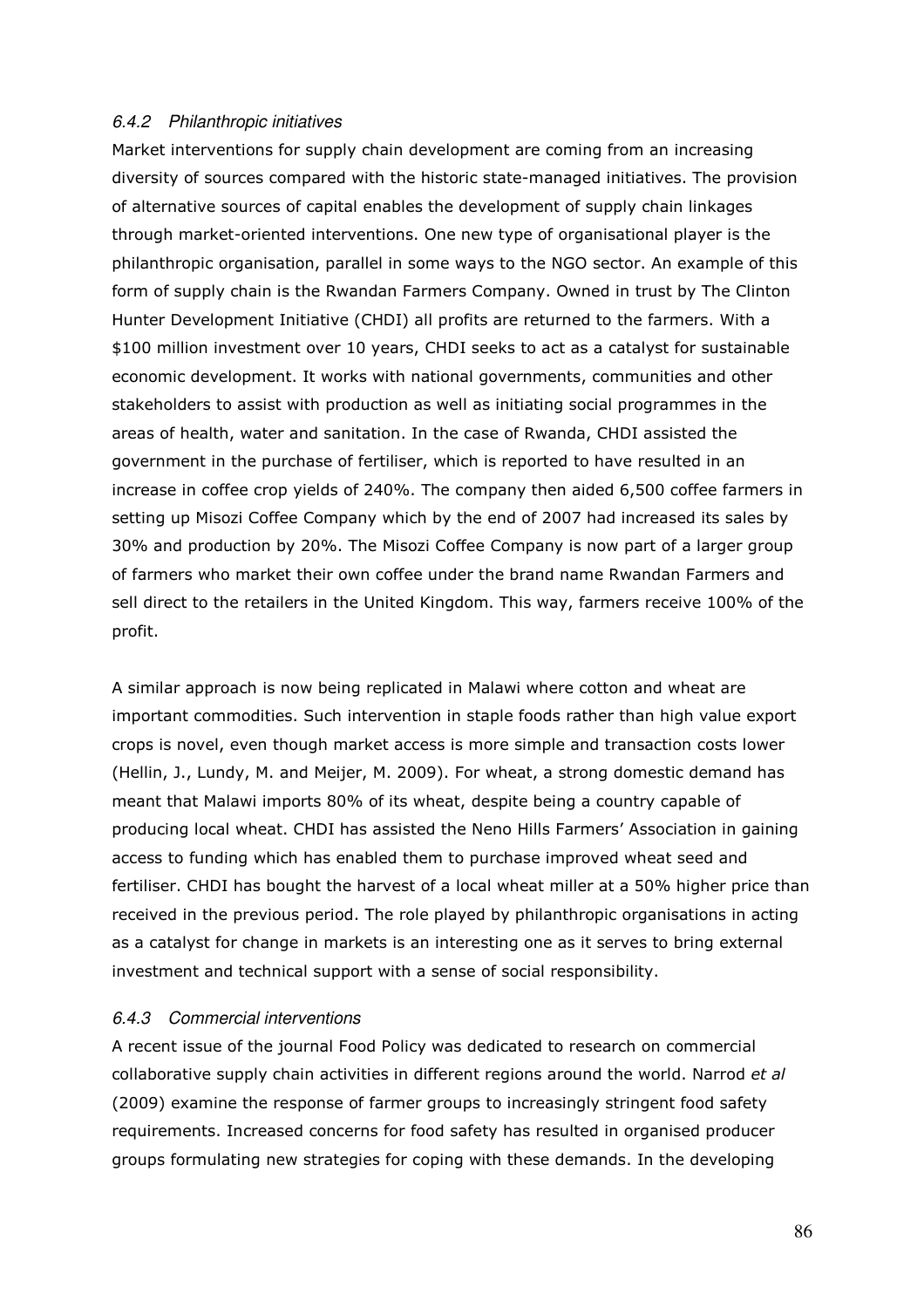### *6.4.2 Philanthropic initiatives*

Market interventions for supply chain development are coming from an increasing diversity of sources compared with the historic state-managed initiatives. The provision of alternative sources of capital enables the development of supply chain linkages through market-oriented interventions. One new type of organisational player is the philanthropic organisation, parallel in some ways to the NGO sector. An example of this form of supply chain is the Rwandan Farmers Company. Owned in trust by The Clinton Hunter Development Initiative (CHDI) all profits are returned to the farmers. With a $100 million investment over 10 years, CHDI seeks to act as a catalyst for sustainable economic development. It works with national governments, communities and other stakeholders to assist with production as well as initiating social programmes in the areas of health, water and sanitation. In the case of Rwanda, CHDI assisted the government in the purchase of fertiliser, which is reported to have resulted in an increase in coffee crop yields of 240%. The company then aided 6,500 coffee farmers in setting up Misozi Coffee Company which by the end of 2007 had increased its sales by 30% and production by 20%. The Misozi Coffee Company is now part of a larger group of farmers who market their own coffee under the brand name Rwandan Farmers and sell direct to the retailers in the United Kingdom. This way, farmers receive 100% of the profit.

A similar approach is now being replicated in Malawi where cotton and wheat are important commodities. Such intervention in staple foods rather than high value export crops is novel, even though market access is more simple and transaction costs lower (Hellin, J., Lundy, M. and Meijer, M. 2009). For wheat, a strong domestic demand has meant that Malawi imports 80% of its wheat, despite being a country capable of producing local wheat. CHDI has assisted the Neno Hills Farmers' Association in gaining access to funding which has enabled them to purchase improved wheat seed and fertiliser. CHDI has bought the harvest of a local wheat miller at a 50% higher price than received in the previous period. The role played by philanthropic organisations in acting as a catalyst for change in markets is an interesting one as it serves to bring external investment and technical support with a sense of social responsibility.

### *6.4.3 Commercial interventions*

A recent issue of the journal Food Policy was dedicated to research on commercial collaborative supply chain activities in different regions around the world. Narrod *et al* (2009) examine the response of farmer groups to increasingly stringent food safety requirements. Increased concerns for food safety has resulted in organised producer groups formulating new strategies for coping with these demands. In the developing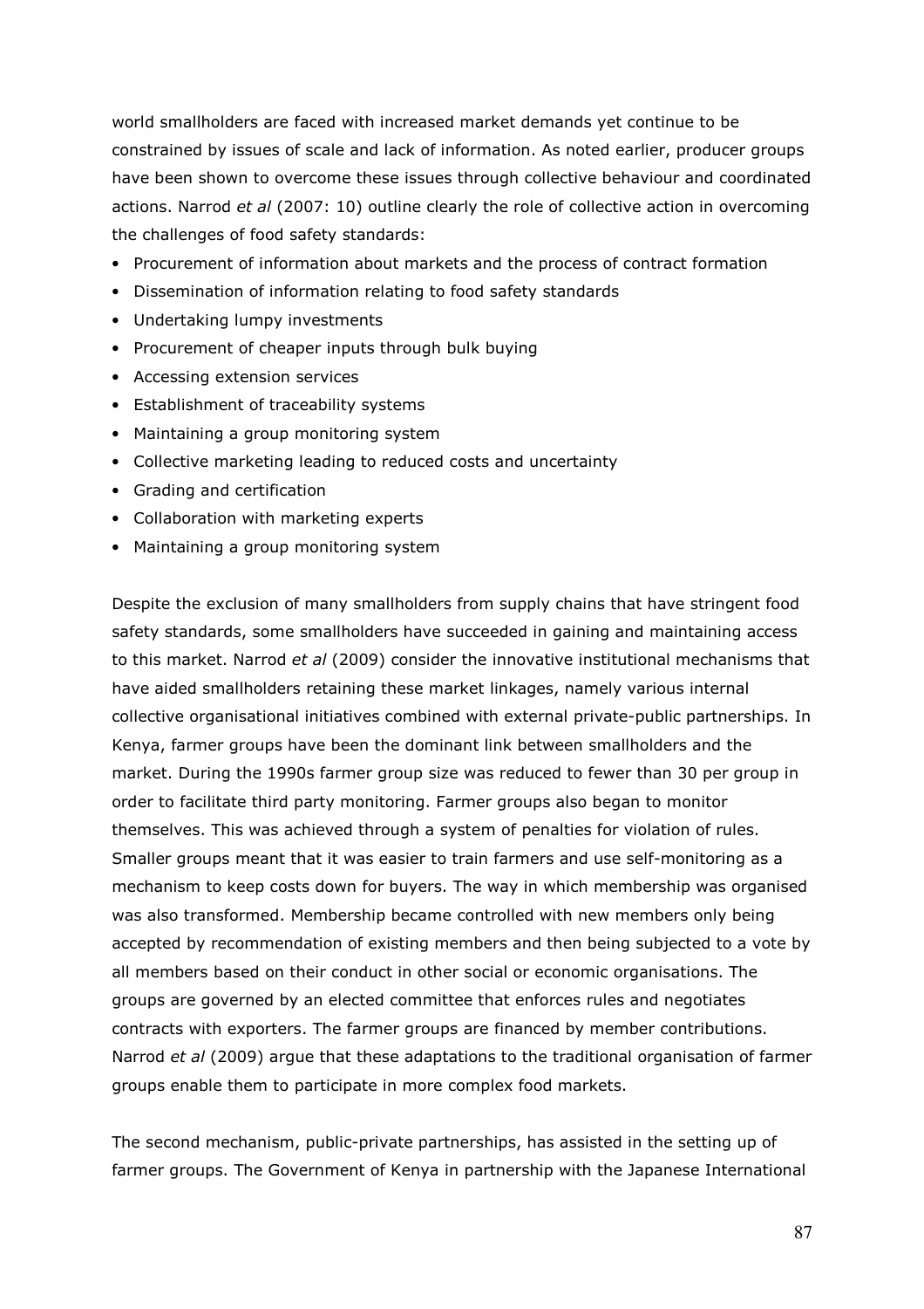world smallholders are faced with increased market demands yet continue to be constrained by issues of scale and lack of information. As noted earlier, producer groups have been shown to overcome these issues through collective behaviour and coordinated actions. Narrod *et al* (2007: 10) outline clearly the role of collective action in overcoming the challenges of food safety standards:

- Procurement of information about markets and the process of contract formation
- Dissemination of information relating to food safety standards
- Undertaking lumpy investments
- Procurement of cheaper inputs through bulk buying
- Accessing extension services
- Establishment of traceability systems
- Maintaining a group monitoring system
- Collective marketing leading to reduced costs and uncertainty
- Grading and certification
- Collaboration with marketing experts
- Maintaining a group monitoring system

Despite the exclusion of many smallholders from supply chains that have stringent food safety standards, some smallholders have succeeded in gaining and maintaining access to this market. Narrod *et al* (2009) consider the innovative institutional mechanisms that have aided smallholders retaining these market linkages, namely various internal collective organisational initiatives combined with external private-public partnerships. In Kenya, farmer groups have been the dominant link between smallholders and the market. During the 1990s farmer group size was reduced to fewer than 30 per group in order to facilitate third party monitoring. Farmer groups also began to monitor themselves. This was achieved through a system of penalties for violation of rules. Smaller groups meant that it was easier to train farmers and use self-monitoring as a mechanism to keep costs down for buyers. The way in which membership was organised was also transformed. Membership became controlled with new members only being accepted by recommendation of existing members and then being subjected to a vote by all members based on their conduct in other social or economic organisations. The groups are governed by an elected committee that enforces rules and negotiates contracts with exporters. The farmer groups are financed by member contributions. Narrod *et al* (2009) argue that these adaptations to the traditional organisation of farmer groups enable them to participate in more complex food markets.

The second mechanism, public-private partnerships, has assisted in the setting up of farmer groups. The Government of Kenya in partnership with the Japanese International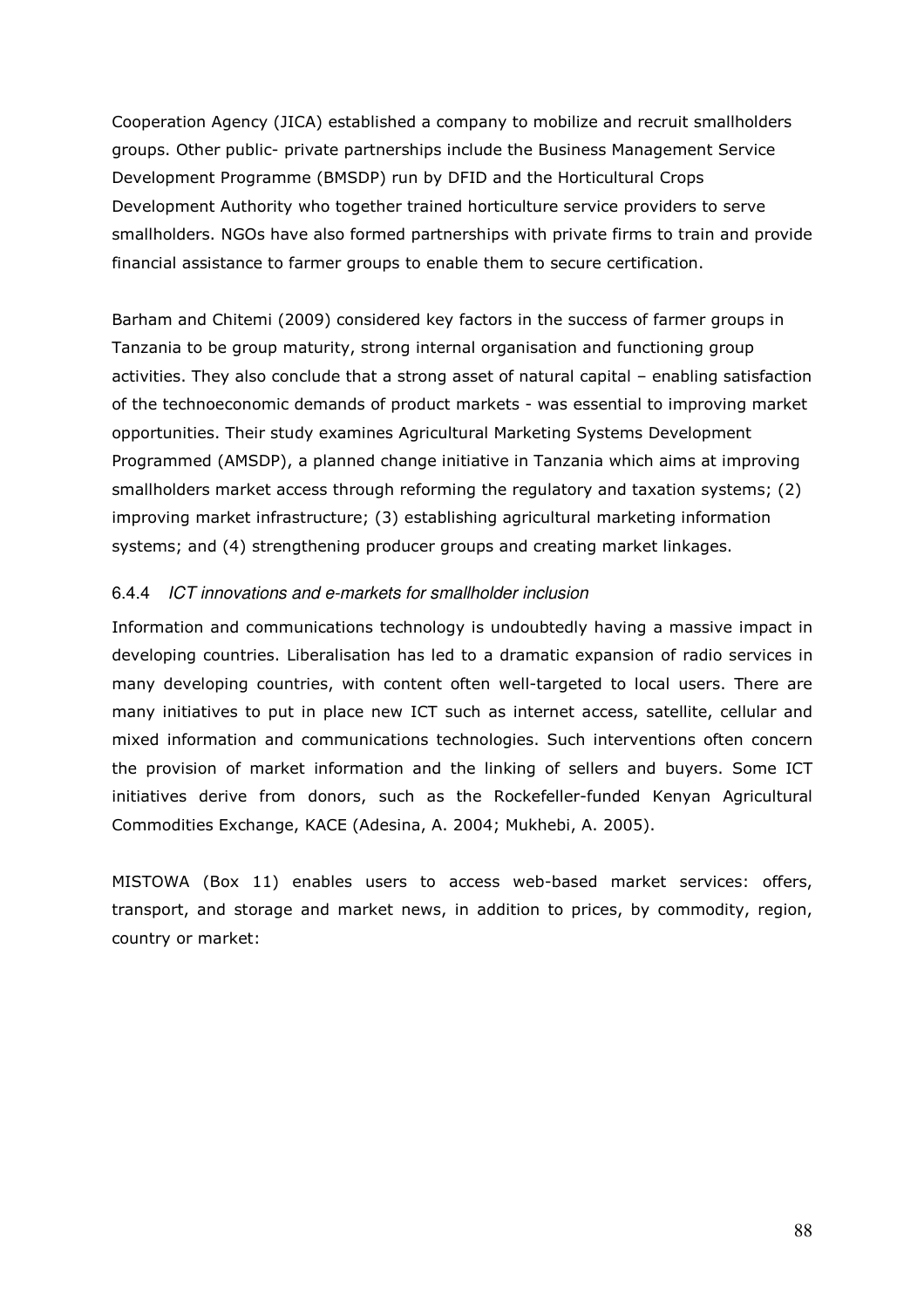Cooperation Agency (JICA) established a company to mobilize and recruit smallholders groups. Other public- private partnerships include the Business Management Service Development Programme (BMSDP) run by DFID and the Horticultural Crops Development Authority who together trained horticulture service providers to serve smallholders. NGOs have also formed partnerships with private firms to train and provide financial assistance to farmer groups to enable them to secure certification.

Barham and Chitemi (2009) considered key factors in the success of farmer groups in Tanzania to be group maturity, strong internal organisation and functioning group activities. They also conclude that a strong asset of natural capital – enabling satisfaction of the technoeconomic demands of product markets - was essential to improving market opportunities. Their study examines Agricultural Marketing Systems Development Programmed (AMSDP), a planned change initiative in Tanzania which aims at improving smallholders market access through reforming the regulatory and taxation systems; (2) improving market infrastructure; (3) establishing agricultural marketing information systems; and (4) strengthening producer groups and creating market linkages.

### 6.4.4 *ICT innovations and e-markets for smallholder inclusion*

Information and communications technology is undoubtedly having a massive impact in developing countries. Liberalisation has led to a dramatic expansion of radio services in many developing countries, with content often well-targeted to local users. There are many initiatives to put in place new ICT such as internet access, satellite, cellular and mixed information and communications technologies. Such interventions often concern the provision of market information and the linking of sellers and buyers. Some ICT initiatives derive from donors, such as the Rockefeller-funded Kenyan Agricultural Commodities Exchange, KACE (Adesina, A. 2004; Mukhebi, A. 2005).

MISTOWA (Box 11) enables users to access web-based market services: offers, transport, and storage and market news, in addition to prices, by commodity, region, country or market: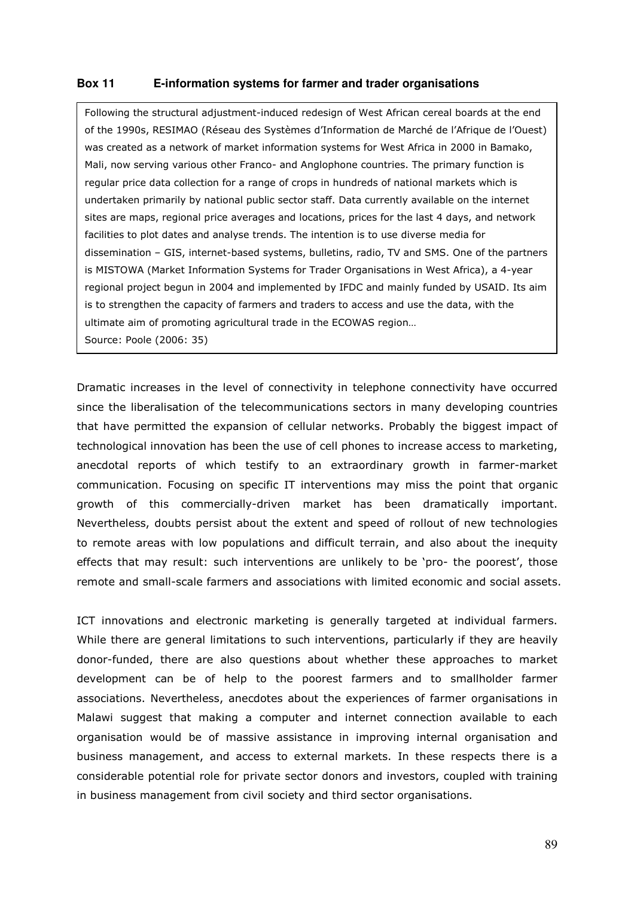**Box 11 E-information systems for farmer and trader organisations**

> Following the structural adjustment-induced redesign of West African cereal boards at the end of the 1990s, RESIMAO (Réseau des Systèmes d'Information de Marché de l'Afrique de l'Ouest) was created as a network of market information systems for West Africa in 2000 in Bamako, Mali, now serving various other Franco- and Anglophone countries. The primary function is regular price data collection for a range of crops in hundreds of national markets which is undertaken primarily by national public sector staff. Data currently available on the internet sites are maps, regional price averages and locations, prices for the last 4 days, and network facilities to plot dates and analyse trends. The intention is to use diverse media for dissemination – GIS, internet-based systems, bulletins, radio, TV and SMS. One of the partners is MISTOWA (Market Information Systems for Trader Organisations in West Africa), a 4-year regional project begun in 2004 and implemented by IFDC and mainly funded by USAID. Its aim is to strengthen the capacity of farmers and traders to access and use the data, with the ultimate aim of promoting agricultural trade in the ECOWAS region…
>
> Source: Poole (2006: 35)

Dramatic increases in the level of connectivity in telephone connectivity have occurred since the liberalisation of the telecommunications sectors in many developing countries that have permitted the expansion of cellular networks. Probably the biggest impact of technological innovation has been the use of cell phones to increase access to marketing, anecdotal reports of which testify to an extraordinary growth in farmer-market communication. Focusing on specific IT interventions may miss the point that organic growth of this commercially-driven market has been dramatically important. Nevertheless, doubts persist about the extent and speed of rollout of new technologies to remote areas with low populations and difficult terrain, and also about the inequity effects that may result: such interventions are unlikely to be 'pro- the poorest', those remote and small-scale farmers and associations with limited economic and social assets.

ICT innovations and electronic marketing is generally targeted at individual farmers. While there are general limitations to such interventions, particularly if they are heavily donor-funded, there are also questions about whether these approaches to market development can be of help to the poorest farmers and to smallholder farmer associations. Nevertheless, anecdotes about the experiences of farmer organisations in Malawi suggest that making a computer and internet connection available to each organisation would be of massive assistance in improving internal organisation and business management, and access to external markets. In these respects there is a considerable potential role for private sector donors and investors, coupled with training in business management from civil society and third sector organisations.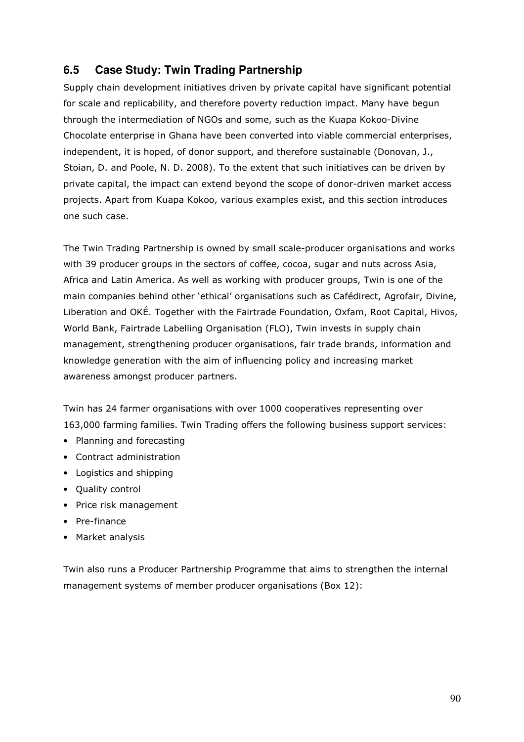## 6.5 Case Study: Twin Trading Partnership

Supply chain development initiatives driven by private capital have significant potential for scale and replicability, and therefore poverty reduction impact. Many have begun through the intermediation of NGOs and some, such as the Kuapa Kokoo-Divine Chocolate enterprise in Ghana have been converted into viable commercial enterprises, independent, it is hoped, of donor support, and therefore sustainable (Donovan, J., Stoian, D. and Poole, N. D. 2008). To the extent that such initiatives can be driven by private capital, the impact can extend beyond the scope of donor-driven market access projects. Apart from Kuapa Kokoo, various examples exist, and this section introduces one such case.

The Twin Trading Partnership is owned by small scale-producer organisations and works with 39 producer groups in the sectors of coffee, cocoa, sugar and nuts across Asia, Africa and Latin America. As well as working with producer groups, Twin is one of the main companies behind other 'ethical' organisations such as Cafédirect, Agrofair, Divine, Liberation and OKÉ. Together with the Fairtrade Foundation, Oxfam, Root Capital, Hivos, World Bank, Fairtrade Labelling Organisation (FLO), Twin invests in supply chain management, strengthening producer organisations, fair trade brands, information and knowledge generation with the aim of influencing policy and increasing market awareness amongst producer partners.

Twin has 24 farmer organisations with over 1000 cooperatives representing over 163,000 farming families. Twin Trading offers the following business support services:

- Planning and forecasting
- Contract administration
- Logistics and shipping
- Quality control
- Price risk management
- Pre-finance
- Market analysis

Twin also runs a Producer Partnership Programme that aims to strengthen the internal management systems of member producer organisations (Box 12):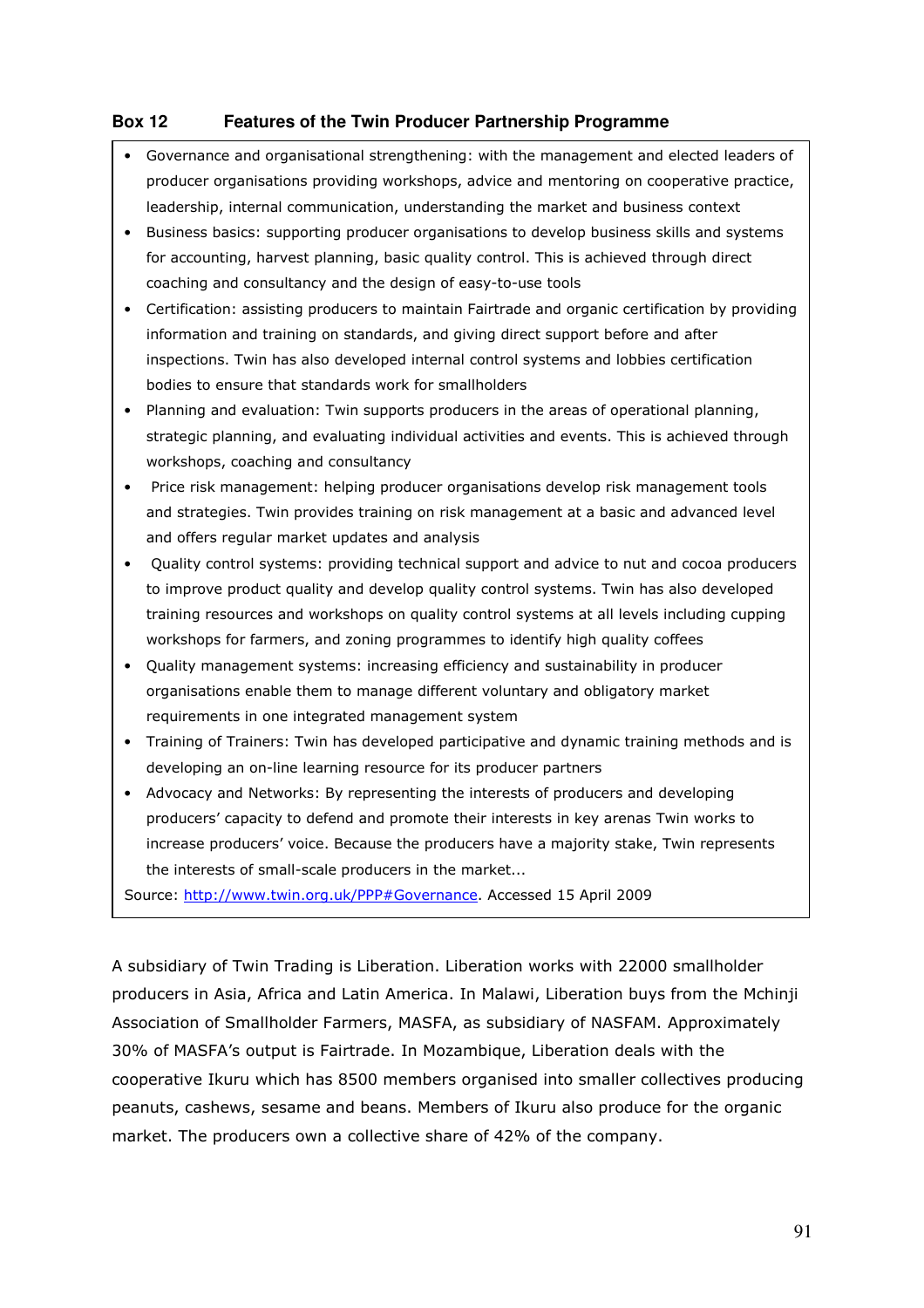**Box 12 Features of the Twin Producer Partnership Programme**

- Governance and organisational strengthening: with the management and elected leaders of producer organisations providing workshops, advice and mentoring on cooperative practice, leadership, internal communication, understanding the market and business context
- Business basics: supporting producer organisations to develop business skills and systems for accounting, harvest planning, basic quality control. This is achieved through direct coaching and consultancy and the design of easy-to-use tools
- Certification: assisting producers to maintain Fairtrade and organic certification by providing information and training on standards, and giving direct support before and after inspections. Twin has also developed internal control systems and lobbies certification bodies to ensure that standards work for smallholders
- Planning and evaluation: Twin supports producers in the areas of operational planning, strategic planning, and evaluating individual activities and events. This is achieved through workshops, coaching and consultancy
- Price risk management: helping producer organisations develop risk management tools and strategies. Twin provides training on risk management at a basic and advanced level and offers regular market updates and analysis
- Quality control systems: providing technical support and advice to nut and cocoa producers to improve product quality and develop quality control systems. Twin has also developed training resources and workshops on quality control systems at all levels including cupping workshops for farmers, and zoning programmes to identify high quality coffees
- Quality management systems: increasing efficiency and sustainability in producer organisations enable them to manage different voluntary and obligatory market requirements in one integrated management system
- Training of Trainers: Twin has developed participative and dynamic training methods and is developing an on-line learning resource for its producer partners
- Advocacy and Networks: By representing the interests of producers and developing producers' capacity to defend and promote their interests in key arenas Twin works to increase producers' voice. Because the producers have a majority stake, Twin represents the interests of small-scale producers in the market...

Source: http://www.twin.org.uk/PPP#Governance. Accessed 15 April 2009

A subsidiary of Twin Trading is Liberation. Liberation works with 22000 smallholder producers in Asia, Africa and Latin America. In Malawi, Liberation buys from the Mchinji Association of Smallholder Farmers, MASFA, as subsidiary of NASFAM. Approximately 30% of MASFA's output is Fairtrade. In Mozambique, Liberation deals with the cooperative Ikuru which has 8500 members organised into smaller collectives producing peanuts, cashews, sesame and beans. Members of Ikuru also produce for the organic market. The producers own a collective share of 42% of the company.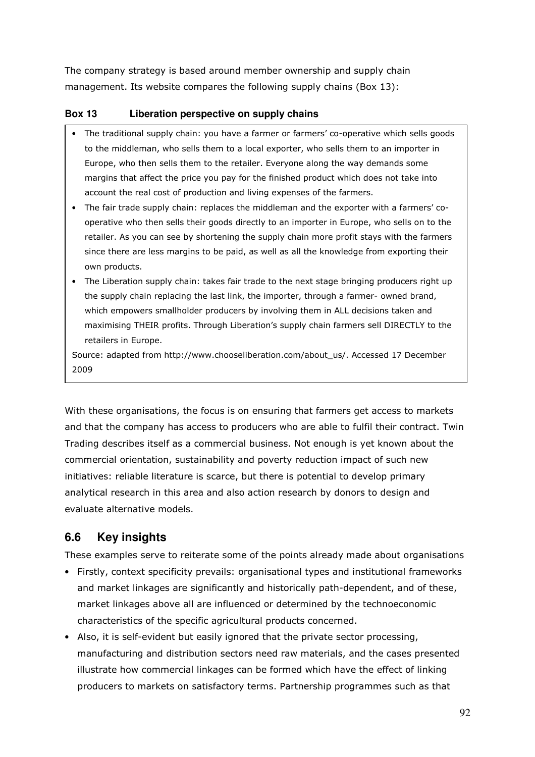The company strategy is based around member ownership and supply chain management. Its website compares the following supply chains (Box 13):

**Box 13 Liberation perspective on supply chains**

- The traditional supply chain: you have a farmer or farmers' co-operative which sells goods to the middleman, who sells them to a local exporter, who sells them to an importer in Europe, who then sells them to the retailer. Everyone along the way demands some margins that affect the price you pay for the finished product which does not take into account the real cost of production and living expenses of the farmers.
- The fair trade supply chain: replaces the middleman and the exporter with a farmers' co-operative who then sells their goods directly to an importer in Europe, who sells on to the retailer. As you can see by shortening the supply chain more profit stays with the farmers since there are less margins to be paid, as well as all the knowledge from exporting their own products.
- The Liberation supply chain: takes fair trade to the next stage bringing producers right up the supply chain replacing the last link, the importer, through a farmer- owned brand, which empowers smallholder producers by involving them in ALL decisions taken and maximising THEIR profits. Through Liberation's supply chain farmers sell DIRECTLY to the retailers in Europe.

Source: adapted from http://www.chooseliberation.com/about_us/. Accessed 17 December 2009

With these organisations, the focus is on ensuring that farmers get access to markets and that the company has access to producers who are able to fulfil their contract. Twin Trading describes itself as a commercial business. Not enough is yet known about the commercial orientation, sustainability and poverty reduction impact of such new initiatives: reliable literature is scarce, but there is potential to develop primary analytical research in this area and also action research by donors to design and evaluate alternative models.

## 6.6 Key insights

These examples serve to reiterate some of the points already made about organisations

- Firstly, context specificity prevails: organisational types and institutional frameworks and market linkages are significantly and historically path-dependent, and of these, market linkages above all are influenced or determined by the technoeconomic characteristics of the specific agricultural products concerned.
- Also, it is self-evident but easily ignored that the private sector processing, manufacturing and distribution sectors need raw materials, and the cases presented illustrate how commercial linkages can be formed which have the effect of linking producers to markets on satisfactory terms. Partnership programmes such as that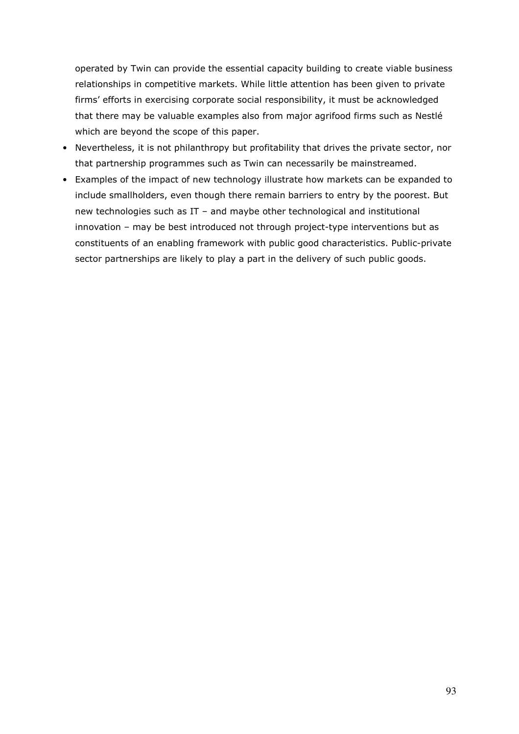operated by Twin can provide the essential capacity building to create viable business relationships in competitive markets. While little attention has been given to private firms' efforts in exercising corporate social responsibility, it must be acknowledged that there may be valuable examples also from major agrifood firms such as Nestlé which are beyond the scope of this paper.

- Nevertheless, it is not philanthropy but profitability that drives the private sector, nor that partnership programmes such as Twin can necessarily be mainstreamed.
- Examples of the impact of new technology illustrate how markets can be expanded to include smallholders, even though there remain barriers to entry by the poorest. But new technologies such as IT – and maybe other technological and institutional innovation – may be best introduced not through project-type interventions but as constituents of an enabling framework with public good characteristics. Public-private sector partnerships are likely to play a part in the delivery of such public goods.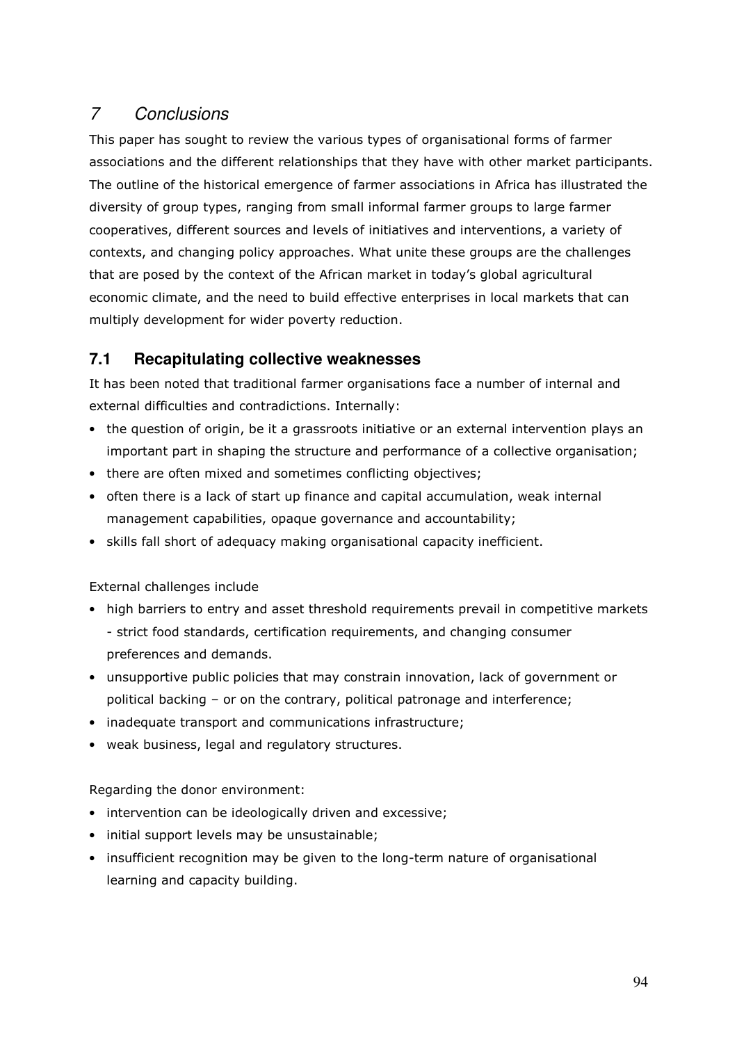# *7 Conclusions*

This paper has sought to review the various types of organisational forms of farmer associations and the different relationships that they have with other market participants. The outline of the historical emergence of farmer associations in Africa has illustrated the diversity of group types, ranging from small informal farmer groups to large farmer cooperatives, different sources and levels of initiatives and interventions, a variety of contexts, and changing policy approaches. What unite these groups are the challenges that are posed by the context of the African market in today's global agricultural economic climate, and the need to build effective enterprises in local markets that can multiply development for wider poverty reduction.

## 7.1 Recapitulating collective weaknesses

It has been noted that traditional farmer organisations face a number of internal and external difficulties and contradictions. Internally:

- the question of origin, be it a grassroots initiative or an external intervention plays an important part in shaping the structure and performance of a collective organisation;
- there are often mixed and sometimes conflicting objectives;
- often there is a lack of start up finance and capital accumulation, weak internal management capabilities, opaque governance and accountability;
- skills fall short of adequacy making organisational capacity inefficient.

External challenges include

- high barriers to entry and asset threshold requirements prevail in competitive markets - strict food standards, certification requirements, and changing consumer preferences and demands.
- unsupportive public policies that may constrain innovation, lack of government or political backing – or on the contrary, political patronage and interference;
- inadequate transport and communications infrastructure;
- weak business, legal and regulatory structures.

Regarding the donor environment:

- intervention can be ideologically driven and excessive;
- initial support levels may be unsustainable;
- insufficient recognition may be given to the long-term nature of organisational learning and capacity building.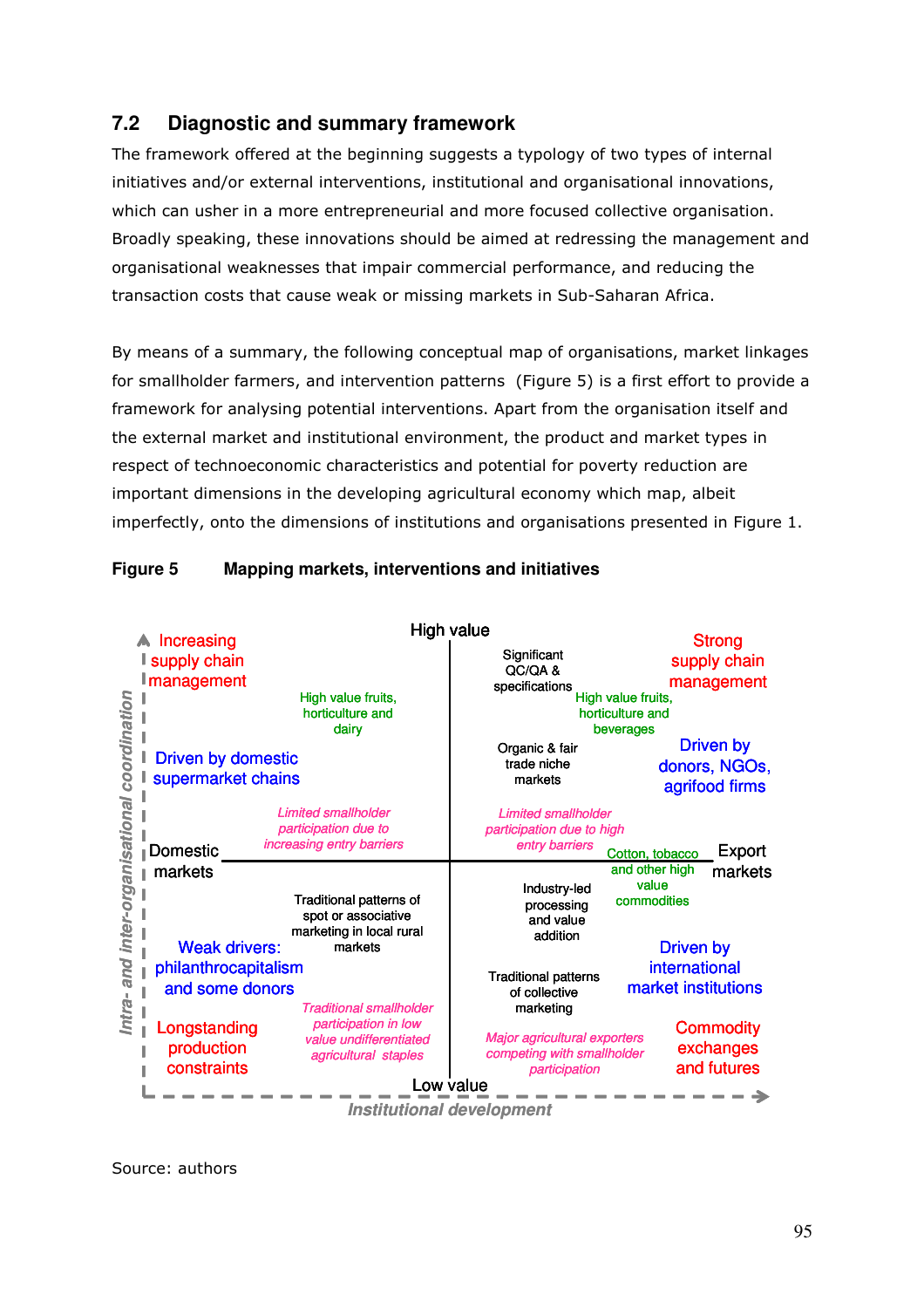## 7.2 Diagnostic and summary framework

The framework offered at the beginning suggests a typology of two types of internal initiatives and/or external interventions, institutional and organisational innovations, which can usher in a more entrepreneurial and more focused collective organisation. Broadly speaking, these innovations should be aimed at redressing the management and organisational weaknesses that impair commercial performance, and reducing the transaction costs that cause weak or missing markets in Sub-Saharan Africa.

By means of a summary, the following conceptual map of organisations, market linkages for smallholder farmers, and intervention patterns (Figure 5) is a first effort to provide a framework for analysing potential interventions. Apart from the organisation itself and the external market and institutional environment, the product and market types in respect of technoeconomic characteristics and potential for poverty reduction are important dimensions in the developing agricultural economy which map, albeit imperfectly, onto the dimensions of institutions and organisations presented in Figure 1.

**Figure 5 Mapping markets, interventions and initiatives**

High value

Increasing supply chain management

High value fruits, horticulture and dairy

Driven by domestic supermarket chains

*Limited smallholder participation due to increasing entry barriers*

Significant QC/QA & specifications

Strong supply chain management

High value fruits, horticulture and beverages

Organic & fair trade niche markets

Driven by donors, NGOs, agrifood firms

*Limited smallholder participation due to high entry barriers*

Domestic markets

Export markets

Cotton, tobacco and other high value commodities

Traditional patterns of spot or associative marketing in local rural markets

Weak drivers: philanthrocapitalism and some donors

Longstanding production constraints

*Traditional smallholder participation in low value undifferentiated agricultural staples*

Industry-led processing and value addition

Driven by international market institutions

Traditional patterns of collective marketing

*Major agricultural exporters competing with smallholder participation*

Commodity exchanges and futures

Low value

Intra- and inter-organisational coordination

Institutional development

Source: authors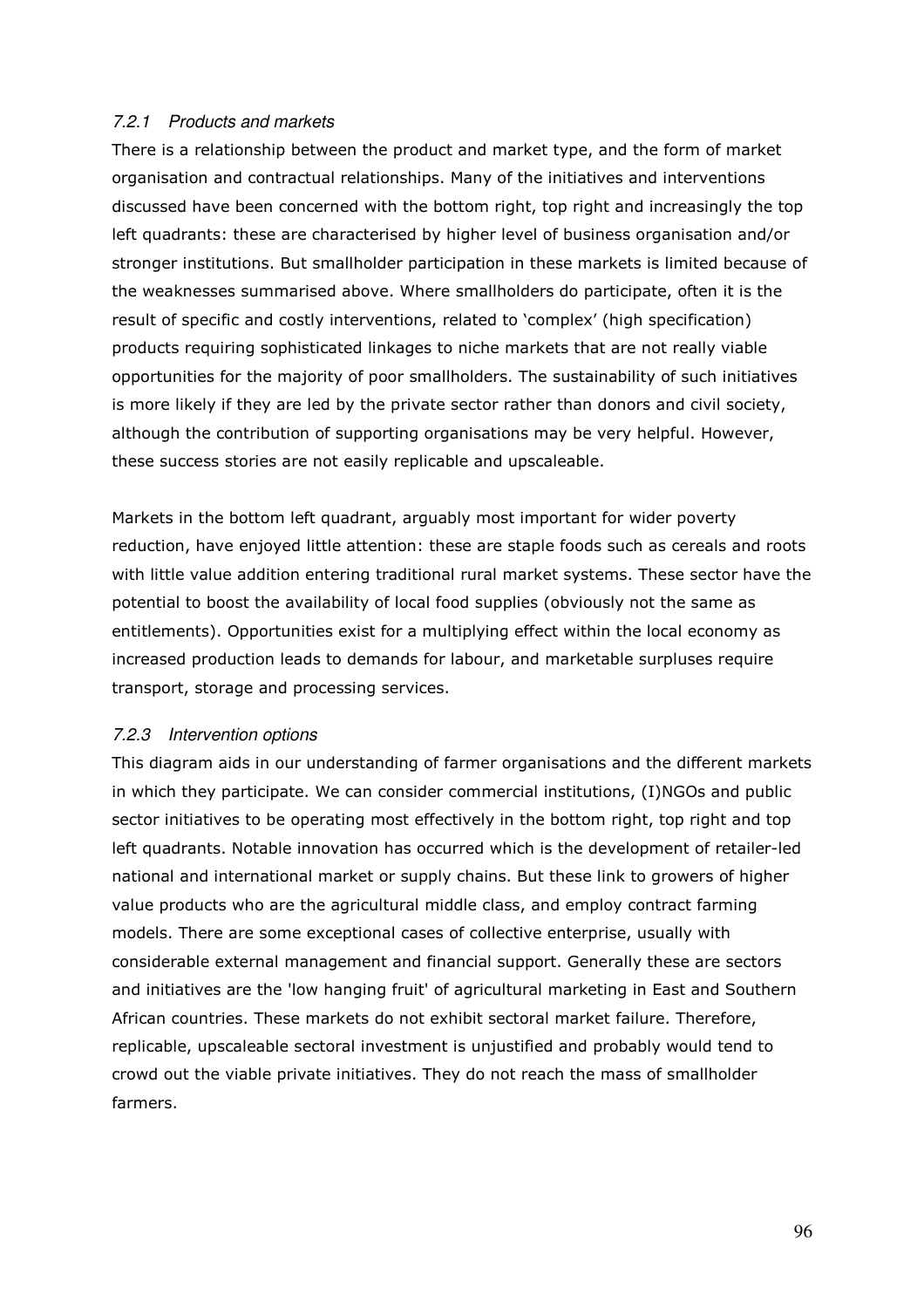#### *7.2.1 Products and markets*

There is a relationship between the product and market type, and the form of market organisation and contractual relationships. Many of the initiatives and interventions discussed have been concerned with the bottom right, top right and increasingly the top left quadrants: these are characterised by higher level of business organisation and/or stronger institutions. But smallholder participation in these markets is limited because of the weaknesses summarised above. Where smallholders do participate, often it is the result of specific and costly interventions, related to 'complex' (high specification) products requiring sophisticated linkages to niche markets that are not really viable opportunities for the majority of poor smallholders. The sustainability of such initiatives is more likely if they are led by the private sector rather than donors and civil society, although the contribution of supporting organisations may be very helpful. However, these success stories are not easily replicable and upscaleable.

Markets in the bottom left quadrant, arguably most important for wider poverty reduction, have enjoyed little attention: these are staple foods such as cereals and roots with little value addition entering traditional rural market systems. These sector have the potential to boost the availability of local food supplies (obviously not the same as entitlements). Opportunities exist for a multiplying effect within the local economy as increased production leads to demands for labour, and marketable surpluses require transport, storage and processing services.

#### *7.2.3 Intervention options*

This diagram aids in our understanding of farmer organisations and the different markets in which they participate. We can consider commercial institutions, (I)NGOs and public sector initiatives to be operating most effectively in the bottom right, top right and top left quadrants. Notable innovation has occurred which is the development of retailer-led national and international market or supply chains. But these link to growers of higher value products who are the agricultural middle class, and employ contract farming models. There are some exceptional cases of collective enterprise, usually with considerable external management and financial support. Generally these are sectors and initiatives are the 'low hanging fruit' of agricultural marketing in East and Southern African countries. These markets do not exhibit sectoral market failure. Therefore, replicable, upscaleable sectoral investment is unjustified and probably would tend to crowd out the viable private initiatives. They do not reach the mass of smallholder farmers.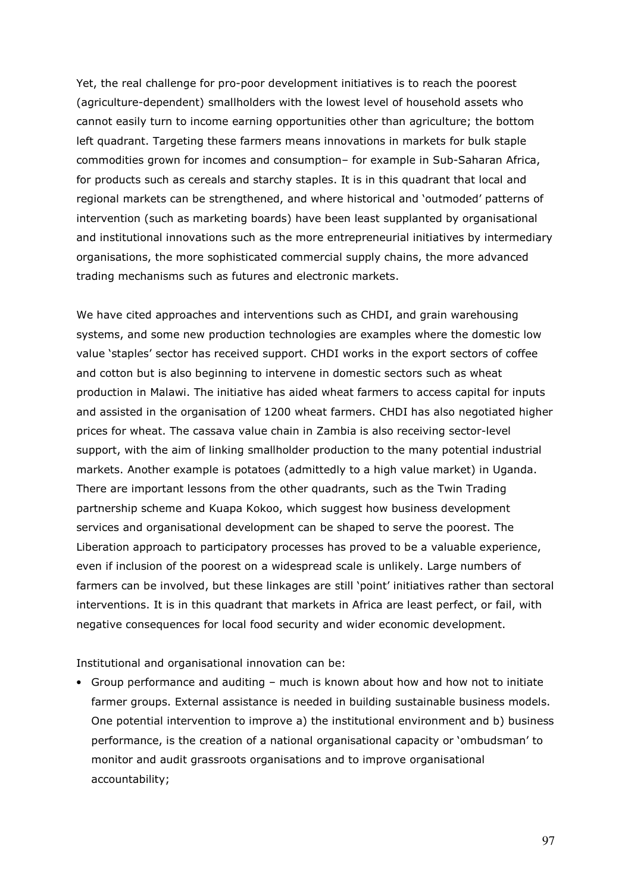Yet, the real challenge for pro-poor development initiatives is to reach the poorest (agriculture-dependent) smallholders with the lowest level of household assets who cannot easily turn to income earning opportunities other than agriculture; the bottom left quadrant. Targeting these farmers means innovations in markets for bulk staple commodities grown for incomes and consumption– for example in Sub-Saharan Africa, for products such as cereals and starchy staples. It is in this quadrant that local and regional markets can be strengthened, and where historical and 'outmoded' patterns of intervention (such as marketing boards) have been least supplanted by organisational and institutional innovations such as the more entrepreneurial initiatives by intermediary organisations, the more sophisticated commercial supply chains, the more advanced trading mechanisms such as futures and electronic markets.

We have cited approaches and interventions such as CHDI, and grain warehousing systems, and some new production technologies are examples where the domestic low value 'staples' sector has received support. CHDI works in the export sectors of coffee and cotton but is also beginning to intervene in domestic sectors such as wheat production in Malawi. The initiative has aided wheat farmers to access capital for inputs and assisted in the organisation of 1200 wheat farmers. CHDI has also negotiated higher prices for wheat. The cassava value chain in Zambia is also receiving sector-level support, with the aim of linking smallholder production to the many potential industrial markets. Another example is potatoes (admittedly to a high value market) in Uganda. There are important lessons from the other quadrants, such as the Twin Trading partnership scheme and Kuapa Kokoo, which suggest how business development services and organisational development can be shaped to serve the poorest. The Liberation approach to participatory processes has proved to be a valuable experience, even if inclusion of the poorest on a widespread scale is unlikely. Large numbers of farmers can be involved, but these linkages are still 'point' initiatives rather than sectoral interventions. It is in this quadrant that markets in Africa are least perfect, or fail, with negative consequences for local food security and wider economic development.

Institutional and organisational innovation can be:

- Group performance and auditing – much is known about how and how not to initiate farmer groups. External assistance is needed in building sustainable business models. One potential intervention to improve a) the institutional environment and b) business performance, is the creation of a national organisational capacity or 'ombudsman' to monitor and audit grassroots organisations and to improve organisational accountability;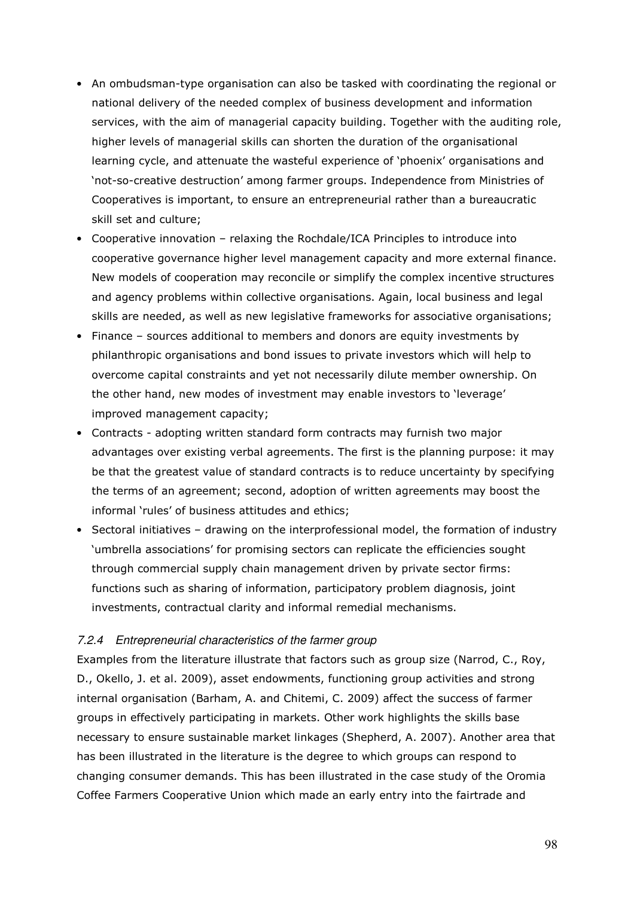- An ombudsman-type organisation can also be tasked with coordinating the regional or national delivery of the needed complex of business development and information services, with the aim of managerial capacity building. Together with the auditing role, higher levels of managerial skills can shorten the duration of the organisational learning cycle, and attenuate the wasteful experience of 'phoenix' organisations and 'not-so-creative destruction' among farmer groups. Independence from Ministries of Cooperatives is important, to ensure an entrepreneurial rather than a bureaucratic skill set and culture;
- Cooperative innovation – relaxing the Rochdale/ICA Principles to introduce into cooperative governance higher level management capacity and more external finance. New models of cooperation may reconcile or simplify the complex incentive structures and agency problems within collective organisations. Again, local business and legal skills are needed, as well as new legislative frameworks for associative organisations;
- Finance – sources additional to members and donors are equity investments by philanthropic organisations and bond issues to private investors which will help to overcome capital constraints and yet not necessarily dilute member ownership. On the other hand, new modes of investment may enable investors to 'leverage' improved management capacity;
- Contracts - adopting written standard form contracts may furnish two major advantages over existing verbal agreements. The first is the planning purpose: it may be that the greatest value of standard contracts is to reduce uncertainty by specifying the terms of an agreement; second, adoption of written agreements may boost the informal 'rules' of business attitudes and ethics;
- Sectoral initiatives – drawing on the interprofessional model, the formation of industry 'umbrella associations' for promising sectors can replicate the efficiencies sought through commercial supply chain management driven by private sector firms: functions such as sharing of information, participatory problem diagnosis, joint investments, contractual clarity and informal remedial mechanisms.

### *7.2.4 Entrepreneurial characteristics of the farmer group*

Examples from the literature illustrate that factors such as group size (Narrod, C., Roy, D., Okello, J. et al. 2009), asset endowments, functioning group activities and strong internal organisation (Barham, A. and Chitemi, C. 2009) affect the success of farmer groups in effectively participating in markets. Other work highlights the skills base necessary to ensure sustainable market linkages (Shepherd, A. 2007). Another area that has been illustrated in the literature is the degree to which groups can respond to changing consumer demands. This has been illustrated in the case study of the Oromia Coffee Farmers Cooperative Union which made an early entry into the fairtrade and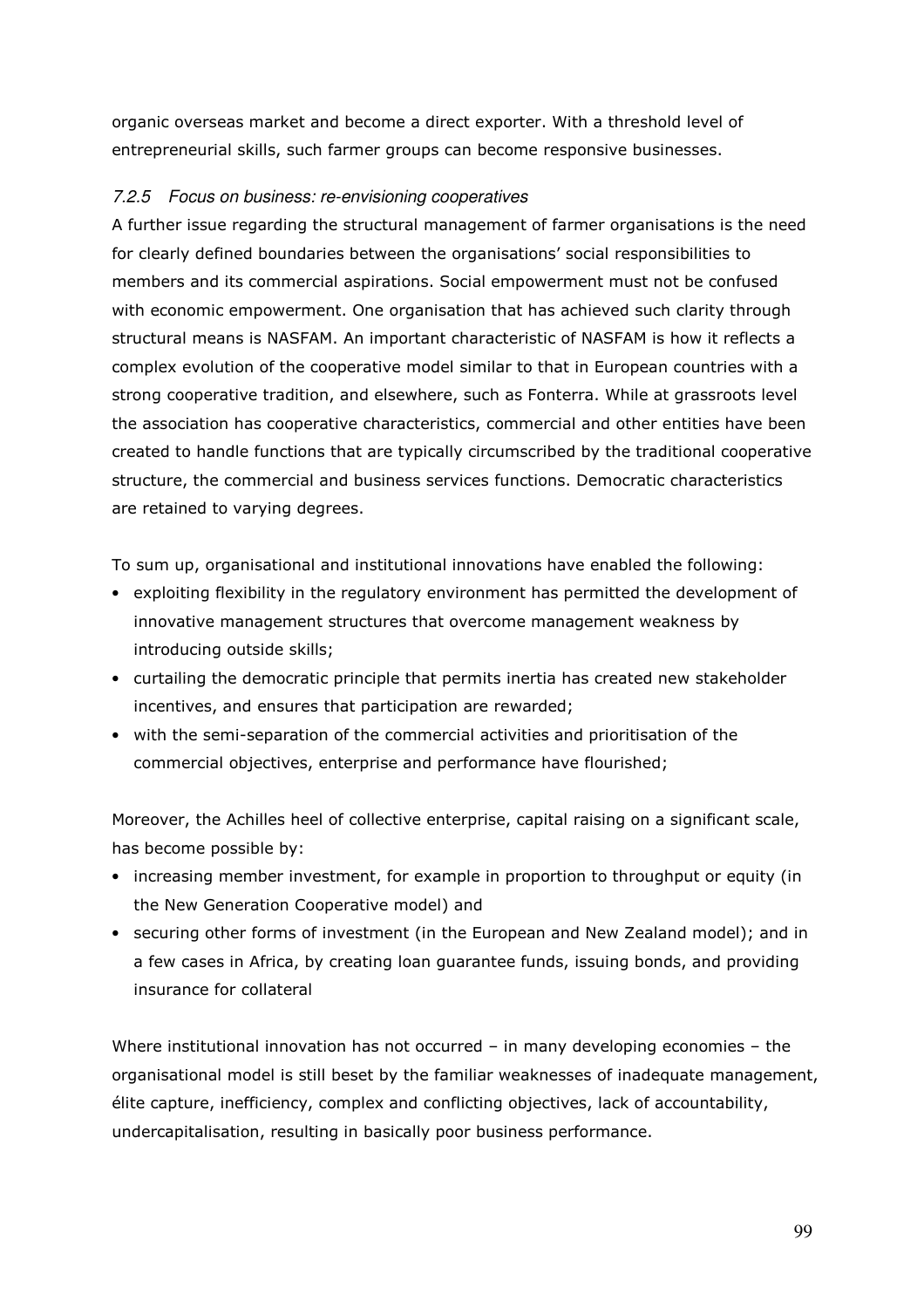organic overseas market and become a direct exporter. With a threshold level of entrepreneurial skills, such farmer groups can become responsive businesses.

### *7.2.5 Focus on business: re-envisioning cooperatives*

A further issue regarding the structural management of farmer organisations is the need for clearly defined boundaries between the organisations' social responsibilities to members and its commercial aspirations. Social empowerment must not be confused with economic empowerment. One organisation that has achieved such clarity through structural means is NASFAM. An important characteristic of NASFAM is how it reflects a complex evolution of the cooperative model similar to that in European countries with a strong cooperative tradition, and elsewhere, such as Fonterra. While at grassroots level the association has cooperative characteristics, commercial and other entities have been created to handle functions that are typically circumscribed by the traditional cooperative structure, the commercial and business services functions. Democratic characteristics are retained to varying degrees.

To sum up, organisational and institutional innovations have enabled the following:

- exploiting flexibility in the regulatory environment has permitted the development of innovative management structures that overcome management weakness by introducing outside skills;
- curtailing the democratic principle that permits inertia has created new stakeholder incentives, and ensures that participation are rewarded;
- with the semi-separation of the commercial activities and prioritisation of the commercial objectives, enterprise and performance have flourished;

Moreover, the Achilles heel of collective enterprise, capital raising on a significant scale, has become possible by:

- increasing member investment, for example in proportion to throughput or equity (in the New Generation Cooperative model) and
- securing other forms of investment (in the European and New Zealand model); and in a few cases in Africa, by creating loan guarantee funds, issuing bonds, and providing insurance for collateral

Where institutional innovation has not occurred – in many developing economies – the organisational model is still beset by the familiar weaknesses of inadequate management, élite capture, inefficiency, complex and conflicting objectives, lack of accountability, undercapitalisation, resulting in basically poor business performance.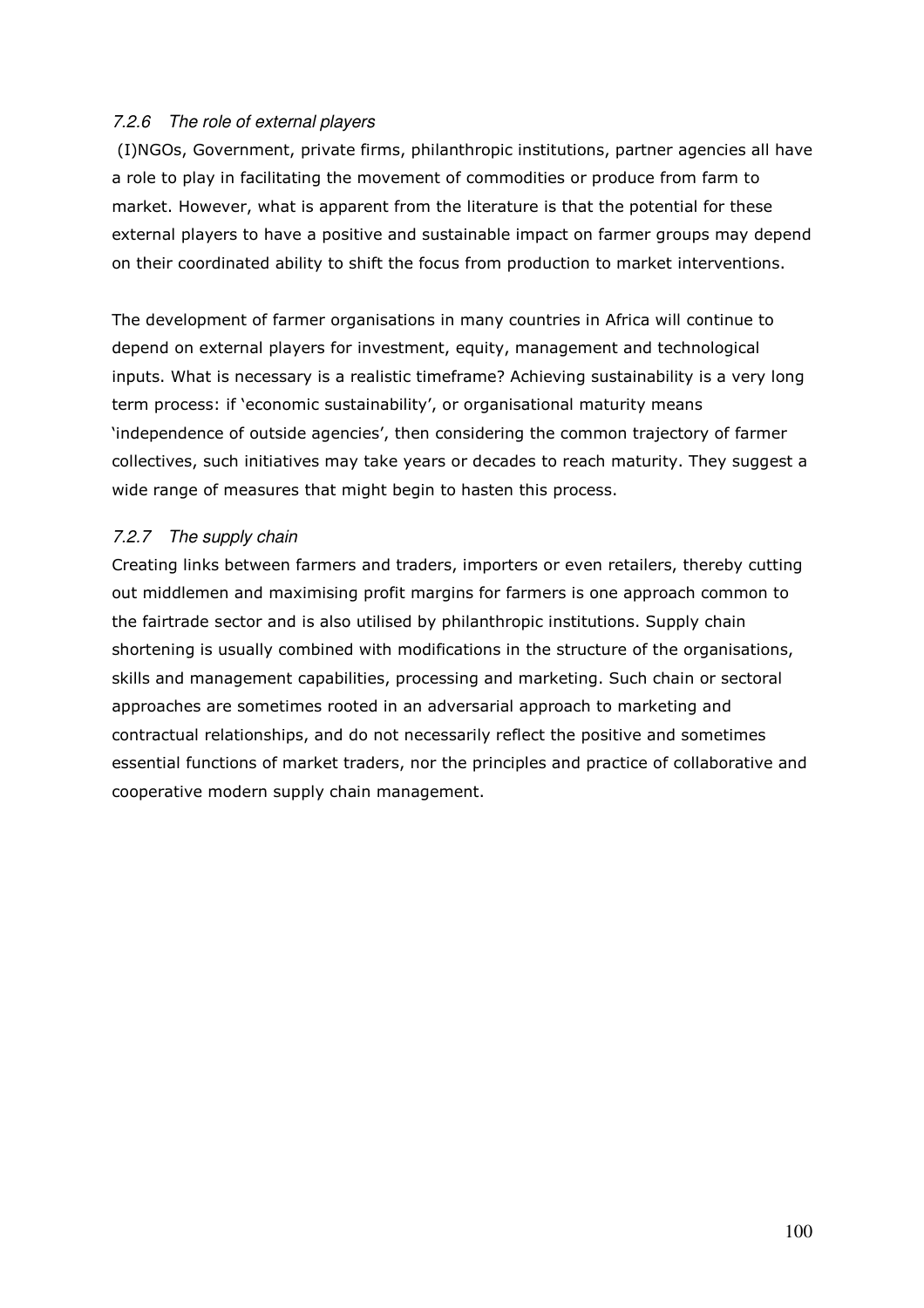### *7.2.6 The role of external players*

(I)NGOs, Government, private firms, philanthropic institutions, partner agencies all have a role to play in facilitating the movement of commodities or produce from farm to market. However, what is apparent from the literature is that the potential for these external players to have a positive and sustainable impact on farmer groups may depend on their coordinated ability to shift the focus from production to market interventions.

The development of farmer organisations in many countries in Africa will continue to depend on external players for investment, equity, management and technological inputs. What is necessary is a realistic timeframe? Achieving sustainability is a very long term process: if 'economic sustainability', or organisational maturity means 'independence of outside agencies', then considering the common trajectory of farmer collectives, such initiatives may take years or decades to reach maturity. They suggest a wide range of measures that might begin to hasten this process.

### *7.2.7 The supply chain*

Creating links between farmers and traders, importers or even retailers, thereby cutting out middlemen and maximising profit margins for farmers is one approach common to the fairtrade sector and is also utilised by philanthropic institutions. Supply chain shortening is usually combined with modifications in the structure of the organisations, skills and management capabilities, processing and marketing. Such chain or sectoral approaches are sometimes rooted in an adversarial approach to marketing and contractual relationships, and do not necessarily reflect the positive and sometimes essential functions of market traders, nor the principles and practice of collaborative and cooperative modern supply chain management.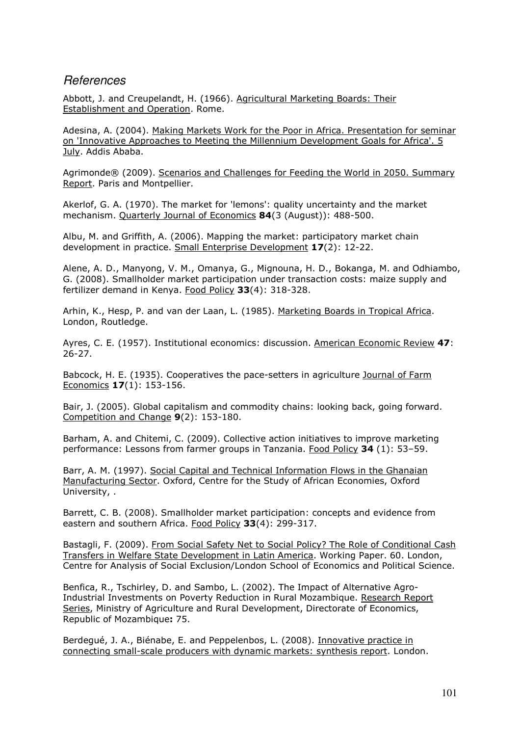## *References*

Abbott, J. and Creupelandt, H. (1966). Agricultural Marketing Boards: Their Establishment and Operation. Rome.

Adesina, A. (2004). Making Markets Work for the Poor in Africa. Presentation for seminar on 'Innovative Approaches to Meeting the Millennium Development Goals for Africa'. 5 July. Addis Ababa.

Agrimonde® (2009). Scenarios and Challenges for Feeding the World in 2050. Summary Report. Paris and Montpellier.

Akerlof, G. A. (1970). The market for 'lemons': quality uncertainty and the market mechanism. Quarterly Journal of Economics **84**(3 (August)): 488-500.

Albu, M. and Griffith, A. (2006). Mapping the market: participatory market chain development in practice. Small Enterprise Development **17**(2): 12-22.

Alene, A. D., Manyong, V. M., Omanya, G., Mignouna, H. D., Bokanga, M. and Odhiambo, G. (2008). Smallholder market participation under transaction costs: maize supply and fertilizer demand in Kenya. Food Policy **33**(4): 318-328.

Arhin, K., Hesp, P. and van der Laan, L. (1985). Marketing Boards in Tropical Africa. London, Routledge.

Ayres, C. E. (1957). Institutional economics: discussion. American Economic Review **47**: 26-27.

Babcock, H. E. (1935). Cooperatives the pace-setters in agriculture Journal of Farm Economics **17**(1): 153-156.

Bair, J. (2005). Global capitalism and commodity chains: looking back, going forward. Competition and Change **9**(2): 153-180.

Barham, A. and Chitemi, C. (2009). Collective action initiatives to improve marketing performance: Lessons from farmer groups in Tanzania. Food Policy **34** (1): 53–59.

Barr, A. M. (1997). Social Capital and Technical Information Flows in the Ghanaian Manufacturing Sector. Oxford, Centre for the Study of African Economies, Oxford University, .

Barrett, C. B. (2008). Smallholder market participation: concepts and evidence from eastern and southern Africa. Food Policy **33**(4): 299-317.

Bastagli, F. (2009). From Social Safety Net to Social Policy? The Role of Conditional Cash Transfers in Welfare State Development in Latin America. Working Paper. 60. London, Centre for Analysis of Social Exclusion/London School of Economics and Political Science.

Benfica, R., Tschirley, D. and Sambo, L. (2002). The Impact of Alternative Agro-Industrial Investments on Poverty Reduction in Rural Mozambique. Research Report Series, Ministry of Agriculture and Rural Development, Directorate of Economics, Republic of Mozambique**:** 75.

Berdegué, J. A., Biénabe, E. and Peppelenbos, L. (2008). Innovative practice in connecting small-scale producers with dynamic markets: synthesis report. London.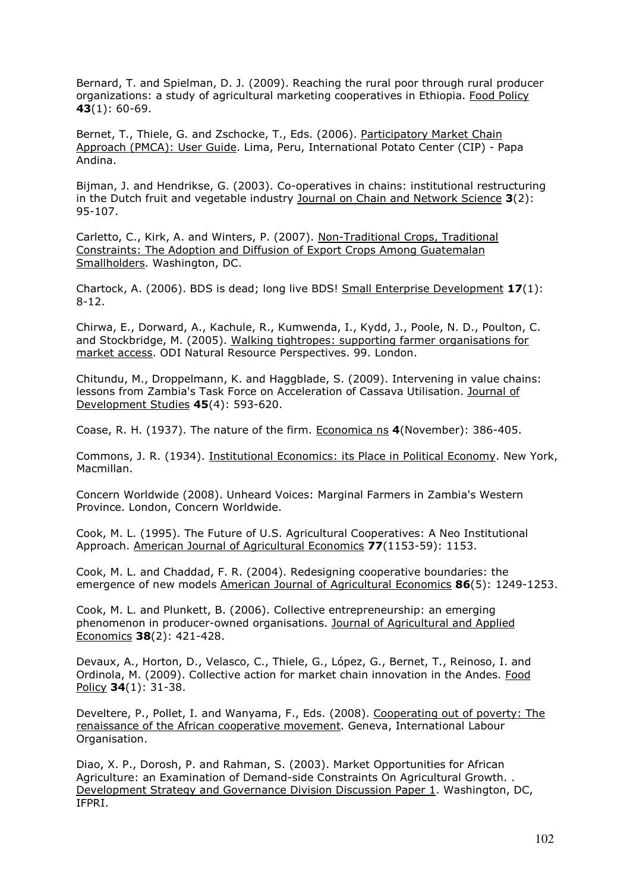Bernard, T. and Spielman, D. J. (2009). Reaching the rural poor through rural producer organizations: a study of agricultural marketing cooperatives in Ethiopia. Food Policy **43**(1): 60-69.

Bernet, T., Thiele, G. and Zschocke, T., Eds. (2006). Participatory Market Chain Approach (PMCA): User Guide. Lima, Peru, International Potato Center (CIP) - Papa Andina.

Bijman, J. and Hendrikse, G. (2003). Co-operatives in chains: institutional restructuring in the Dutch fruit and vegetable industry Journal on Chain and Network Science **3**(2): 95-107.

Carletto, C., Kirk, A. and Winters, P. (2007). Non-Traditional Crops, Traditional Constraints: The Adoption and Diffusion of Export Crops Among Guatemalan Smallholders. Washington, DC.

Chartock, A. (2006). BDS is dead; long live BDS! Small Enterprise Development **17**(1): 8-12.

Chirwa, E., Dorward, A., Kachule, R., Kumwenda, I., Kydd, J., Poole, N. D., Poulton, C. and Stockbridge, M. (2005). Walking tightropes: supporting farmer organisations for market access. ODI Natural Resource Perspectives. 99. London.

Chitundu, M., Droppelmann, K. and Haggblade, S. (2009). Intervening in value chains: lessons from Zambia's Task Force on Acceleration of Cassava Utilisation. Journal of Development Studies **45**(4): 593-620.

Coase, R. H. (1937). The nature of the firm. Economica ns **4**(November): 386-405.

Commons, J. R. (1934). Institutional Economics: its Place in Political Economy. New York, Macmillan.

Concern Worldwide (2008). Unheard Voices: Marginal Farmers in Zambia's Western Province. London, Concern Worldwide.

Cook, M. L. (1995). The Future of U.S. Agricultural Cooperatives: A Neo Institutional Approach. American Journal of Agricultural Economics **77**(1153-59): 1153.

Cook, M. L. and Chaddad, F. R. (2004). Redesigning cooperative boundaries: the emergence of new models American Journal of Agricultural Economics **86**(5): 1249-1253.

Cook, M. L. and Plunkett, B. (2006). Collective entrepreneurship: an emerging phenomenon in producer-owned organisations. Journal of Agricultural and Applied Economics **38**(2): 421-428.

Devaux, A., Horton, D., Velasco, C., Thiele, G., López, G., Bernet, T., Reinoso, I. and Ordinola, M. (2009). Collective action for market chain innovation in the Andes. Food Policy **34**(1): 31-38.

Develtere, P., Pollet, I. and Wanyama, F., Eds. (2008). Cooperating out of poverty: The renaissance of the African cooperative movement. Geneva, International Labour Organisation.

Diao, X. P., Dorosh, P. and Rahman, S. (2003). Market Opportunities for African Agriculture: an Examination of Demand-side Constraints On Agricultural Growth. . Development Strategy and Governance Division Discussion Paper 1. Washington, DC, IFPRI.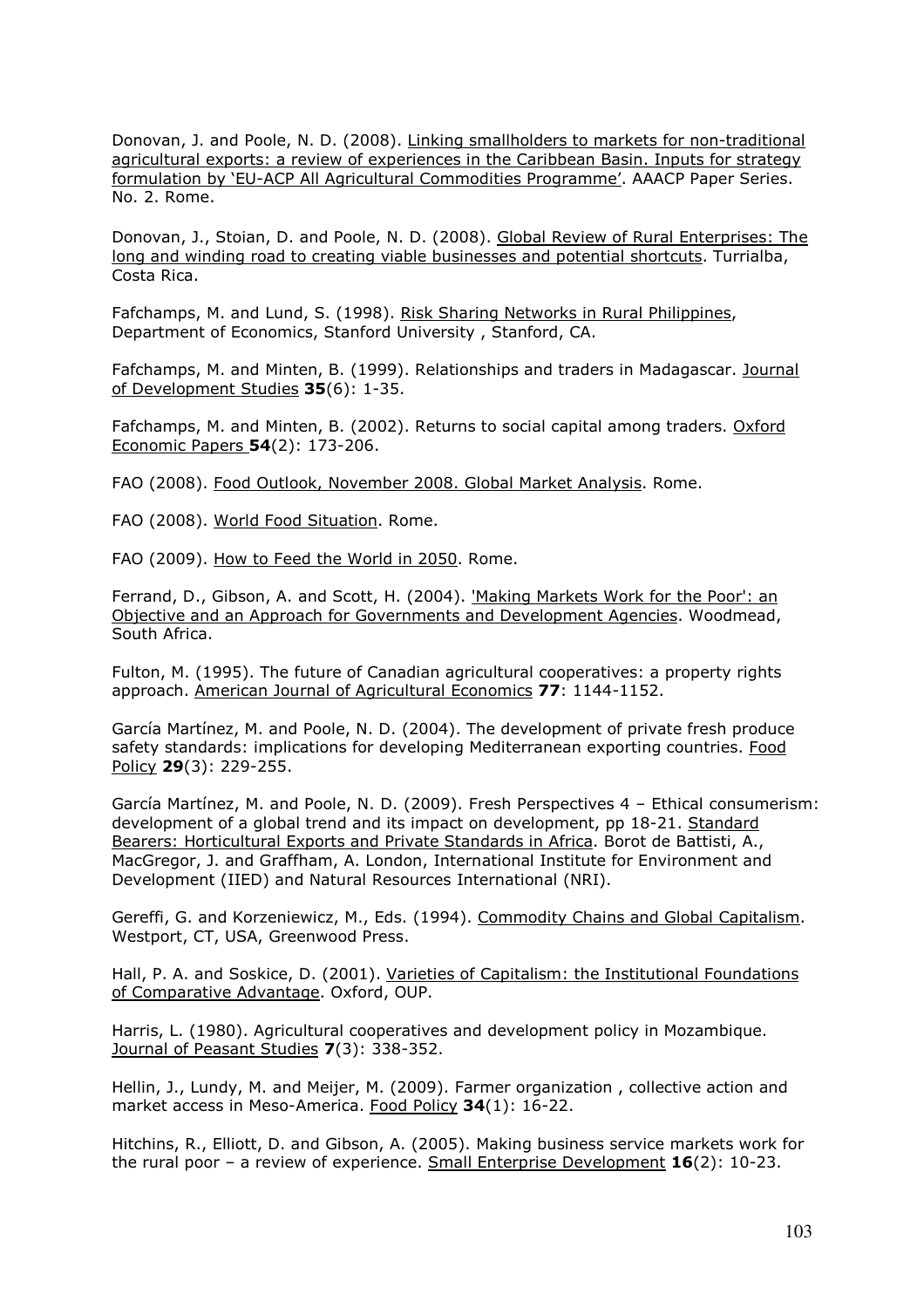Donovan, J. and Poole, N. D. (2008). Linking smallholders to markets for non-traditional agricultural exports: a review of experiences in the Caribbean Basin. Inputs for strategy formulation by 'EU-ACP All Agricultural Commodities Programme'. AAACP Paper Series. No. 2. Rome.

Donovan, J., Stoian, D. and Poole, N. D. (2008). Global Review of Rural Enterprises: The long and winding road to creating viable businesses and potential shortcuts. Turrialba, Costa Rica.

Fafchamps, M. and Lund, S. (1998). Risk Sharing Networks in Rural Philippines, Department of Economics, Stanford University , Stanford, CA.

Fafchamps, M. and Minten, B. (1999). Relationships and traders in Madagascar. Journal of Development Studies **35**(6): 1-35.

Fafchamps, M. and Minten, B. (2002). Returns to social capital among traders. Oxford Economic Papers **54**(2): 173-206.

FAO (2008). Food Outlook, November 2008. Global Market Analysis. Rome.

FAO (2008). World Food Situation. Rome.

FAO (2009). How to Feed the World in 2050. Rome.

Ferrand, D., Gibson, A. and Scott, H. (2004). 'Making Markets Work for the Poor': an Objective and an Approach for Governments and Development Agencies. Woodmead, South Africa.

Fulton, M. (1995). The future of Canadian agricultural cooperatives: a property rights approach. American Journal of Agricultural Economics **77**: 1144-1152.

García Martínez, M. and Poole, N. D. (2004). The development of private fresh produce safety standards: implications for developing Mediterranean exporting countries. Food Policy **29**(3): 229-255.

García Martínez, M. and Poole, N. D. (2009). Fresh Perspectives 4 – Ethical consumerism: development of a global trend and its impact on development, pp 18-21. Standard Bearers: Horticultural Exports and Private Standards in Africa. Borot de Battisti, A., MacGregor, J. and Graffham, A. London, International Institute for Environment and Development (IIED) and Natural Resources International (NRI).

Gereffi, G. and Korzeniewicz, M., Eds. (1994). Commodity Chains and Global Capitalism. Westport, CT, USA, Greenwood Press.

Hall, P. A. and Soskice, D. (2001). Varieties of Capitalism: the Institutional Foundations of Comparative Advantage. Oxford, OUP.

Harris, L. (1980). Agricultural cooperatives and development policy in Mozambique. Journal of Peasant Studies **7**(3): 338-352.

Hellin, J., Lundy, M. and Meijer, M. (2009). Farmer organization , collective action and market access in Meso-America. Food Policy **34**(1): 16-22.

Hitchins, R., Elliott, D. and Gibson, A. (2005). Making business service markets work for the rural poor – a review of experience. Small Enterprise Development **16**(2): 10-23.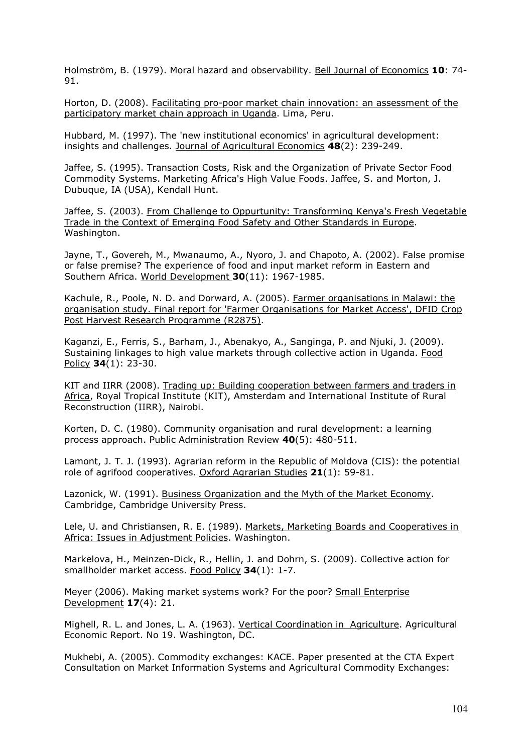Holmström, B. (1979). Moral hazard and observability. Bell Journal of Economics **10**: 74-91.

Horton, D. (2008). Facilitating pro-poor market chain innovation: an assessment of the participatory market chain approach in Uganda. Lima, Peru.

Hubbard, M. (1997). The 'new institutional economics' in agricultural development: insights and challenges. Journal of Agricultural Economics **48**(2): 239-249.

Jaffee, S. (1995). Transaction Costs, Risk and the Organization of Private Sector Food Commodity Systems. Marketing Africa's High Value Foods. Jaffee, S. and Morton, J. Dubuque, IA (USA), Kendall Hunt.

Jaffee, S. (2003). From Challenge to Oppurtunity: Transforming Kenya's Fresh Vegetable Trade in the Context of Emerging Food Safety and Other Standards in Europe. Washington.

Jayne, T., Govereh, M., Mwanaumo, A., Nyoro, J. and Chapoto, A. (2002). False promise or false premise? The experience of food and input market reform in Eastern and Southern Africa. World Development **30**(11): 1967-1985.

Kachule, R., Poole, N. D. and Dorward, A. (2005). Farmer organisations in Malawi: the organisation study. Final report for 'Farmer Organisations for Market Access', DFID Crop Post Harvest Research Programme (R2875).

Kaganzi, E., Ferris, S., Barham, J., Abenakyo, A., Sanginga, P. and Njuki, J. (2009). Sustaining linkages to high value markets through collective action in Uganda. Food Policy **34**(1): 23-30.

KIT and IIRR (2008). Trading up: Building cooperation between farmers and traders in Africa, Royal Tropical Institute (KIT), Amsterdam and International Institute of Rural Reconstruction (IIRR), Nairobi.

Korten, D. C. (1980). Community organisation and rural development: a learning process approach. Public Administration Review **40**(5): 480-511.

Lamont, J. T. J. (1993). Agrarian reform in the Republic of Moldova (CIS): the potential role of agrifood cooperatives. Oxford Agrarian Studies **21**(1): 59-81.

Lazonick, W. (1991). Business Organization and the Myth of the Market Economy. Cambridge, Cambridge University Press.

Lele, U. and Christiansen, R. E. (1989). Markets, Marketing Boards and Cooperatives in Africa: Issues in Adjustment Policies. Washington.

Markelova, H., Meinzen-Dick, R., Hellin, J. and Dohrn, S. (2009). Collective action for smallholder market access. Food Policy **34**(1): 1-7.

Meyer (2006). Making market systems work? For the poor? Small Enterprise Development **17**(4): 21.

Mighell, R. L. and Jones, L. A. (1963). Vertical Coordination in Agriculture. Agricultural Economic Report. No 19. Washington, DC.

Mukhebi, A. (2005). Commodity exchanges: KACE. Paper presented at the CTA Expert Consultation on Market Information Systems and Agricultural Commodity Exchanges: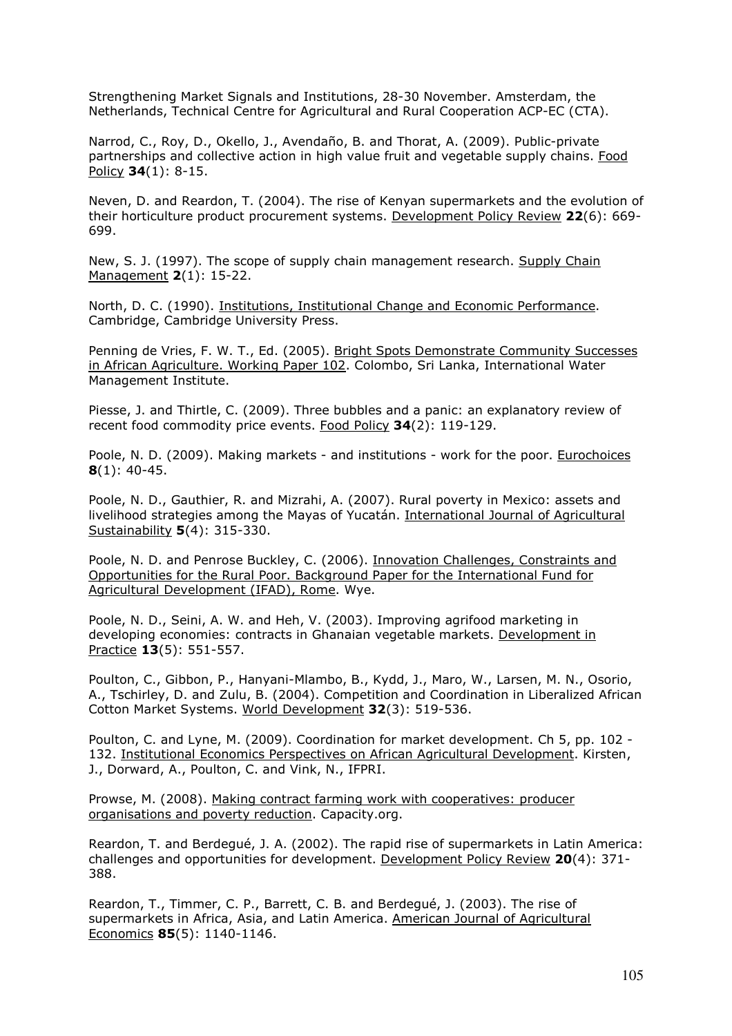Strengthening Market Signals and Institutions, 28-30 November. Amsterdam, the Netherlands, Technical Centre for Agricultural and Rural Cooperation ACP-EC (CTA).

Narrod, C., Roy, D., Okello, J., Avendaño, B. and Thorat, A. (2009). Public-private partnerships and collective action in high value fruit and vegetable supply chains. Food Policy **34**(1): 8-15.

Neven, D. and Reardon, T. (2004). The rise of Kenyan supermarkets and the evolution of their horticulture product procurement systems. Development Policy Review **22**(6): 669-699.

New, S. J. (1997). The scope of supply chain management research. Supply Chain Management **2**(1): 15-22.

North, D. C. (1990). Institutions, Institutional Change and Economic Performance. Cambridge, Cambridge University Press.

Penning de Vries, F. W. T., Ed. (2005). Bright Spots Demonstrate Community Successes in African Agriculture. Working Paper 102. Colombo, Sri Lanka, International Water Management Institute.

Piesse, J. and Thirtle, C. (2009). Three bubbles and a panic: an explanatory review of recent food commodity price events. Food Policy **34**(2): 119-129.

Poole, N. D. (2009). Making markets - and institutions - work for the poor. Eurochoices **8**(1): 40-45.

Poole, N. D., Gauthier, R. and Mizrahi, A. (2007). Rural poverty in Mexico: assets and livelihood strategies among the Mayas of Yucatán. International Journal of Agricultural Sustainability **5**(4): 315-330.

Poole, N. D. and Penrose Buckley, C. (2006). Innovation Challenges, Constraints and Opportunities for the Rural Poor. Background Paper for the International Fund for Agricultural Development (IFAD), Rome. Wye.

Poole, N. D., Seini, A. W. and Heh, V. (2003). Improving agrifood marketing in developing economies: contracts in Ghanaian vegetable markets. Development in Practice **13**(5): 551-557.

Poulton, C., Gibbon, P., Hanyani-Mlambo, B., Kydd, J., Maro, W., Larsen, M. N., Osorio, A., Tschirley, D. and Zulu, B. (2004). Competition and Coordination in Liberalized African Cotton Market Systems. World Development **32**(3): 519-536.

Poulton, C. and Lyne, M. (2009). Coordination for market development. Ch 5, pp. 102 - 132. Institutional Economics Perspectives on African Agricultural Development. Kirsten, J., Dorward, A., Poulton, C. and Vink, N., IFPRI.

Prowse, M. (2008). Making contract farming work with cooperatives: producer organisations and poverty reduction. Capacity.org.

Reardon, T. and Berdegué, J. A. (2002). The rapid rise of supermarkets in Latin America: challenges and opportunities for development. Development Policy Review **20**(4): 371-388.

Reardon, T., Timmer, C. P., Barrett, C. B. and Berdegué, J. (2003). The rise of supermarkets in Africa, Asia, and Latin America. American Journal of Agricultural Economics **85**(5): 1140-1146.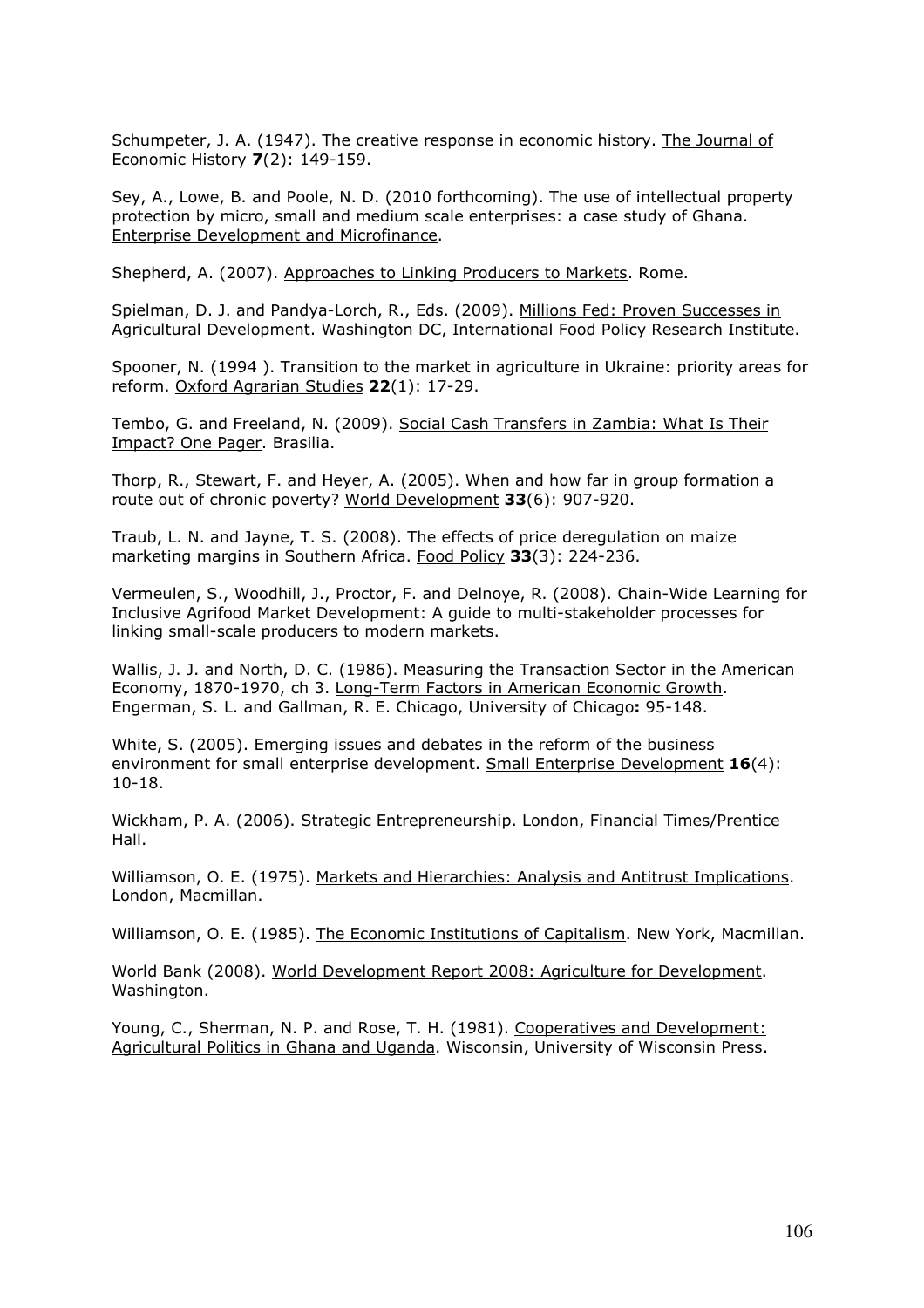Schumpeter, J. A. (1947). The creative response in economic history. The Journal of Economic History **7**(2): 149-159.

Sey, A., Lowe, B. and Poole, N. D. (2010 forthcoming). The use of intellectual property protection by micro, small and medium scale enterprises: a case study of Ghana. Enterprise Development and Microfinance.

Shepherd, A. (2007). Approaches to Linking Producers to Markets. Rome.

Spielman, D. J. and Pandya-Lorch, R., Eds. (2009). Millions Fed: Proven Successes in Agricultural Development. Washington DC, International Food Policy Research Institute.

Spooner, N. (1994 ). Transition to the market in agriculture in Ukraine: priority areas for reform. Oxford Agrarian Studies **22**(1): 17-29.

Tembo, G. and Freeland, N. (2009). Social Cash Transfers in Zambia: What Is Their Impact? One Pager. Brasilia.

Thorp, R., Stewart, F. and Heyer, A. (2005). When and how far in group formation a route out of chronic poverty? World Development **33**(6): 907-920.

Traub, L. N. and Jayne, T. S. (2008). The effects of price deregulation on maize marketing margins in Southern Africa. Food Policy **33**(3): 224-236.

Vermeulen, S., Woodhill, J., Proctor, F. and Delnoye, R. (2008). Chain-Wide Learning for Inclusive Agrifood Market Development: A guide to multi-stakeholder processes for linking small-scale producers to modern markets.

Wallis, J. J. and North, D. C. (1986). Measuring the Transaction Sector in the American Economy, 1870-1970, ch 3. Long-Term Factors in American Economic Growth. Engerman, S. L. and Gallman, R. E. Chicago, University of Chicago**:** 95-148.

White, S. (2005). Emerging issues and debates in the reform of the business environment for small enterprise development. Small Enterprise Development **16**(4): 10-18.

Wickham, P. A. (2006). Strategic Entrepreneurship. London, Financial Times/Prentice Hall.

Williamson, O. E. (1975). Markets and Hierarchies: Analysis and Antitrust Implications. London, Macmillan.

Williamson, O. E. (1985). The Economic Institutions of Capitalism. New York, Macmillan.

World Bank (2008). World Development Report 2008: Agriculture for Development. Washington.

Young, C., Sherman, N. P. and Rose, T. H. (1981). Cooperatives and Development: Agricultural Politics in Ghana and Uganda. Wisconsin, University of Wisconsin Press.